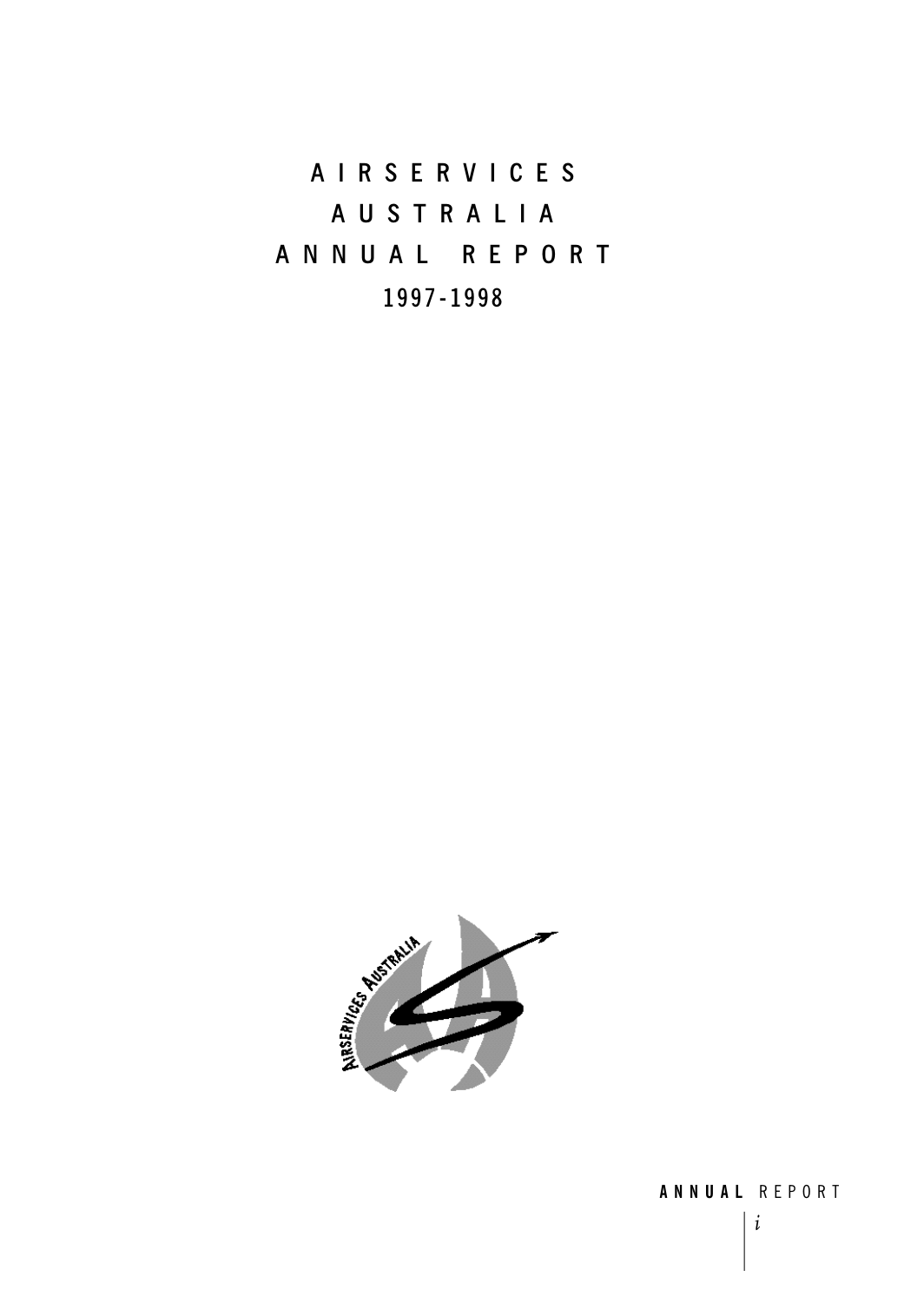# AIRSERVICES AUSTRALIA ANNUAL REPORT

## 1997-1998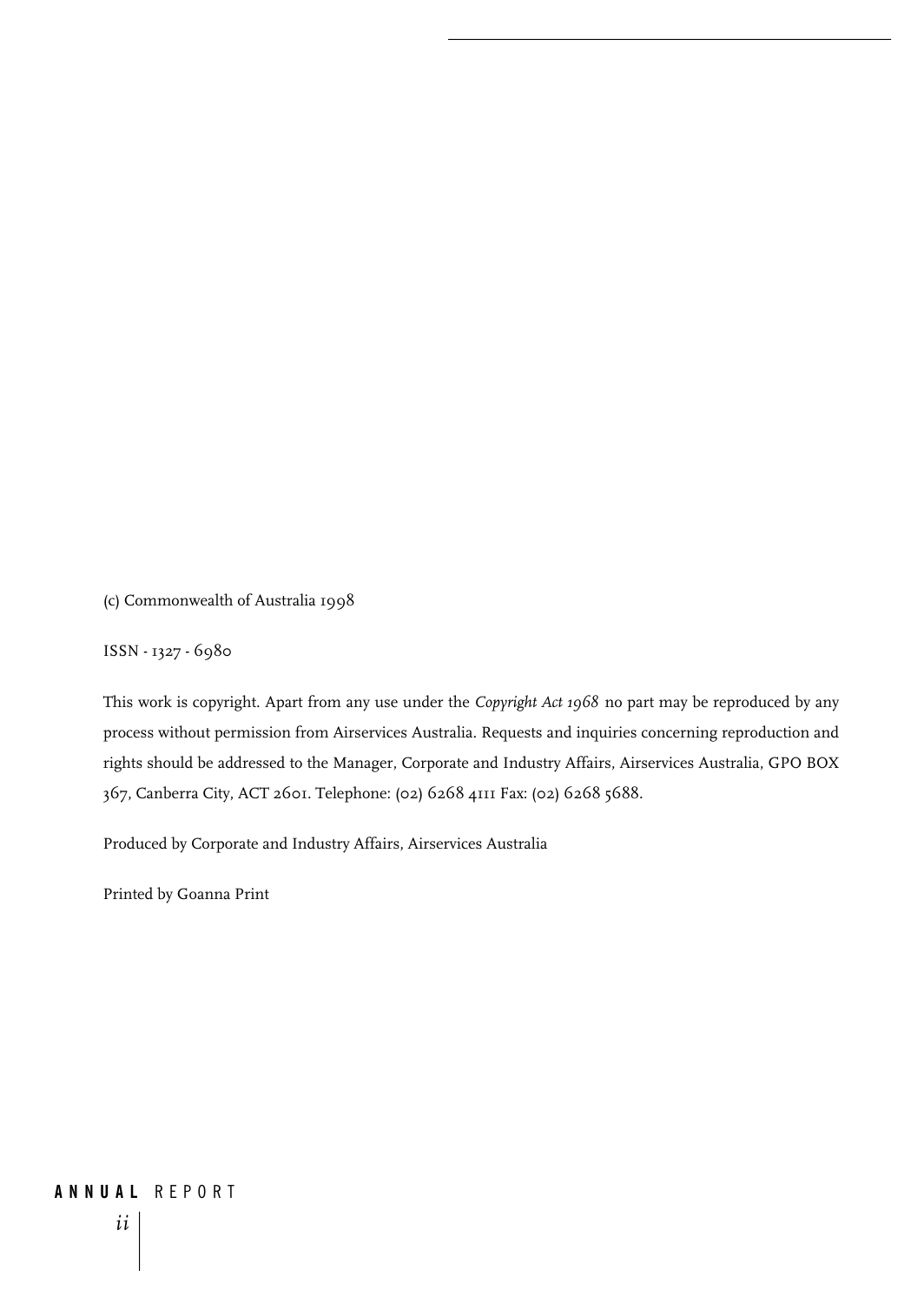(c) Commonwealth of Australia 1998

ISSN - 1327 - 6980

This work is copyright. Apart from any use under the *Copyright Act 1968* no part may be reproduced by any process without permission from Airservices Australia. Requests and inquiries concerning reproduction and rights should be addressed to the Manager, Corporate and Industry Affairs, Airservices Australia, GPO BOX 367, Canberra City, ACT 2601. Telephone: (02) 6268 4111 Fax: (02) 6268 5688.

Produced by Corporate and Industry Affairs, Airservices Australia

Printed by Goanna Print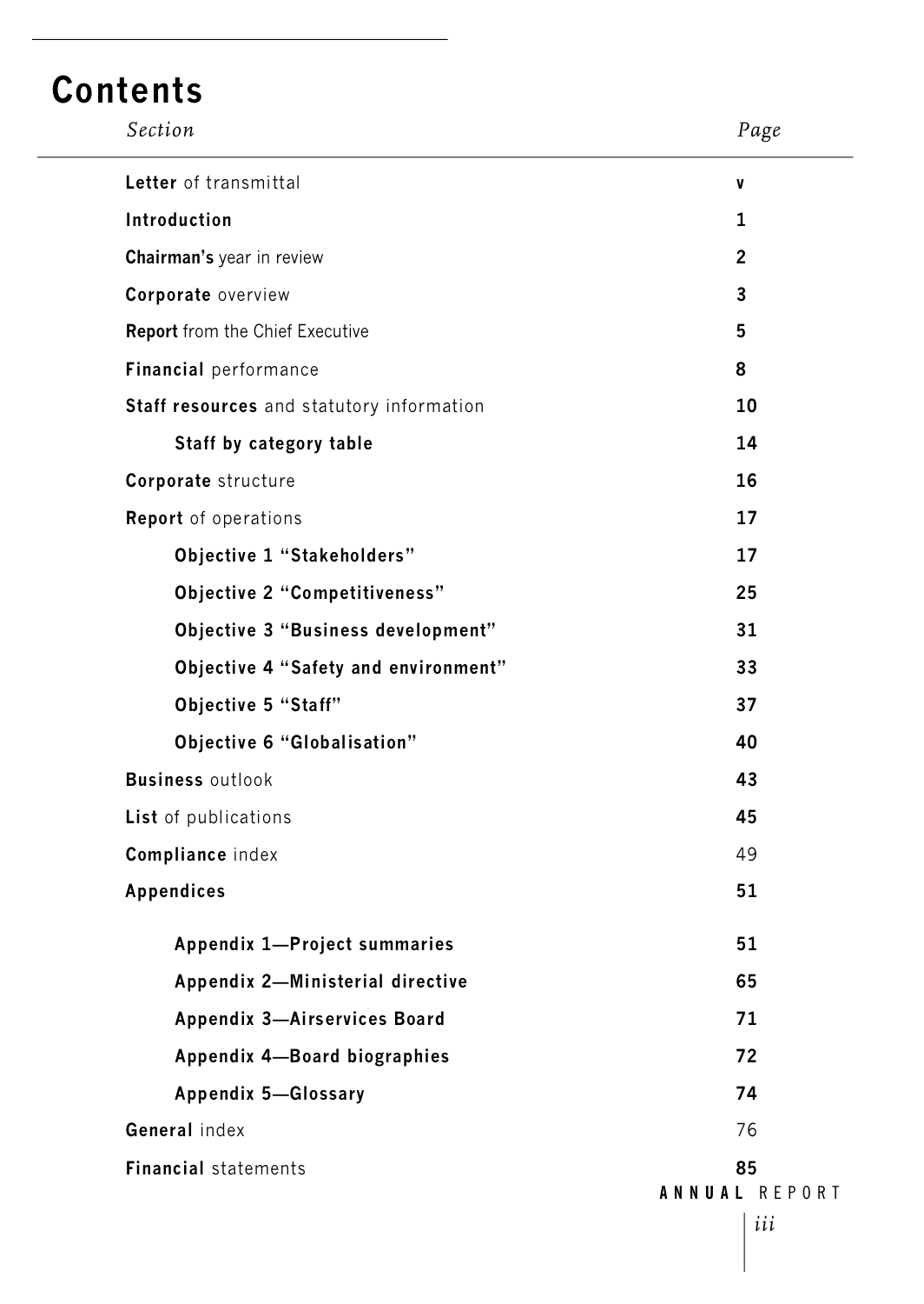# Contents

| *Section* | *Page* |
|---|---|
| **Letter** of transmittal | v |
| **Introduction** | 1 |
| **Chairman's** year in review | 2 |
| **Corporate** overview | 3 |
| **Report** from the Chief Executive | 5 |
| **Financial** performance | 8 |
| **Staff resources** and statutory information | 10 |
| **Staff by category table** | 14 |
| **Corporate** structure | 16 |
| **Report** of operations | 17 |
| **Objective 1 "Stakeholders"** | 17 |
| **Objective 2 "Competitiveness"** | 25 |
| **Objective 3 "Business development"** | 31 |
| **Objective 4 "Safety and environment"** | 33 |
| **Objective 5 "Staff"** | 37 |
| **Objective 6 "Globalisation"** | 40 |
| **Business** outlook | 43 |
| **List** of publications | 45 |
| **Compliance** index | 49 |
| **Appendices** | 51 |
| **Appendix 1—Project summaries** | 51 |
| **Appendix 2—Ministerial directive** | 65 |
| **Appendix 3—Airservices Board** | 71 |
| **Appendix 4—Board biographies** | 72 |
| **Appendix 5—Glossary** | 74 |
| **General** index | 76 |
| **Financial** statements | 85 |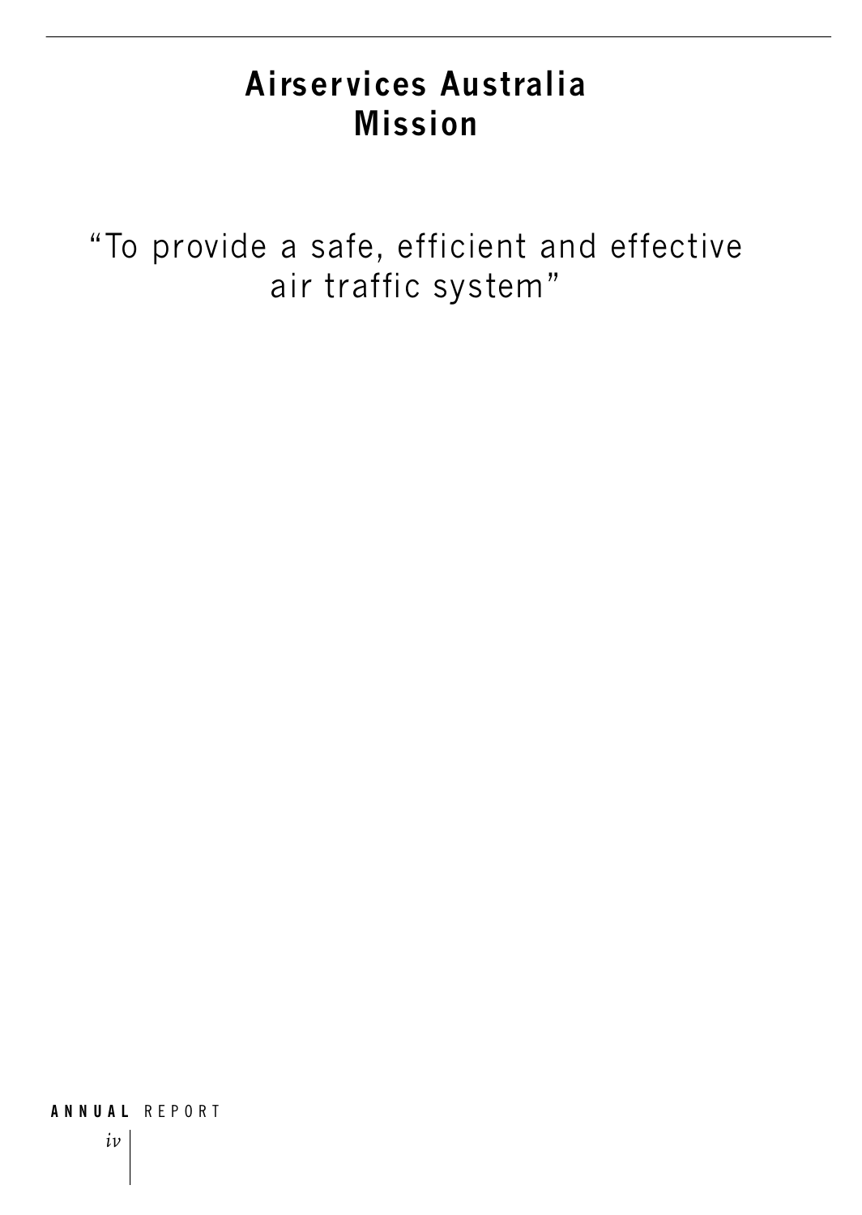# Airservices Australia Mission

"To provide a safe, efficient and effective air traffic system"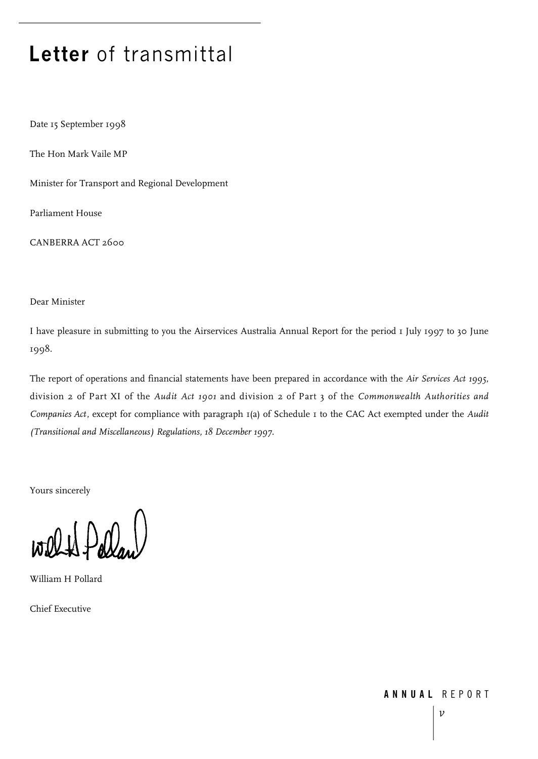# **Letter** of transmittal

Date 15 September 1998

The Hon Mark Vaile MP

Minister for Transport and Regional Development

Parliament House

CANBERRA ACT 2600

Dear Minister

I have pleasure in submitting to you the Airservices Australia Annual Report for the period 1 July 1997 to 30 June 1998.

The report of operations and financial statements have been prepared in accordance with the *Air Services Act 1995*, division 2 of Part XI of the *Audit Act 1901* and division 2 of Part 3 of the *Commonwealth Authorities and Companies Act*, except for compliance with paragraph 1(a) of Schedule 1 to the CAC Act exempted under the *Audit (Transitional and Miscellaneous) Regulations, 18 December 1997*.

Yours sincerely

William H Pollard

Chief Executive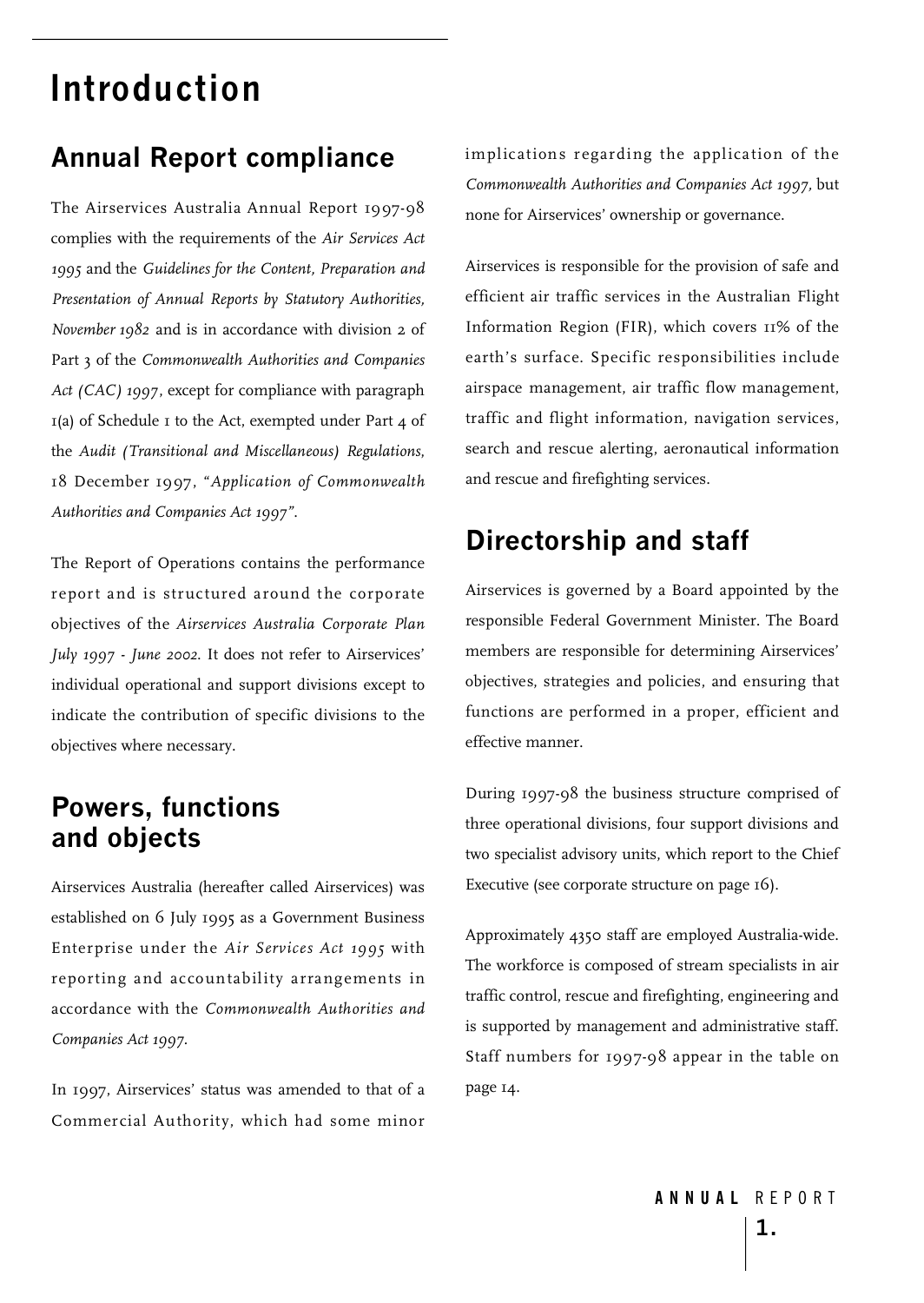# Introduction

## Annual Report compliance

The Airservices Australia Annual Report 1997-98 complies with the requirements of the *Air Services Act 1995* and the *Guidelines for the Content, Preparation and Presentation of Annual Reports by Statutory Authorities, November 1982* and is in accordance with division 2 of Part 3 of the *Commonwealth Authorities and Companies Act (CAC) 1997*, except for compliance with paragraph 1(a) of Schedule 1 to the Act, exempted under Part 4 of the *Audit (Transitional and Miscellaneous) Regulations*, 18 December 1997, *"Application of Commonwealth Authorities and Companies Act 1997"*.

The Report of Operations contains the performance report and is structured around the corporate objectives of the *Airservices Australia Corporate Plan July 1997 - June 2002*. It does not refer to Airservices' individual operational and support divisions except to indicate the contribution of specific divisions to the objectives where necessary.

## Powers, functions and objects

Airservices Australia (hereafter called Airservices) was established on 6 July 1995 as a Government Business Enterprise under the *Air Services Act 1995* with reporting and accountability arrangements in accordance with the *Commonwealth Authorities and Companies Act 1997*.

In 1997, Airservices' status was amended to that of a Commercial Authority, which had some minor implications regarding the application of the *Commonwealth Authorities and Companies Act 1997*, but none for Airservices' ownership or governance.

Airservices is responsible for the provision of safe and efficient air traffic services in the Australian Flight Information Region (FIR), which covers 11% of the earth's surface. Specific responsibilities include airspace management, air traffic flow management, traffic and flight information, navigation services, search and rescue alerting, aeronautical information and rescue and firefighting services.

## Directorship and staff

Airservices is governed by a Board appointed by the responsible Federal Government Minister. The Board members are responsible for determining Airservices' objectives, strategies and policies, and ensuring that functions are performed in a proper, efficient and effective manner.

During 1997-98 the business structure comprised of three operational divisions, four support divisions and two specialist advisory units, which report to the Chief Executive (see corporate structure on page 16).

Approximately 4350 staff are employed Australia-wide. The workforce is composed of stream specialists in air traffic control, rescue and firefighting, engineering and is supported by management and administrative staff. Staff numbers for 1997-98 appear in the table on page 14.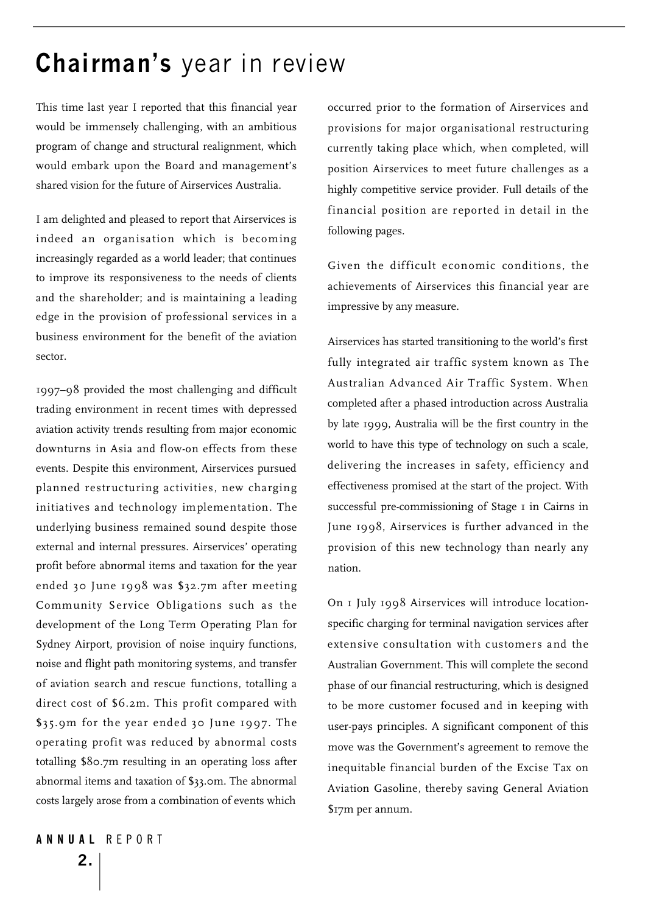# **Chairman's** year in review

This time last year I reported that this financial year would be immensely challenging, with an ambitious program of change and structural realignment, which would embark upon the Board and management's shared vision for the future of Airservices Australia.

I am delighted and pleased to report that Airservices is indeed an organisation which is becoming increasingly regarded as a world leader; that continues to improve its responsiveness to the needs of clients and the shareholder; and is maintaining a leading edge in the provision of professional services in a business environment for the benefit of the aviation sector.

1997–98 provided the most challenging and difficult trading environment in recent times with depressed aviation activity trends resulting from major economic downturns in Asia and flow-on effects from these events. Despite this environment, Airservices pursued planned restructuring activities, new charging initiatives and technology implementation. The underlying business remained sound despite those external and internal pressures. Airservices' operating profit before abnormal items and taxation for the year ended 30 June 1998 was $32.7m after meeting Community Service Obligations such as the development of the Long Term Operating Plan for Sydney Airport, provision of noise inquiry functions, noise and flight path monitoring systems, and transfer of aviation search and rescue functions, totalling a direct cost of $6.2m. This profit compared with $35.9m for the year ended 30 June 1997. The operating profit was reduced by abnormal costs totalling $80.7m resulting in an operating loss after abnormal items and taxation of $33.0m. The abnormal costs largely arose from a combination of events which occurred prior to the formation of Airservices and provisions for major organisational restructuring currently taking place which, when completed, will position Airservices to meet future challenges as a highly competitive service provider. Full details of the financial position are reported in detail in the following pages.

Given the difficult economic conditions, the achievements of Airservices this financial year are impressive by any measure.

Airservices has started transitioning to the world's first fully integrated air traffic system known as The Australian Advanced Air Traffic System. When completed after a phased introduction across Australia by late 1999, Australia will be the first country in the world to have this type of technology on such a scale, delivering the increases in safety, efficiency and effectiveness promised at the start of the project. With successful pre-commissioning of Stage 1 in Cairns in June 1998, Airservices is further advanced in the provision of this new technology than nearly any nation.

On 1 July 1998 Airservices will introduce location-specific charging for terminal navigation services after extensive consultation with customers and the Australian Government. This will complete the second phase of our financial restructuring, which is designed to be more customer focused and in keeping with user-pays principles. A significant component of this move was the Government's agreement to remove the inequitable financial burden of the Excise Tax on Aviation Gasoline, thereby saving General Aviation $17m per annum.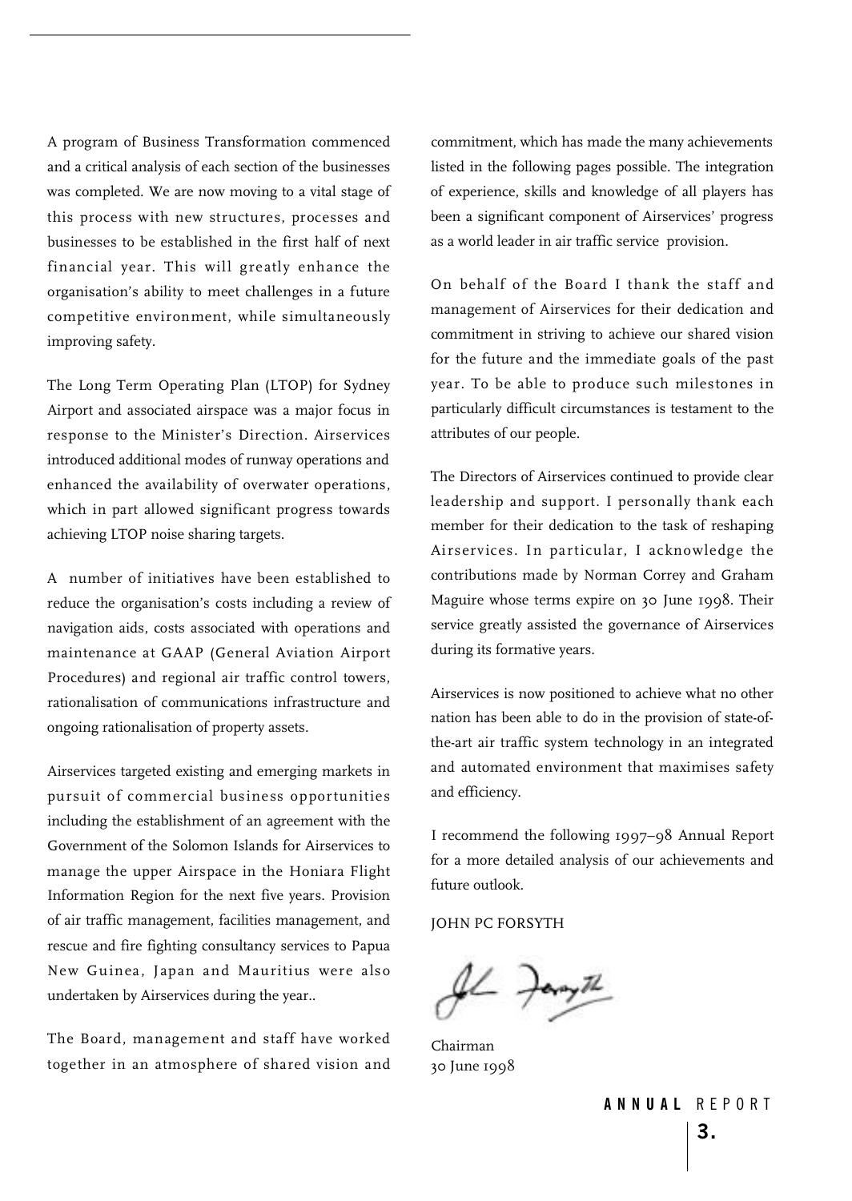A program of Business Transformation commenced and a critical analysis of each section of the businesses was completed. We are now moving to a vital stage of this process with new structures, processes and businesses to be established in the first half of next financial year. This will greatly enhance the organisation's ability to meet challenges in a future competitive environment, while simultaneously improving safety.

The Long Term Operating Plan (LTOP) for Sydney Airport and associated airspace was a major focus in response to the Minister's Direction. Airservices introduced additional modes of runway operations and enhanced the availability of overwater operations, which in part allowed significant progress towards achieving LTOP noise sharing targets.

A number of initiatives have been established to reduce the organisation's costs including a review of navigation aids, costs associated with operations and maintenance at GAAP (General Aviation Airport Procedures) and regional air traffic control towers, rationalisation of communications infrastructure and ongoing rationalisation of property assets.

Airservices targeted existing and emerging markets in pursuit of commercial business opportunities including the establishment of an agreement with the Government of the Solomon Islands for Airservices to manage the upper Airspace in the Honiara Flight Information Region for the next five years. Provision of air traffic management, facilities management, and rescue and fire fighting consultancy services to Papua New Guinea, Japan and Mauritius were also undertaken by Airservices during the year..

The Board, management and staff have worked together in an atmosphere of shared vision and commitment, which has made the many achievements listed in the following pages possible. The integration of experience, skills and knowledge of all players has been a significant component of Airservices' progress as a world leader in air traffic service provision.

On behalf of the Board I thank the staff and management of Airservices for their dedication and commitment in striving to achieve our shared vision for the future and the immediate goals of the past year. To be able to produce such milestones in particularly difficult circumstances is testament to the attributes of our people.

The Directors of Airservices continued to provide clear leadership and support. I personally thank each member for their dedication to the task of reshaping Airservices. In particular, I acknowledge the contributions made by Norman Correy and Graham Maguire whose terms expire on 30 June 1998. Their service greatly assisted the governance of Airservices during its formative years.

Airservices is now positioned to achieve what no other nation has been able to do in the provision of state-of-the-art air traffic system technology in an integrated and automated environment that maximises safety and efficiency.

I recommend the following 1997–98 Annual Report for a more detailed analysis of our achievements and future outlook.

JOHN PC FORSYTH

Chairman
30 June 1998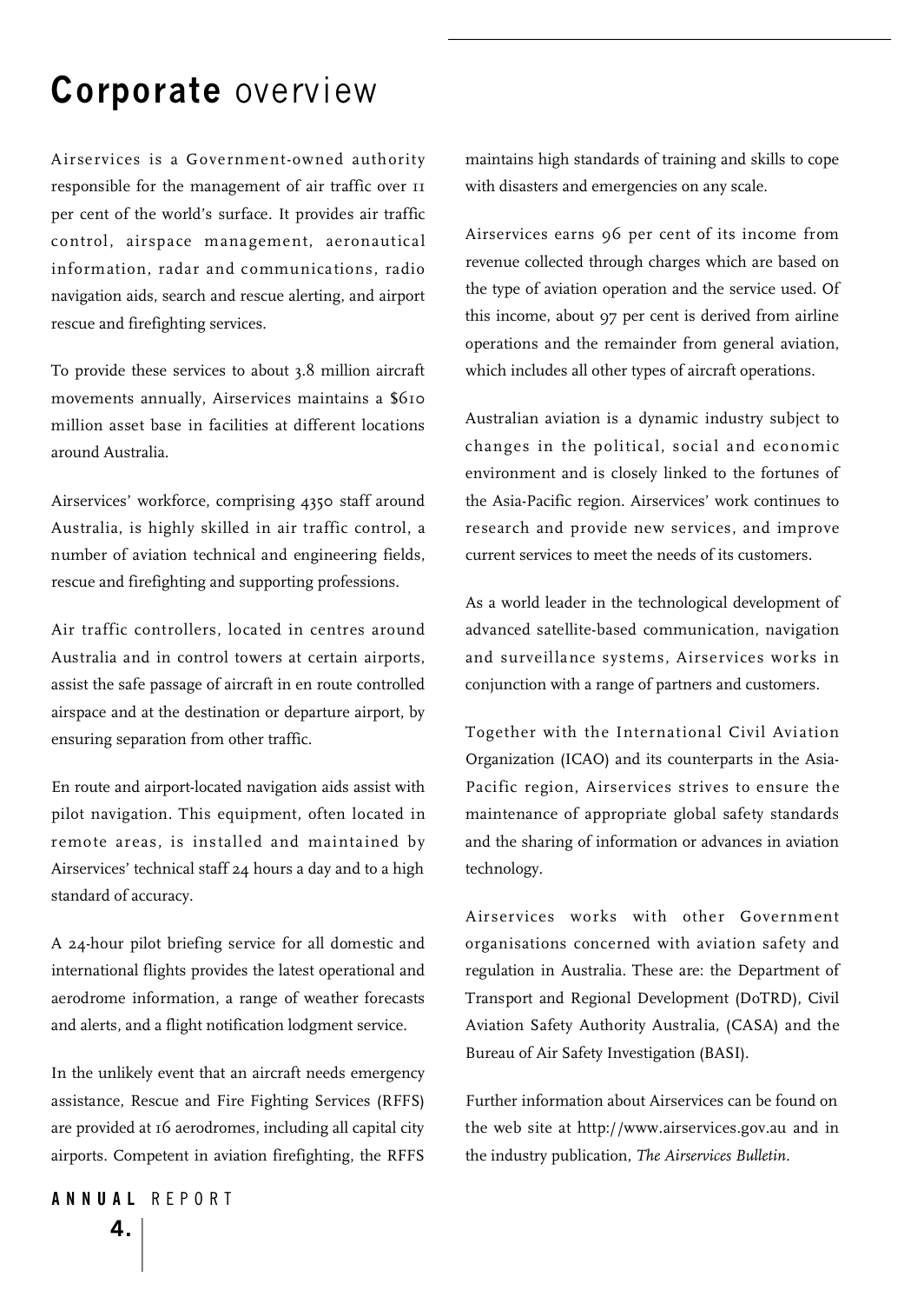# Corporate overview

Airservices is a Government-owned authority responsible for the management of air traffic over 11 per cent of the world's surface. It provides air traffic control, airspace management, aeronautical information, radar and communications, radio navigation aids, search and rescue alerting, and airport rescue and firefighting services.

To provide these services to about 3.8 million aircraft movements annually, Airservices maintains a $610 million asset base in facilities at different locations around Australia.

Airservices' workforce, comprising 4350 staff around Australia, is highly skilled in air traffic control, a number of aviation technical and engineering fields, rescue and firefighting and supporting professions.

Air traffic controllers, located in centres around Australia and in control towers at certain airports, assist the safe passage of aircraft in en route controlled airspace and at the destination or departure airport, by ensuring separation from other traffic.

En route and airport-located navigation aids assist with pilot navigation. This equipment, often located in remote areas, is installed and maintained by Airservices' technical staff 24 hours a day and to a high standard of accuracy.

A 24-hour pilot briefing service for all domestic and international flights provides the latest operational and aerodrome information, a range of weather forecasts and alerts, and a flight notification lodgment service.

In the unlikely event that an aircraft needs emergency assistance, Rescue and Fire Fighting Services (RFFS) are provided at 16 aerodromes, including all capital city airports. Competent in aviation firefighting, the RFFS maintains high standards of training and skills to cope with disasters and emergencies on any scale.

Airservices earns 96 per cent of its income from revenue collected through charges which are based on the type of aviation operation and the service used. Of this income, about 97 per cent is derived from airline operations and the remainder from general aviation, which includes all other types of aircraft operations.

Australian aviation is a dynamic industry subject to changes in the political, social and economic environment and is closely linked to the fortunes of the Asia-Pacific region. Airservices' work continues to research and provide new services, and improve current services to meet the needs of its customers.

As a world leader in the technological development of advanced satellite-based communication, navigation and surveillance systems, Airservices works in conjunction with a range of partners and customers.

Together with the International Civil Aviation Organization (ICAO) and its counterparts in the Asia-Pacific region, Airservices strives to ensure the maintenance of appropriate global safety standards and the sharing of information or advances in aviation technology.

Airservices works with other Government organisations concerned with aviation safety and regulation in Australia. These are: the Department of Transport and Regional Development (DoTRD), Civil Aviation Safety Authority Australia, (CASA) and the Bureau of Air Safety Investigation (BASI).

Further information about Airservices can be found on the web site at http://www.airservices.gov.au and in the industry publication, *The Airservices Bulletin*.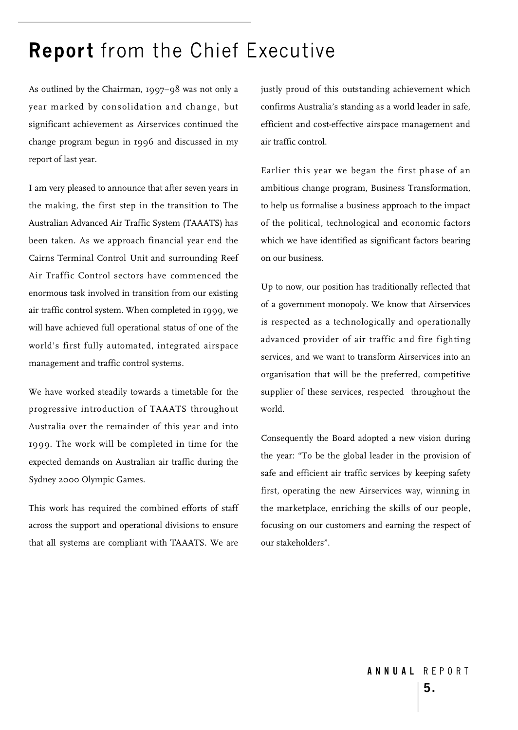# **Report** from the Chief Executive

As outlined by the Chairman, 1997–98 was not only a year marked by consolidation and change, but significant achievement as Airservices continued the change program begun in 1996 and discussed in my report of last year.

I am very pleased to announce that after seven years in the making, the first step in the transition to The Australian Advanced Air Traffic System (TAAATS) has been taken. As we approach financial year end the Cairns Terminal Control Unit and surrounding Reef Air Traffic Control sectors have commenced the enormous task involved in transition from our existing air traffic control system. When completed in 1999, we will have achieved full operational status of one of the world's first fully automated, integrated airspace management and traffic control systems.

We have worked steadily towards a timetable for the progressive introduction of TAAATS throughout Australia over the remainder of this year and into 1999. The work will be completed in time for the expected demands on Australian air traffic during the Sydney 2000 Olympic Games.

This work has required the combined efforts of staff across the support and operational divisions to ensure that all systems are compliant with TAAATS. We are justly proud of this outstanding achievement which confirms Australia's standing as a world leader in safe, efficient and cost-effective airspace management and air traffic control.

Earlier this year we began the first phase of an ambitious change program, Business Transformation, to help us formalise a business approach to the impact of the political, technological and economic factors which we have identified as significant factors bearing on our business.

Up to now, our position has traditionally reflected that of a government monopoly. We know that Airservices is respected as a technologically and operationally advanced provider of air traffic and fire fighting services, and we want to transform Airservices into an organisation that will be the preferred, competitive supplier of these services, respected throughout the world.

Consequently the Board adopted a new vision during the year: "To be the global leader in the provision of safe and efficient air traffic services by keeping safety first, operating the new Airservices way, winning in the marketplace, enriching the skills of our people, focusing on our customers and earning the respect of our stakeholders".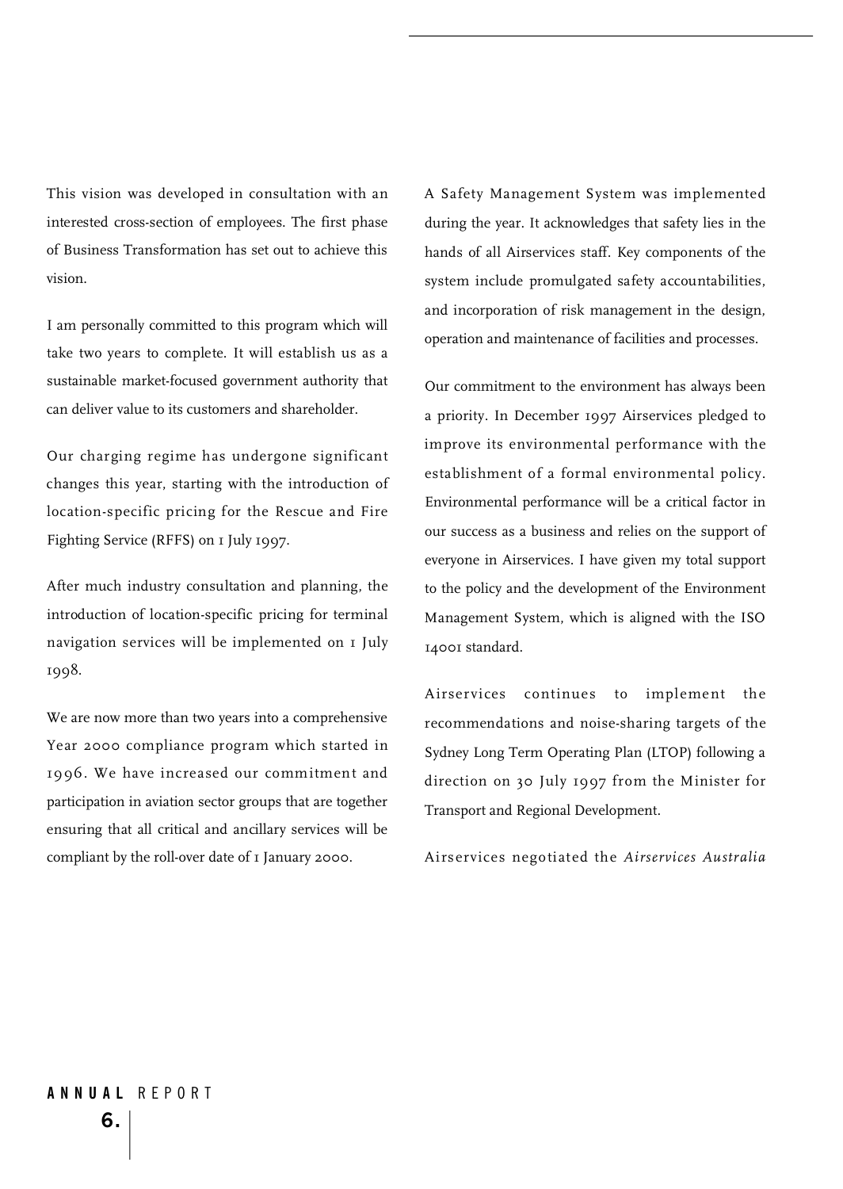This vision was developed in consultation with an interested cross-section of employees. The first phase of Business Transformation has set out to achieve this vision.

I am personally committed to this program which will take two years to complete. It will establish us as a sustainable market-focused government authority that can deliver value to its customers and shareholder.

Our charging regime has undergone significant changes this year, starting with the introduction of location-specific pricing for the Rescue and Fire Fighting Service (RFFS) on 1 July 1997.

After much industry consultation and planning, the introduction of location-specific pricing for terminal navigation services will be implemented on 1 July 1998.

We are now more than two years into a comprehensive Year 2000 compliance program which started in 1996. We have increased our commitment and participation in aviation sector groups that are together ensuring that all critical and ancillary services will be compliant by the roll-over date of 1 January 2000.

A Safety Management System was implemented during the year. It acknowledges that safety lies in the hands of all Airservices staff. Key components of the system include promulgated safety accountabilities, and incorporation of risk management in the design, operation and maintenance of facilities and processes.

Our commitment to the environment has always been a priority. In December 1997 Airservices pledged to improve its environmental performance with the establishment of a formal environmental policy. Environmental performance will be a critical factor in our success as a business and relies on the support of everyone in Airservices. I have given my total support to the policy and the development of the Environment Management System, which is aligned with the ISO 14001 standard.

Airservices continues to implement the recommendations and noise-sharing targets of the Sydney Long Term Operating Plan (LTOP) following a direction on 30 July 1997 from the Minister for Transport and Regional Development.

Airservices negotiated the *Airservices Australia*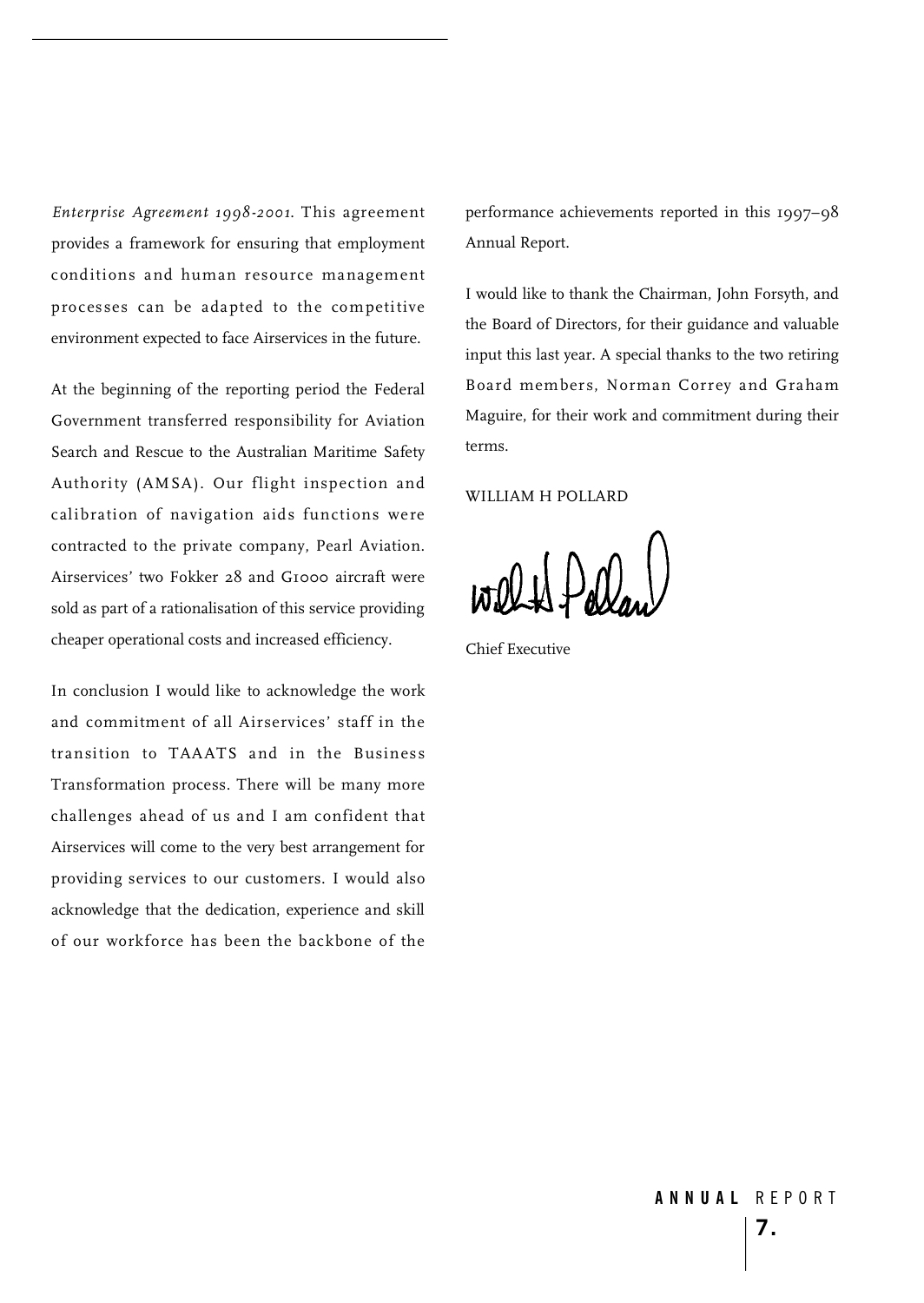*Enterprise Agreement 1998-2001*. This agreement provides a framework for ensuring that employment conditions and human resource management processes can be adapted to the competitive environment expected to face Airservices in the future.

At the beginning of the reporting period the Federal Government transferred responsibility for Aviation Search and Rescue to the Australian Maritime Safety Authority (AMSA). Our flight inspection and calibration of navigation aids functions were contracted to the private company, Pearl Aviation. Airservices' two Fokker 28 and G1000 aircraft were sold as part of a rationalisation of this service providing cheaper operational costs and increased efficiency.

In conclusion I would like to acknowledge the work and commitment of all Airservices' staff in the transition to TAAATS and in the Business Transformation process. There will be many more challenges ahead of us and I am confident that Airservices will come to the very best arrangement for providing services to our customers. I would also acknowledge that the dedication, experience and skill of our workforce has been the backbone of the performance achievements reported in this 1997–98 Annual Report.

I would like to thank the Chairman, John Forsyth, and the Board of Directors, for their guidance and valuable input this last year. A special thanks to the two retiring Board members, Norman Correy and Graham Maguire, for their work and commitment during their terms.

WILLIAM H POLLARD

Chief Executive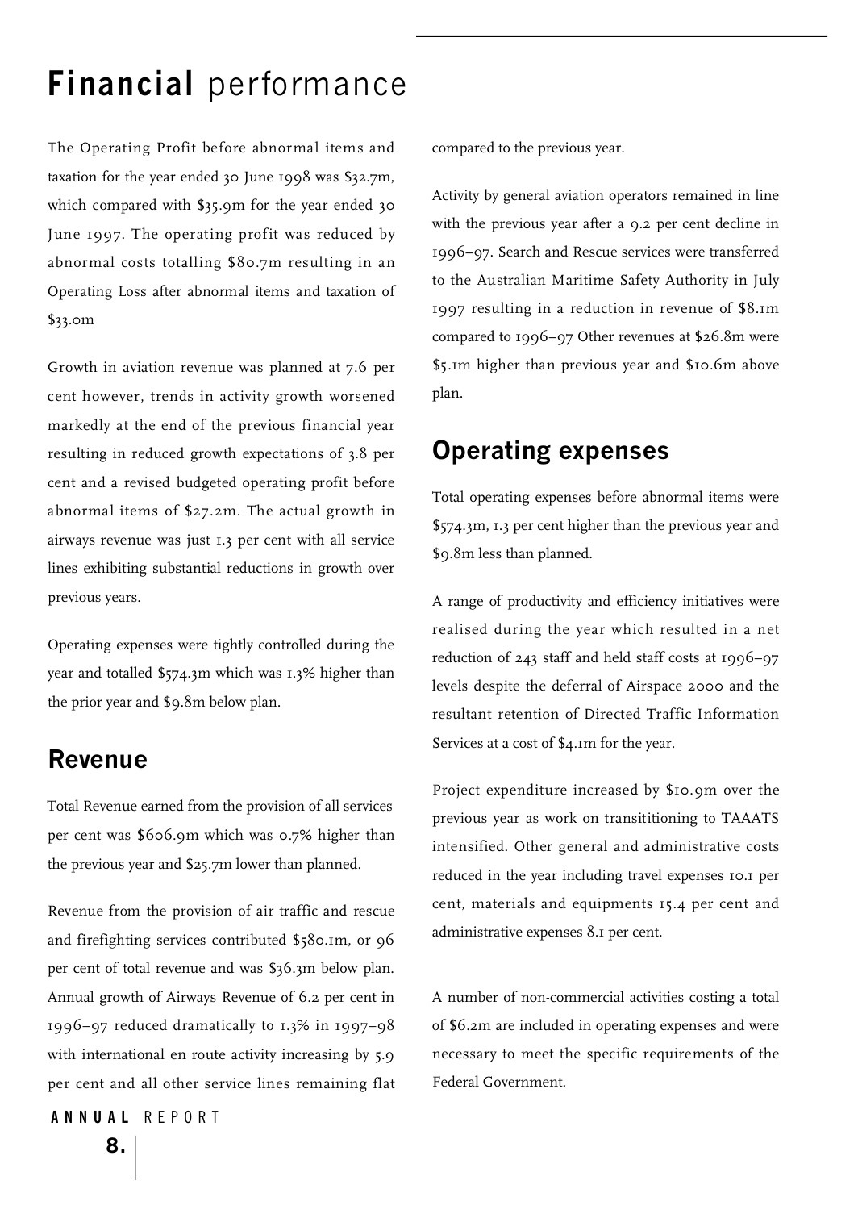# **Financial** performance

The Operating Profit before abnormal items and taxation for the year ended 30 June 1998 was $32.7m, which compared with $35.9m for the year ended 30 June 1997. The operating profit was reduced by abnormal costs totalling $80.7m resulting in an Operating Loss after abnormal items and taxation of $33.0m

Growth in aviation revenue was planned at 7.6 per cent however, trends in activity growth worsened markedly at the end of the previous financial year resulting in reduced growth expectations of 3.8 per cent and a revised budgeted operating profit before abnormal items of $27.2m. The actual growth in airways revenue was just 1.3 per cent with all service lines exhibiting substantial reductions in growth over previous years.

Operating expenses were tightly controlled during the year and totalled $574.3m which was 1.3% higher than the prior year and $9.8m below plan.

## Revenue

Total Revenue earned from the provision of all services per cent was $606.9m which was 0.7% higher than the previous year and $25.7m lower than planned.

Revenue from the provision of air traffic and rescue and firefighting services contributed $580.1m, or 96 per cent of total revenue and was $36.3m below plan. Annual growth of Airways Revenue of 6.2 per cent in 1996–97 reduced dramatically to 1.3% in 1997–98 with international en route activity increasing by 5.9 per cent and all other service lines remaining flat compared to the previous year.

Activity by general aviation operators remained in line with the previous year after a 9.2 per cent decline in 1996–97. Search and Rescue services were transferred to the Australian Maritime Safety Authority in July 1997 resulting in a reduction in revenue of $8.1m compared to 1996–97 Other revenues at $26.8m were $5.1m higher than previous year and $10.6m above plan.

## Operating expenses

Total operating expenses before abnormal items were $574.3m, 1.3 per cent higher than the previous year and $9.8m less than planned.

A range of productivity and efficiency initiatives were realised during the year which resulted in a net reduction of 243 staff and held staff costs at 1996–97 levels despite the deferral of Airspace 2000 and the resultant retention of Directed Traffic Information Services at a cost of $4.1m for the year.

Project expenditure increased by $10.9m over the previous year as work on transititioning to TAAATS intensified. Other general and administrative costs reduced in the year including travel expenses 10.1 per cent, materials and equipments 15.4 per cent and administrative expenses 8.1 per cent.

A number of non-commercial activities costing a total of $6.2m are included in operating expenses and were necessary to meet the specific requirements of the Federal Government.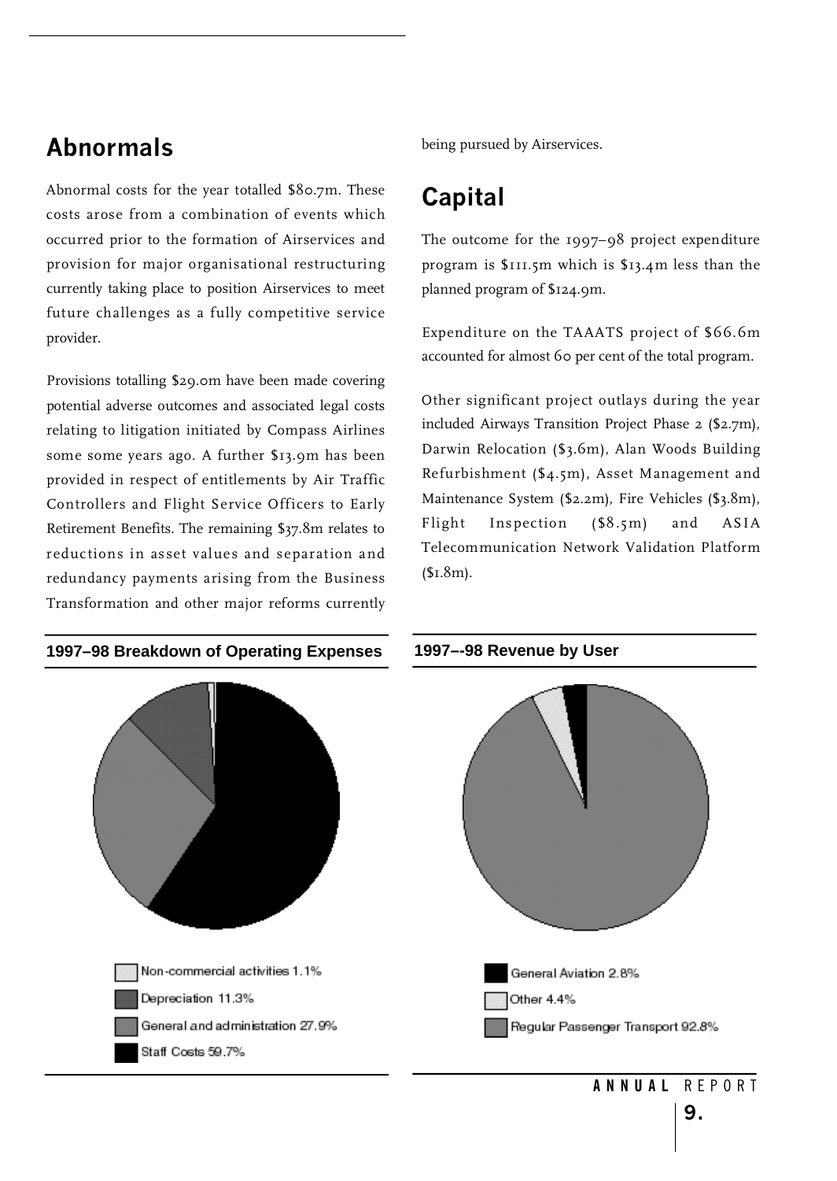## Abnormals

Abnormal costs for the year totalled $80.7m. These costs arose from a combination of events which occurred prior to the formation of Airservices and provision for major organisational restructuring currently taking place to position Airservices to meet future challenges as a fully competitive service provider.

Provisions totalling $29.0m have been made covering potential adverse outcomes and associated legal costs relating to litigation initiated by Compass Airlines some some years ago. A further $13.9m has been provided in respect of entitlements by Air Traffic Controllers and Flight Service Officers to Early Retirement Benefits. The remaining $37.8m relates to reductions in asset values and separation and redundancy payments arising from the Business Transformation and other major reforms currently being pursued by Airservices.

## Capital

The outcome for the 1997–98 project expenditure program is $111.5m which is $13.4m less than the planned program of $124.9m.

Expenditure on the TAAATS project of $66.6m accounted for almost 60 per cent of the total program.

Other significant project outlays during the year included Airways Transition Project Phase 2 ($2.7m), Darwin Relocation ($3.6m), Alan Woods Building Refurbishment ($4.5m), Asset Management and Maintenance System ($2.2m), Fire Vehicles ($3.8m), Flight Inspection ($8.5m) and ASIA Telecommunication Network Validation Platform ($1.8m).

**1997–98 Breakdown of Operating Expenses**

- Non-commercial activities 1.1%
- Depreciation 11.3%
- General and administration 27.9%
- Staff Costs 59.7%

**1997–-98 Revenue by User**

- General Aviation 2.8%
- Other 4.4%
- Regular Passenger Transport 92.8%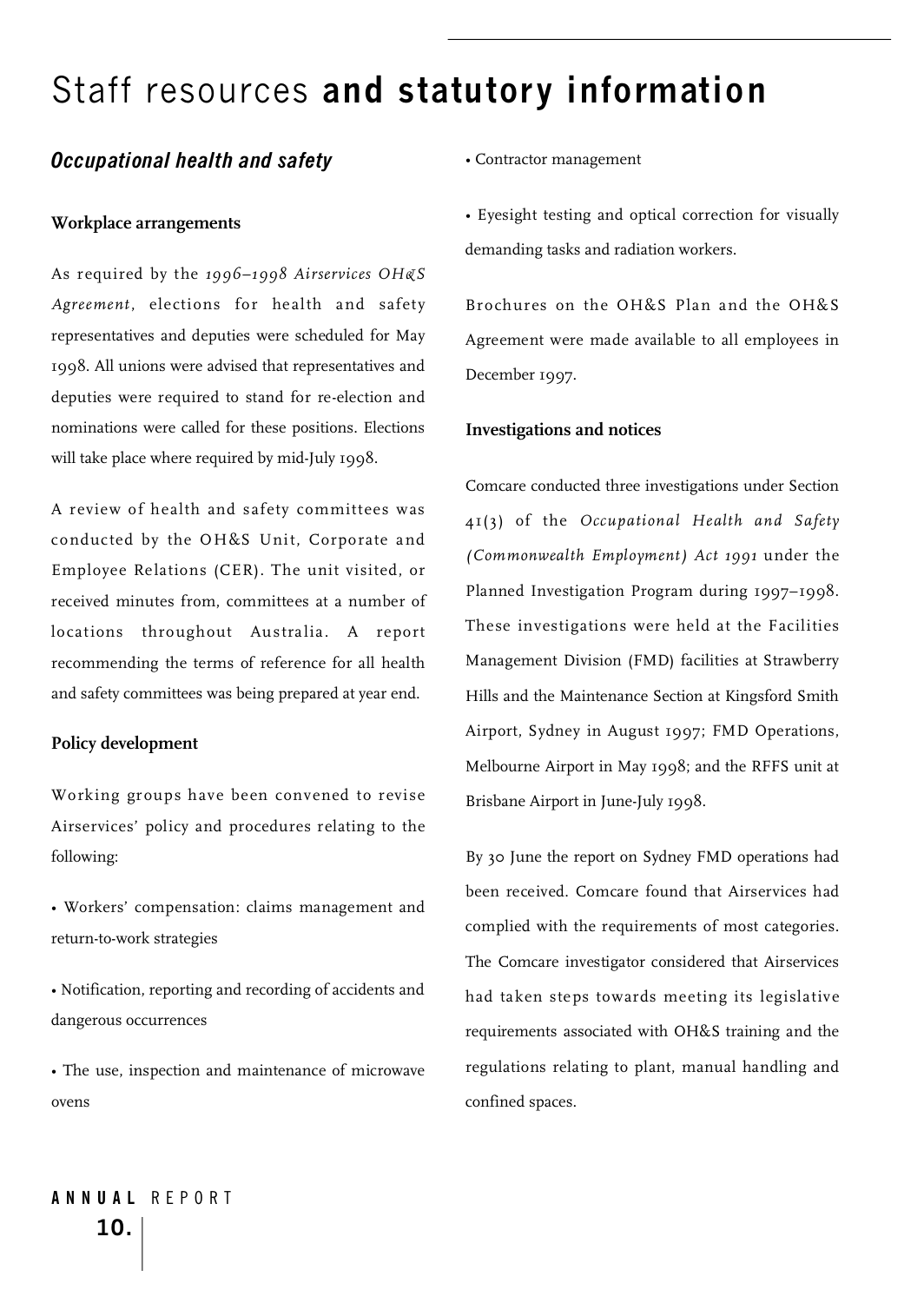# Staff resources **and statutory information**

## *Occupational health and safety*

### Workplace arrangements

As required by the *1996–1998 Airservices OH&S Agreement*, elections for health and safety representatives and deputies were scheduled for May 1998. All unions were advised that representatives and deputies were required to stand for re-election and nominations were called for these positions. Elections will take place where required by mid-July 1998.

A review of health and safety committees was conducted by the OH&S Unit, Corporate and Employee Relations (CER). The unit visited, or received minutes from, committees at a number of locations throughout Australia. A report recommending the terms of reference for all health and safety committees was being prepared at year end.

### Policy development

Working groups have been convened to revise Airservices' policy and procedures relating to the following:

- Workers' compensation: claims management and return-to-work strategies
- Notification, reporting and recording of accidents and dangerous occurrences
- The use, inspection and maintenance of microwave ovens
- Contractor management
- Eyesight testing and optical correction for visually demanding tasks and radiation workers.

Brochures on the OH&S Plan and the OH&S Agreement were made available to all employees in December 1997.

### Investigations and notices

Comcare conducted three investigations under Section 41(3) of the *Occupational Health and Safety (Commonwealth Employment) Act 1991* under the Planned Investigation Program during 1997–1998. These investigations were held at the Facilities Management Division (FMD) facilities at Strawberry Hills and the Maintenance Section at Kingsford Smith Airport, Sydney in August 1997; FMD Operations, Melbourne Airport in May 1998; and the RFFS unit at Brisbane Airport in June-July 1998.

By 30 June the report on Sydney FMD operations had been received. Comcare found that Airservices had complied with the requirements of most categories. The Comcare investigator considered that Airservices had taken steps towards meeting its legislative requirements associated with OH&S training and the regulations relating to plant, manual handling and confined spaces.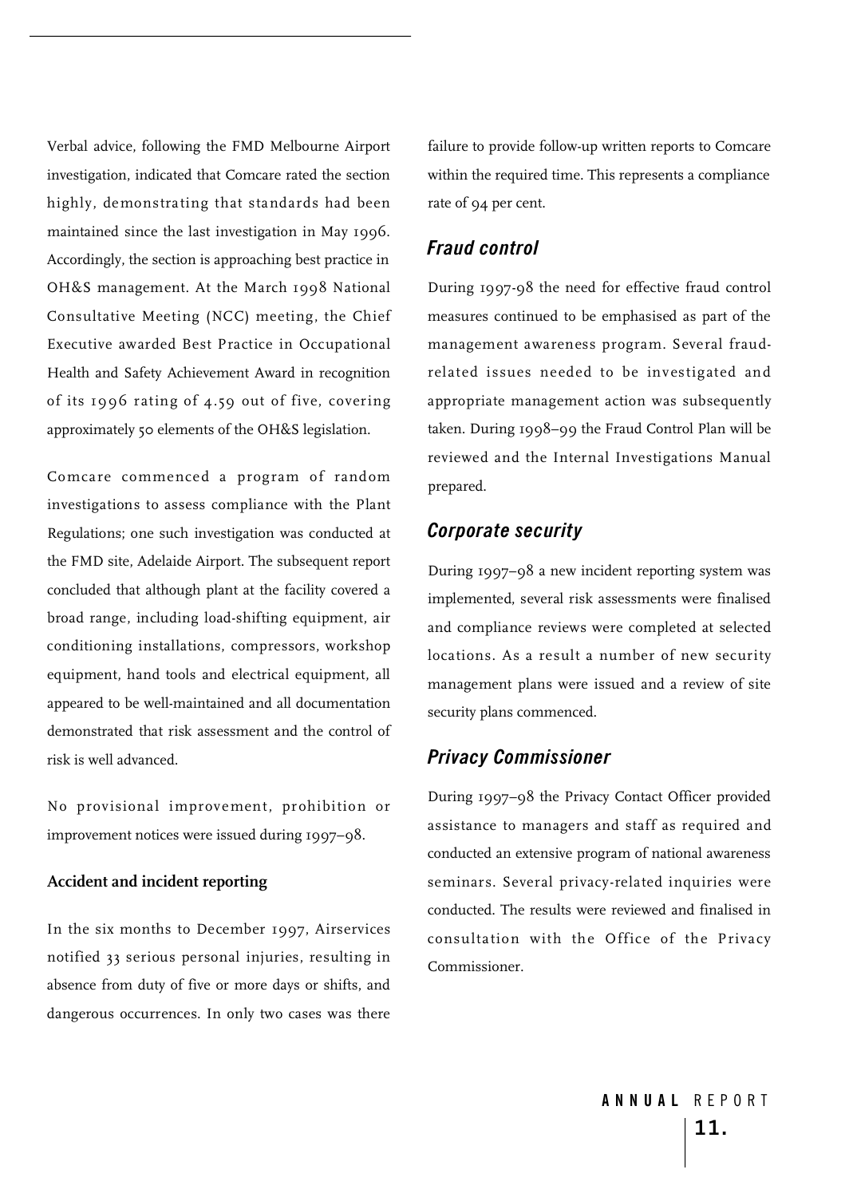Verbal advice, following the FMD Melbourne Airport investigation, indicated that Comcare rated the section highly, demonstrating that standards had been maintained since the last investigation in May 1996. Accordingly, the section is approaching best practice in OH&S management. At the March 1998 National Consultative Meeting (NCC) meeting, the Chief Executive awarded Best Practice in Occupational Health and Safety Achievement Award in recognition of its 1996 rating of 4.59 out of five, covering approximately 50 elements of the OH&S legislation.

Comcare commenced a program of random investigations to assess compliance with the Plant Regulations; one such investigation was conducted at the FMD site, Adelaide Airport. The subsequent report concluded that although plant at the facility covered a broad range, including load-shifting equipment, air conditioning installations, compressors, workshop equipment, hand tools and electrical equipment, all appeared to be well-maintained and all documentation demonstrated that risk assessment and the control of risk is well advanced.

No provisional improvement, prohibition or improvement notices were issued during 1997–98.

**Accident and incident reporting**

In the six months to December 1997, Airservices notified 33 serious personal injuries, resulting in absence from duty of five or more days or shifts, and dangerous occurrences. In only two cases was there failure to provide follow-up written reports to Comcare within the required time. This represents a compliance rate of 94 per cent.

### *Fraud control*

During 1997-98 the need for effective fraud control measures continued to be emphasised as part of the management awareness program. Several fraud-related issues needed to be investigated and appropriate management action was subsequently taken. During 1998–99 the Fraud Control Plan will be reviewed and the Internal Investigations Manual prepared.

### *Corporate security*

During 1997–98 a new incident reporting system was implemented, several risk assessments were finalised and compliance reviews were completed at selected locations. As a result a number of new security management plans were issued and a review of site security plans commenced.

### *Privacy Commissioner*

During 1997–98 the Privacy Contact Officer provided assistance to managers and staff as required and conducted an extensive program of national awareness seminars. Several privacy-related inquiries were conducted. The results were reviewed and finalised in consultation with the Office of the Privacy Commissioner.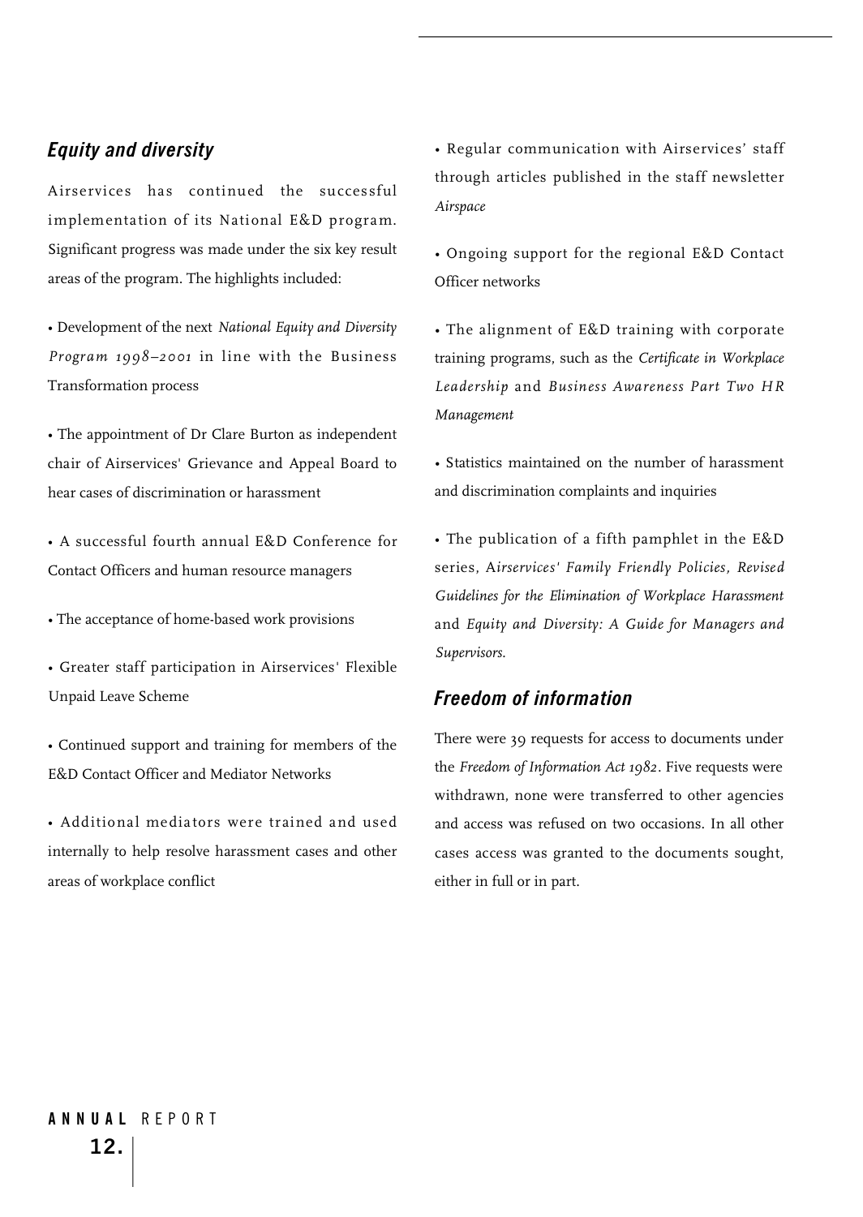## *Equity and diversity*

Airservices has continued the successful implementation of its National E&D program. Significant progress was made under the six key result areas of the program. The highlights included:

- Development of the next *National Equity and Diversity Program 1998–2001* in line with the Business Transformation process
- The appointment of Dr Clare Burton as independent chair of Airservices' Grievance and Appeal Board to hear cases of discrimination or harassment
- A successful fourth annual E&D Conference for Contact Officers and human resource managers
- The acceptance of home-based work provisions
- Greater staff participation in Airservices' Flexible Unpaid Leave Scheme
- Continued support and training for members of the E&D Contact Officer and Mediator Networks
- Additional mediators were trained and used internally to help resolve harassment cases and other areas of workplace conflict
- Regular communication with Airservices' staff through articles published in the staff newsletter *Airspace*
- Ongoing support for the regional E&D Contact Officer networks
- The alignment of E&D training with corporate training programs, such as the *Certificate in Workplace Leadership* and *Business Awareness Part Two HR Management*
- Statistics maintained on the number of harassment and discrimination complaints and inquiries
- The publication of a fifth pamphlet in the E&D series, A*irservices' Family Friendly Policies, Revised Guidelines for the Elimination of Workplace Harassment* and *Equity and Diversity: A Guide for Managers and Supervisors.*

## *Freedom of information*

There were 39 requests for access to documents under the *Freedom of Information Act 1982*. Five requests were withdrawn, none were transferred to other agencies and access was refused on two occasions. In all other cases access was granted to the documents sought, either in full or in part.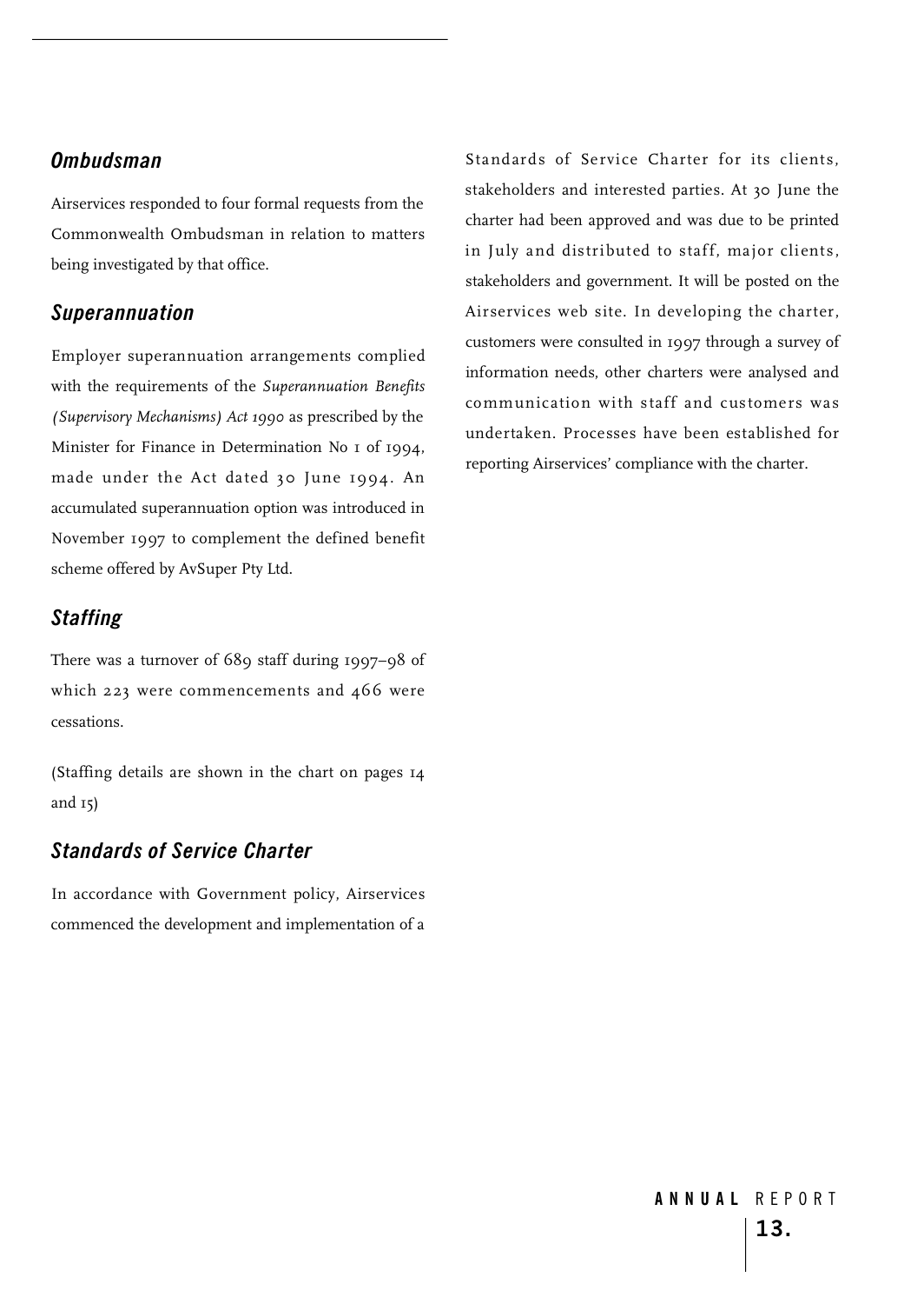## *Ombudsman*

Airservices responded to four formal requests from the Commonwealth Ombudsman in relation to matters being investigated by that office.

## *Superannuation*

Employer superannuation arrangements complied with the requirements of the *Superannuation Benefits (Supervisory Mechanisms) Act 1990* as prescribed by the Minister for Finance in Determination No 1 of 1994, made under the Act dated 30 June 1994. An accumulated superannuation option was introduced in November 1997 to complement the defined benefit scheme offered by AvSuper Pty Ltd.

## *Staffing*

There was a turnover of 689 staff during 1997–98 of which 223 were commencements and 466 were cessations.

(Staffing details are shown in the chart on pages 14 and 15)

## *Standards of Service Charter*

In accordance with Government policy, Airservices commenced the development and implementation of a Standards of Service Charter for its clients, stakeholders and interested parties. At 30 June the charter had been approved and was due to be printed in July and distributed to staff, major clients, stakeholders and government. It will be posted on the Airservices web site. In developing the charter, customers were consulted in 1997 through a survey of information needs, other charters were analysed and communication with staff and customers was undertaken. Processes have been established for reporting Airservices' compliance with the charter.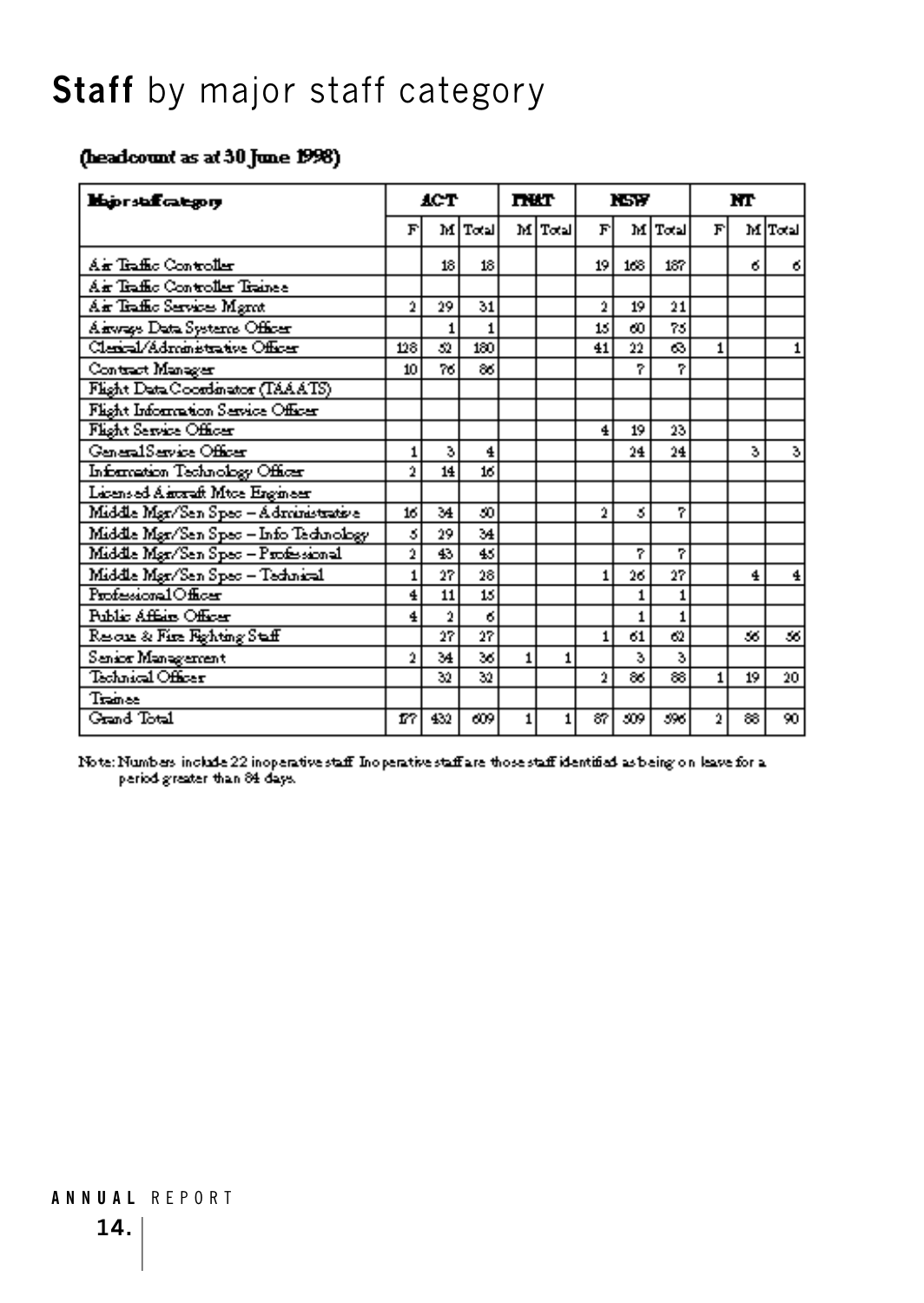# **Staff** by major staff category

**(headcount as at 30 June 1998)**

| Major staff category | ACT | | | TWAT | | NSW | | | NT | | |
|---|---|---|---|---|---|---|---|---|---|---|---|
| | F | M | Total | M | Total | F | M | Total | F | M | Total |
| Air Traffic Controller | | 18 | 18 | | | 19 | 168 | 187 | | 6 | 6 |
| Air Traffic Controller Trainee | | | | | | | | | | | |
| Air Traffic Services Mgmt | 2 | 29 | 31 | | | 2 | 19 | 21 | | | |
| Airways Data Systems Officer | | 1 | 1 | | | 15 | 60 | 75 | | | |
| Clerical/Administrative Officer | 128 | 52 | 180 | | | 41 | 22 | 63 | 1 | | 1 |
| Contract Manager | 10 | 76 | 86 | | | | 7 | 7 | | | |
| Flight Data Coordinator (TAAATS) | | | | | | | | | | | |
| Flight Information Service Officer | | | | | | | | | | | |
| Flight Service Officer | | | | | | 4 | 19 | 23 | | | |
| General Service Officer | 1 | 3 | 4 | | | | 24 | 24 | | 3 | 3 |
| Information Technology Officer | 2 | 14 | 16 | | | | | | | | |
| Licensed Aircraft Mtce Engineer | | | | | | | | | | | |
| Middle Mgr/Sen Spec – Administrative | 16 | 34 | 50 | | | 2 | 5 | 7 | | | |
| Middle Mgr/Sen Spec – Info Technology | 5 | 29 | 34 | | | | | | | | |
| Middle Mgr/Sen Spec – Professional | 2 | 43 | 45 | | | | 7 | 7 | | | |
| Middle Mgr/Sen Spec – Technical | 1 | 27 | 28 | | | 1 | 26 | 27 | | 4 | 4 |
| Professional Officer | 4 | 11 | 15 | | | | 1 | 1 | | | |
| Public Affairs Officer | 4 | 2 | 6 | | | | 1 | 1 | | | |
| Rescue & Fire Fighting Staff | | 27 | 27 | | | 1 | 61 | 62 | | 56 | 56 |
| Senior Management | 2 | 34 | 36 | 1 | 1 | | 3 | 3 | | | |
| Technical Officer | | 32 | 32 | | | 2 | 86 | 88 | 1 | 19 | 20 |
| Trainee | | | | | | | | | | | |
| Grand Total | 177 | 432 | 609 | 1 | 1 | 87 | 509 | 596 | 2 | 88 | 90 |

Note: Numbers include 22 inoperative staff. Inoperative staff are those staff identified as being on leave for a period greater than 84 days.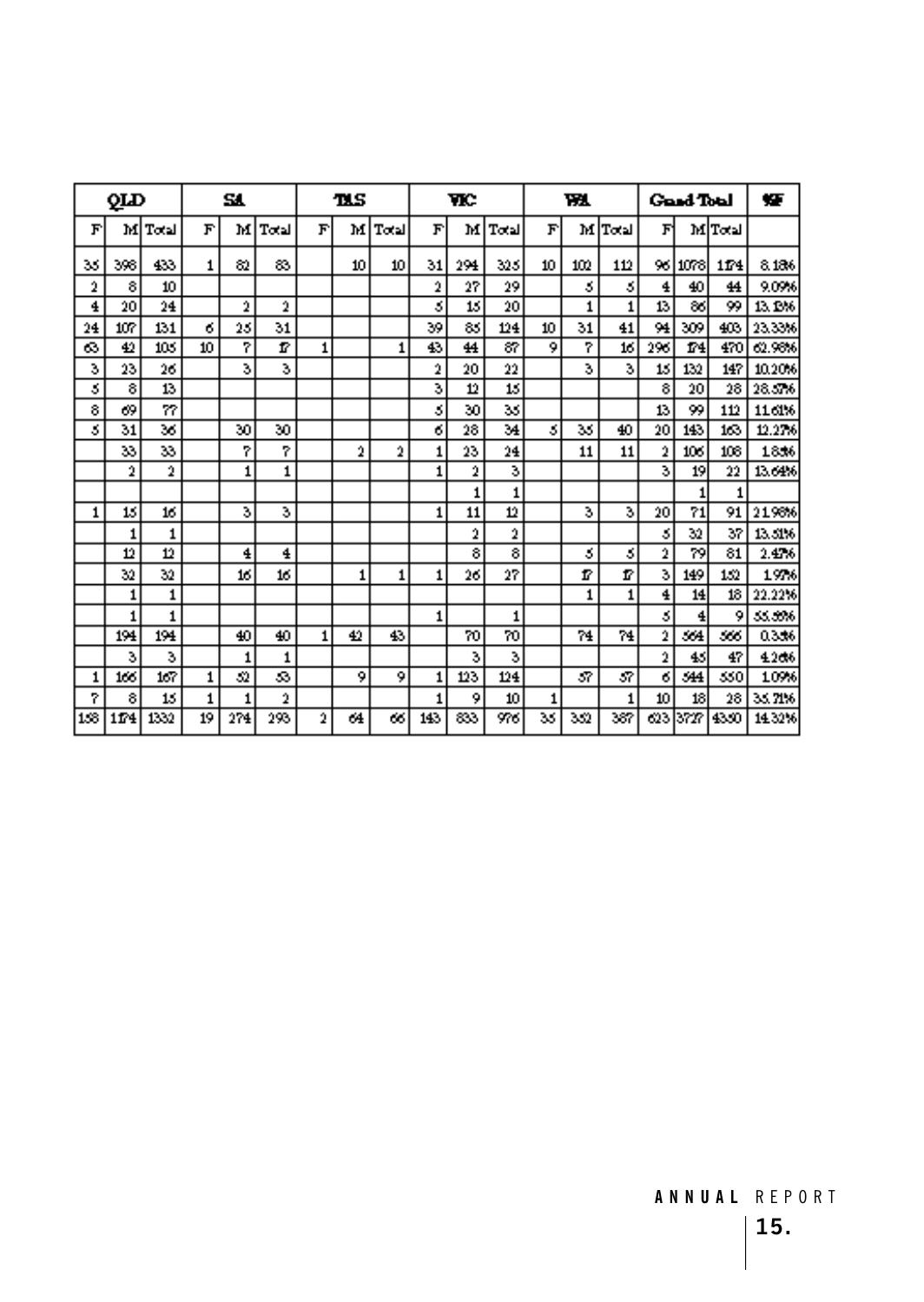| QLD | | | SA | | | TAS | | | VIC | | | WA | | | Grand Total | | | %F |
|---|---|---|---|---|---|---|---|---|---|---|---|---|---|---|---|---|---|---|
| F | M | Total | F | M | Total | F | M | Total | F | M | Total | F | M | Total | F | M | Total | |
| 35 | 398 | 433 | 1 | 82 | 83 | | 10 | 10 | 31 | 294 | 325 | 10 | 102 | 112 | 96 | 1078 | 1174 | 8.18% |
| 2 | 8 | 10 | | | | | | | 2 | 27 | 29 | | 5 | 5 | 4 | 40 | 44 | 9.09% |
| 4 | 20 | 24 | | 2 | 2 | | | | 5 | 15 | 20 | | 1 | 1 | 13 | 86 | 99 | 13.13% |
| 24 | 107 | 131 | 6 | 25 | 31 | | | | 39 | 85 | 124 | 10 | 31 | 41 | 94 | 309 | 403 | 23.33% |
| 63 | 42 | 105 | 10 | 7 | 17 | 1 | | 1 | 43 | 44 | 87 | 9 | 7 | 16 | 296 | 174 | 470 | 62.98% |
| 3 | 23 | 26 | | 3 | 3 | | | | 2 | 20 | 22 | | 3 | 3 | 15 | 132 | 147 | 10.20% |
| 5 | 8 | 13 | | | | | | | 3 | 12 | 15 | | | | 8 | 20 | 28 | 28.57% |
| 8 | 69 | 77 | | | | | | | 5 | 30 | 35 | | | | 13 | 99 | 112 | 11.61% |
| 5 | 31 | 36 | | 30 | 30 | | | | 6 | 28 | 34 | 5 | 35 | 40 | 20 | 143 | 163 | 12.27% |
| | 33 | 33 | | 7 | 7 | | 2 | 2 | 1 | 23 | 24 | | 11 | 11 | 2 | 106 | 108 | 1.85% |
| | 2 | 2 | | 1 | 1 | | | | 1 | 2 | 3 | | | | 3 | 19 | 22 | 13.64% |
| | | | | | | | | | | 1 | 1 | | | | | 1 | 1 | |
| 1 | 15 | 16 | | 3 | 3 | | | | 1 | 11 | 12 | | 3 | 3 | 20 | 71 | 91 | 21.98% |
| | 1 | 1 | | | | | | | | 2 | 2 | | | | 5 | 32 | 37 | 13.51% |
| | 12 | 12 | | 4 | 4 | | | | | 8 | 8 | | 5 | 5 | 2 | 79 | 81 | 2.47% |
| | 32 | 32 | | 16 | 16 | | 1 | 1 | 1 | 26 | 27 | | 17 | 17 | 3 | 149 | 152 | 1.97% |
| | 1 | 1 | | | | | | | | | | | 1 | 1 | 4 | 14 | 18 | 22.22% |
| | 1 | 1 | | | | | | | 1 | | 1 | | | | 5 | 4 | 9 | 55.56% |
| | 194 | 194 | | 40 | 40 | 1 | 42 | 43 | | 70 | 70 | | 74 | 74 | 2 | 564 | 566 | 0.35% |
| | 3 | 3 | | 1 | 1 | | | | | 3 | 3 | | | | 2 | 45 | 47 | 4.26% |
| 1 | 166 | 167 | 1 | 52 | 53 | | 9 | 9 | 1 | 123 | 124 | | 57 | 57 | 6 | 544 | 550 | 1.09% |
| 7 | 8 | 15 | 1 | 1 | 2 | | | | 1 | 9 | 10 | 1 | | 1 | 10 | 18 | 28 | 35.71% |
| 158 | 1174 | 1332 | 19 | 274 | 293 | 2 | 64 | 66 | 143 | 833 | 976 | 35 | 352 | 387 | 623 | 3727 | 4350 | 14.32% |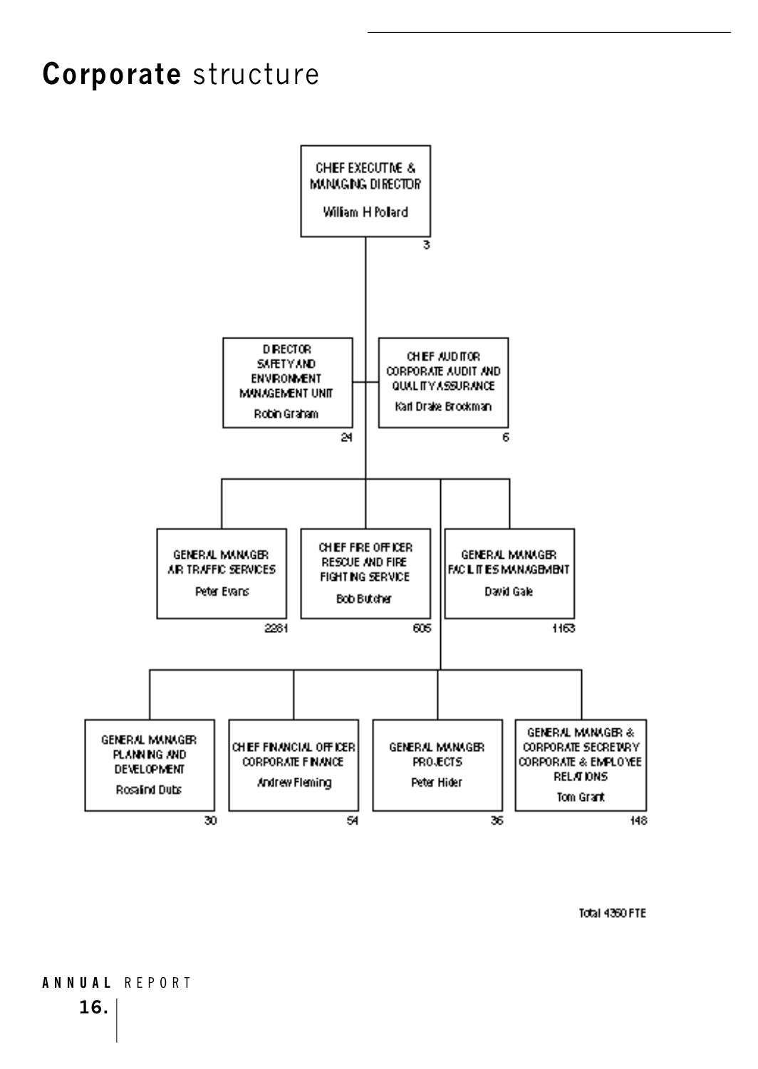# **Corporate** structure

- **CHIEF EXECUTIVE & MANAGING DIRECTOR** — William H Pollard — 3
  - **DIRECTOR SAFETY AND ENVIRONMENT MANAGEMENT UNIT** — Robin Graham — 24
  - **CHIEF AUDITOR CORPORATE AUDIT AND QUALITY ASSURANCE** — Karl Drake Brockman — 6
  - **GENERAL MANAGER AIR TRAFFIC SERVICES** — Peter Evans — 2261
  - **CHIEF FIRE OFFICER RESCUE AND FIRE FIGHTING SERVICE** — Bob Butcher — 605
  - **GENERAL MANAGER FACILITIES MANAGEMENT** — David Gale — 1163
  - **GENERAL MANAGER PLANNING AND DEVELOPMENT** — Rosalind Dubs — 30
  - **CHIEF FINANCIAL OFFICER CORPORATE FINANCE** — Andrew Fleming — 54
  - **GENERAL MANAGER PROJECTS** — Peter Hider — 36
  - **GENERAL MANAGER & CORPORATE SECRETARY CORPORATE & EMPLOYEE RELATIONS** — Tom Grant — 148

Total 4350 FTE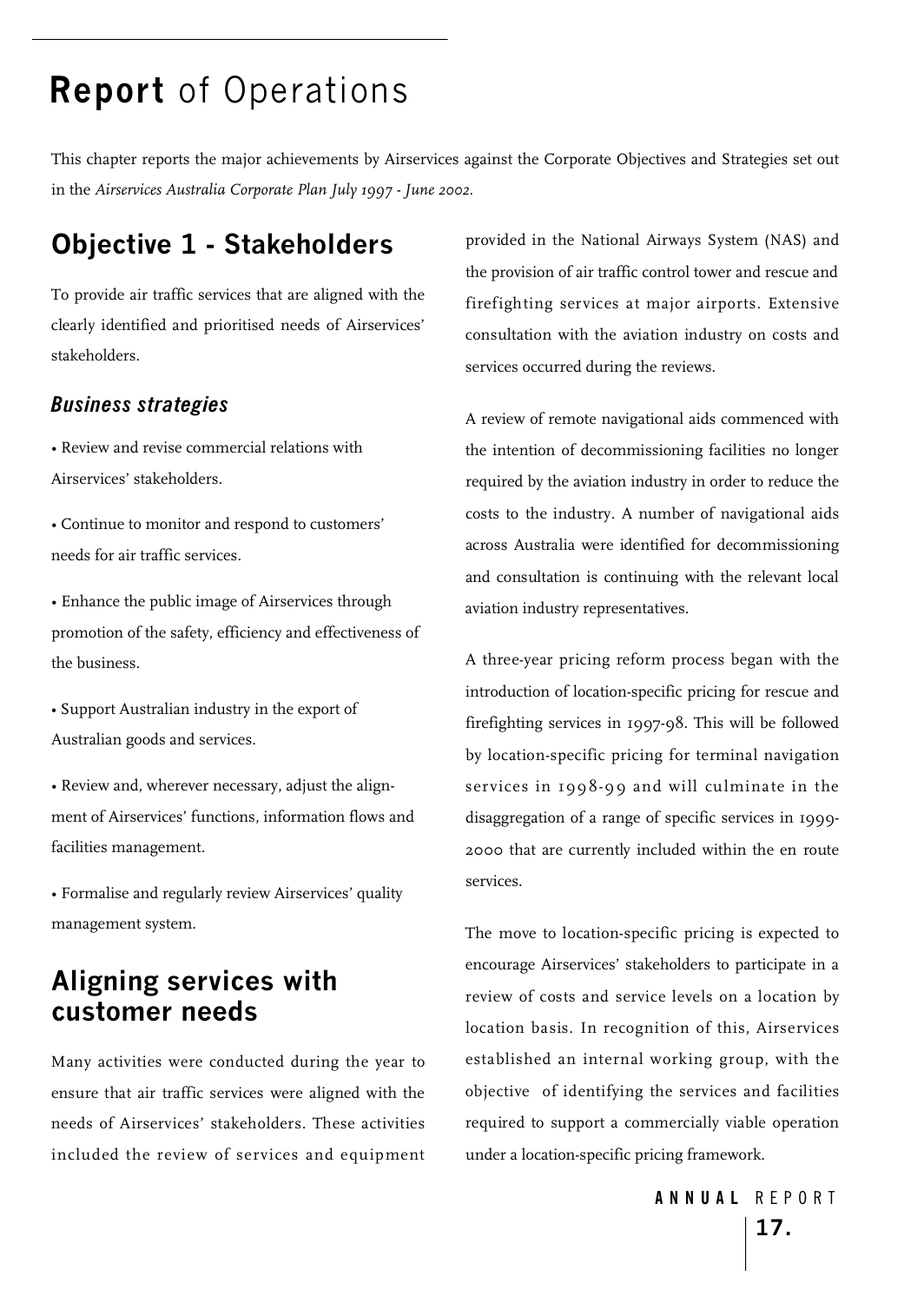# **Report** of Operations

This chapter reports the major achievements by Airservices against the Corporate Objectives and Strategies set out in the *Airservices Australia Corporate Plan July 1997 - June 2002.*

## Objective 1 - Stakeholders

To provide air traffic services that are aligned with the clearly identified and prioritised needs of Airservices' stakeholders.

### *Business strategies*

- Review and revise commercial relations with Airservices' stakeholders.
- Continue to monitor and respond to customers' needs for air traffic services.
- Enhance the public image of Airservices through promotion of the safety, efficiency and effectiveness of the business.
- Support Australian industry in the export of Australian goods and services.
- Review and, wherever necessary, adjust the alignment of Airservices' functions, information flows and facilities management.
- Formalise and regularly review Airservices' quality management system.

## Aligning services with customer needs

Many activities were conducted during the year to ensure that air traffic services were aligned with the needs of Airservices' stakeholders. These activities included the review of services and equipment provided in the National Airways System (NAS) and the provision of air traffic control tower and rescue and firefighting services at major airports. Extensive consultation with the aviation industry on costs and services occurred during the reviews.

A review of remote navigational aids commenced with the intention of decommissioning facilities no longer required by the aviation industry in order to reduce the costs to the industry. A number of navigational aids across Australia were identified for decommissioning and consultation is continuing with the relevant local aviation industry representatives.

A three-year pricing reform process began with the introduction of location-specific pricing for rescue and firefighting services in 1997-98. This will be followed by location-specific pricing for terminal navigation services in 1998-99 and will culminate in the disaggregation of a range of specific services in 1999-2000 that are currently included within the en route services.

The move to location-specific pricing is expected to encourage Airservices' stakeholders to participate in a review of costs and service levels on a location by location basis. In recognition of this, Airservices established an internal working group, with the objective of identifying the services and facilities required to support a commercially viable operation under a location-specific pricing framework.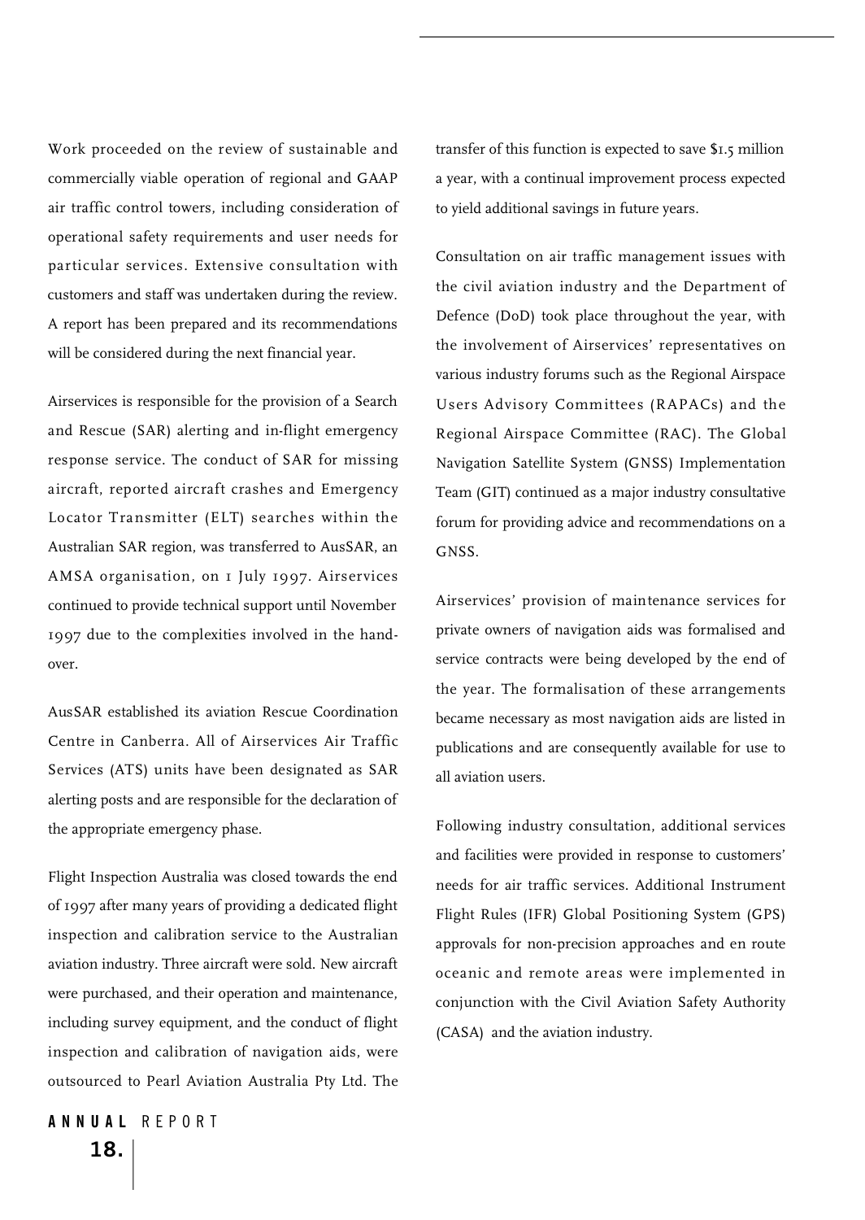Work proceeded on the review of sustainable and commercially viable operation of regional and GAAP air traffic control towers, including consideration of operational safety requirements and user needs for particular services. Extensive consultation with customers and staff was undertaken during the review. A report has been prepared and its recommendations will be considered during the next financial year.

Airservices is responsible for the provision of a Search and Rescue (SAR) alerting and in-flight emergency response service. The conduct of SAR for missing aircraft, reported aircraft crashes and Emergency Locator Transmitter (ELT) searches within the Australian SAR region, was transferred to AusSAR, an AMSA organisation, on 1 July 1997. Airservices continued to provide technical support until November 1997 due to the complexities involved in the hand-over.

AusSAR established its aviation Rescue Coordination Centre in Canberra. All of Airservices Air Traffic Services (ATS) units have been designated as SAR alerting posts and are responsible for the declaration of the appropriate emergency phase.

Flight Inspection Australia was closed towards the end of 1997 after many years of providing a dedicated flight inspection and calibration service to the Australian aviation industry. Three aircraft were sold. New aircraft were purchased, and their operation and maintenance, including survey equipment, and the conduct of flight inspection and calibration of navigation aids, were outsourced to Pearl Aviation Australia Pty Ltd. The transfer of this function is expected to save $1.5 million a year, with a continual improvement process expected to yield additional savings in future years.

Consultation on air traffic management issues with the civil aviation industry and the Department of Defence (DoD) took place throughout the year, with the involvement of Airservices' representatives on various industry forums such as the Regional Airspace Users Advisory Committees (RAPACs) and the Regional Airspace Committee (RAC). The Global Navigation Satellite System (GNSS) Implementation Team (GIT) continued as a major industry consultative forum for providing advice and recommendations on a GNSS.

Airservices' provision of maintenance services for private owners of navigation aids was formalised and service contracts were being developed by the end of the year. The formalisation of these arrangements became necessary as most navigation aids are listed in publications and are consequently available for use to all aviation users.

Following industry consultation, additional services and facilities were provided in response to customers' needs for air traffic services. Additional Instrument Flight Rules (IFR) Global Positioning System (GPS) approvals for non-precision approaches and en route oceanic and remote areas were implemented in conjunction with the Civil Aviation Safety Authority (CASA) and the aviation industry.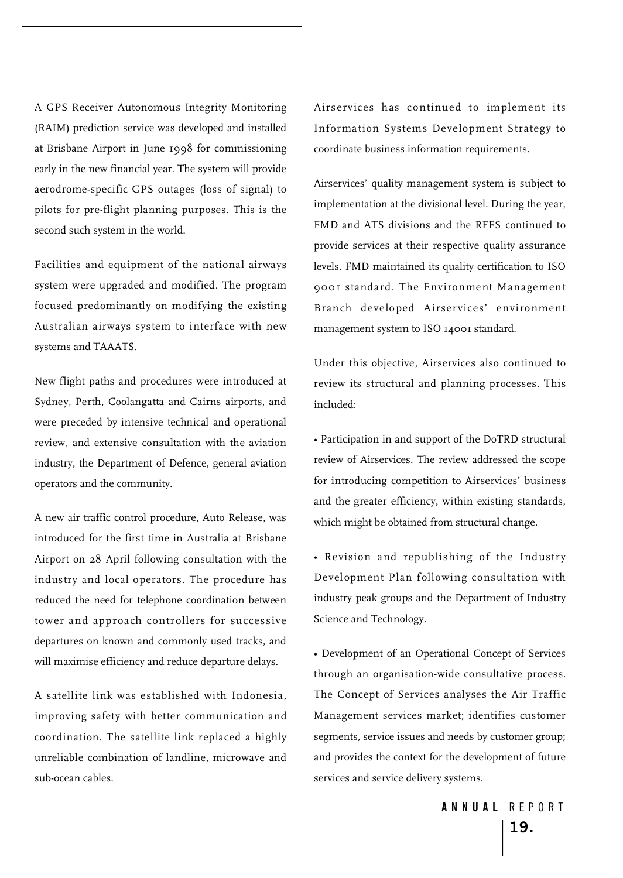A GPS Receiver Autonomous Integrity Monitoring (RAIM) prediction service was developed and installed at Brisbane Airport in June 1998 for commissioning early in the new financial year. The system will provide aerodrome-specific GPS outages (loss of signal) to pilots for pre-flight planning purposes. This is the second such system in the world.

Facilities and equipment of the national airways system were upgraded and modified. The program focused predominantly on modifying the existing Australian airways system to interface with new systems and TAAATS.

New flight paths and procedures were introduced at Sydney, Perth, Coolangatta and Cairns airports, and were preceded by intensive technical and operational review, and extensive consultation with the aviation industry, the Department of Defence, general aviation operators and the community.

A new air traffic control procedure, Auto Release, was introduced for the first time in Australia at Brisbane Airport on 28 April following consultation with the industry and local operators. The procedure has reduced the need for telephone coordination between tower and approach controllers for successive departures on known and commonly used tracks, and will maximise efficiency and reduce departure delays.

A satellite link was established with Indonesia, improving safety with better communication and coordination. The satellite link replaced a highly unreliable combination of landline, microwave and sub-ocean cables.

Airservices has continued to implement its Information Systems Development Strategy to coordinate business information requirements.

Airservices' quality management system is subject to implementation at the divisional level. During the year, FMD and ATS divisions and the RFFS continued to provide services at their respective quality assurance levels. FMD maintained its quality certification to ISO 9001 standard. The Environment Management Branch developed Airservices' environment management system to ISO 14001 standard.

Under this objective, Airservices also continued to review its structural and planning processes. This included:

- Participation in and support of the DoTRD structural review of Airservices. The review addressed the scope for introducing competition to Airservices' business and the greater efficiency, within existing standards, which might be obtained from structural change.

- Revision and republishing of the Industry Development Plan following consultation with industry peak groups and the Department of Industry Science and Technology.

- Development of an Operational Concept of Services through an organisation-wide consultative process. The Concept of Services analyses the Air Traffic Management services market; identifies customer segments, service issues and needs by customer group; and provides the context for the development of future services and service delivery systems.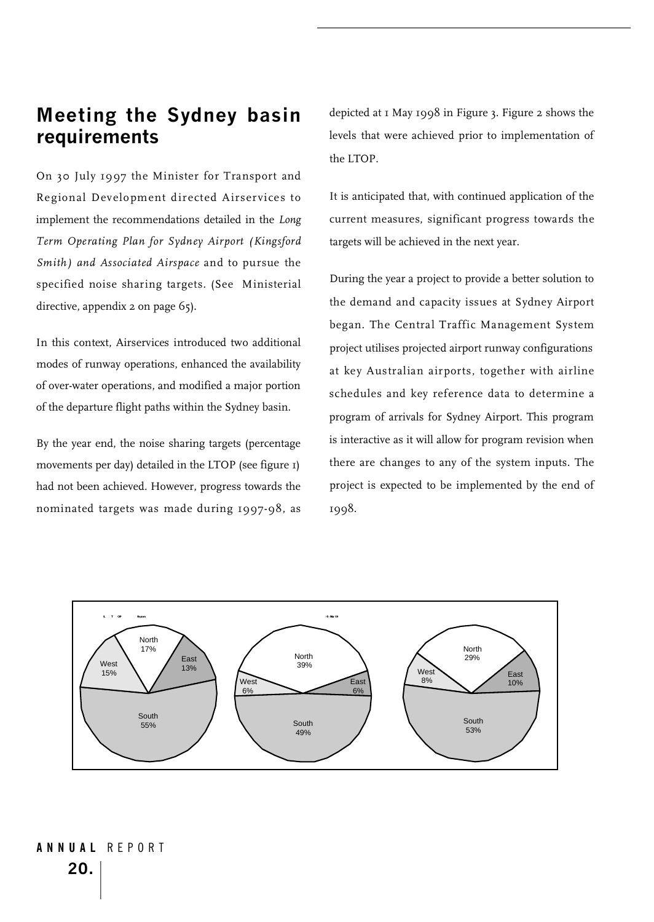## Meeting the Sydney basin requirements

On 30 July 1997 the Minister for Transport and Regional Development directed Airservices to implement the recommendations detailed in the *Long Term Operating Plan for Sydney Airport (Kingsford Smith) and Associated Airspace* and to pursue the specified noise sharing targets. (See Ministerial directive, appendix 2 on page 65).

In this context, Airservices introduced two additional modes of runway operations, enhanced the availability of over-water operations, and modified a major portion of the departure flight paths within the Sydney basin.

By the year end, the noise sharing targets (percentage movements per day) detailed in the LTOP (see figure 1) had not been achieved. However, progress towards the nominated targets was made during 1997-98, as depicted at 1 May 1998 in Figure 3. Figure 2 shows the levels that were achieved prior to implementation of the LTOP.

It is anticipated that, with continued application of the current measures, significant progress towards the targets will be achieved in the next year.

During the year a project to provide a better solution to the demand and capacity issues at Sydney Airport began. The Central Traffic Management System project utilises projected airport runway configurations at key Australian airports, together with airline schedules and key reference data to determine a program of arrivals for Sydney Airport. This program is interactive as it will allow for program revision when there are changes to any of the system inputs. The project is expected to be implemented by the end of 1998.

| Direction | Figure 1 | Figure 2 | Figure 3 |
|---|---|---|---|
| North | 17% | 39% | 29% |
| East | 13% | 6% | 10% |
| South | 55% | 49% | 53% |
| West | 15% | 6% | 8% |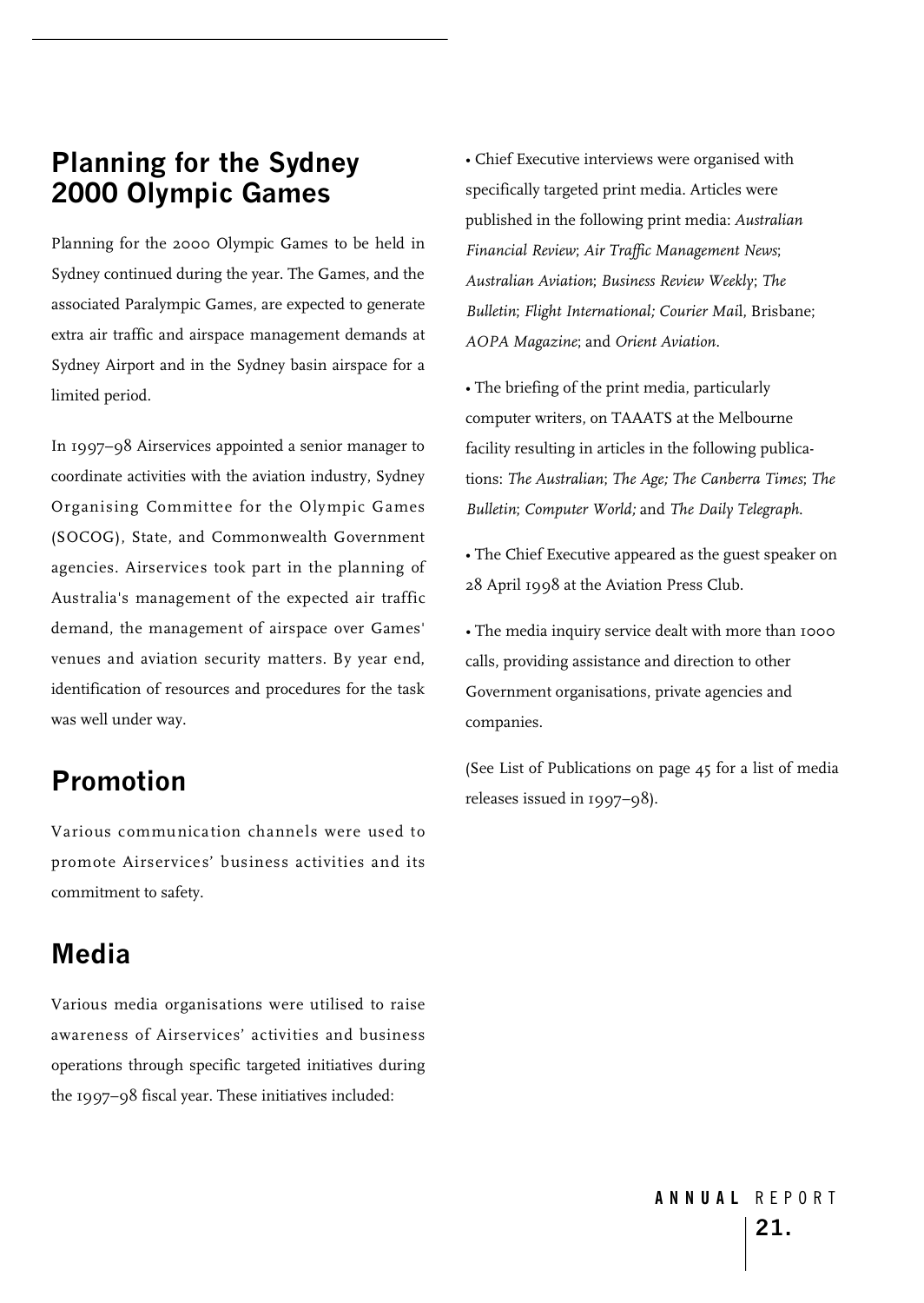## Planning for the Sydney 2000 Olympic Games

Planning for the 2000 Olympic Games to be held in Sydney continued during the year. The Games, and the associated Paralympic Games, are expected to generate extra air traffic and airspace management demands at Sydney Airport and in the Sydney basin airspace for a limited period.

In 1997–98 Airservices appointed a senior manager to coordinate activities with the aviation industry, Sydney Organising Committee for the Olympic Games (SOCOG), State, and Commonwealth Government agencies. Airservices took part in the planning of Australia's management of the expected air traffic demand, the management of airspace over Games' venues and aviation security matters. By year end, identification of resources and procedures for the task was well under way.

## Promotion

Various communication channels were used to promote Airservices' business activities and its commitment to safety.

## Media

Various media organisations were utilised to raise awareness of Airservices' activities and business operations through specific targeted initiatives during the 1997–98 fiscal year. These initiatives included:

- Chief Executive interviews were organised with specifically targeted print media. Articles were published in the following print media: *Australian Financial Review*; *Air Traffic Management News*; *Australian Aviation*; *Business Review Weekly*; *The Bulletin*; *Flight International; Courier Mai*l, Brisbane; *AOPA Magazine*; and *Orient Aviation*.
- The briefing of the print media, particularly computer writers, on TAAATS at the Melbourne facility resulting in articles in the following publications: *The Australian*; *The Age; The Canberra Times*; *The Bulletin*; *Computer World;* and *The Daily Telegraph*.
- The Chief Executive appeared as the guest speaker on 28 April 1998 at the Aviation Press Club.
- The media inquiry service dealt with more than 1000 calls, providing assistance and direction to other Government organisations, private agencies and companies.

(See List of Publications on page 45 for a list of media releases issued in 1997–98).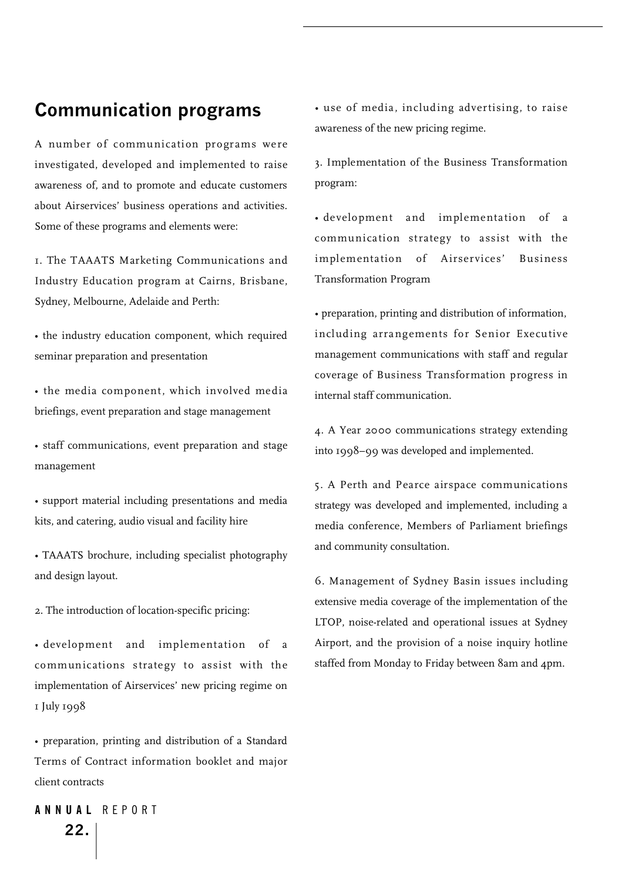## Communication programs

A number of communication programs were investigated, developed and implemented to raise awareness of, and to promote and educate customers about Airservices' business operations and activities. Some of these programs and elements were:

1. The TAAATS Marketing Communications and Industry Education program at Cairns, Brisbane, Sydney, Melbourne, Adelaide and Perth:

- the industry education component, which required seminar preparation and presentation
- the media component, which involved media briefings, event preparation and stage management
- staff communications, event preparation and stage management
- support material including presentations and media kits, and catering, audio visual and facility hire
- TAAATS brochure, including specialist photography and design layout.

2. The introduction of location-specific pricing:

- development and implementation of a communications strategy to assist with the implementation of Airservices' new pricing regime on 1 July 1998
- preparation, printing and distribution of a Standard Terms of Contract information booklet and major client contracts
- use of media, including advertising, to raise awareness of the new pricing regime.

3. Implementation of the Business Transformation program:

- development and implementation of a communication strategy to assist with the implementation of Airservices' Business Transformation Program
- preparation, printing and distribution of information, including arrangements for Senior Executive management communications with staff and regular coverage of Business Transformation progress in internal staff communication.

4. A Year 2000 communications strategy extending into 1998–99 was developed and implemented.

5. A Perth and Pearce airspace communications strategy was developed and implemented, including a media conference, Members of Parliament briefings and community consultation.

6. Management of Sydney Basin issues including extensive media coverage of the implementation of the LTOP, noise-related and operational issues at Sydney Airport, and the provision of a noise inquiry hotline staffed from Monday to Friday between 8am and 4pm.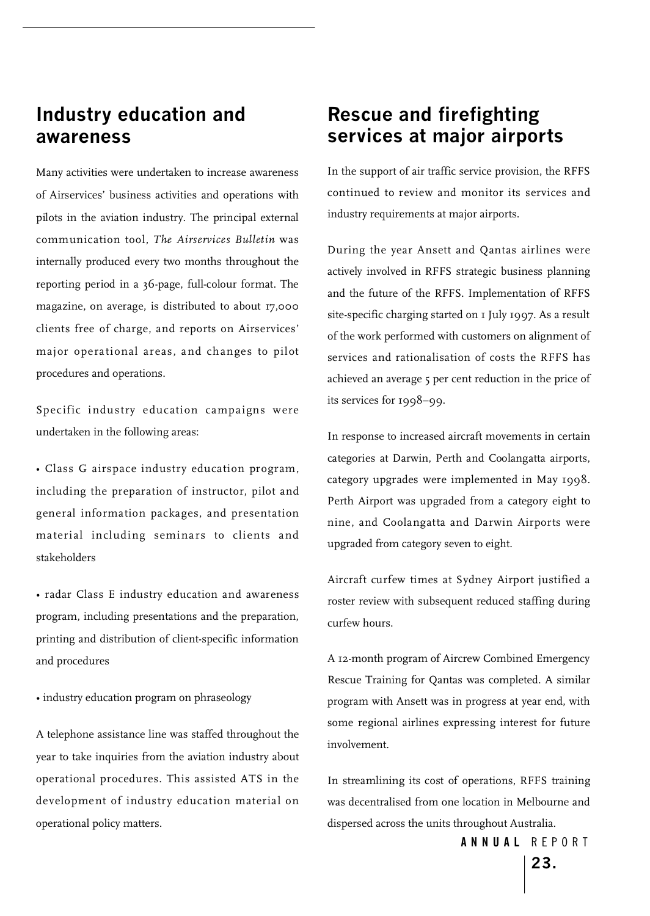## Industry education and awareness

Many activities were undertaken to increase awareness of Airservices' business activities and operations with pilots in the aviation industry. The principal external communication tool, *The Airservices Bulletin* was internally produced every two months throughout the reporting period in a 36-page, full-colour format. The magazine, on average, is distributed to about 17,000 clients free of charge, and reports on Airservices' major operational areas, and changes to pilot procedures and operations.

Specific industry education campaigns were undertaken in the following areas:

- Class G airspace industry education program, including the preparation of instructor, pilot and general information packages, and presentation material including seminars to clients and stakeholders
- radar Class E industry education and awareness program, including presentations and the preparation, printing and distribution of client-specific information and procedures
- industry education program on phraseology

A telephone assistance line was staffed throughout the year to take inquiries from the aviation industry about operational procedures. This assisted ATS in the development of industry education material on operational policy matters.

## Rescue and firefighting services at major airports

In the support of air traffic service provision, the RFFS continued to review and monitor its services and industry requirements at major airports.

During the year Ansett and Qantas airlines were actively involved in RFFS strategic business planning and the future of the RFFS. Implementation of RFFS site-specific charging started on 1 July 1997. As a result of the work performed with customers on alignment of services and rationalisation of costs the RFFS has achieved an average 5 per cent reduction in the price of its services for 1998–99.

In response to increased aircraft movements in certain categories at Darwin, Perth and Coolangatta airports, category upgrades were implemented in May 1998. Perth Airport was upgraded from a category eight to nine, and Coolangatta and Darwin Airports were upgraded from category seven to eight.

Aircraft curfew times at Sydney Airport justified a roster review with subsequent reduced staffing during curfew hours.

A 12-month program of Aircrew Combined Emergency Rescue Training for Qantas was completed. A similar program with Ansett was in progress at year end, with some regional airlines expressing interest for future involvement.

In streamlining its cost of operations, RFFS training was decentralised from one location in Melbourne and dispersed across the units throughout Australia.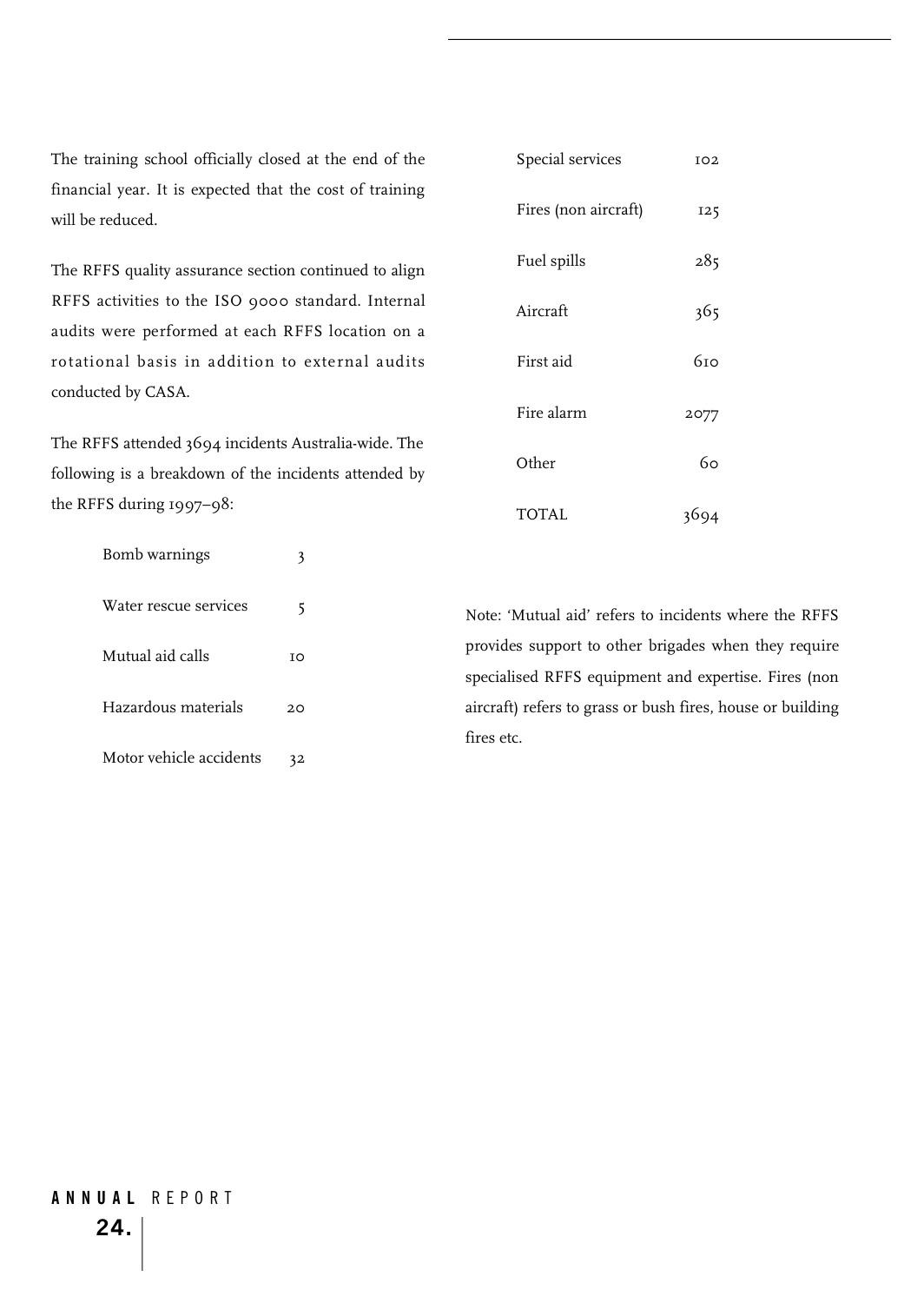The training school officially closed at the end of the financial year. It is expected that the cost of training will be reduced.

The RFFS quality assurance section continued to align RFFS activities to the ISO 9000 standard. Internal audits were performed at each RFFS location on a rotational basis in addition to external audits conducted by CASA.

The RFFS attended 3694 incidents Australia-wide. The following is a breakdown of the incidents attended by the RFFS during 1997–98:

| Incident | Number |
|---|---|
| Bomb warnings | 3 |
| Water rescue services | 5 |
| Mutual aid calls | 10 |
| Hazardous materials | 20 |
| Motor vehicle accidents | 32 |
| Special services | 102 |
| Fires (non aircraft) | 125 |
| Fuel spills | 285 |
| Aircraft | 365 |
| First aid | 610 |
| Fire alarm | 2077 |
| Other | 60 |
| TOTAL | 3694 |

Note: 'Mutual aid' refers to incidents where the RFFS provides support to other brigades when they require specialised RFFS equipment and expertise. Fires (non aircraft) refers to grass or bush fires, house or building fires etc.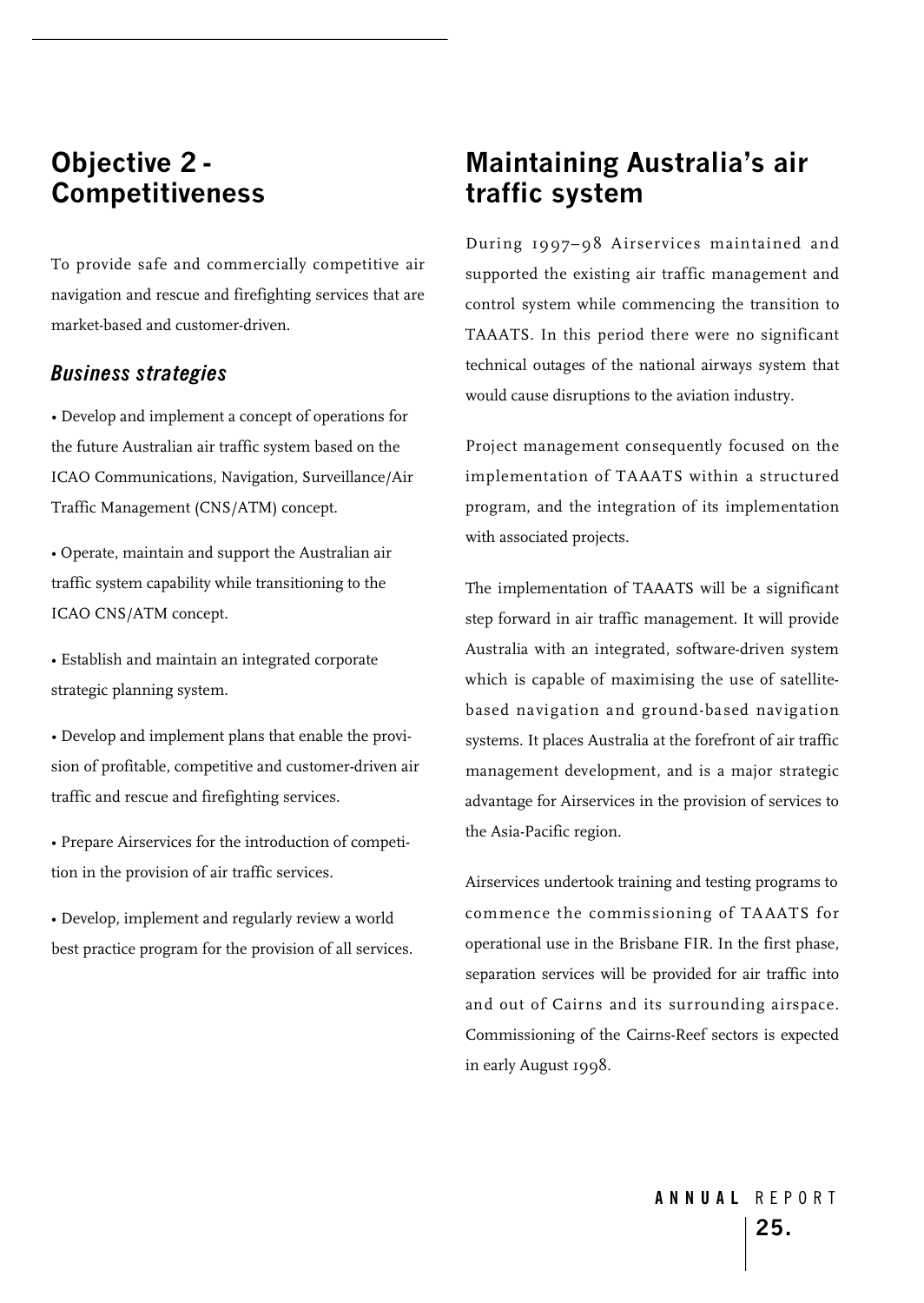## Objective 2 - Competitiveness

To provide safe and commercially competitive air navigation and rescue and firefighting services that are market-based and customer-driven.

### *Business strategies*

- Develop and implement a concept of operations for the future Australian air traffic system based on the ICAO Communications, Navigation, Surveillance/Air Traffic Management (CNS/ATM) concept.
- Operate, maintain and support the Australian air traffic system capability while transitioning to the ICAO CNS/ATM concept.
- Establish and maintain an integrated corporate strategic planning system.
- Develop and implement plans that enable the provision of profitable, competitive and customer-driven air traffic and rescue and firefighting services.
- Prepare Airservices for the introduction of competition in the provision of air traffic services.
- Develop, implement and regularly review a world best practice program for the provision of all services.

## Maintaining Australia's air traffic system

During 1997–98 Airservices maintained and supported the existing air traffic management and control system while commencing the transition to TAAATS. In this period there were no significant technical outages of the national airways system that would cause disruptions to the aviation industry.

Project management consequently focused on the implementation of TAAATS within a structured program, and the integration of its implementation with associated projects.

The implementation of TAAATS will be a significant step forward in air traffic management. It will provide Australia with an integrated, software-driven system which is capable of maximising the use of satellite-based navigation and ground-based navigation systems. It places Australia at the forefront of air traffic management development, and is a major strategic advantage for Airservices in the provision of services to the Asia-Pacific region.

Airservices undertook training and testing programs to commence the commissioning of TAAATS for operational use in the Brisbane FIR. In the first phase, separation services will be provided for air traffic into and out of Cairns and its surrounding airspace. Commissioning of the Cairns-Reef sectors is expected in early August 1998.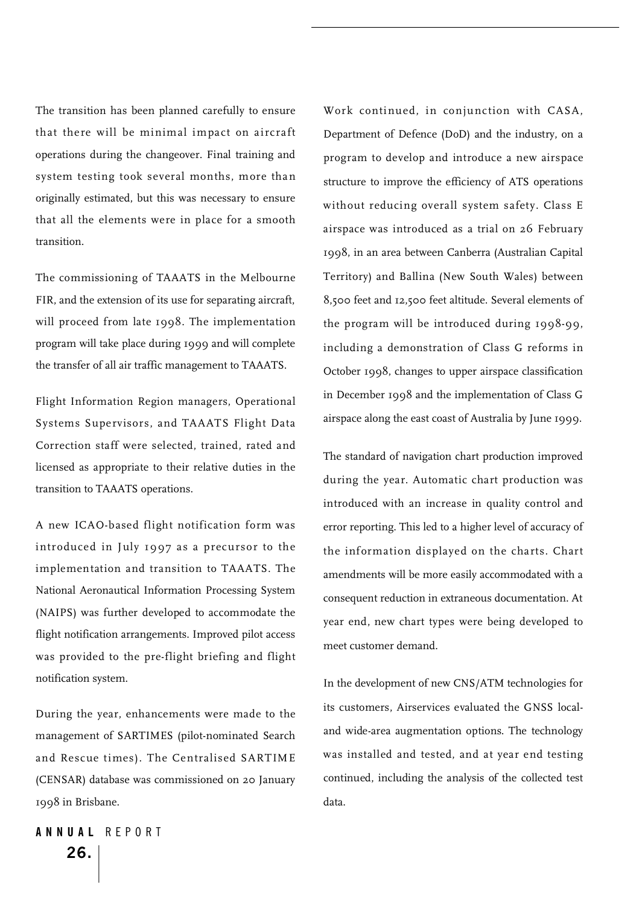The transition has been planned carefully to ensure that there will be minimal impact on aircraft operations during the changeover. Final training and system testing took several months, more than originally estimated, but this was necessary to ensure that all the elements were in place for a smooth transition.

The commissioning of TAAATS in the Melbourne FIR, and the extension of its use for separating aircraft, will proceed from late 1998. The implementation program will take place during 1999 and will complete the transfer of all air traffic management to TAAATS.

Flight Information Region managers, Operational Systems Supervisors, and TAAATS Flight Data Correction staff were selected, trained, rated and licensed as appropriate to their relative duties in the transition to TAAATS operations.

A new ICAO-based flight notification form was introduced in July 1997 as a precursor to the implementation and transition to TAAATS. The National Aeronautical Information Processing System (NAIPS) was further developed to accommodate the flight notification arrangements. Improved pilot access was provided to the pre-flight briefing and flight notification system.

During the year, enhancements were made to the management of SARTIMES (pilot-nominated Search and Rescue times). The Centralised SARTIME (CENSAR) database was commissioned on 20 January 1998 in Brisbane.

Work continued, in conjunction with CASA, Department of Defence (DoD) and the industry, on a program to develop and introduce a new airspace structure to improve the efficiency of ATS operations without reducing overall system safety. Class E airspace was introduced as a trial on 26 February 1998, in an area between Canberra (Australian Capital Territory) and Ballina (New South Wales) between 8,500 feet and 12,500 feet altitude. Several elements of the program will be introduced during 1998-99, including a demonstration of Class G reforms in October 1998, changes to upper airspace classification in December 1998 and the implementation of Class G airspace along the east coast of Australia by June 1999.

The standard of navigation chart production improved during the year. Automatic chart production was introduced with an increase in quality control and error reporting. This led to a higher level of accuracy of the information displayed on the charts. Chart amendments will be more easily accommodated with a consequent reduction in extraneous documentation. At year end, new chart types were being developed to meet customer demand.

In the development of new CNS/ATM technologies for its customers, Airservices evaluated the GNSS local- and wide-area augmentation options. The technology was installed and tested, and at year end testing continued, including the analysis of the collected test data.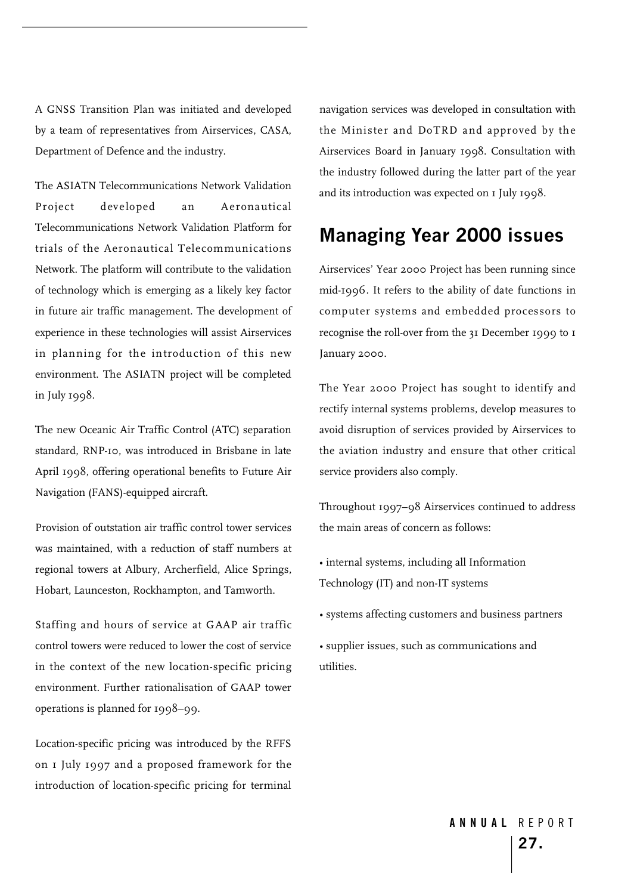A GNSS Transition Plan was initiated and developed by a team of representatives from Airservices, CASA, Department of Defence and the industry.

The ASIATN Telecommunications Network Validation Project developed an Aeronautical Telecommunications Network Validation Platform for trials of the Aeronautical Telecommunications Network. The platform will contribute to the validation of technology which is emerging as a likely key factor in future air traffic management. The development of experience in these technologies will assist Airservices in planning for the introduction of this new environment. The ASIATN project will be completed in July 1998.

The new Oceanic Air Traffic Control (ATC) separation standard, RNP-10, was introduced in Brisbane in late April 1998, offering operational benefits to Future Air Navigation (FANS)-equipped aircraft.

Provision of outstation air traffic control tower services was maintained, with a reduction of staff numbers at regional towers at Albury, Archerfield, Alice Springs, Hobart, Launceston, Rockhampton, and Tamworth.

Staffing and hours of service at GAAP air traffic control towers were reduced to lower the cost of service in the context of the new location-specific pricing environment. Further rationalisation of GAAP tower operations is planned for 1998–99.

Location-specific pricing was introduced by the RFFS on 1 July 1997 and a proposed framework for the introduction of location-specific pricing for terminal navigation services was developed in consultation with the Minister and DoTRD and approved by the Airservices Board in January 1998. Consultation with the industry followed during the latter part of the year and its introduction was expected on 1 July 1998.

## Managing Year 2000 issues

Airservices' Year 2000 Project has been running since mid-1996. It refers to the ability of date functions in computer systems and embedded processors to recognise the roll-over from the 31 December 1999 to 1 January 2000.

The Year 2000 Project has sought to identify and rectify internal systems problems, develop measures to avoid disruption of services provided by Airservices to the aviation industry and ensure that other critical service providers also comply.

Throughout 1997–98 Airservices continued to address the main areas of concern as follows:

- internal systems, including all Information Technology (IT) and non-IT systems
- systems affecting customers and business partners
- supplier issues, such as communications and utilities.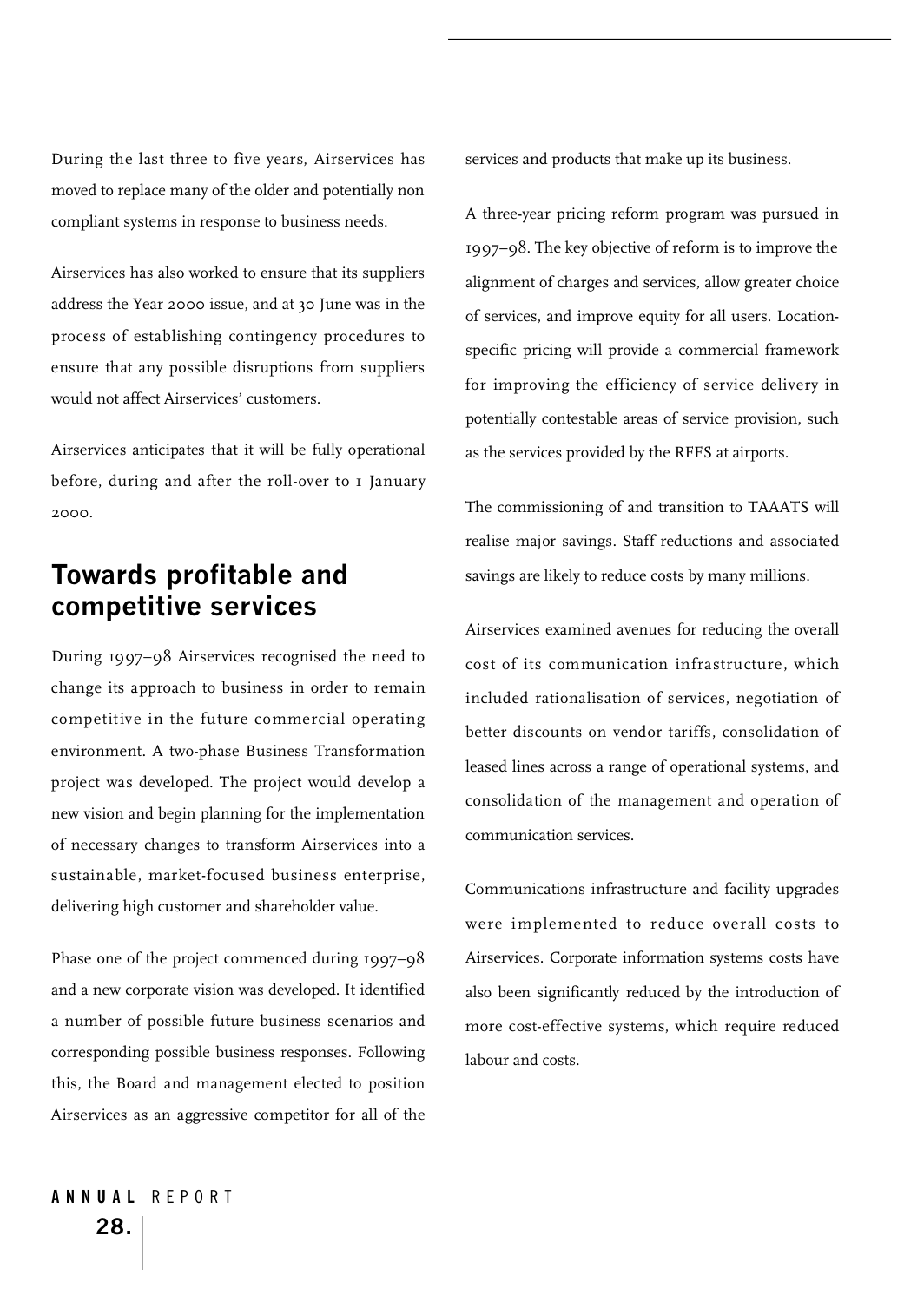During the last three to five years, Airservices has moved to replace many of the older and potentially non compliant systems in response to business needs.

Airservices has also worked to ensure that its suppliers address the Year 2000 issue, and at 30 June was in the process of establishing contingency procedures to ensure that any possible disruptions from suppliers would not affect Airservices' customers.

Airservices anticipates that it will be fully operational before, during and after the roll-over to 1 January 2000.

## Towards profitable and competitive services

During 1997–98 Airservices recognised the need to change its approach to business in order to remain competitive in the future commercial operating environment. A two-phase Business Transformation project was developed. The project would develop a new vision and begin planning for the implementation of necessary changes to transform Airservices into a sustainable, market-focused business enterprise, delivering high customer and shareholder value.

Phase one of the project commenced during 1997–98 and a new corporate vision was developed. It identified a number of possible future business scenarios and corresponding possible business responses. Following this, the Board and management elected to position Airservices as an aggressive competitor for all of the services and products that make up its business.

A three-year pricing reform program was pursued in 1997–98. The key objective of reform is to improve the alignment of charges and services, allow greater choice of services, and improve equity for all users. Location-specific pricing will provide a commercial framework for improving the efficiency of service delivery in potentially contestable areas of service provision, such as the services provided by the RFFS at airports.

The commissioning of and transition to TAAATS will realise major savings. Staff reductions and associated savings are likely to reduce costs by many millions.

Airservices examined avenues for reducing the overall cost of its communication infrastructure, which included rationalisation of services, negotiation of better discounts on vendor tariffs, consolidation of leased lines across a range of operational systems, and consolidation of the management and operation of communication services.

Communications infrastructure and facility upgrades were implemented to reduce overall costs to Airservices. Corporate information systems costs have also been significantly reduced by the introduction of more cost-effective systems, which require reduced labour and costs.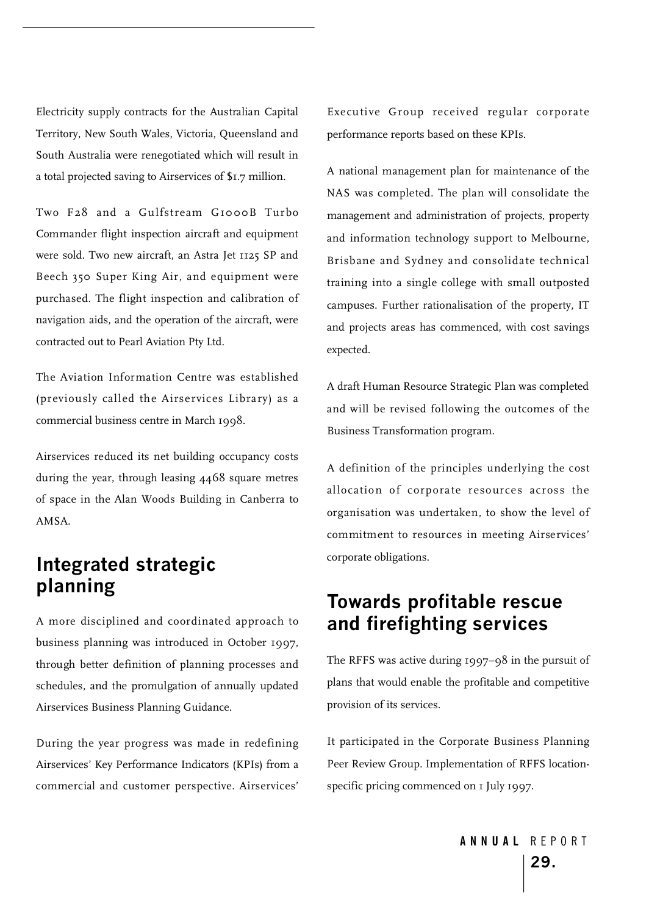Electricity supply contracts for the Australian Capital Territory, New South Wales, Victoria, Queensland and South Australia were renegotiated which will result in a total projected saving to Airservices of $1.7 million.

Two F28 and a Gulfstream G1000B Turbo Commander flight inspection aircraft and equipment were sold. Two new aircraft, an Astra Jet 1125 SP and Beech 350 Super King Air, and equipment were purchased. The flight inspection and calibration of navigation aids, and the operation of the aircraft, were contracted out to Pearl Aviation Pty Ltd.

The Aviation Information Centre was established (previously called the Airservices Library) as a commercial business centre in March 1998.

Airservices reduced its net building occupancy costs during the year, through leasing 4468 square metres of space in the Alan Woods Building in Canberra to AMSA.

## Integrated strategic planning

A more disciplined and coordinated approach to business planning was introduced in October 1997, through better definition of planning processes and schedules, and the promulgation of annually updated Airservices Business Planning Guidance.

During the year progress was made in redefining Airservices' Key Performance Indicators (KPIs) from a commercial and customer perspective. Airservices' Executive Group received regular corporate performance reports based on these KPIs.

A national management plan for maintenance of the NAS was completed. The plan will consolidate the management and administration of projects, property and information technology support to Melbourne, Brisbane and Sydney and consolidate technical training into a single college with small outposted campuses. Further rationalisation of the property, IT and projects areas has commenced, with cost savings expected.

A draft Human Resource Strategic Plan was completed and will be revised following the outcomes of the Business Transformation program.

A definition of the principles underlying the cost allocation of corporate resources across the organisation was undertaken, to show the level of commitment to resources in meeting Airservices' corporate obligations.

## Towards profitable rescue and firefighting services

The RFFS was active during 1997–98 in the pursuit of plans that would enable the profitable and competitive provision of its services.

It participated in the Corporate Business Planning Peer Review Group. Implementation of RFFS location-specific pricing commenced on 1 July 1997.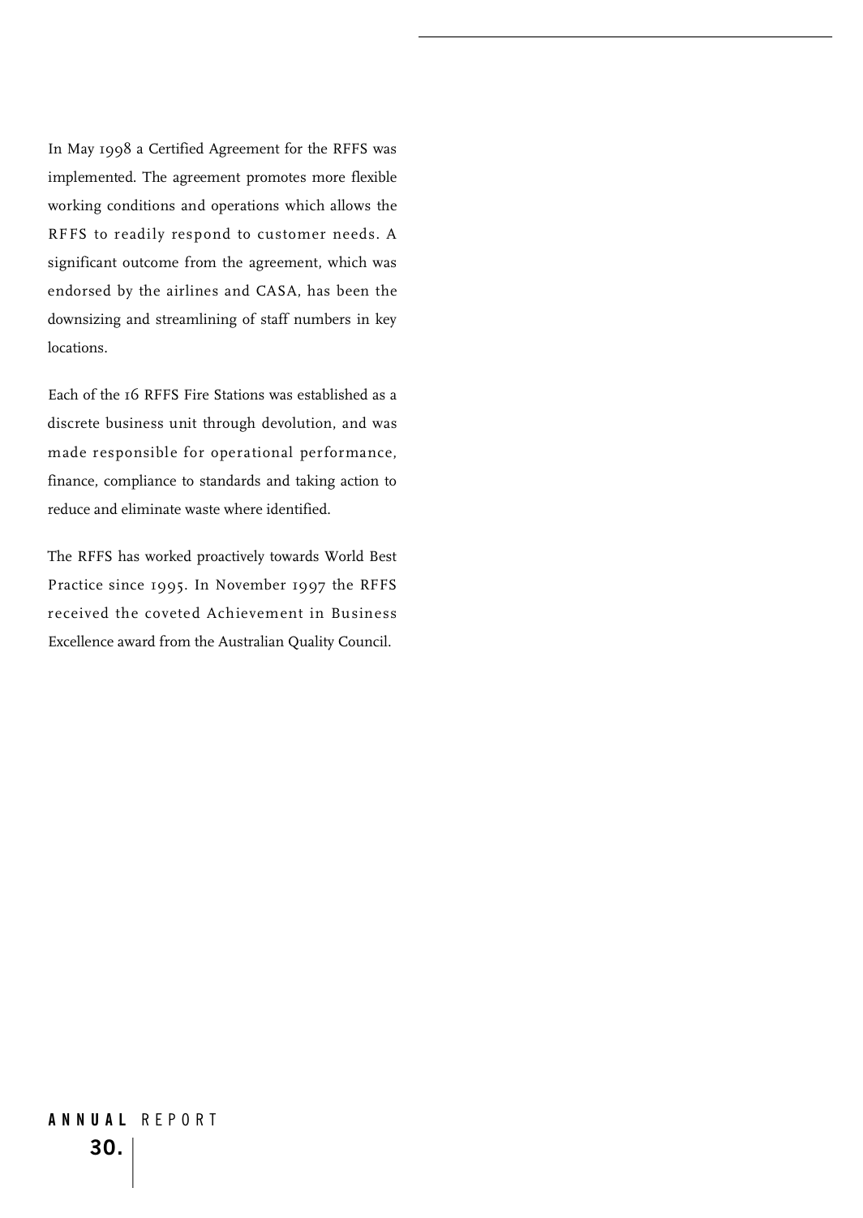In May 1998 a Certified Agreement for the RFFS was implemented. The agreement promotes more flexible working conditions and operations which allows the RFFS to readily respond to customer needs. A significant outcome from the agreement, which was endorsed by the airlines and CASA, has been the downsizing and streamlining of staff numbers in key locations.

Each of the 16 RFFS Fire Stations was established as a discrete business unit through devolution, and was made responsible for operational performance, finance, compliance to standards and taking action to reduce and eliminate waste where identified.

The RFFS has worked proactively towards World Best Practice since 1995. In November 1997 the RFFS received the coveted Achievement in Business Excellence award from the Australian Quality Council.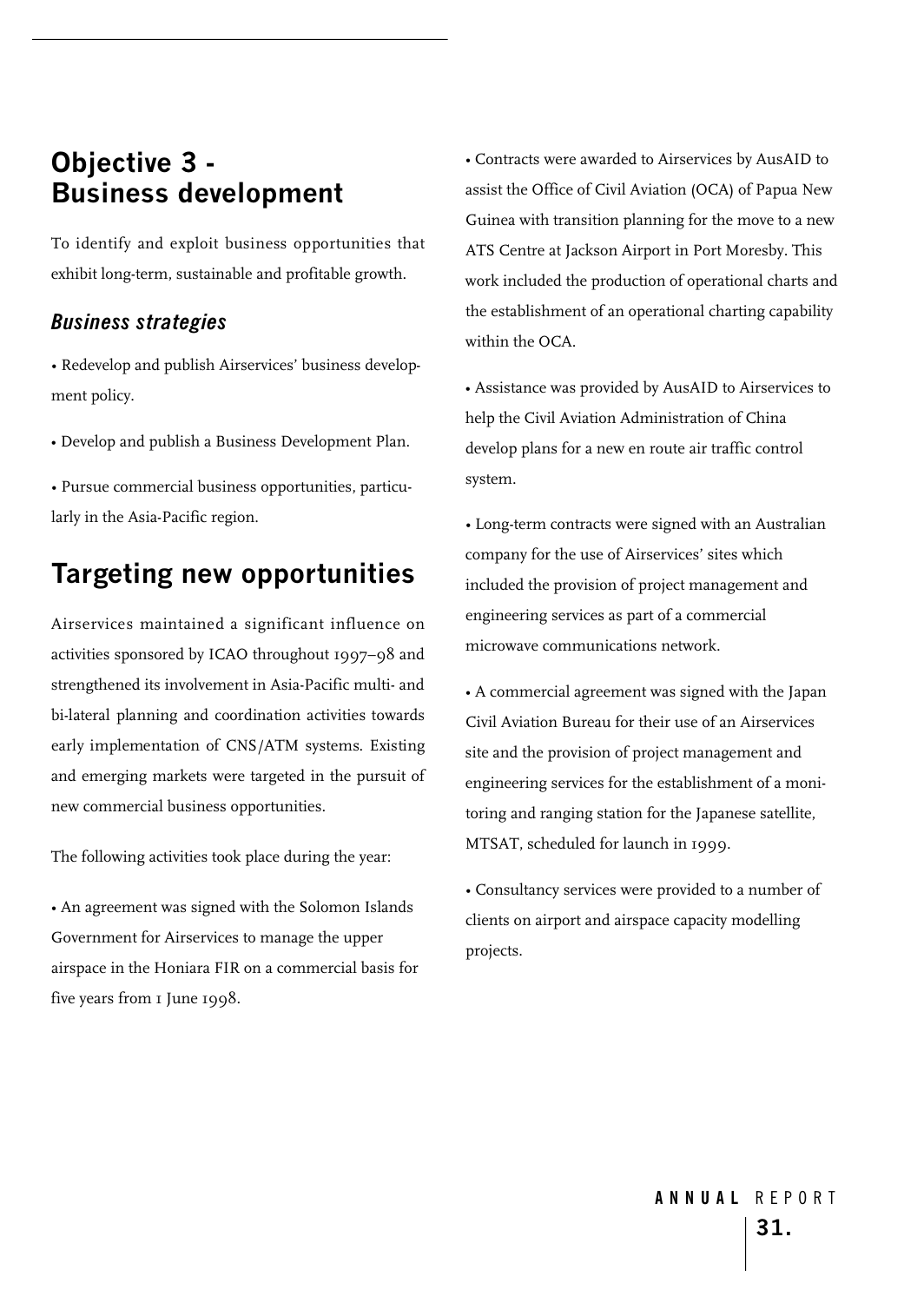## Objective 3 - Business development

To identify and exploit business opportunities that exhibit long-term, sustainable and profitable growth.

### *Business strategies*

- Redevelop and publish Airservices' business development policy.
- Develop and publish a Business Development Plan.
- Pursue commercial business opportunities, particularly in the Asia-Pacific region.

## Targeting new opportunities

Airservices maintained a significant influence on activities sponsored by ICAO throughout 1997–98 and strengthened its involvement in Asia-Pacific multi- and bi-lateral planning and coordination activities towards early implementation of CNS/ATM systems. Existing and emerging markets were targeted in the pursuit of new commercial business opportunities.

The following activities took place during the year:

- An agreement was signed with the Solomon Islands Government for Airservices to manage the upper airspace in the Honiara FIR on a commercial basis for five years from 1 June 1998.
- Contracts were awarded to Airservices by AusAID to assist the Office of Civil Aviation (OCA) of Papua New Guinea with transition planning for the move to a new ATS Centre at Jackson Airport in Port Moresby. This work included the production of operational charts and the establishment of an operational charting capability within the OCA.
- Assistance was provided by AusAID to Airservices to help the Civil Aviation Administration of China develop plans for a new en route air traffic control system.
- Long-term contracts were signed with an Australian company for the use of Airservices' sites which included the provision of project management and engineering services as part of a commercial microwave communications network.
- A commercial agreement was signed with the Japan Civil Aviation Bureau for their use of an Airservices site and the provision of project management and engineering services for the establishment of a monitoring and ranging station for the Japanese satellite, MTSAT, scheduled for launch in 1999.
- Consultancy services were provided to a number of clients on airport and airspace capacity modelling projects.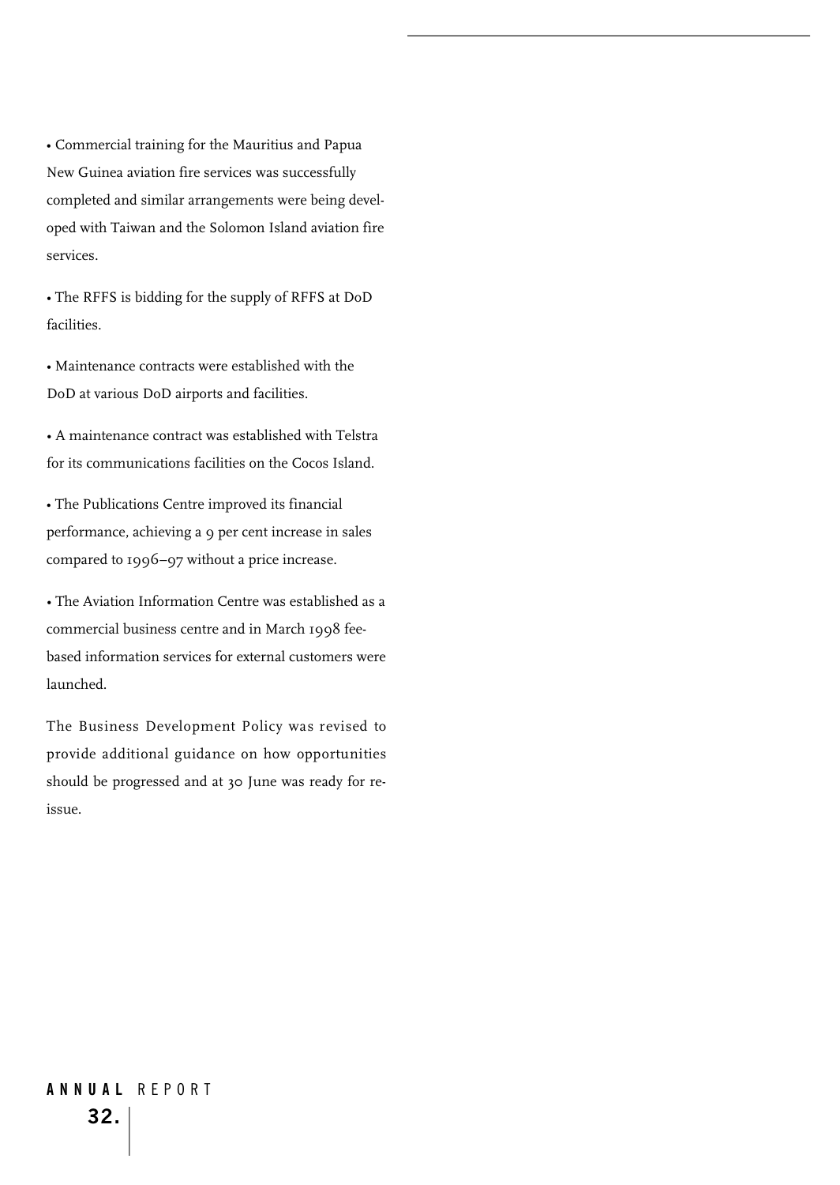- Commercial training for the Mauritius and Papua New Guinea aviation fire services was successfully completed and similar arrangements were being developed with Taiwan and the Solomon Island aviation fire services.
- The RFFS is bidding for the supply of RFFS at DoD facilities.
- Maintenance contracts were established with the DoD at various DoD airports and facilities.
- A maintenance contract was established with Telstra for its communications facilities on the Cocos Island.
- The Publications Centre improved its financial performance, achieving a 9 per cent increase in sales compared to 1996–97 without a price increase.
- The Aviation Information Centre was established as a commercial business centre and in March 1998 fee-based information services for external customers were launched.

The Business Development Policy was revised to provide additional guidance on how opportunities should be progressed and at 30 June was ready for re-issue.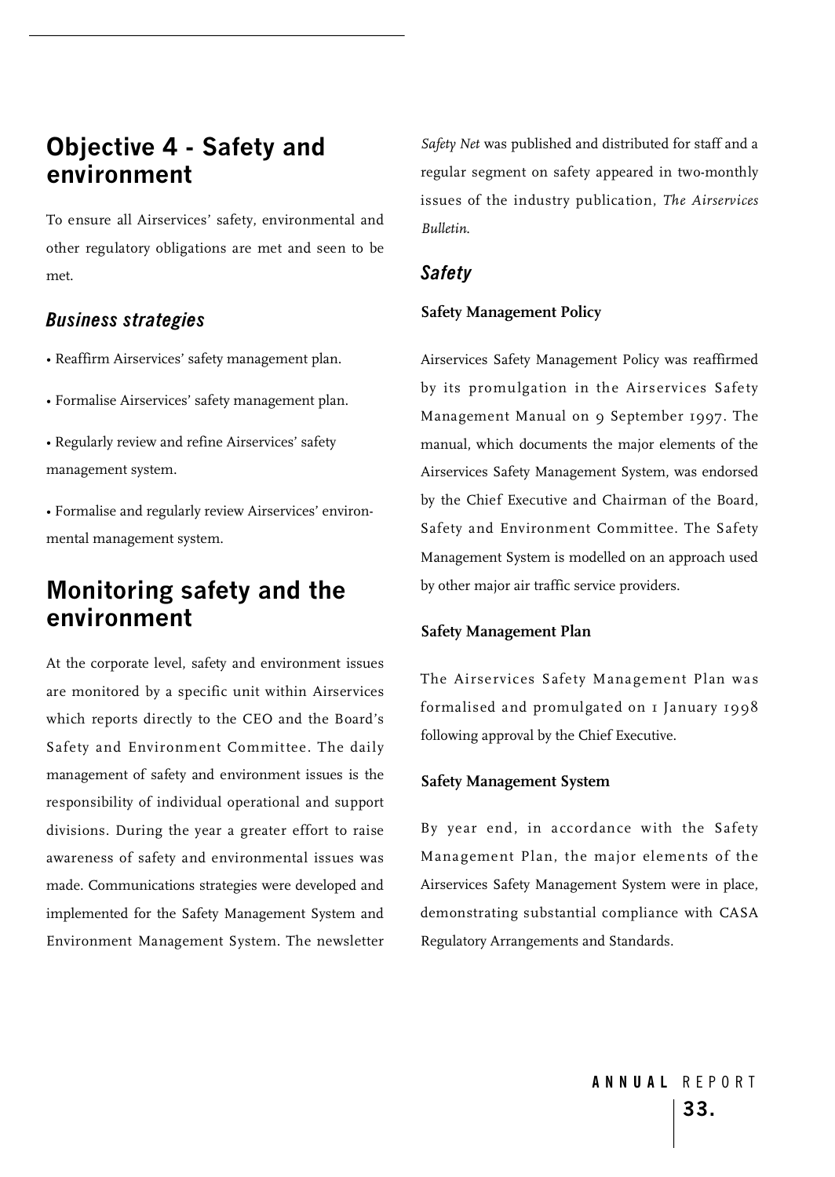## Objective 4 - Safety and environment

To ensure all Airservices' safety, environmental and other regulatory obligations are met and seen to be met.

### *Business strategies*

- Reaffirm Airservices' safety management plan.
- Formalise Airservices' safety management plan.
- Regularly review and refine Airservices' safety management system.
- Formalise and regularly review Airservices' environmental management system.

## Monitoring safety and the environment

At the corporate level, safety and environment issues are monitored by a specific unit within Airservices which reports directly to the CEO and the Board's Safety and Environment Committee. The daily management of safety and environment issues is the responsibility of individual operational and support divisions. During the year a greater effort to raise awareness of safety and environmental issues was made. Communications strategies were developed and implemented for the Safety Management System and Environment Management System. The newsletter *Safety Net* was published and distributed for staff and a regular segment on safety appeared in two-monthly issues of the industry publication, *The Airservices Bulletin*.

### *Safety*

**Safety Management Policy**

Airservices Safety Management Policy was reaffirmed by its promulgation in the Airservices Safety Management Manual on 9 September 1997. The manual, which documents the major elements of the Airservices Safety Management System, was endorsed by the Chief Executive and Chairman of the Board, Safety and Environment Committee. The Safety Management System is modelled on an approach used by other major air traffic service providers.

**Safety Management Plan**

The Airservices Safety Management Plan was formalised and promulgated on 1 January 1998 following approval by the Chief Executive.

**Safety Management System**

By year end, in accordance with the Safety Management Plan, the major elements of the Airservices Safety Management System were in place, demonstrating substantial compliance with CASA Regulatory Arrangements and Standards.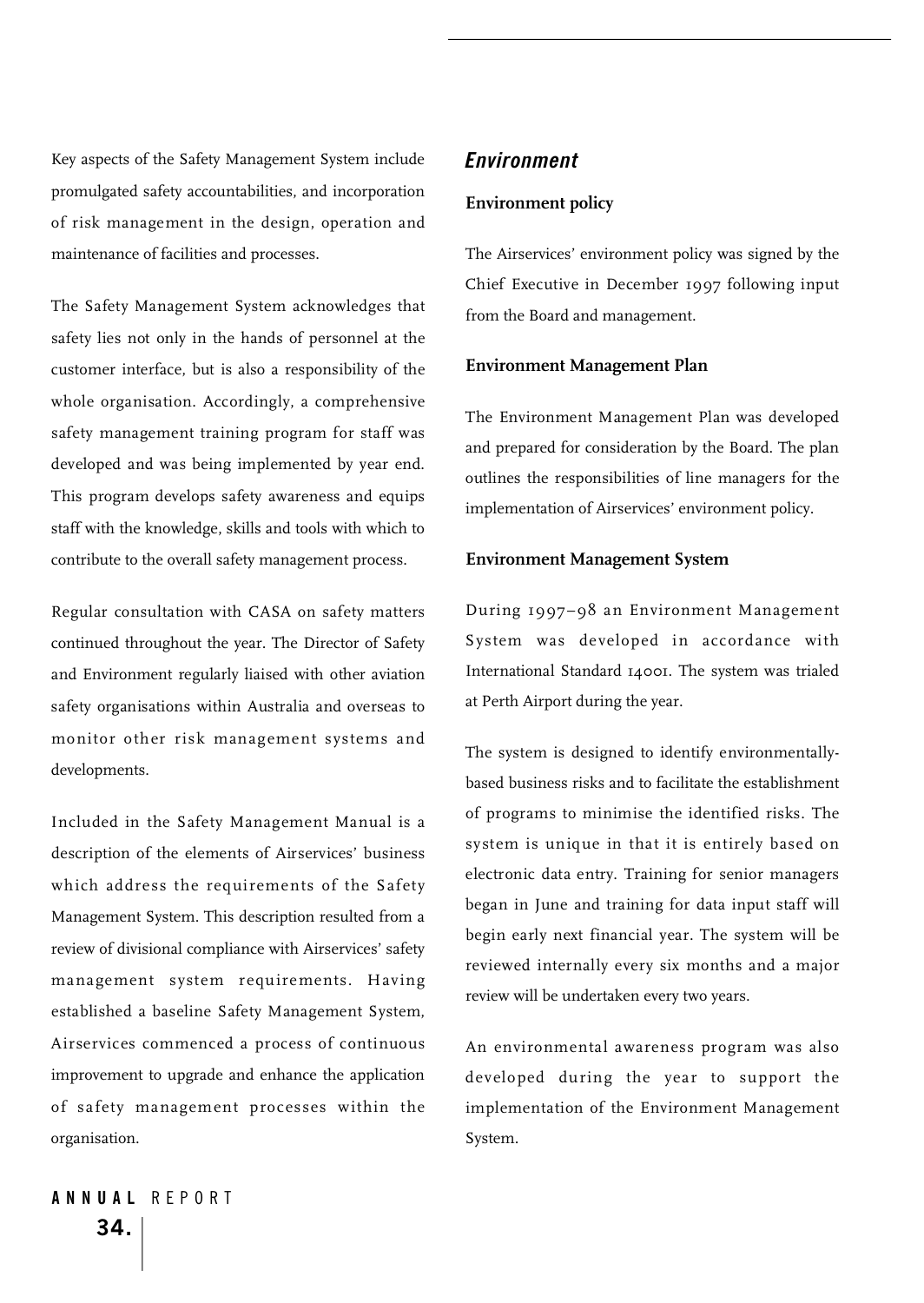Key aspects of the Safety Management System include promulgated safety accountabilities, and incorporation of risk management in the design, operation and maintenance of facilities and processes.

The Safety Management System acknowledges that safety lies not only in the hands of personnel at the customer interface, but is also a responsibility of the whole organisation. Accordingly, a comprehensive safety management training program for staff was developed and was being implemented by year end. This program develops safety awareness and equips staff with the knowledge, skills and tools with which to contribute to the overall safety management process.

Regular consultation with CASA on safety matters continued throughout the year. The Director of Safety and Environment regularly liaised with other aviation safety organisations within Australia and overseas to monitor other risk management systems and developments.

Included in the Safety Management Manual is a description of the elements of Airservices' business which address the requirements of the Safety Management System. This description resulted from a review of divisional compliance with Airservices' safety management system requirements. Having established a baseline Safety Management System, Airservices commenced a process of continuous improvement to upgrade and enhance the application of safety management processes within the organisation.

## *Environment*

### Environment policy

The Airservices' environment policy was signed by the Chief Executive in December 1997 following input from the Board and management.

### Environment Management Plan

The Environment Management Plan was developed and prepared for consideration by the Board. The plan outlines the responsibilities of line managers for the implementation of Airservices' environment policy.

### Environment Management System

During 1997–98 an Environment Management System was developed in accordance with International Standard 14001. The system was trialed at Perth Airport during the year.

The system is designed to identify environmentally-based business risks and to facilitate the establishment of programs to minimise the identified risks. The system is unique in that it is entirely based on electronic data entry. Training for senior managers began in June and training for data input staff will begin early next financial year. The system will be reviewed internally every six months and a major review will be undertaken every two years.

An environmental awareness program was also developed during the year to support the implementation of the Environment Management System.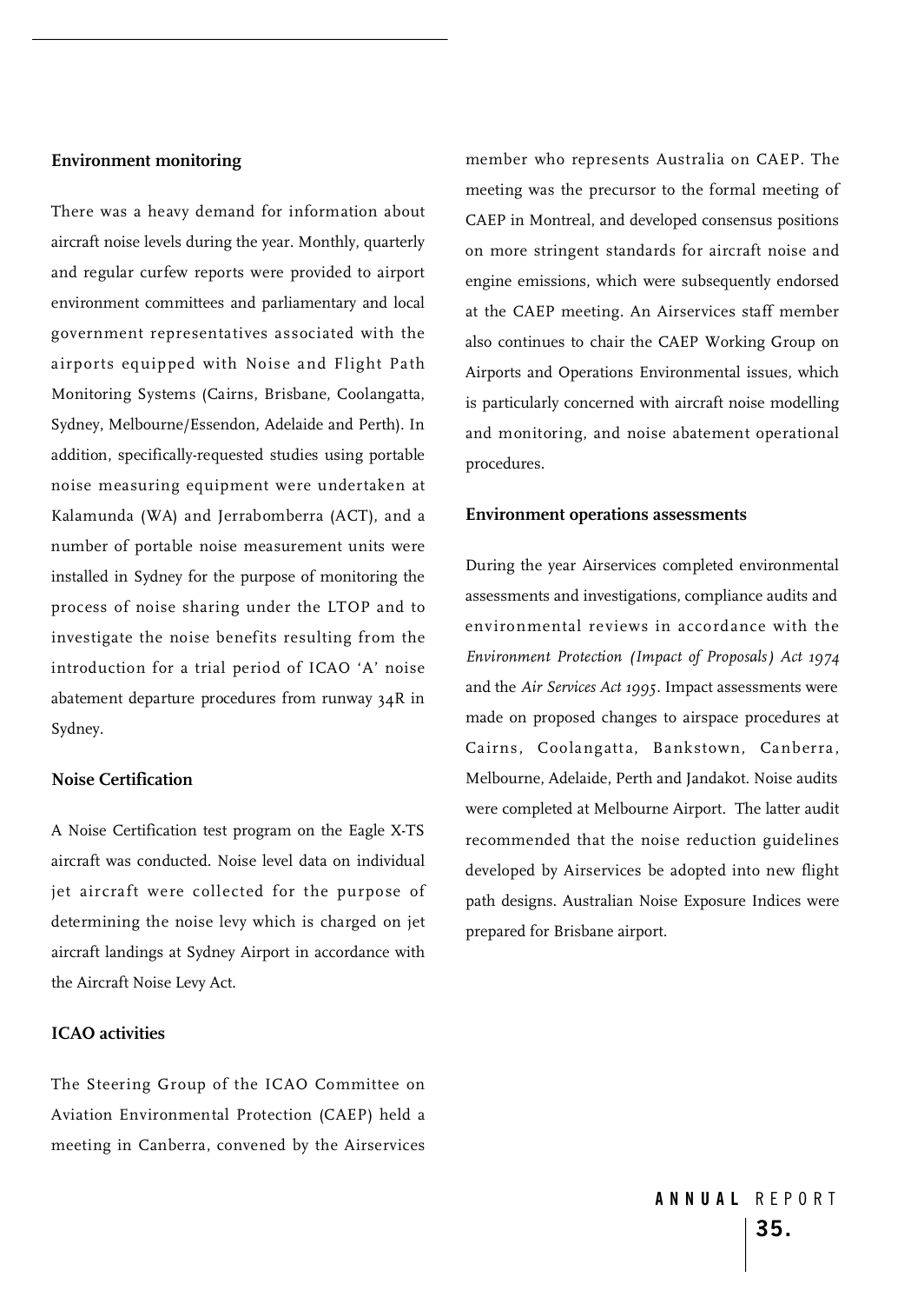### Environment monitoring

There was a heavy demand for information about aircraft noise levels during the year. Monthly, quarterly and regular curfew reports were provided to airport environment committees and parliamentary and local government representatives associated with the airports equipped with Noise and Flight Path Monitoring Systems (Cairns, Brisbane, Coolangatta, Sydney, Melbourne/Essendon, Adelaide and Perth). In addition, specifically-requested studies using portable noise measuring equipment were undertaken at Kalamunda (WA) and Jerrabomberra (ACT), and a number of portable noise measurement units were installed in Sydney for the purpose of monitoring the process of noise sharing under the LTOP and to investigate the noise benefits resulting from the introduction for a trial period of ICAO 'A' noise abatement departure procedures from runway 34R in Sydney.

### Noise Certification

A Noise Certification test program on the Eagle X-TS aircraft was conducted. Noise level data on individual jet aircraft were collected for the purpose of determining the noise levy which is charged on jet aircraft landings at Sydney Airport in accordance with the Aircraft Noise Levy Act.

### ICAO activities

The Steering Group of the ICAO Committee on Aviation Environmental Protection (CAEP) held a meeting in Canberra, convened by the Airservices member who represents Australia on CAEP. The meeting was the precursor to the formal meeting of CAEP in Montreal, and developed consensus positions on more stringent standards for aircraft noise and engine emissions, which were subsequently endorsed at the CAEP meeting. An Airservices staff member also continues to chair the CAEP Working Group on Airports and Operations Environmental issues, which is particularly concerned with aircraft noise modelling and monitoring, and noise abatement operational procedures.

### Environment operations assessments

During the year Airservices completed environmental assessments and investigations, compliance audits and environmental reviews in accordance with the *Environment Protection (Impact of Proposals) Act 1974* and the *Air Services Act 1995*. Impact assessments were made on proposed changes to airspace procedures at Cairns, Coolangatta, Bankstown, Canberra, Melbourne, Adelaide, Perth and Jandakot. Noise audits were completed at Melbourne Airport. The latter audit recommended that the noise reduction guidelines developed by Airservices be adopted into new flight path designs. Australian Noise Exposure Indices were prepared for Brisbane airport.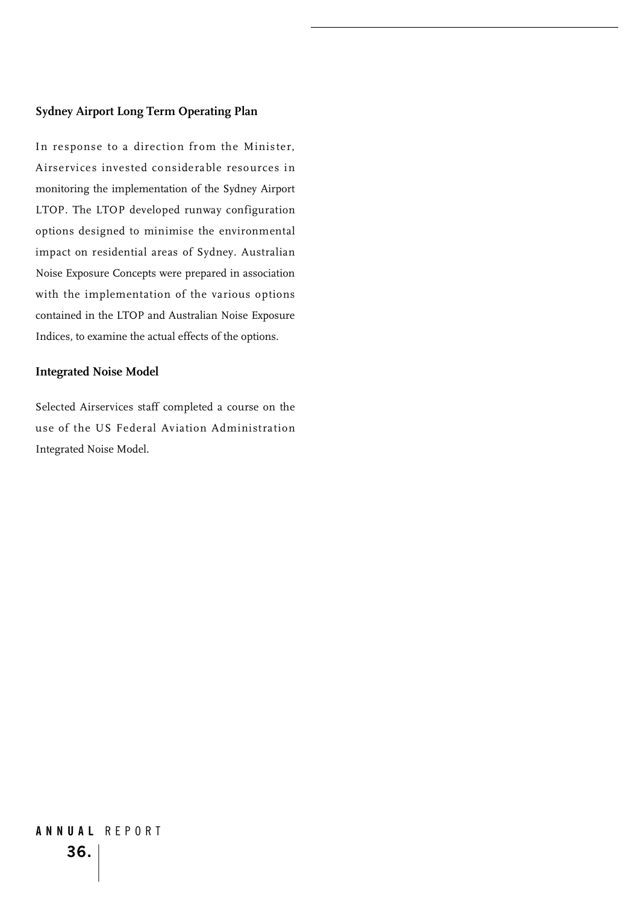### Sydney Airport Long Term Operating Plan

In response to a direction from the Minister, Airservices invested considerable resources in monitoring the implementation of the Sydney Airport LTOP. The LTOP developed runway configuration options designed to minimise the environmental impact on residential areas of Sydney. Australian Noise Exposure Concepts were prepared in association with the implementation of the various options contained in the LTOP and Australian Noise Exposure Indices, to examine the actual effects of the options.

### Integrated Noise Model

Selected Airservices staff completed a course on the use of the US Federal Aviation Administration Integrated Noise Model.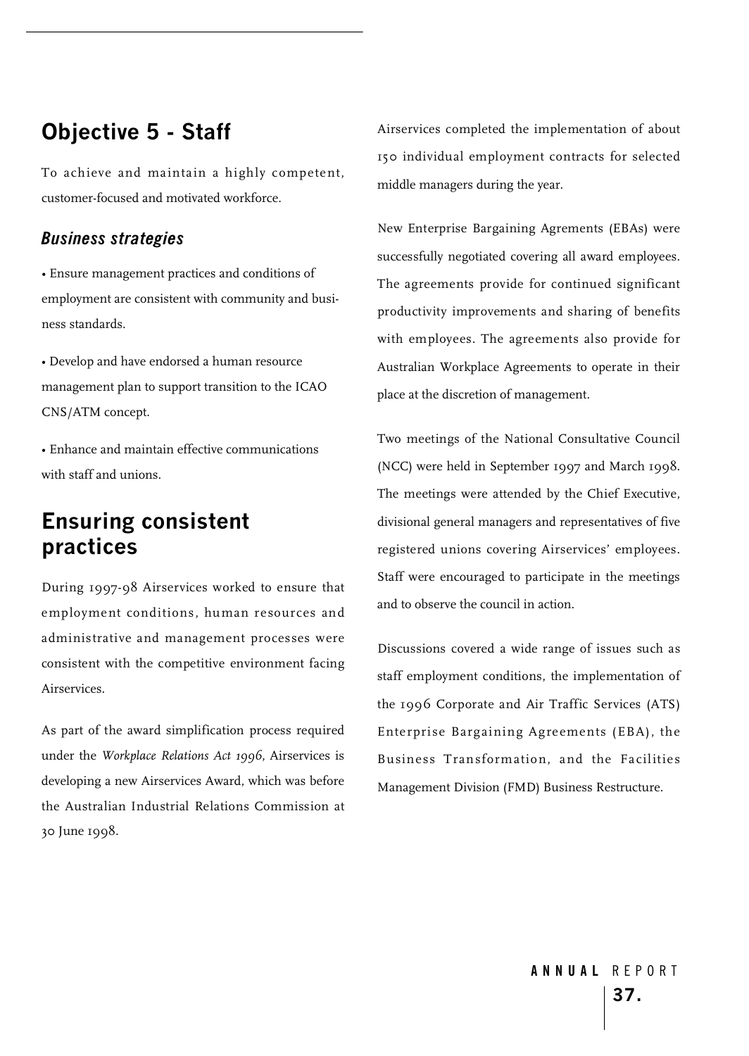## Objective 5 - Staff

To achieve and maintain a highly competent, customer-focused and motivated workforce.

### *Business strategies*

- Ensure management practices and conditions of employment are consistent with community and business standards.
- Develop and have endorsed a human resource management plan to support transition to the ICAO CNS/ATM concept.
- Enhance and maintain effective communications with staff and unions.

## Ensuring consistent practices

During 1997-98 Airservices worked to ensure that employment conditions, human resources and administrative and management processes were consistent with the competitive environment facing Airservices.

As part of the award simplification process required under the *Workplace Relations Act 1996*, Airservices is developing a new Airservices Award, which was before the Australian Industrial Relations Commission at 30 June 1998.

Airservices completed the implementation of about 150 individual employment contracts for selected middle managers during the year.

New Enterprise Bargaining Agrements (EBAs) were successfully negotiated covering all award employees. The agreements provide for continued significant productivity improvements and sharing of benefits with employees. The agreements also provide for Australian Workplace Agreements to operate in their place at the discretion of management.

Two meetings of the National Consultative Council (NCC) were held in September 1997 and March 1998. The meetings were attended by the Chief Executive, divisional general managers and representatives of five registered unions covering Airservices' employees. Staff were encouraged to participate in the meetings and to observe the council in action.

Discussions covered a wide range of issues such as staff employment conditions, the implementation of the 1996 Corporate and Air Traffic Services (ATS) Enterprise Bargaining Agreements (EBA), the Business Transformation, and the Facilities Management Division (FMD) Business Restructure.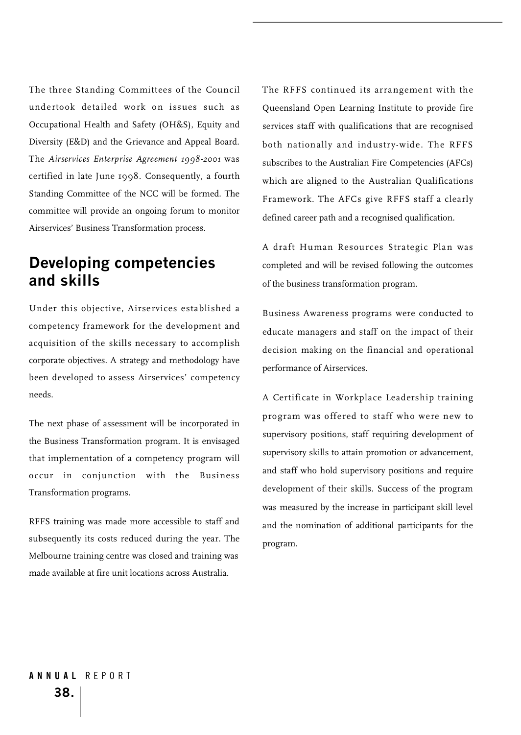The three Standing Committees of the Council undertook detailed work on issues such as Occupational Health and Safety (OH&S), Equity and Diversity (E&D) and the Grievance and Appeal Board. The *Airservices Enterprise Agreement 1998-2001* was certified in late June 1998. Consequently, a fourth Standing Committee of the NCC will be formed. The committee will provide an ongoing forum to monitor Airservices' Business Transformation process.

## Developing competencies and skills

Under this objective, Airservices established a competency framework for the development and acquisition of the skills necessary to accomplish corporate objectives. A strategy and methodology have been developed to assess Airservices' competency needs.

The next phase of assessment will be incorporated in the Business Transformation program. It is envisaged that implementation of a competency program will occur in conjunction with the Business Transformation programs.

RFFS training was made more accessible to staff and subsequently its costs reduced during the year. The Melbourne training centre was closed and training was made available at fire unit locations across Australia.

The RFFS continued its arrangement with the Queensland Open Learning Institute to provide fire services staff with qualifications that are recognised both nationally and industry-wide. The RFFS subscribes to the Australian Fire Competencies (AFCs) which are aligned to the Australian Qualifications Framework. The AFCs give RFFS staff a clearly defined career path and a recognised qualification.

A draft Human Resources Strategic Plan was completed and will be revised following the outcomes of the business transformation program.

Business Awareness programs were conducted to educate managers and staff on the impact of their decision making on the financial and operational performance of Airservices.

A Certificate in Workplace Leadership training program was offered to staff who were new to supervisory positions, staff requiring development of supervisory skills to attain promotion or advancement, and staff who hold supervisory positions and require development of their skills. Success of the program was measured by the increase in participant skill level and the nomination of additional participants for the program.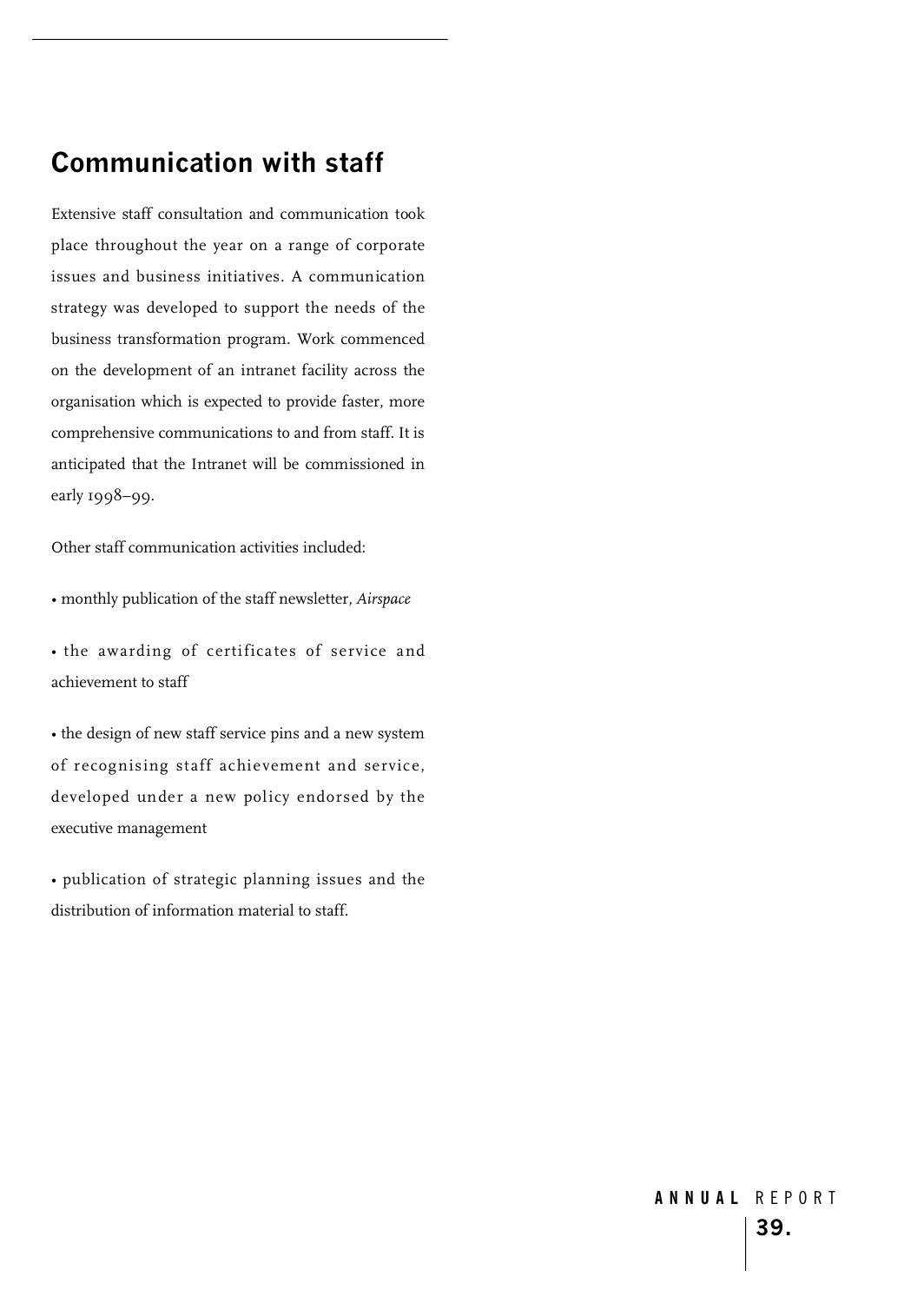## Communication with staff

Extensive staff consultation and communication took place throughout the year on a range of corporate issues and business initiatives. A communication strategy was developed to support the needs of the business transformation program. Work commenced on the development of an intranet facility across the organisation which is expected to provide faster, more comprehensive communications to and from staff. It is anticipated that the Intranet will be commissioned in early 1998–99.

Other staff communication activities included:

- monthly publication of the staff newsletter, *Airspace*
- the awarding of certificates of service and achievement to staff
- the design of new staff service pins and a new system of recognising staff achievement and service, developed under a new policy endorsed by the executive management
- publication of strategic planning issues and the distribution of information material to staff.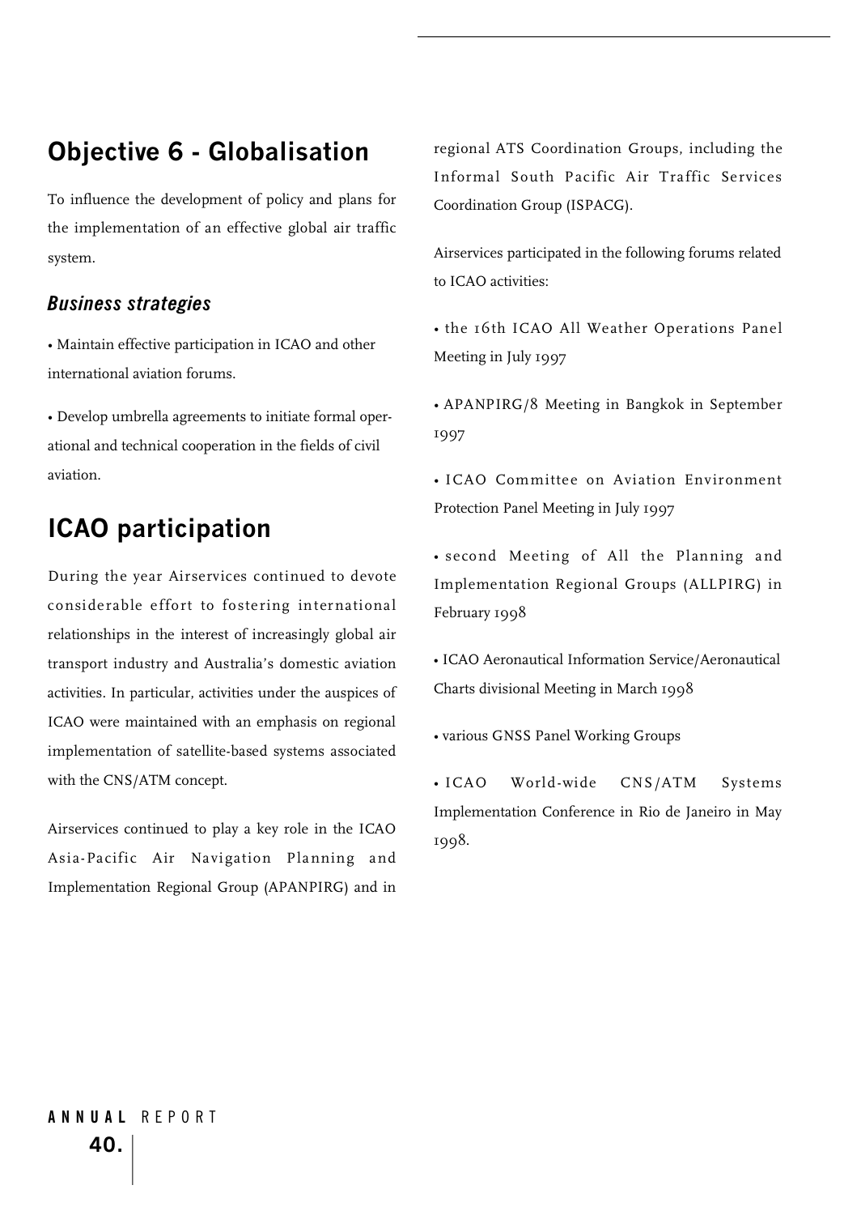## Objective 6 - Globalisation

To influence the development of policy and plans for the implementation of an effective global air traffic system.

### *Business strategies*

- Maintain effective participation in ICAO and other international aviation forums.
- Develop umbrella agreements to initiate formal operational and technical cooperation in the fields of civil aviation.

## ICAO participation

During the year Airservices continued to devote considerable effort to fostering international relationships in the interest of increasingly global air transport industry and Australia's domestic aviation activities. In particular, activities under the auspices of ICAO were maintained with an emphasis on regional implementation of satellite-based systems associated with the CNS/ATM concept.

Airservices continued to play a key role in the ICAO Asia-Pacific Air Navigation Planning and Implementation Regional Group (APANPIRG) and in regional ATS Coordination Groups, including the Informal South Pacific Air Traffic Services Coordination Group (ISPACG).

Airservices participated in the following forums related to ICAO activities:

- the 16th ICAO All Weather Operations Panel Meeting in July 1997
- APANPIRG/8 Meeting in Bangkok in September 1997
- ICAO Committee on Aviation Environment Protection Panel Meeting in July 1997
- second Meeting of All the Planning and Implementation Regional Groups (ALLPIRG) in February 1998
- ICAO Aeronautical Information Service/Aeronautical Charts divisional Meeting in March 1998
- various GNSS Panel Working Groups
- ICAO World-wide CNS/ATM Systems Implementation Conference in Rio de Janeiro in May 1998.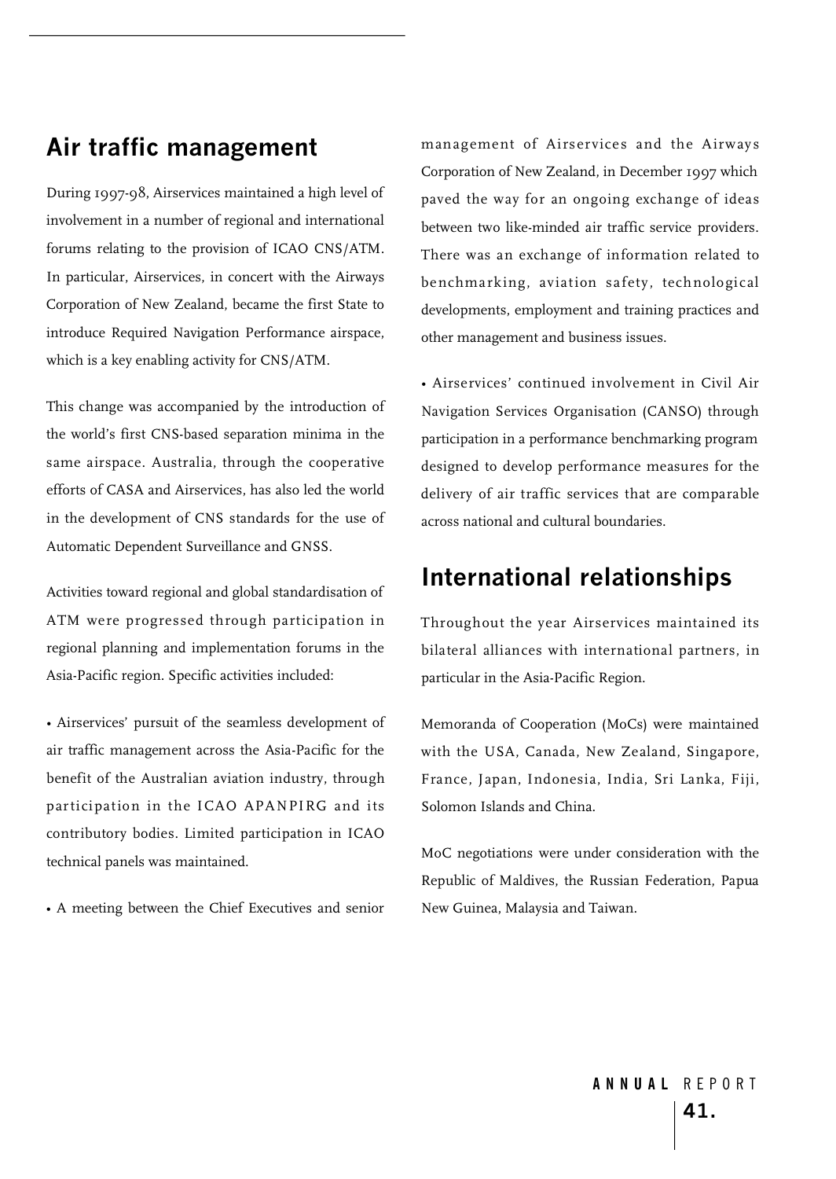## Air traffic management

During 1997-98, Airservices maintained a high level of involvement in a number of regional and international forums relating to the provision of ICAO CNS/ATM. In particular, Airservices, in concert with the Airways Corporation of New Zealand, became the first State to introduce Required Navigation Performance airspace, which is a key enabling activity for CNS/ATM.

This change was accompanied by the introduction of the world's first CNS-based separation minima in the same airspace. Australia, through the cooperative efforts of CASA and Airservices, has also led the world in the development of CNS standards for the use of Automatic Dependent Surveillance and GNSS.

Activities toward regional and global standardisation of ATM were progressed through participation in regional planning and implementation forums in the Asia-Pacific region. Specific activities included:

- Airservices' pursuit of the seamless development of air traffic management across the Asia-Pacific for the benefit of the Australian aviation industry, through participation in the ICAO APANPIRG and its contributory bodies. Limited participation in ICAO technical panels was maintained.
- A meeting between the Chief Executives and senior management of Airservices and the Airways Corporation of New Zealand, in December 1997 which paved the way for an ongoing exchange of ideas between two like-minded air traffic service providers. There was an exchange of information related to benchmarking, aviation safety, technological developments, employment and training practices and other management and business issues.
- Airservices' continued involvement in Civil Air Navigation Services Organisation (CANSO) through participation in a performance benchmarking program designed to develop performance measures for the delivery of air traffic services that are comparable across national and cultural boundaries.

## International relationships

Throughout the year Airservices maintained its bilateral alliances with international partners, in particular in the Asia-Pacific Region.

Memoranda of Cooperation (MoCs) were maintained with the USA, Canada, New Zealand, Singapore, France, Japan, Indonesia, India, Sri Lanka, Fiji, Solomon Islands and China.

MoC negotiations were under consideration with the Republic of Maldives, the Russian Federation, Papua New Guinea, Malaysia and Taiwan.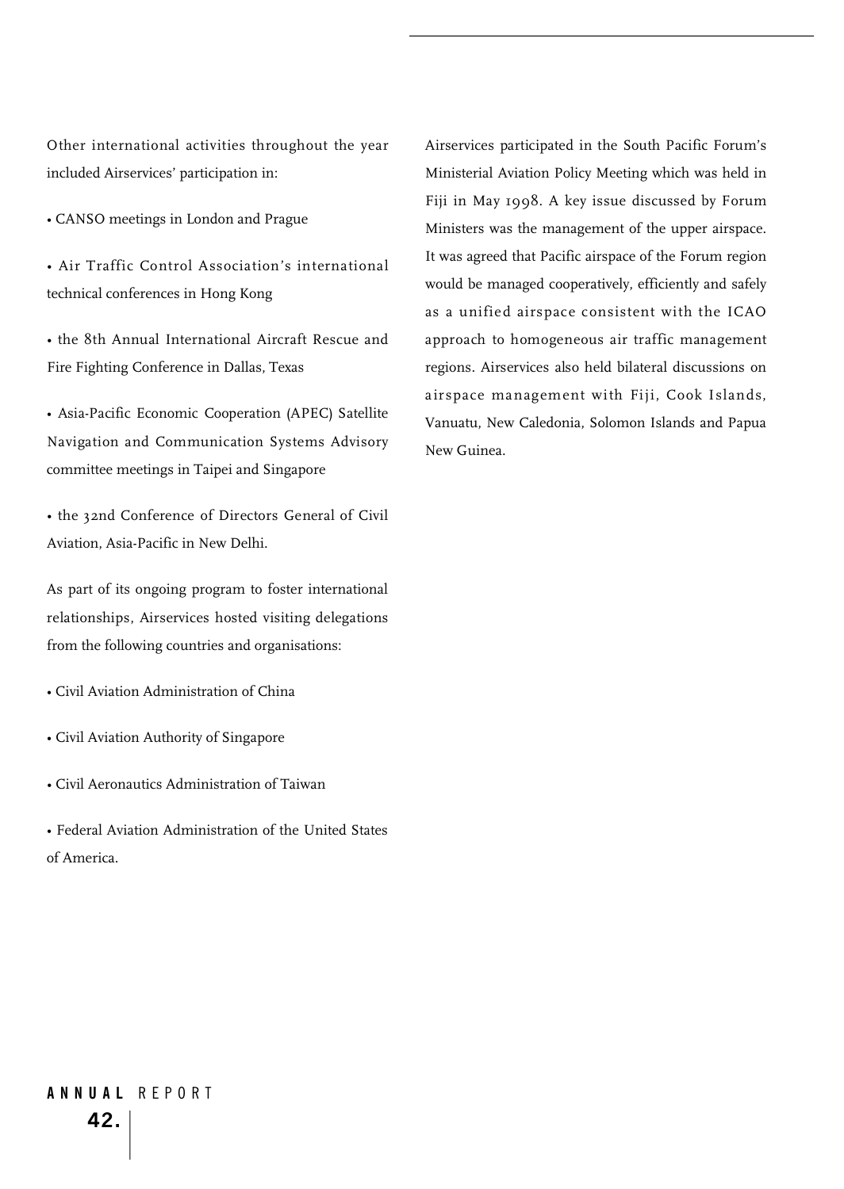Other international activities throughout the year included Airservices' participation in:

- CANSO meetings in London and Prague
- Air Traffic Control Association's international technical conferences in Hong Kong
- the 8th Annual International Aircraft Rescue and Fire Fighting Conference in Dallas, Texas
- Asia-Pacific Economic Cooperation (APEC) Satellite Navigation and Communication Systems Advisory committee meetings in Taipei and Singapore
- the 32nd Conference of Directors General of Civil Aviation, Asia-Pacific in New Delhi.

As part of its ongoing program to foster international relationships, Airservices hosted visiting delegations from the following countries and organisations:

- Civil Aviation Administration of China
- Civil Aviation Authority of Singapore
- Civil Aeronautics Administration of Taiwan
- Federal Aviation Administration of the United States of America.

Airservices participated in the South Pacific Forum's Ministerial Aviation Policy Meeting which was held in Fiji in May 1998. A key issue discussed by Forum Ministers was the management of the upper airspace. It was agreed that Pacific airspace of the Forum region would be managed cooperatively, efficiently and safely as a unified airspace consistent with the ICAO approach to homogeneous air traffic management regions. Airservices also held bilateral discussions on airspace management with Fiji, Cook Islands, Vanuatu, New Caledonia, Solomon Islands and Papua New Guinea.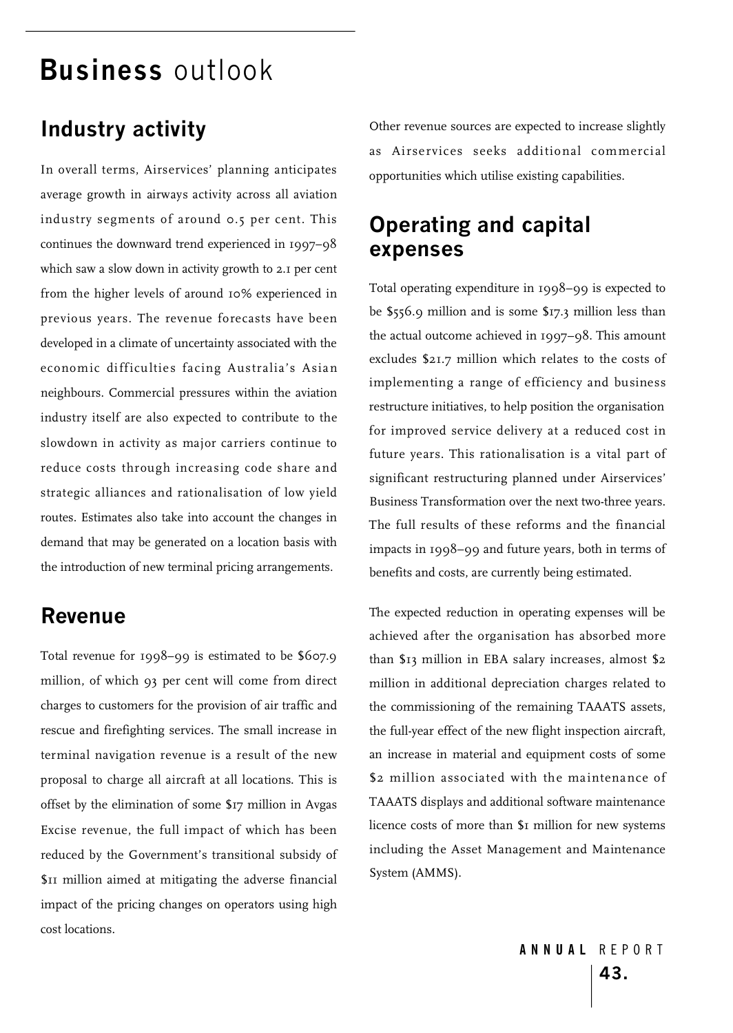# Business outlook

## Industry activity

In overall terms, Airservices' planning anticipates average growth in airways activity across all aviation industry segments of around 0.5 per cent. This continues the downward trend experienced in 1997–98 which saw a slow down in activity growth to 2.1 per cent from the higher levels of around 10% experienced in previous years. The revenue forecasts have been developed in a climate of uncertainty associated with the economic difficulties facing Australia's Asian neighbours. Commercial pressures within the aviation industry itself are also expected to contribute to the slowdown in activity as major carriers continue to reduce costs through increasing code share and strategic alliances and rationalisation of low yield routes. Estimates also take into account the changes in demand that may be generated on a location basis with the introduction of new terminal pricing arrangements.

## Revenue

Total revenue for 1998–99 is estimated to be $607.9 million, of which 93 per cent will come from direct charges to customers for the provision of air traffic and rescue and firefighting services. The small increase in terminal navigation revenue is a result of the new proposal to charge all aircraft at all locations. This is offset by the elimination of some $17 million in Avgas Excise revenue, the full impact of which has been reduced by the Government's transitional subsidy of $11 million aimed at mitigating the adverse financial impact of the pricing changes on operators using high cost locations.

Other revenue sources are expected to increase slightly as Airservices seeks additional commercial opportunities which utilise existing capabilities.

## Operating and capital expenses

Total operating expenditure in 1998–99 is expected to be $556.9 million and is some $17.3 million less than the actual outcome achieved in 1997–98. This amount excludes $21.7 million which relates to the costs of implementing a range of efficiency and business restructure initiatives, to help position the organisation for improved service delivery at a reduced cost in future years. This rationalisation is a vital part of significant restructuring planned under Airservices' Business Transformation over the next two-three years. The full results of these reforms and the financial impacts in 1998–99 and future years, both in terms of benefits and costs, are currently being estimated.

The expected reduction in operating expenses will be achieved after the organisation has absorbed more than $13 million in EBA salary increases, almost $2 million in additional depreciation charges related to the commissioning of the remaining TAAATS assets, the full-year effect of the new flight inspection aircraft, an increase in material and equipment costs of some $2 million associated with the maintenance of TAAATS displays and additional software maintenance licence costs of more than $1 million for new systems including the Asset Management and Maintenance System (AMMS).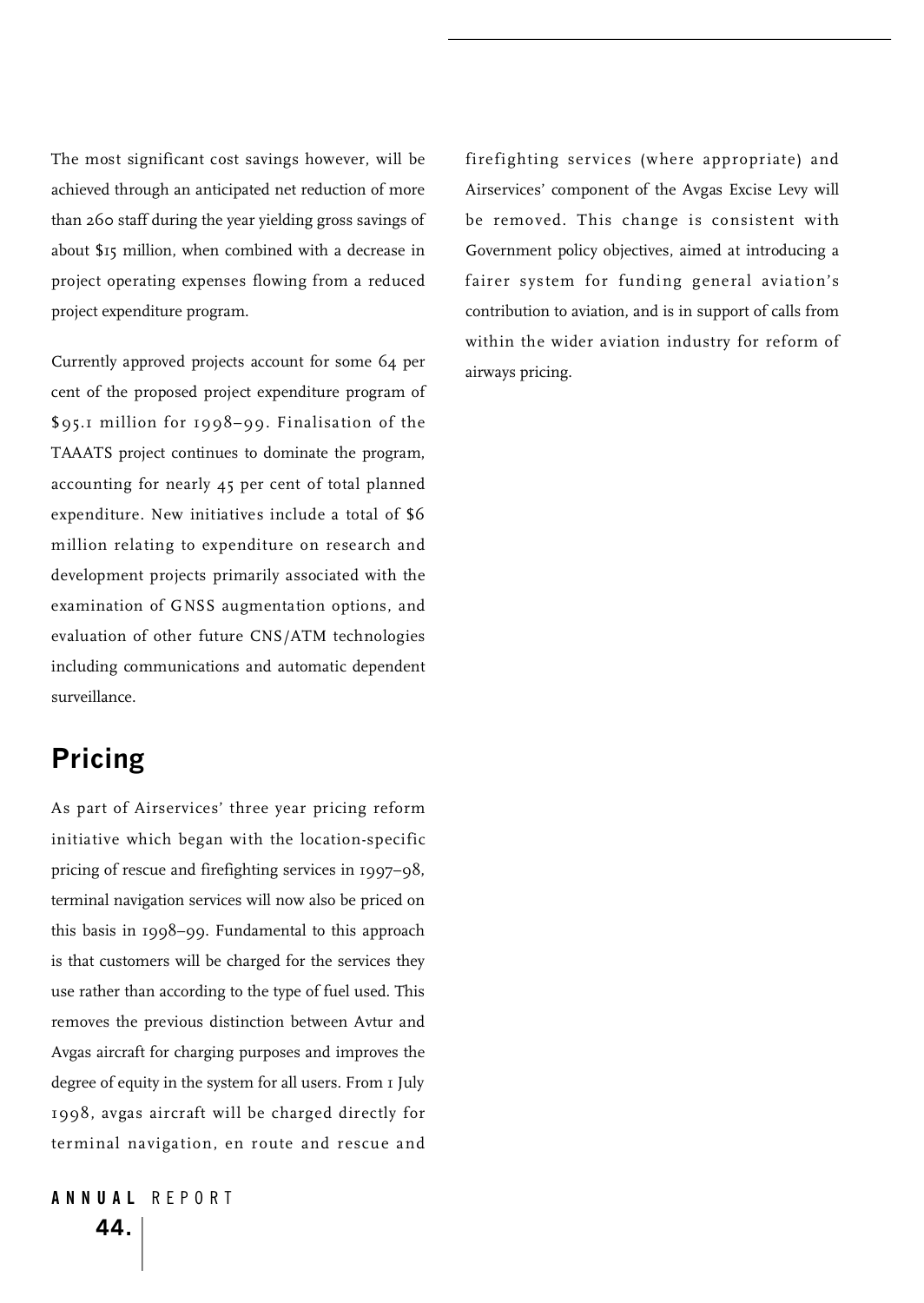The most significant cost savings however, will be achieved through an anticipated net reduction of more than 260 staff during the year yielding gross savings of about $15 million, when combined with a decrease in project operating expenses flowing from a reduced project expenditure program.

Currently approved projects account for some 64 per cent of the proposed project expenditure program of $95.1 million for 1998–99. Finalisation of the TAAATS project continues to dominate the program, accounting for nearly 45 per cent of total planned expenditure. New initiatives include a total of $6 million relating to expenditure on research and development projects primarily associated with the examination of GNSS augmentation options, and evaluation of other future CNS/ATM technologies including communications and automatic dependent surveillance.

## Pricing

As part of Airservices' three year pricing reform initiative which began with the location-specific pricing of rescue and firefighting services in 1997–98, terminal navigation services will now also be priced on this basis in 1998–99. Fundamental to this approach is that customers will be charged for the services they use rather than according to the type of fuel used. This removes the previous distinction between Avtur and Avgas aircraft for charging purposes and improves the degree of equity in the system for all users. From 1 July 1998, avgas aircraft will be charged directly for terminal navigation, en route and rescue and firefighting services (where appropriate) and Airservices' component of the Avgas Excise Levy will be removed. This change is consistent with Government policy objectives, aimed at introducing a fairer system for funding general aviation's contribution to aviation, and is in support of calls from within the wider aviation industry for reform of airways pricing.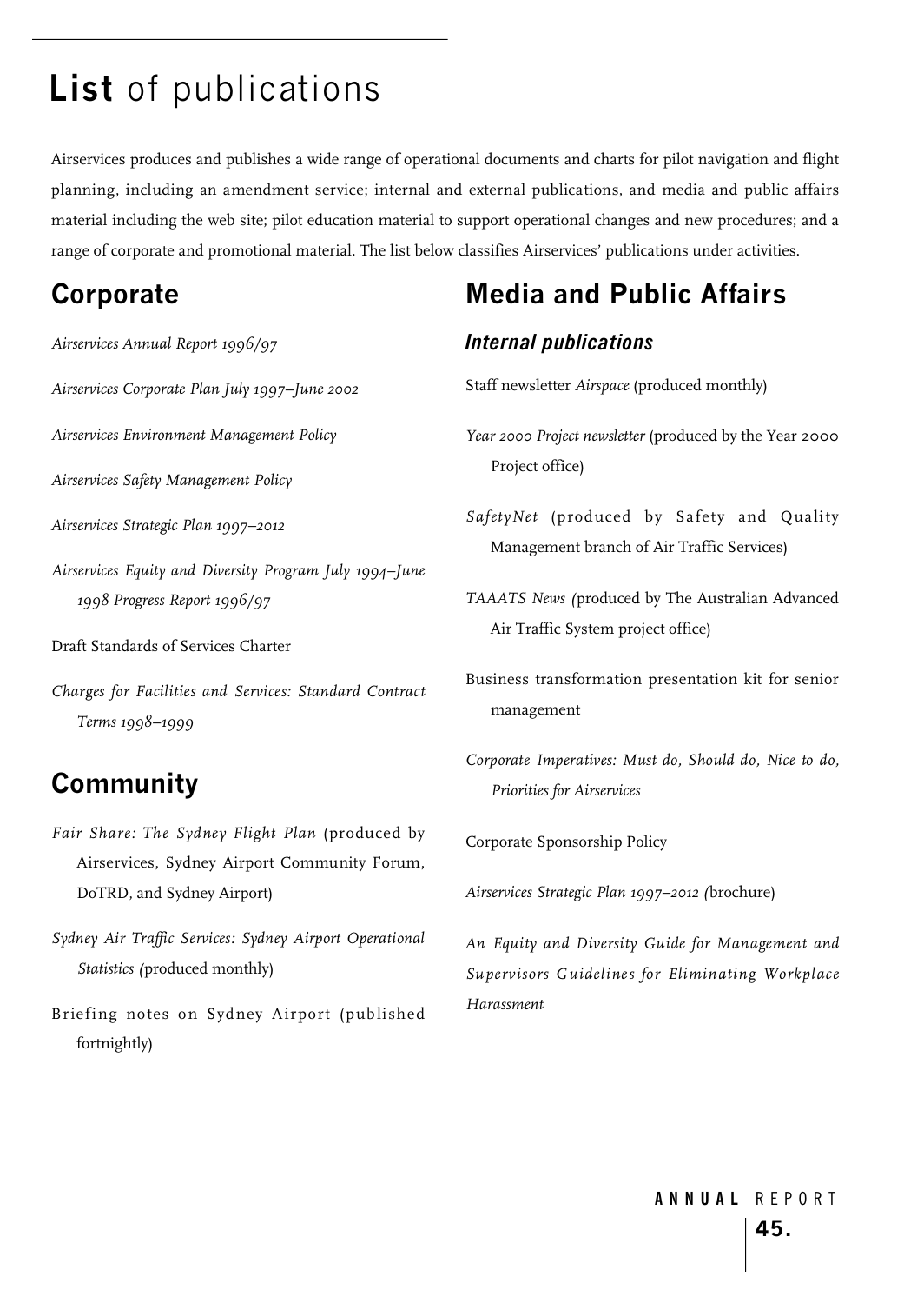# **List** of publications

Airservices produces and publishes a wide range of operational documents and charts for pilot navigation and flight planning, including an amendment service; internal and external publications, and media and public affairs material including the web site; pilot education material to support operational changes and new procedures; and a range of corporate and promotional material. The list below classifies Airservices' publications under activities.

## Corporate

*Airservices Annual Report 1996/97*

*Airservices Corporate Plan July 1997–June 2002*

*Airservices Environment Management Policy*

*Airservices Safety Management Policy*

*Airservices Strategic Plan 1997–2012*

*Airservices Equity and Diversity Program July 1994–June 1998 Progress Report 1996/97*

Draft Standards of Services Charter

*Charges for Facilities and Services: Standard Contract Terms 1998–1999*

## Community

*Fair Share: The Sydney Flight Plan* (produced by Airservices, Sydney Airport Community Forum, DoTRD, and Sydney Airport)

*Sydney Air Traffic Services: Sydney Airport Operational Statistics* (produced monthly)

Briefing notes on Sydney Airport (published fortnightly)

## Media and Public Affairs

### *Internal publications*

Staff newsletter *Airspace* (produced monthly)

*Year 2000 Project newsletter* (produced by the Year 2000 Project office)

*SafetyNet* (produced by Safety and Quality Management branch of Air Traffic Services)

*TAAATS News* (produced by The Australian Advanced Air Traffic System project office)

Business transformation presentation kit for senior management

*Corporate Imperatives: Must do, Should do, Nice to do, Priorities for Airservices*

Corporate Sponsorship Policy

*Airservices Strategic Plan 1997–2012* (brochure)

*An Equity and Diversity Guide for Management and Supervisors Guidelines for Eliminating Workplace Harassment*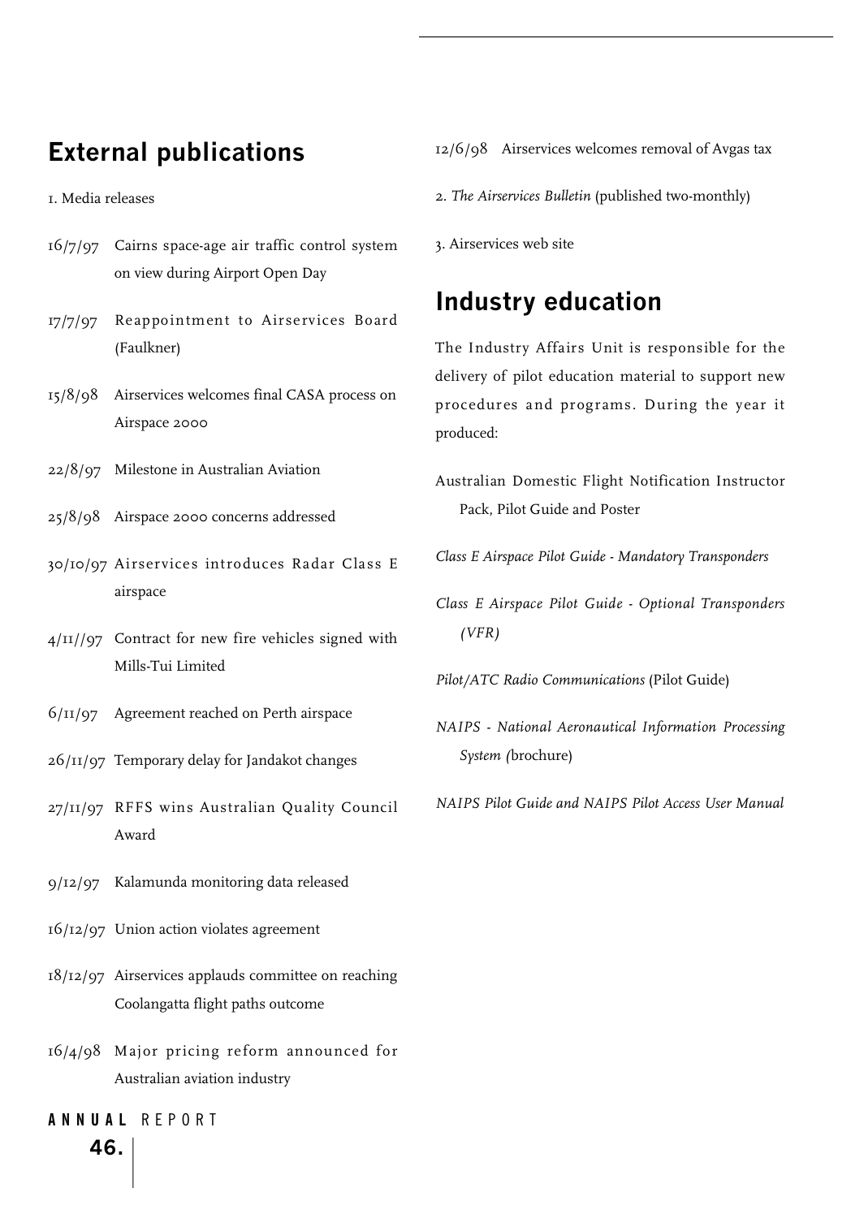## External publications

1. Media releases

16/7/97 Cairns space-age air traffic control system on view during Airport Open Day

17/7/97 Reappointment to Airservices Board (Faulkner)

15/8/98 Airservices welcomes final CASA process on Airspace 2000

22/8/97 Milestone in Australian Aviation

25/8/98 Airspace 2000 concerns addressed

30/10/97 Airservices introduces Radar Class E airspace

4/11//97 Contract for new fire vehicles signed with Mills-Tui Limited

6/11/97 Agreement reached on Perth airspace

26/11/97 Temporary delay for Jandakot changes

27/11/97 RFFS wins Australian Quality Council Award

9/12/97 Kalamunda monitoring data released

16/12/97 Union action violates agreement

18/12/97 Airservices applauds committee on reaching Coolangatta flight paths outcome

16/4/98 Major pricing reform announced for Australian aviation industry

12/6/98 Airservices welcomes removal of Avgas tax

2. *The Airservices Bulletin* (published two-monthly)

3. Airservices web site

## Industry education

The Industry Affairs Unit is responsible for the delivery of pilot education material to support new procedures and programs. During the year it produced:

Australian Domestic Flight Notification Instructor Pack, Pilot Guide and Poster

*Class E Airspace Pilot Guide - Mandatory Transponders*

*Class E Airspace Pilot Guide - Optional Transponders (VFR)*

*Pilot/ATC Radio Communications* (Pilot Guide)

*NAIPS - National Aeronautical Information Processing System (*brochure)

*NAIPS Pilot Guide and NAIPS Pilot Access User Manual*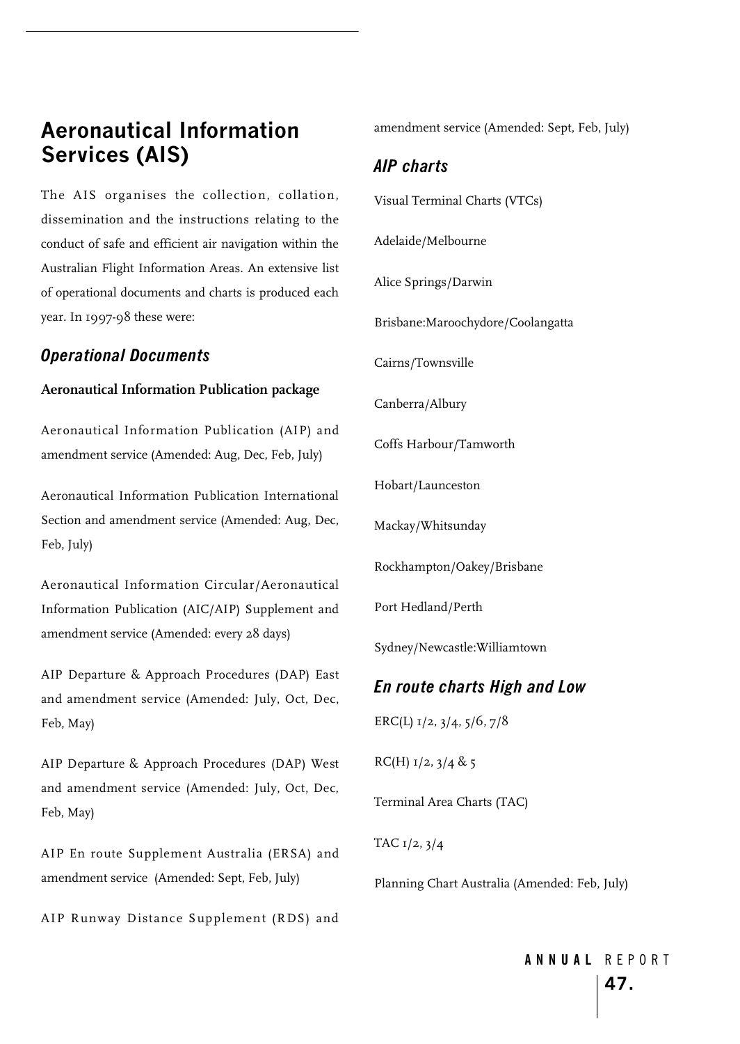## Aeronautical Information Services (AIS)

The AIS organises the collection, collation, dissemination and the instructions relating to the conduct of safe and efficient air navigation within the Australian Flight Information Areas. An extensive list of operational documents and charts is produced each year. In 1997-98 these were:

### *Operational Documents*

**Aeronautical Information Publication package**

Aeronautical Information Publication (AIP) and amendment service (Amended: Aug, Dec, Feb, July)

Aeronautical Information Publication International Section and amendment service (Amended: Aug, Dec, Feb, July)

Aeronautical Information Circular/Aeronautical Information Publication (AIC/AIP) Supplement and amendment service (Amended: every 28 days)

AIP Departure & Approach Procedures (DAP) East and amendment service (Amended: July, Oct, Dec, Feb, May)

AIP Departure & Approach Procedures (DAP) West and amendment service (Amended: July, Oct, Dec, Feb, May)

AIP En route Supplement Australia (ERSA) and amendment service (Amended: Sept, Feb, July)

AIP Runway Distance Supplement (RDS) and amendment service (Amended: Sept, Feb, July)

### *AIP charts*

Visual Terminal Charts (VTCs)

Adelaide/Melbourne

Alice Springs/Darwin

Brisbane:Maroochydore/Coolangatta

Cairns/Townsville

Canberra/Albury

Coffs Harbour/Tamworth

Hobart/Launceston

Mackay/Whitsunday

Rockhampton/Oakey/Brisbane

Port Hedland/Perth

Sydney/Newcastle:Williamtown

### *En route charts High and Low*

ERC(L) 1/2, 3/4, 5/6, 7/8

RC(H) 1/2, 3/4 & 5

Terminal Area Charts (TAC)

TAC 1/2, 3/4

Planning Chart Australia (Amended: Feb, July)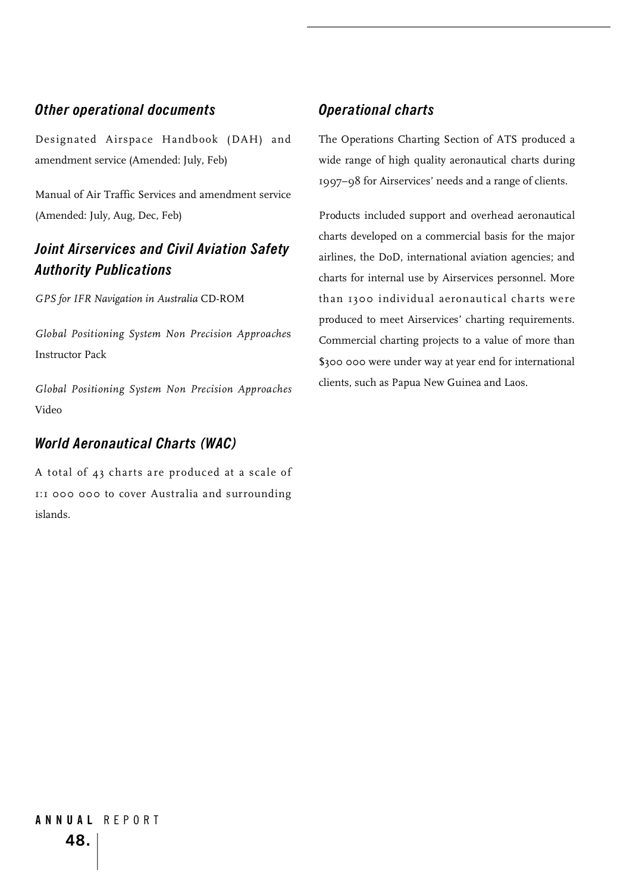## Other operational documents

Designated Airspace Handbook (DAH) and amendment service (Amended: July, Feb)

Manual of Air Traffic Services and amendment service (Amended: July, Aug, Dec, Feb)

## Joint Airservices and Civil Aviation Safety Authority Publications

*GPS for IFR Navigation in Australia* CD-ROM

*Global Positioning System Non Precision Approaches* Instructor Pack

*Global Positioning System Non Precision Approaches* Video

## World Aeronautical Charts (WAC)

A total of 43 charts are produced at a scale of 1:1 000 000 to cover Australia and surrounding islands.

## Operational charts

The Operations Charting Section of ATS produced a wide range of high quality aeronautical charts during 1997–98 for Airservices' needs and a range of clients.

Products included support and overhead aeronautical charts developed on a commercial basis for the major airlines, the DoD, international aviation agencies; and charts for internal use by Airservices personnel. More than 1300 individual aeronautical charts were produced to meet Airservices' charting requirements. Commercial charting projects to a value of more than $300 000 were under way at year end for international clients, such as Papua New Guinea and Laos.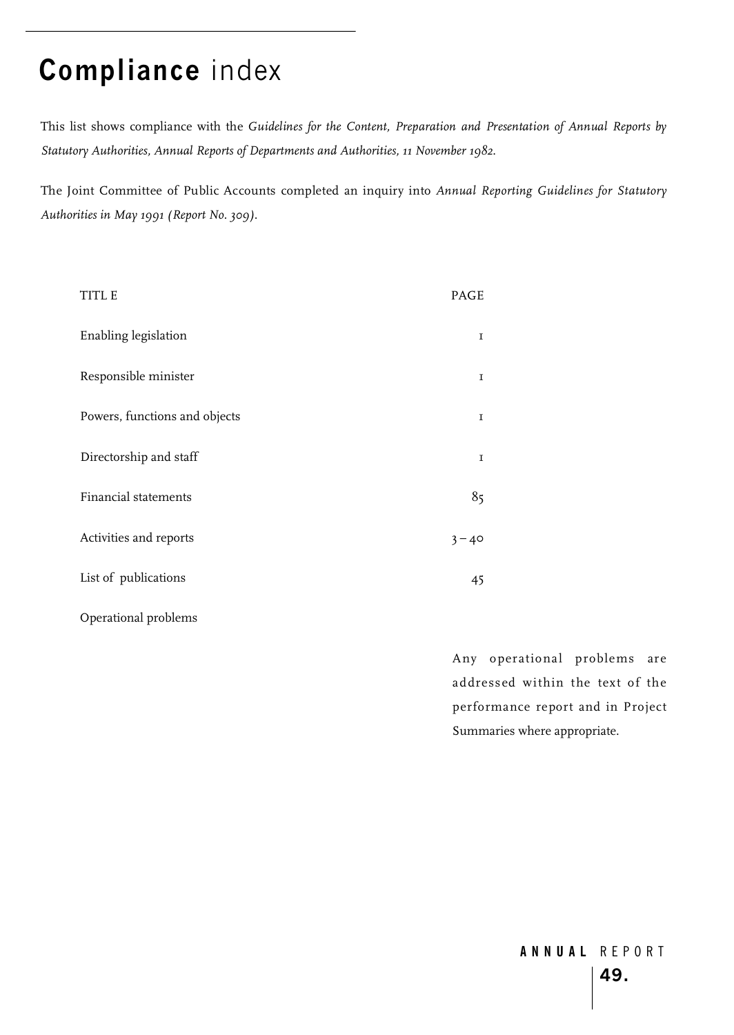# **Compliance** index

This list shows compliance with the *Guidelines for the Content, Preparation and Presentation of Annual Reports by Statutory Authorities, Annual Reports of Departments and Authorities, 11 November 1982.*

The Joint Committee of Public Accounts completed an inquiry into *Annual Reporting Guidelines for Statutory Authorities in May 1991 (Report No. 309).*

| TITLE | PAGE |
| --- | --- |
| Enabling legislation | 1 |
| Responsible minister | 1 |
| Powers, functions and objects | 1 |
| Directorship and staff | 1 |
| Financial statements | 85 |
| Activities and reports | 3 – 40 |
| List of publications | 45 |
| Operational problems | Any operational problems are addressed within the text of the performance report and in Project Summaries where appropriate. |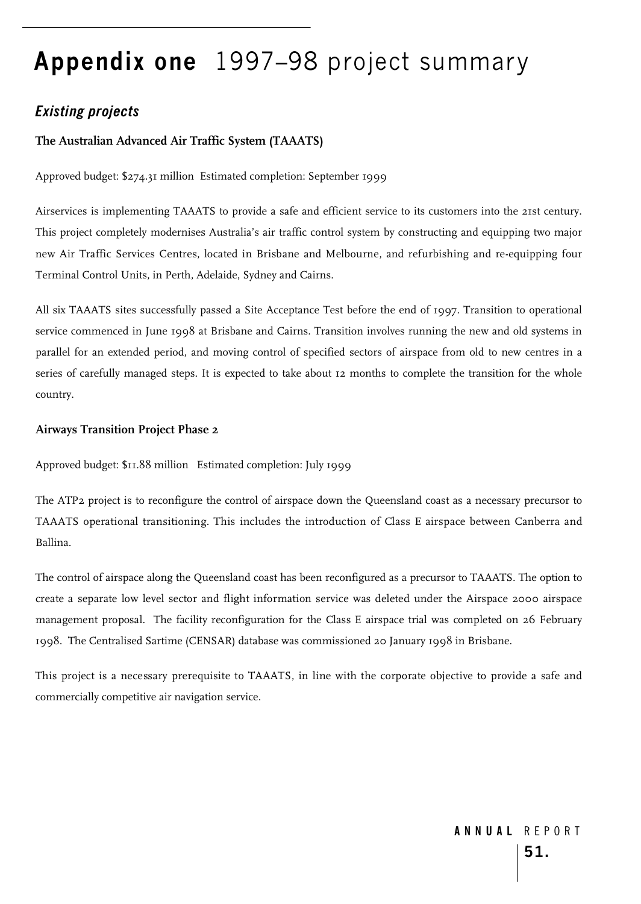# **Appendix one** 1997–98 project summary

## *Existing projects*

### The Australian Advanced Air Traffic System (TAAATS)

Approved budget: $274.31 million  Estimated completion: September 1999

Airservices is implementing TAAATS to provide a safe and efficient service to its customers into the 21st century. This project completely modernises Australia's air traffic control system by constructing and equipping two major new Air Traffic Services Centres, located in Brisbane and Melbourne, and refurbishing and re-equipping four Terminal Control Units, in Perth, Adelaide, Sydney and Cairns.

All six TAAATS sites successfully passed a Site Acceptance Test before the end of 1997. Transition to operational service commenced in June 1998 at Brisbane and Cairns. Transition involves running the new and old systems in parallel for an extended period, and moving control of specified sectors of airspace from old to new centres in a series of carefully managed steps. It is expected to take about 12 months to complete the transition for the whole country.

### Airways Transition Project Phase 2

Approved budget: $11.88 million   Estimated completion: July 1999

The ATP2 project is to reconfigure the control of airspace down the Queensland coast as a necessary precursor to TAAATS operational transitioning. This includes the introduction of Class E airspace between Canberra and Ballina.

The control of airspace along the Queensland coast has been reconfigured as a precursor to TAAATS. The option to create a separate low level sector and flight information service was deleted under the Airspace 2000 airspace management proposal. The facility reconfiguration for the Class E airspace trial was completed on 26 February 1998. The Centralised Sartime (CENSAR) database was commissioned 20 January 1998 in Brisbane.

This project is a necessary prerequisite to TAAATS, in line with the corporate objective to provide a safe and commercially competitive air navigation service.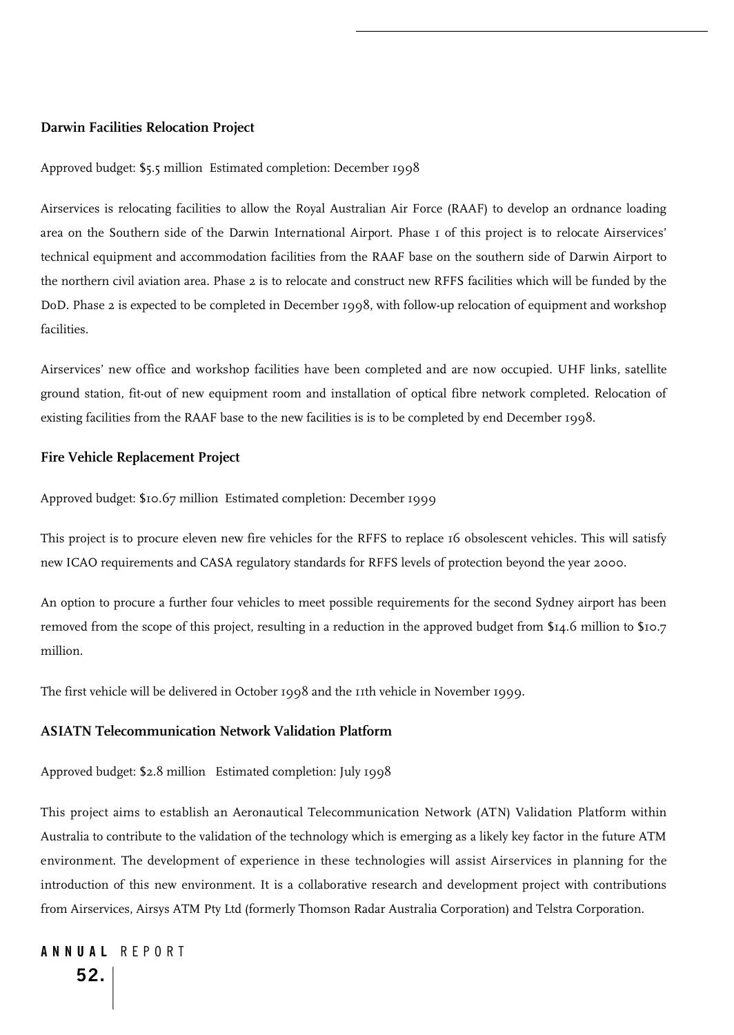### Darwin Facilities Relocation Project

Approved budget: $5.5 million Estimated completion: December 1998

Airservices is relocating facilities to allow the Royal Australian Air Force (RAAF) to develop an ordnance loading area on the Southern side of the Darwin International Airport. Phase 1 of this project is to relocate Airservices' technical equipment and accommodation facilities from the RAAF base on the southern side of Darwin Airport to the northern civil aviation area. Phase 2 is to relocate and construct new RFFS facilities which will be funded by the DoD. Phase 2 is expected to be completed in December 1998, with follow-up relocation of equipment and workshop facilities.

Airservices' new office and workshop facilities have been completed and are now occupied. UHF links, satellite ground station, fit-out of new equipment room and installation of optical fibre network completed. Relocation of existing facilities from the RAAF base to the new facilities is is to be completed by end December 1998.

### Fire Vehicle Replacement Project

Approved budget: $10.67 million Estimated completion: December 1999

This project is to procure eleven new fire vehicles for the RFFS to replace 16 obsolescent vehicles. This will satisfy new ICAO requirements and CASA regulatory standards for RFFS levels of protection beyond the year 2000.

An option to procure a further four vehicles to meet possible requirements for the second Sydney airport has been removed from the scope of this project, resulting in a reduction in the approved budget from $14.6 million to $10.7 million.

The first vehicle will be delivered in October 1998 and the 11th vehicle in November 1999.

### ASIATN Telecommunication Network Validation Platform

Approved budget: $2.8 million Estimated completion: July 1998

This project aims to establish an Aeronautical Telecommunication Network (ATN) Validation Platform within Australia to contribute to the validation of the technology which is emerging as a likely key factor in the future ATM environment. The development of experience in these technologies will assist Airservices in planning for the introduction of this new environment. It is a collaborative research and development project with contributions from Airservices, Airsys ATM Pty Ltd (formerly Thomson Radar Australia Corporation) and Telstra Corporation.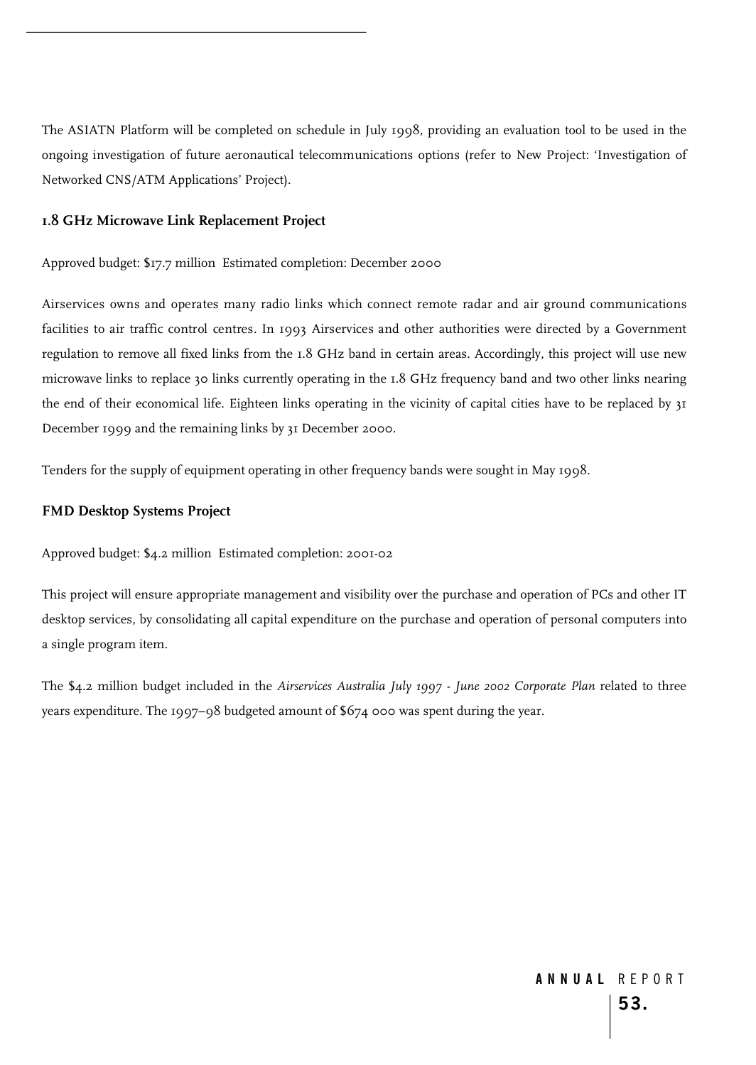The ASIATN Platform will be completed on schedule in July 1998, providing an evaluation tool to be used in the ongoing investigation of future aeronautical telecommunications options (refer to New Project: 'Investigation of Networked CNS/ATM Applications' Project).

### 1.8 GHz Microwave Link Replacement Project

Approved budget: $17.7 million  Estimated completion: December 2000

Airservices owns and operates many radio links which connect remote radar and air ground communications facilities to air traffic control centres. In 1993 Airservices and other authorities were directed by a Government regulation to remove all fixed links from the 1.8 GHz band in certain areas. Accordingly, this project will use new microwave links to replace 30 links currently operating in the 1.8 GHz frequency band and two other links nearing the end of their economical life. Eighteen links operating in the vicinity of capital cities have to be replaced by 31 December 1999 and the remaining links by 31 December 2000.

Tenders for the supply of equipment operating in other frequency bands were sought in May 1998.

### FMD Desktop Systems Project

Approved budget: $4.2 million  Estimated completion: 2001-02

This project will ensure appropriate management and visibility over the purchase and operation of PCs and other IT desktop services, by consolidating all capital expenditure on the purchase and operation of personal computers into a single program item.

The $4.2 million budget included in the *Airservices Australia July 1997 - June 2002 Corporate Plan* related to three years expenditure. The 1997–98 budgeted amount of $674 000 was spent during the year.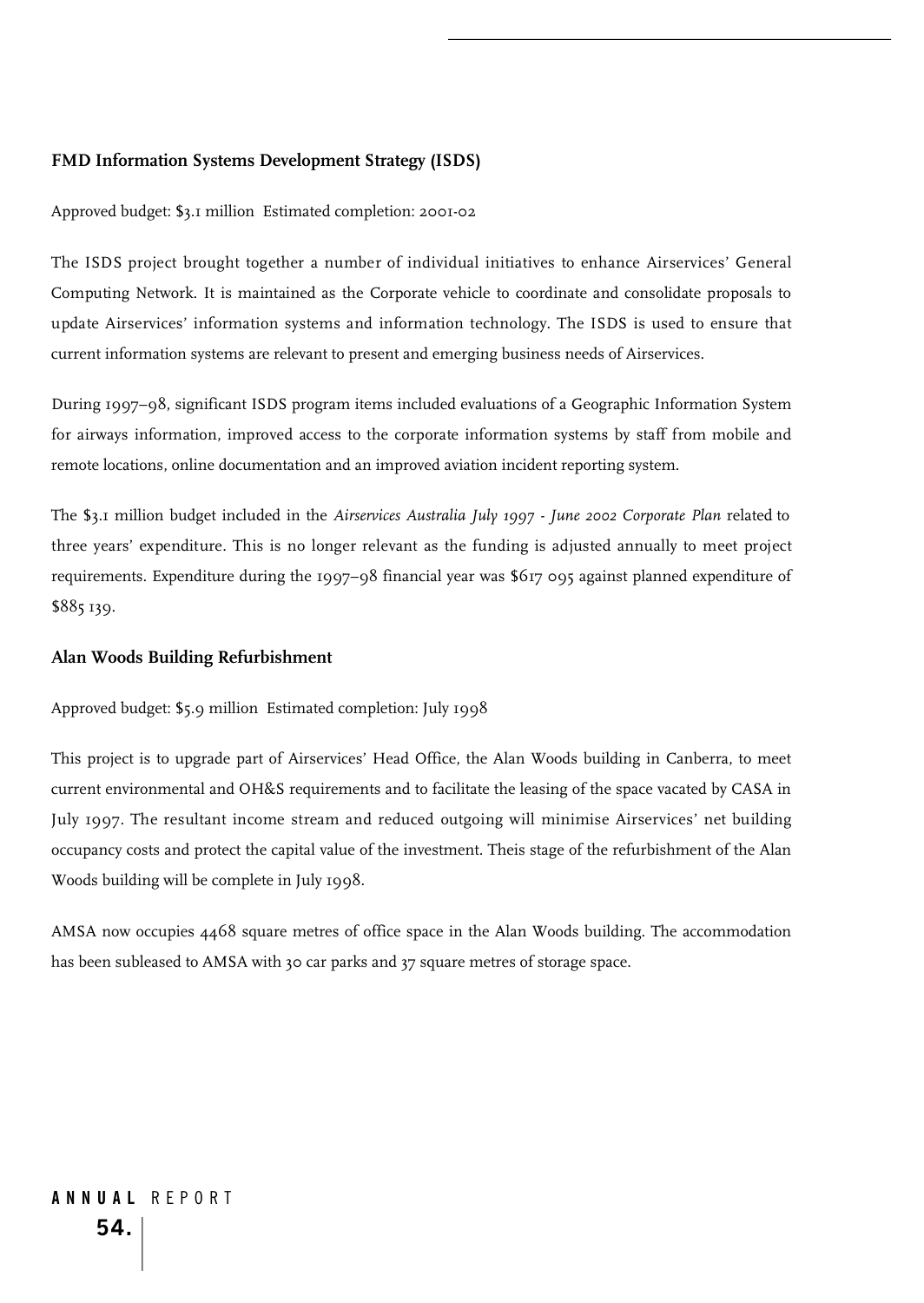### FMD Information Systems Development Strategy (ISDS)

Approved budget: $3.1 million  Estimated completion: 2001-02

The ISDS project brought together a number of individual initiatives to enhance Airservices' General Computing Network. It is maintained as the Corporate vehicle to coordinate and consolidate proposals to update Airservices' information systems and information technology. The ISDS is used to ensure that current information systems are relevant to present and emerging business needs of Airservices.

During 1997–98, significant ISDS program items included evaluations of a Geographic Information System for airways information, improved access to the corporate information systems by staff from mobile and remote locations, online documentation and an improved aviation incident reporting system.

The $3.1 million budget included in the *Airservices Australia July 1997 - June 2002 Corporate Plan* related to three years' expenditure. This is no longer relevant as the funding is adjusted annually to meet project requirements. Expenditure during the 1997–98 financial year was $617 095 against planned expenditure of $885 139.

### Alan Woods Building Refurbishment

Approved budget: $5.9 million  Estimated completion: July 1998

This project is to upgrade part of Airservices' Head Office, the Alan Woods building in Canberra, to meet current environmental and OH&S requirements and to facilitate the leasing of the space vacated by CASA in July 1997. The resultant income stream and reduced outgoing will minimise Airservices' net building occupancy costs and protect the capital value of the investment. Theis stage of the refurbishment of the Alan Woods building will be complete in July 1998.

AMSA now occupies 4468 square metres of office space in the Alan Woods building. The accommodation has been subleased to AMSA with 30 car parks and 37 square metres of storage space.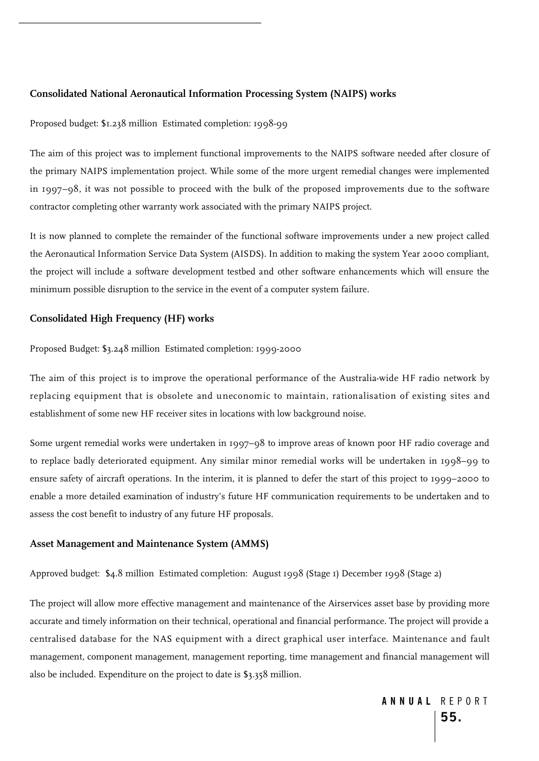**Consolidated National Aeronautical Information Processing System (NAIPS) works**

Proposed budget: $1.238 million  Estimated completion: 1998-99

The aim of this project was to implement functional improvements to the NAIPS software needed after closure of the primary NAIPS implementation project. While some of the more urgent remedial changes were implemented in 1997–98, it was not possible to proceed with the bulk of the proposed improvements due to the software contractor completing other warranty work associated with the primary NAIPS project.

It is now planned to complete the remainder of the functional software improvements under a new project called the Aeronautical Information Service Data System (AISDS). In addition to making the system Year 2000 compliant, the project will include a software development testbed and other software enhancements which will ensure the minimum possible disruption to the service in the event of a computer system failure.

**Consolidated High Frequency (HF) works**

Proposed Budget: $3.248 million  Estimated completion: 1999-2000

The aim of this project is to improve the operational performance of the Australia-wide HF radio network by replacing equipment that is obsolete and uneconomic to maintain, rationalisation of existing sites and establishment of some new HF receiver sites in locations with low background noise.

Some urgent remedial works were undertaken in 1997–98 to improve areas of known poor HF radio coverage and to replace badly deteriorated equipment. Any similar minor remedial works will be undertaken in 1998–99 to ensure safety of aircraft operations. In the interim, it is planned to defer the start of this project to 1999–2000 to enable a more detailed examination of industry's future HF communication requirements to be undertaken and to assess the cost benefit to industry of any future HF proposals.

**Asset Management and Maintenance System (AMMS)**

Approved budget:  $4.8 million  Estimated completion:  August 1998 (Stage 1) December 1998 (Stage 2)

The project will allow more effective management and maintenance of the Airservices asset base by providing more accurate and timely information on their technical, operational and financial performance. The project will provide a centralised database for the NAS equipment with a direct graphical user interface. Maintenance and fault management, component management, management reporting, time management and financial management will also be included. Expenditure on the project to date is $3.358 million.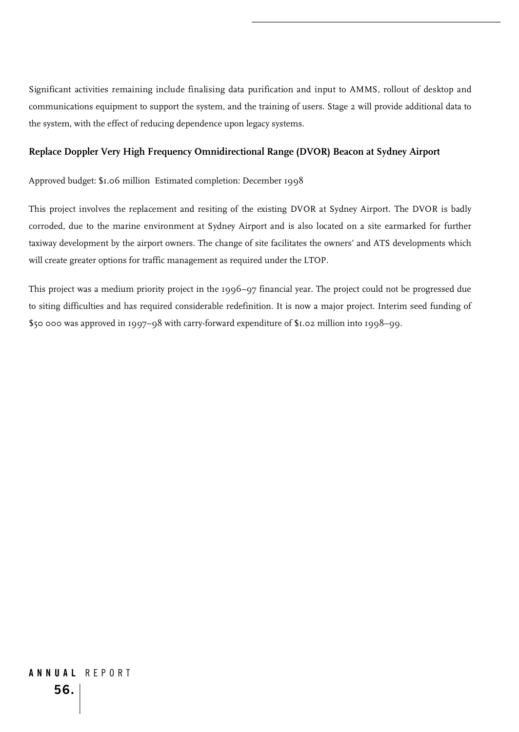Significant activities remaining include finalising data purification and input to AMMS, rollout of desktop and communications equipment to support the system, and the training of users. Stage 2 will provide additional data to the system, with the effect of reducing dependence upon legacy systems.

### Replace Doppler Very High Frequency Omnidirectional Range (DVOR) Beacon at Sydney Airport

Approved budget: $1.06 million  Estimated completion: December 1998

This project involves the replacement and resiting of the existing DVOR at Sydney Airport. The DVOR is badly corroded, due to the marine environment at Sydney Airport and is also located on a site earmarked for further taxiway development by the airport owners. The change of site facilitates the owners' and ATS developments which will create greater options for traffic management as required under the LTOP.

This project was a medium priority project in the 1996–97 financial year. The project could not be progressed due to siting difficulties and has required considerable redefinition. It is now a major project. Interim seed funding of $50 000 was approved in 1997–98 with carry-forward expenditure of $1.02 million into 1998–99.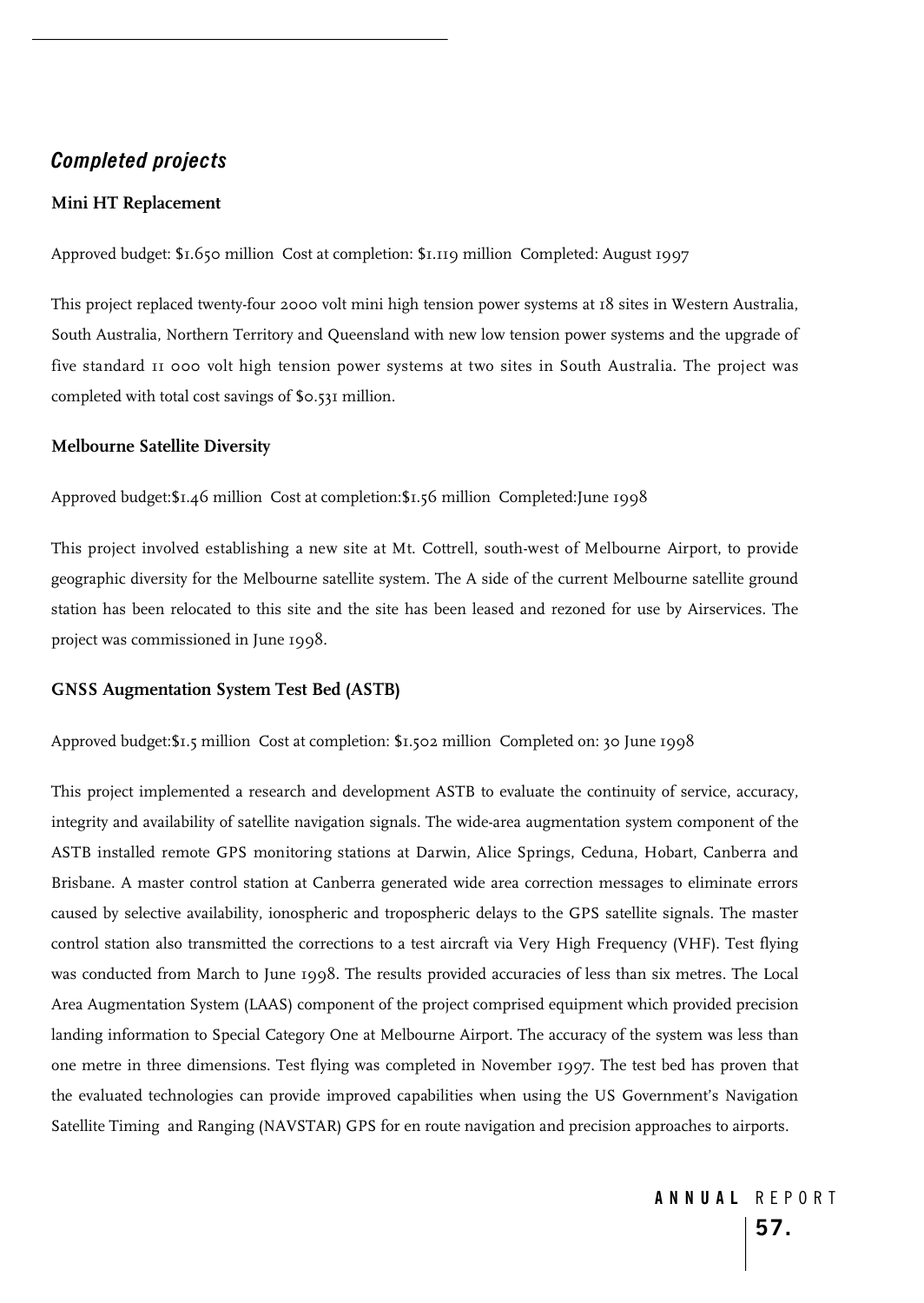## *Completed projects*

### Mini HT Replacement

Approved budget: $1.650 million  Cost at completion: $1.119 million  Completed: August 1997

This project replaced twenty-four 2000 volt mini high tension power systems at 18 sites in Western Australia, South Australia, Northern Territory and Queensland with new low tension power systems and the upgrade of five standard 11 000 volt high tension power systems at two sites in South Australia. The project was completed with total cost savings of $0.531 million.

### Melbourne Satellite Diversity

Approved budget:$1.46 million  Cost at completion:$1.56 million  Completed:June 1998

This project involved establishing a new site at Mt. Cottrell, south-west of Melbourne Airport, to provide geographic diversity for the Melbourne satellite system. The A side of the current Melbourne satellite ground station has been relocated to this site and the site has been leased and rezoned for use by Airservices. The project was commissioned in June 1998.

### GNSS Augmentation System Test Bed (ASTB)

Approved budget:$1.5 million  Cost at completion: $1.502 million  Completed on: 30 June 1998

This project implemented a research and development ASTB to evaluate the continuity of service, accuracy, integrity and availability of satellite navigation signals. The wide-area augmentation system component of the ASTB installed remote GPS monitoring stations at Darwin, Alice Springs, Ceduna, Hobart, Canberra and Brisbane. A master control station at Canberra generated wide area correction messages to eliminate errors caused by selective availability, ionospheric and tropospheric delays to the GPS satellite signals. The master control station also transmitted the corrections to a test aircraft via Very High Frequency (VHF). Test flying was conducted from March to June 1998. The results provided accuracies of less than six metres. The Local Area Augmentation System (LAAS) component of the project comprised equipment which provided precision landing information to Special Category One at Melbourne Airport. The accuracy of the system was less than one metre in three dimensions. Test flying was completed in November 1997. The test bed has proven that the evaluated technologies can provide improved capabilities when using the US Government's Navigation Satellite Timing and Ranging (NAVSTAR) GPS for en route navigation and precision approaches to airports.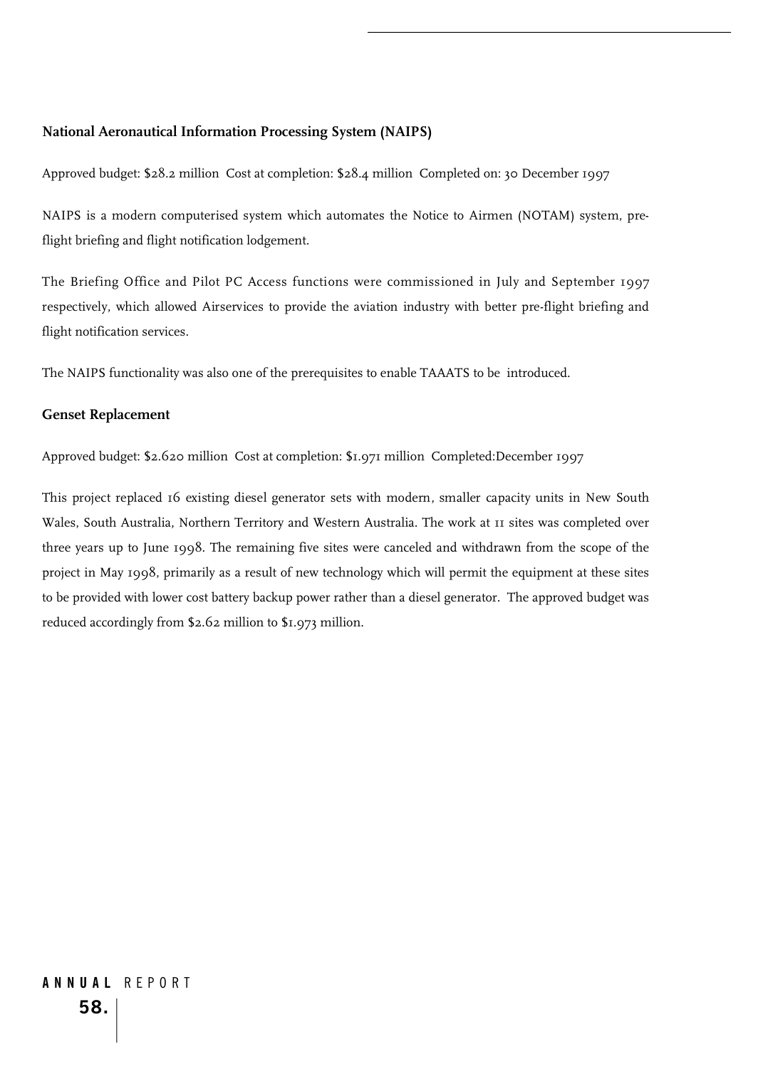### National Aeronautical Information Processing System (NAIPS)

Approved budget: $28.2 million  Cost at completion: $28.4 million  Completed on: 30 December 1997

NAIPS is a modern computerised system which automates the Notice to Airmen (NOTAM) system, pre-flight briefing and flight notification lodgement.

The Briefing Office and Pilot PC Access functions were commissioned in July and September 1997 respectively, which allowed Airservices to provide the aviation industry with better pre-flight briefing and flight notification services.

The NAIPS functionality was also one of the prerequisites to enable TAAATS to be introduced.

### Genset Replacement

Approved budget: $2.620 million  Cost at completion: $1.971 million  Completed:December 1997

This project replaced 16 existing diesel generator sets with modern, smaller capacity units in New South Wales, South Australia, Northern Territory and Western Australia. The work at 11 sites was completed over three years up to June 1998. The remaining five sites were canceled and withdrawn from the scope of the project in May 1998, primarily as a result of new technology which will permit the equipment at these sites to be provided with lower cost battery backup power rather than a diesel generator. The approved budget was reduced accordingly from $2.62 million to $1.973 million.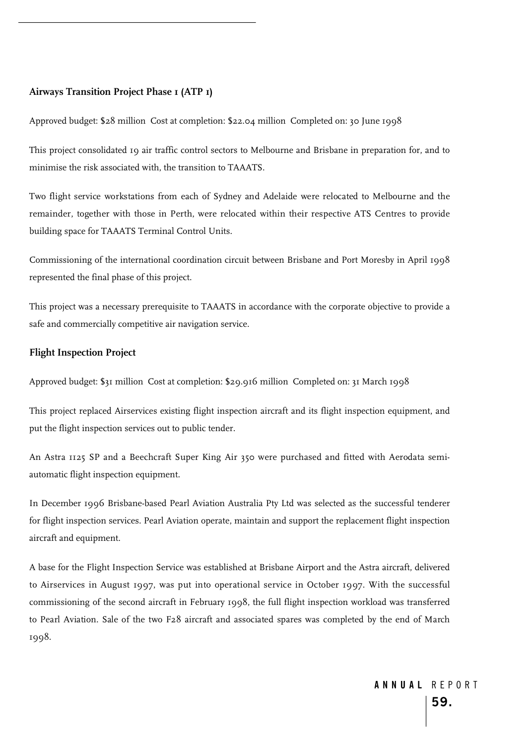### Airways Transition Project Phase 1 (ATP 1)

Approved budget: $28 million  Cost at completion: $22.04 million  Completed on: 30 June 1998

This project consolidated 19 air traffic control sectors to Melbourne and Brisbane in preparation for, and to minimise the risk associated with, the transition to TAAATS.

Two flight service workstations from each of Sydney and Adelaide were relocated to Melbourne and the remainder, together with those in Perth, were relocated within their respective ATS Centres to provide building space for TAAATS Terminal Control Units.

Commissioning of the international coordination circuit between Brisbane and Port Moresby in April 1998 represented the final phase of this project.

This project was a necessary prerequisite to TAAATS in accordance with the corporate objective to provide a safe and commercially competitive air navigation service.

### Flight Inspection Project

Approved budget: $31 million  Cost at completion: $29.916 million  Completed on: 31 March 1998

This project replaced Airservices existing flight inspection aircraft and its flight inspection equipment, and put the flight inspection services out to public tender.

An Astra 1125 SP and a Beechcraft Super King Air 350 were purchased and fitted with Aerodata semi-automatic flight inspection equipment.

In December 1996 Brisbane-based Pearl Aviation Australia Pty Ltd was selected as the successful tenderer for flight inspection services. Pearl Aviation operate, maintain and support the replacement flight inspection aircraft and equipment.

A base for the Flight Inspection Service was established at Brisbane Airport and the Astra aircraft, delivered to Airservices in August 1997, was put into operational service in October 1997. With the successful commissioning of the second aircraft in February 1998, the full flight inspection workload was transferred to Pearl Aviation. Sale of the two F28 aircraft and associated spares was completed by the end of March 1998.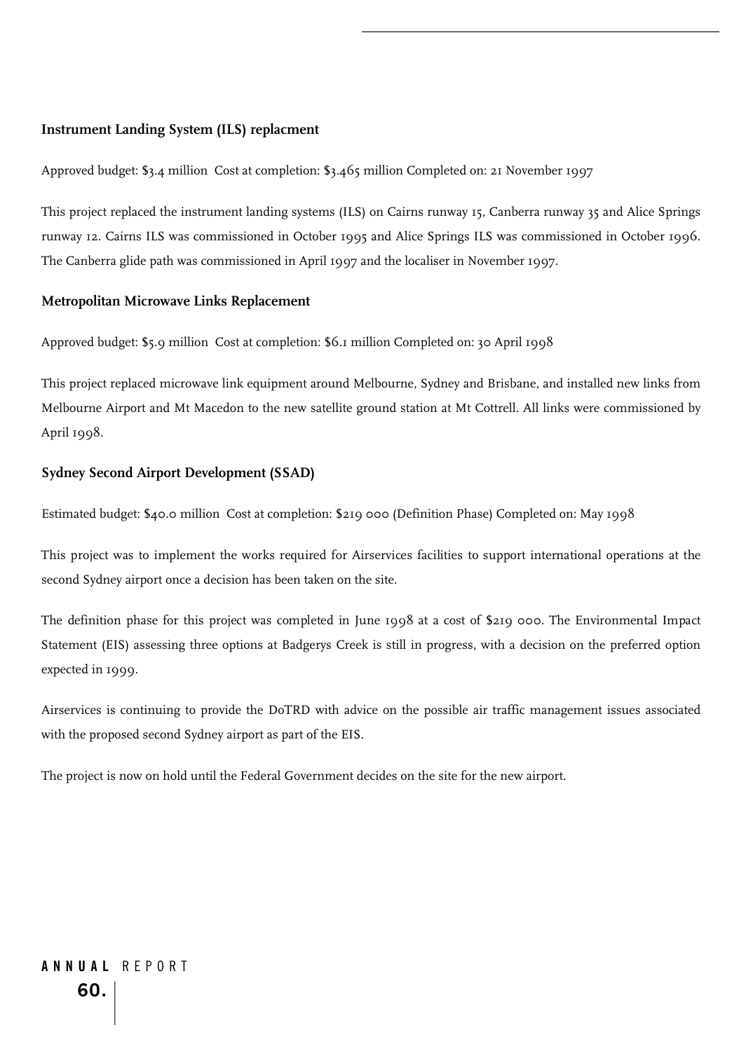### Instrument Landing System (ILS) replacment

Approved budget: \$3.4 million  Cost at completion: \$3.465 million Completed on: 21 November 1997

This project replaced the instrument landing systems (ILS) on Cairns runway 15, Canberra runway 35 and Alice Springs runway 12. Cairns ILS was commissioned in October 1995 and Alice Springs ILS was commissioned in October 1996. The Canberra glide path was commissioned in April 1997 and the localiser in November 1997.

### Metropolitan Microwave Links Replacement

Approved budget: \$5.9 million  Cost at completion: \$6.1 million Completed on: 30 April 1998

This project replaced microwave link equipment around Melbourne, Sydney and Brisbane, and installed new links from Melbourne Airport and Mt Macedon to the new satellite ground station at Mt Cottrell. All links were commissioned by April 1998.

### Sydney Second Airport Development (SSAD)

Estimated budget: \$40.0 million  Cost at completion: \$219 000 (Definition Phase) Completed on: May 1998

This project was to implement the works required for Airservices facilities to support international operations at the second Sydney airport once a decision has been taken on the site.

The definition phase for this project was completed in June 1998 at a cost of \$219 000. The Environmental Impact Statement (EIS) assessing three options at Badgerys Creek is still in progress, with a decision on the preferred option expected in 1999.

Airservices is continuing to provide the DoTRD with advice on the possible air traffic management issues associated with the proposed second Sydney airport as part of the EIS.

The project is now on hold until the Federal Government decides on the site for the new airport.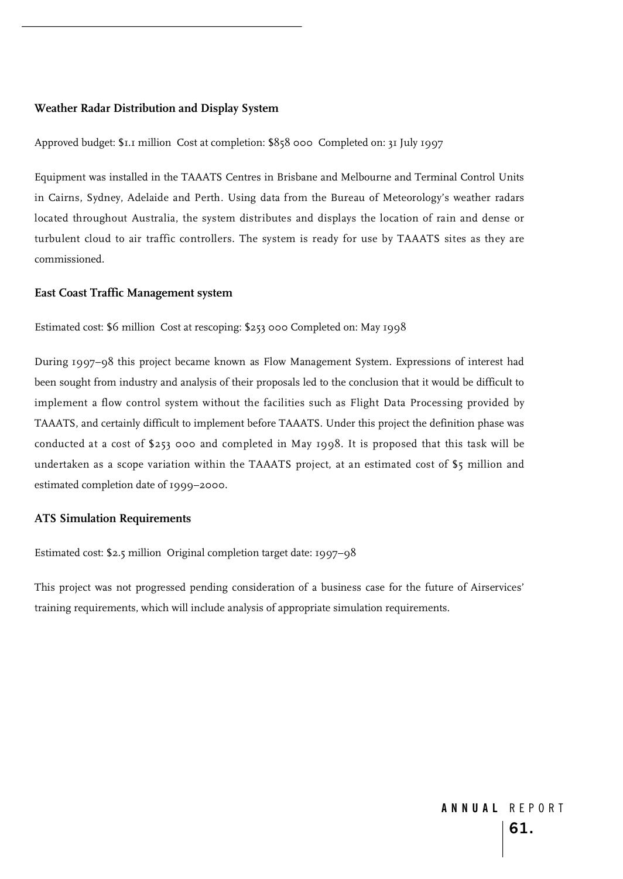### Weather Radar Distribution and Display System

Approved budget: $1.1 million Cost at completion: $858 000 Completed on: 31 July 1997

Equipment was installed in the TAAATS Centres in Brisbane and Melbourne and Terminal Control Units in Cairns, Sydney, Adelaide and Perth. Using data from the Bureau of Meteorology's weather radars located throughout Australia, the system distributes and displays the location of rain and dense or turbulent cloud to air traffic controllers. The system is ready for use by TAAATS sites as they are commissioned.

### East Coast Traffic Management system

Estimated cost: $6 million Cost at rescoping: $253 000 Completed on: May 1998

During 1997–98 this project became known as Flow Management System. Expressions of interest had been sought from industry and analysis of their proposals led to the conclusion that it would be difficult to implement a flow control system without the facilities such as Flight Data Processing provided by TAAATS, and certainly difficult to implement before TAAATS. Under this project the definition phase was conducted at a cost of $253 000 and completed in May 1998. It is proposed that this task will be undertaken as a scope variation within the TAAATS project, at an estimated cost of $5 million and estimated completion date of 1999–2000.

### ATS Simulation Requirements

Estimated cost: $2.5 million Original completion target date: 1997–98

This project was not progressed pending consideration of a business case for the future of Airservices' training requirements, which will include analysis of appropriate simulation requirements.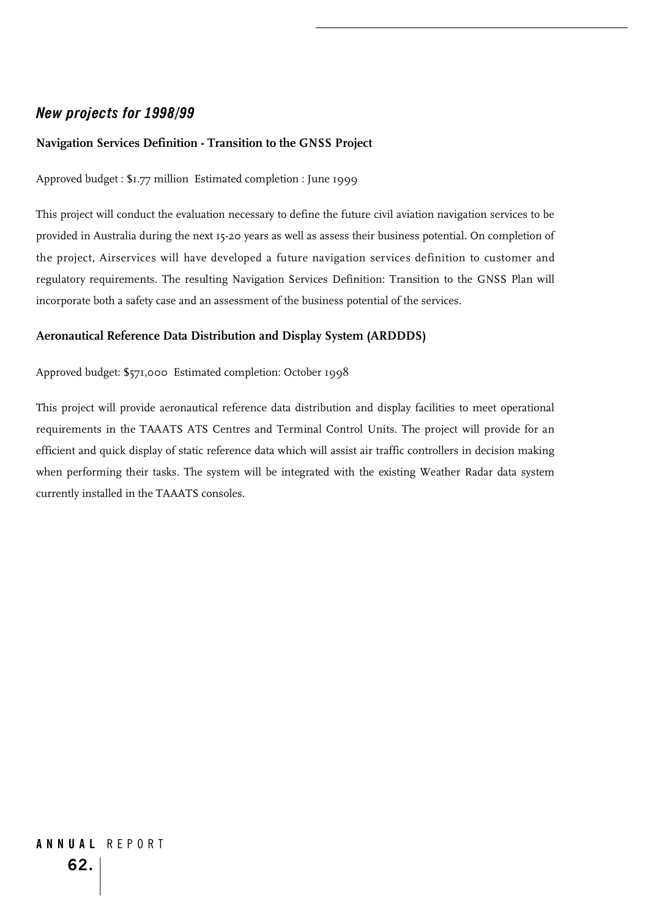## *New projects for 1998/99*

### Navigation Services Definition - Transition to the GNSS Project

Approved budget : $1.77 million  Estimated completion : June 1999

This project will conduct the evaluation necessary to define the future civil aviation navigation services to be provided in Australia during the next 15-20 years as well as assess their business potential. On completion of the project, Airservices will have developed a future navigation services definition to customer and regulatory requirements. The resulting Navigation Services Definition: Transition to the GNSS Plan will incorporate both a safety case and an assessment of the business potential of the services.

### Aeronautical Reference Data Distribution and Display System (ARDDDS)

Approved budget: $571,000  Estimated completion: October 1998

This project will provide aeronautical reference data distribution and display facilities to meet operational requirements in the TAAATS ATS Centres and Terminal Control Units. The project will provide for an efficient and quick display of static reference data which will assist air traffic controllers in decision making when performing their tasks. The system will be integrated with the existing Weather Radar data system currently installed in the TAAATS consoles.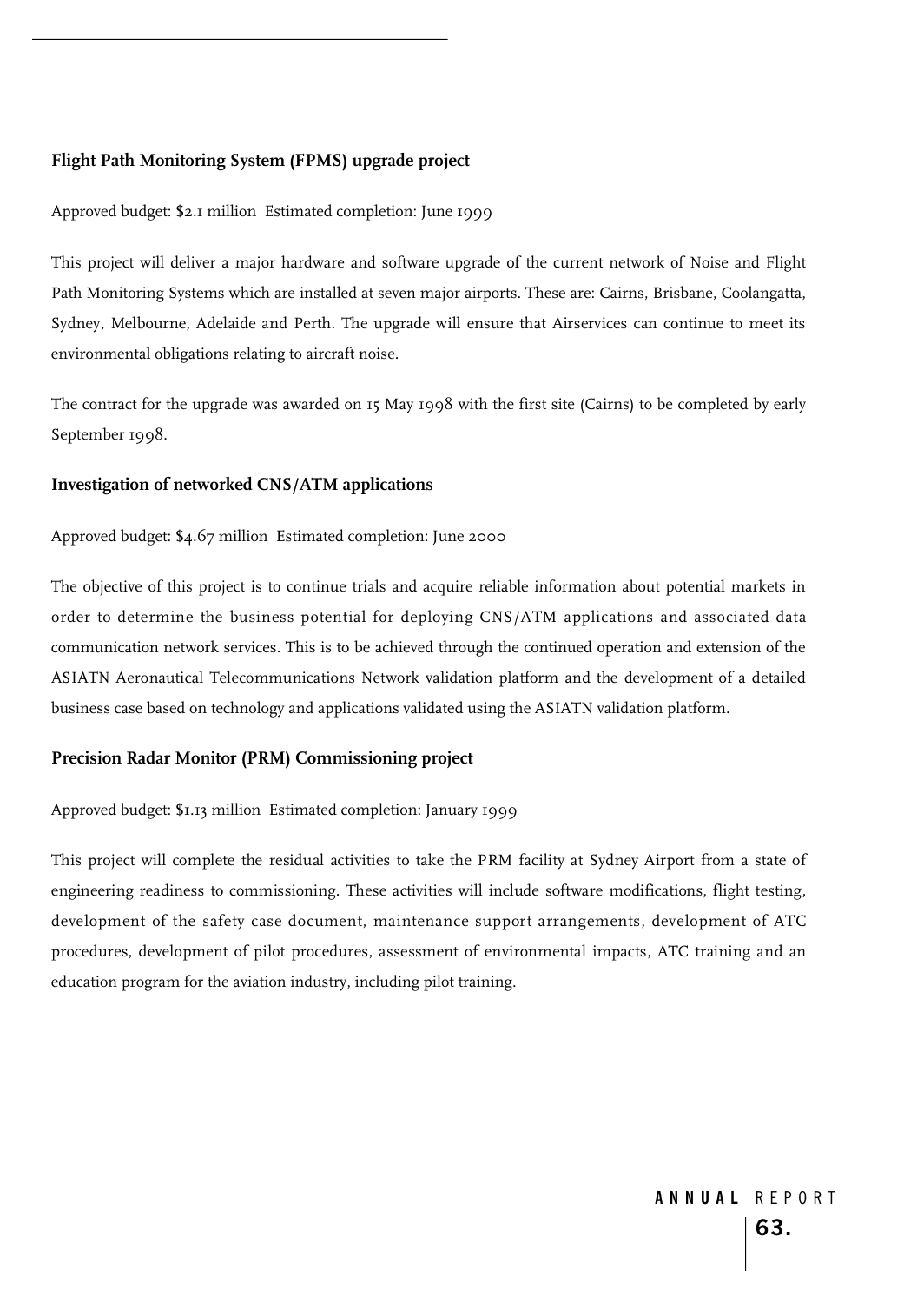### Flight Path Monitoring System (FPMS) upgrade project

Approved budget: $2.1 million  Estimated completion: June 1999

This project will deliver a major hardware and software upgrade of the current network of Noise and Flight Path Monitoring Systems which are installed at seven major airports. These are: Cairns, Brisbane, Coolangatta, Sydney, Melbourne, Adelaide and Perth. The upgrade will ensure that Airservices can continue to meet its environmental obligations relating to aircraft noise.

The contract for the upgrade was awarded on 15 May 1998 with the first site (Cairns) to be completed by early September 1998.

### Investigation of networked CNS/ATM applications

Approved budget: $4.67 million  Estimated completion: June 2000

The objective of this project is to continue trials and acquire reliable information about potential markets in order to determine the business potential for deploying CNS/ATM applications and associated data communication network services. This is to be achieved through the continued operation and extension of the ASIATN Aeronautical Telecommunications Network validation platform and the development of a detailed business case based on technology and applications validated using the ASIATN validation platform.

### Precision Radar Monitor (PRM) Commissioning project

Approved budget: $1.13 million  Estimated completion: January 1999

This project will complete the residual activities to take the PRM facility at Sydney Airport from a state of engineering readiness to commissioning. These activities will include software modifications, flight testing, development of the safety case document, maintenance support arrangements, development of ATC procedures, development of pilot procedures, assessment of environmental impacts, ATC training and an education program for the aviation industry, including pilot training.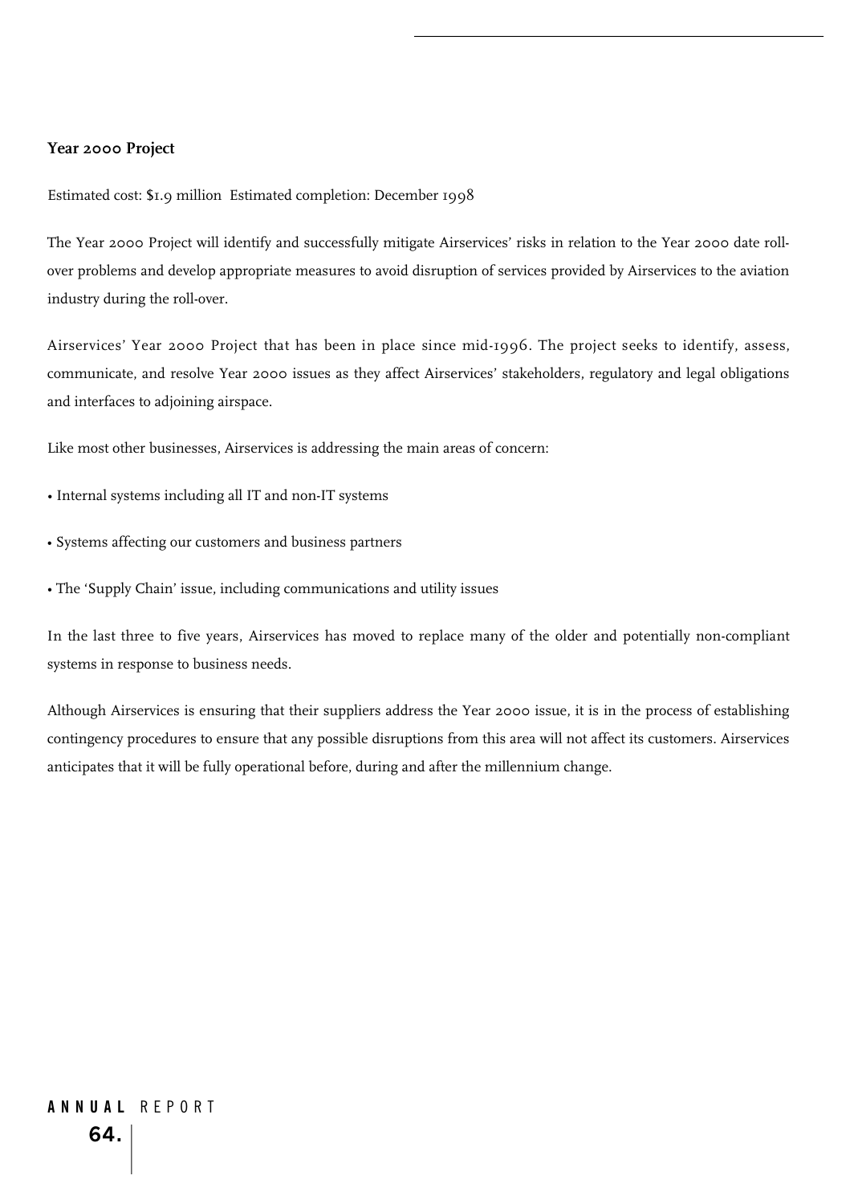### Year 2000 Project

Estimated cost: $1.9 million  Estimated completion: December 1998

The Year 2000 Project will identify and successfully mitigate Airservices' risks in relation to the Year 2000 date roll-over problems and develop appropriate measures to avoid disruption of services provided by Airservices to the aviation industry during the roll-over.

Airservices' Year 2000 Project that has been in place since mid-1996. The project seeks to identify, assess, communicate, and resolve Year 2000 issues as they affect Airservices' stakeholders, regulatory and legal obligations and interfaces to adjoining airspace.

Like most other businesses, Airservices is addressing the main areas of concern:

- Internal systems including all IT and non-IT systems
- Systems affecting our customers and business partners
- The 'Supply Chain' issue, including communications and utility issues

In the last three to five years, Airservices has moved to replace many of the older and potentially non-compliant systems in response to business needs.

Although Airservices is ensuring that their suppliers address the Year 2000 issue, it is in the process of establishing contingency procedures to ensure that any possible disruptions from this area will not affect its customers. Airservices anticipates that it will be fully operational before, during and after the millennium change.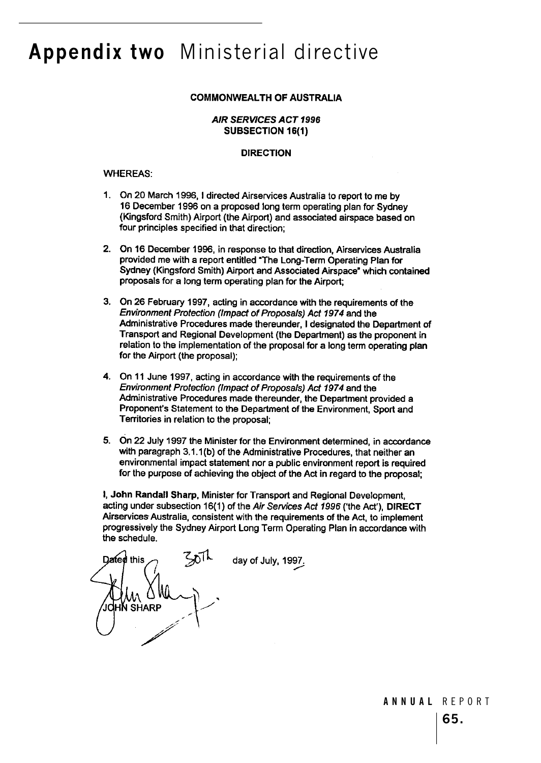# **Appendix two** Ministerial directive

**COMMONWEALTH OF AUSTRALIA**

***AIR SERVICES ACT 1996***
**SUBSECTION 16(1)**

**DIRECTION**

WHEREAS:

1. On 20 March 1996, I directed Airservices Australia to report to me by 16 December 1996 on a proposed long term operating plan for Sydney (Kingsford Smith) Airport (the Airport) and associated airspace based on four principles specified in that direction;

2. On 16 December 1996, in response to that direction, Airservices Australia provided me with a report entitled "The Long-Term Operating Plan for Sydney (Kingsford Smith) Airport and Associated Airspace" which contained proposals for a long term operating plan for the Airport;

3. On 26 February 1997, acting in accordance with the requirements of the *Environment Protection (Impact of Proposals) Act 1974* and the Administrative Procedures made thereunder, I designated the Department of Transport and Regional Development (the Department) as the proponent in relation to the implementation of the proposal for a long term operating plan for the Airport (the proposal);

4. On 11 June 1997, acting in accordance with the requirements of the *Environment Protection (Impact of Proposals) Act 1974* and the Administrative Procedures made thereunder, the Department provided a Proponent's Statement to the Department of the Environment, Sport and Territories in relation to the proposal;

5. On 22 July 1997 the Minister for the Environment determined, in accordance with paragraph 3.1.1(b) of the Administrative Procedures, that neither an environmental impact statement nor a public environment report is required for the purpose of achieving the object of the Act in regard to the proposal;

I, **John Randall Sharp**, Minister for Transport and Regional Development, acting under subsection 16(1) of the *Air Services Act 1996* ('the Act'), **DIRECT** Airservices Australia, consistent with the requirements of the Act, to implement progressively the Sydney Airport Long Term Operating Plan in accordance with the schedule.

Dated this 30th day of July, 1997.

JOHN SHARP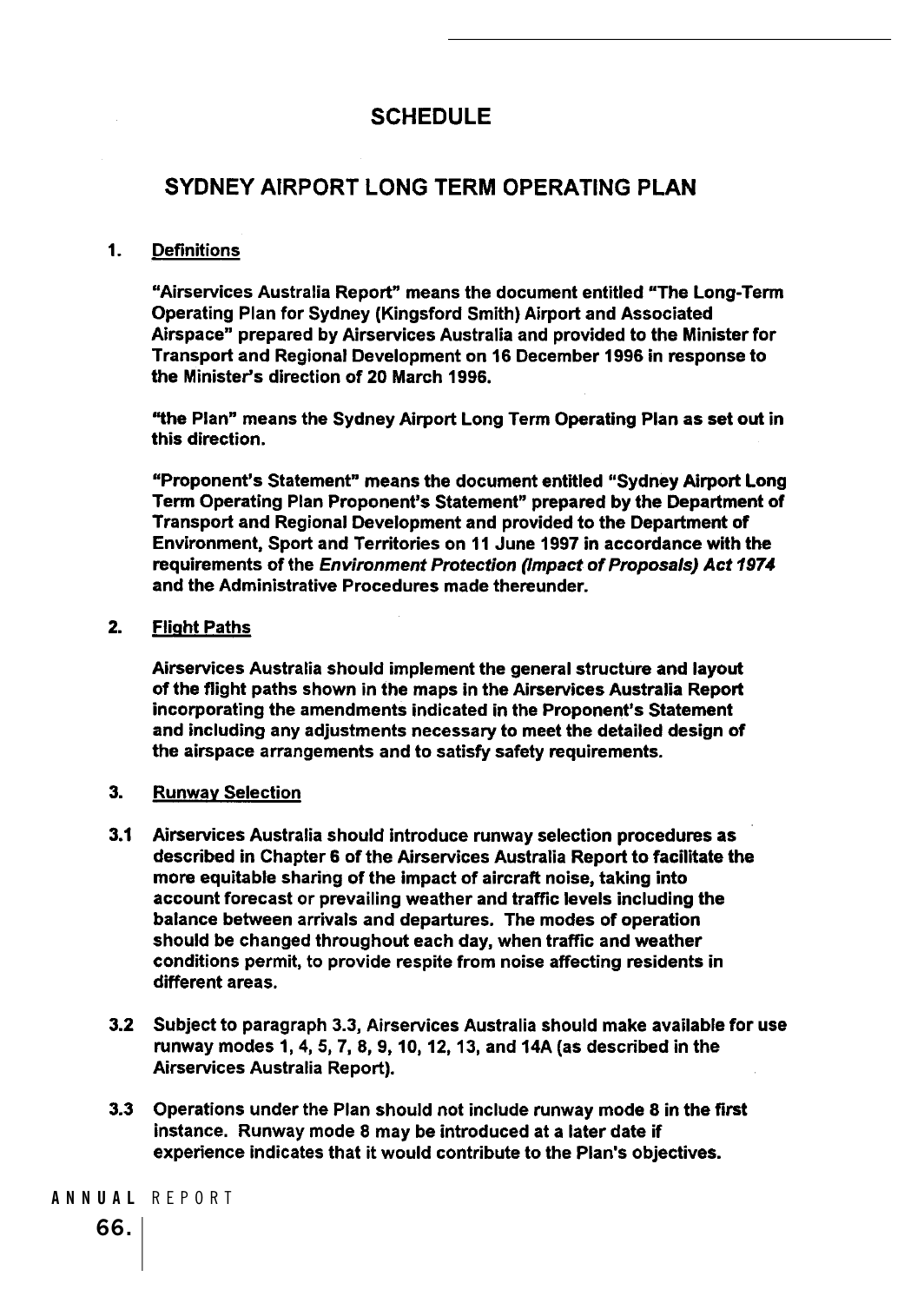# SCHEDULE

## SYDNEY AIRPORT LONG TERM OPERATING PLAN

**1. Definitions**

**"Airservices Australia Report" means the document entitled "The Long-Term Operating Plan for Sydney (Kingsford Smith) Airport and Associated Airspace" prepared by Airservices Australia and provided to the Minister for Transport and Regional Development on 16 December 1996 in response to the Minister's direction of 20 March 1996.**

**"the Plan" means the Sydney Airport Long Term Operating Plan as set out in this direction.**

**"Proponent's Statement" means the document entitled "Sydney Airport Long Term Operating Plan Proponent's Statement" prepared by the Department of Transport and Regional Development and provided to the Department of Environment, Sport and Territories on 11 June 1997 in accordance with the requirements of the *Environment Protection (Impact of Proposals) Act 1974* and the Administrative Procedures made thereunder.**

**2. Flight Paths**

**Airservices Australia should implement the general structure and layout of the flight paths shown in the maps in the Airservices Australia Report incorporating the amendments indicated in the Proponent's Statement and including any adjustments necessary to meet the detailed design of the airspace arrangements and to satisfy safety requirements.**

**3. Runway Selection**

**3.1 Airservices Australia should introduce runway selection procedures as described in Chapter 6 of the Airservices Australia Report to facilitate the more equitable sharing of the impact of aircraft noise, taking into account forecast or prevailing weather and traffic levels including the balance between arrivals and departures. The modes of operation should be changed throughout each day, when traffic and weather conditions permit, to provide respite from noise affecting residents in different areas.**

**3.2 Subject to paragraph 3.3, Airservices Australia should make available for use runway modes 1, 4, 5, 7, 8, 9, 10, 12, 13, and 14A (as described in the Airservices Australia Report).**

**3.3 Operations under the Plan should not include runway mode 8 in the first instance. Runway mode 8 may be introduced at a later date if experience indicates that it would contribute to the Plan's objectives.**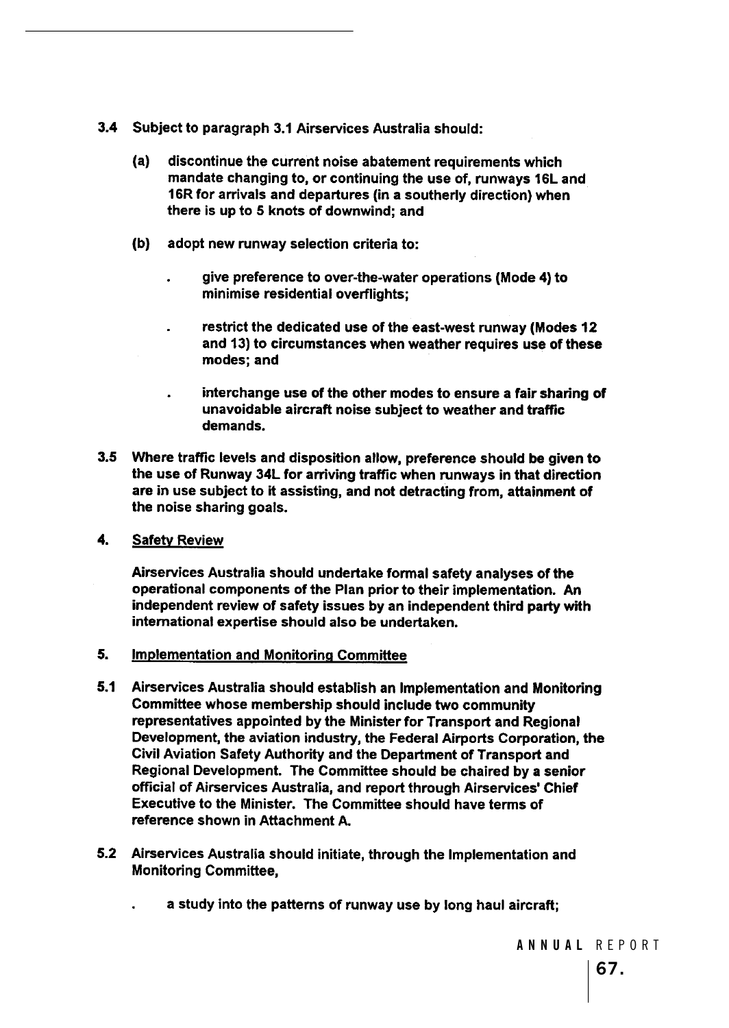**3.4 Subject to paragraph 3.1 Airservices Australia should:**

**(a) discontinue the current noise abatement requirements which mandate changing to, or continuing the use of, runways 16L and 16R for arrivals and departures (in a southerly direction) when there is up to 5 knots of downwind; and**

**(b) adopt new runway selection criteria to:**

- **give preference to over-the-water operations (Mode 4) to minimise residential overflights;**
- **restrict the dedicated use of the east-west runway (Modes 12 and 13) to circumstances when weather requires use of these modes; and**
- **interchange use of the other modes to ensure a fair sharing of unavoidable aircraft noise subject to weather and traffic demands.**

**3.5 Where traffic levels and disposition allow, preference should be given to the use of Runway 34L for arriving traffic when runways in that direction are in use subject to it assisting, and not detracting from, attainment of the noise sharing goals.**

**4. Safety Review**

**Airservices Australia should undertake formal safety analyses of the operational components of the Plan prior to their implementation. An independent review of safety issues by an independent third party with international expertise should also be undertaken.**

**5. Implementation and Monitoring Committee**

**5.1 Airservices Australia should establish an Implementation and Monitoring Committee whose membership should include two community representatives appointed by the Minister for Transport and Regional Development, the aviation industry, the Federal Airports Corporation, the Civil Aviation Safety Authority and the Department of Transport and Regional Development. The Committee should be chaired by a senior official of Airservices Australia, and report through Airservices' Chief Executive to the Minister. The Committee should have terms of reference shown in Attachment A.**

**5.2 Airservices Australia should initiate, through the Implementation and Monitoring Committee,**

- **a study into the patterns of runway use by long haul aircraft;**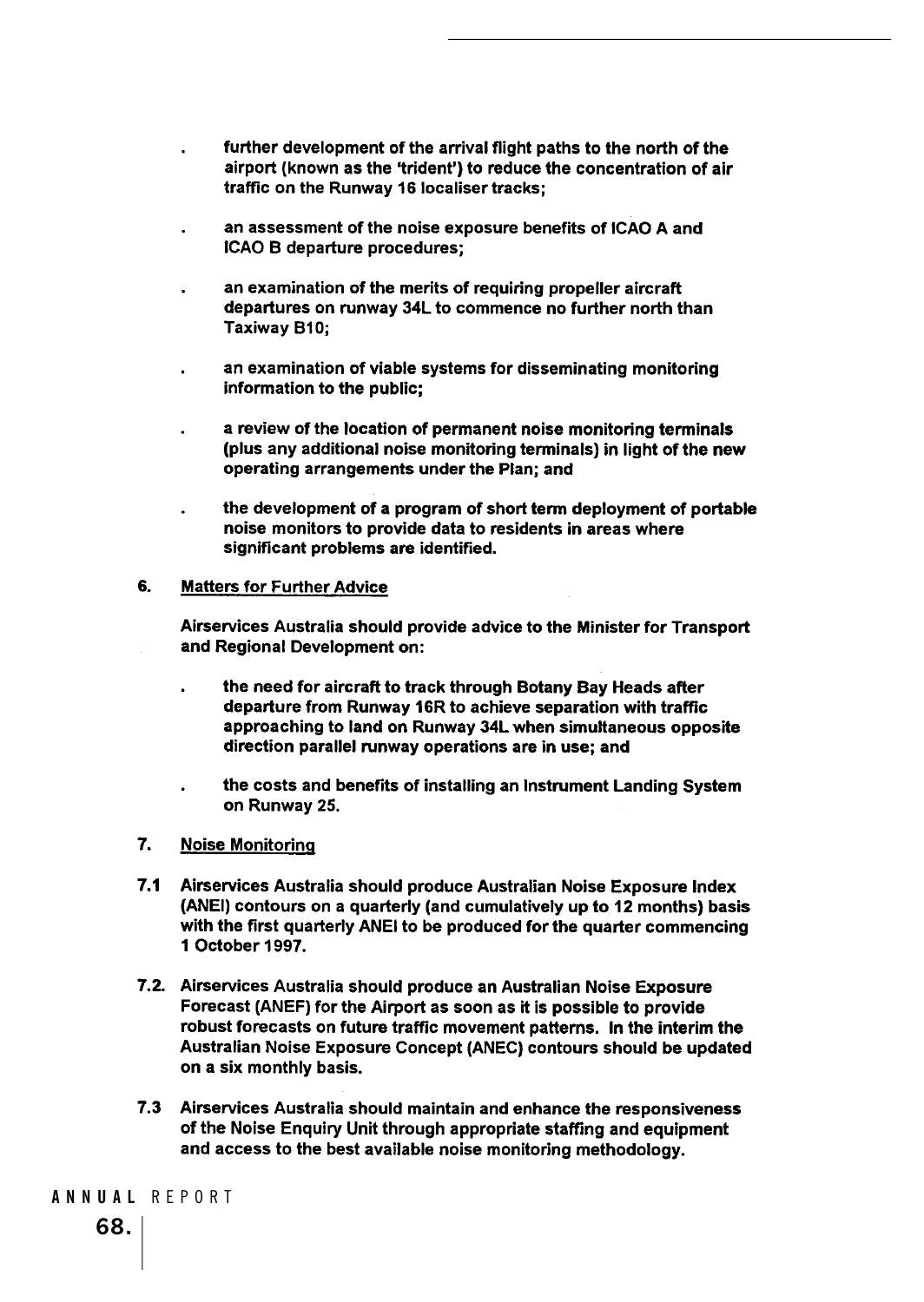- further development of the arrival flight paths to the north of the airport (known as the 'trident') to reduce the concentration of air traffic on the Runway 16 localiser tracks;
- an assessment of the noise exposure benefits of ICAO A and ICAO B departure procedures;
- an examination of the merits of requiring propeller aircraft departures on runway 34L to commence no further north than Taxiway B10;
- an examination of viable systems for disseminating monitoring information to the public;
- a review of the location of permanent noise monitoring terminals (plus any additional noise monitoring terminals) in light of the new operating arrangements under the Plan; and
- the development of a program of short term deployment of portable noise monitors to provide data to residents in areas where significant problems are identified.

**6. Matters for Further Advice**

Airservices Australia should provide advice to the Minister for Transport and Regional Development on:

- the need for aircraft to track through Botany Bay Heads after departure from Runway 16R to achieve separation with traffic approaching to land on Runway 34L when simultaneous opposite direction parallel runway operations are in use; and
- the costs and benefits of installing an Instrument Landing System on Runway 25.

**7. Noise Monitoring**

**7.1** Airservices Australia should produce Australian Noise Exposure Index (ANEI) contours on a quarterly (and cumulatively up to 12 months) basis with the first quarterly ANEI to be produced for the quarter commencing 1 October 1997.

**7.2.** Airservices Australia should produce an Australian Noise Exposure Forecast (ANEF) for the Airport as soon as it is possible to provide robust forecasts on future traffic movement patterns. In the interim the Australian Noise Exposure Concept (ANEC) contours should be updated on a six monthly basis.

**7.3** Airservices Australia should maintain and enhance the responsiveness of the Noise Enquiry Unit through appropriate staffing and equipment and access to the best available noise monitoring methodology.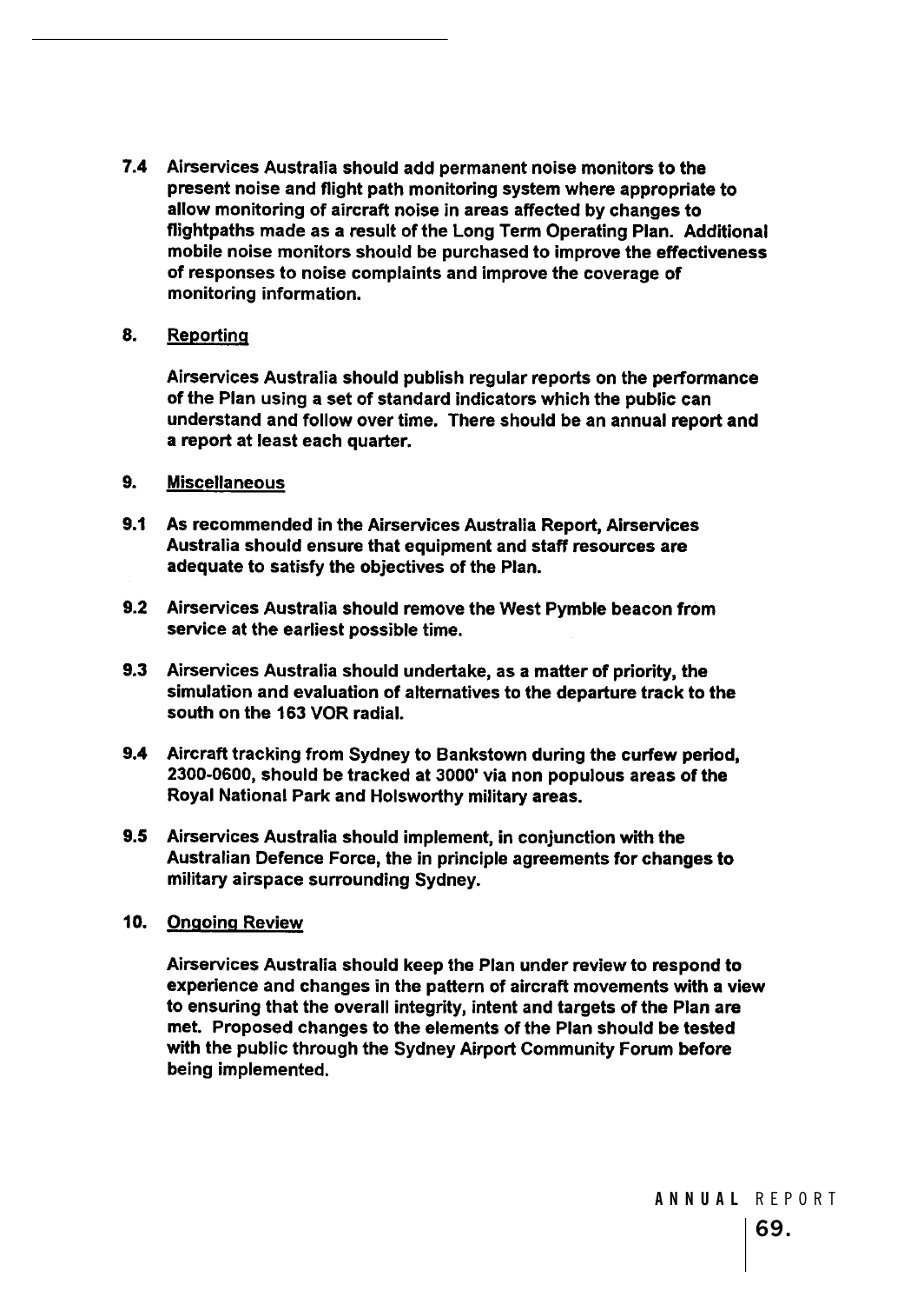**7.4 Airservices Australia should add permanent noise monitors to the present noise and flight path monitoring system where appropriate to allow monitoring of aircraft noise in areas affected by changes to flightpaths made as a result of the Long Term Operating Plan. Additional mobile noise monitors should be purchased to improve the effectiveness of responses to noise complaints and improve the coverage of monitoring information.**

## 8. Reporting

**Airservices Australia should publish regular reports on the performance of the Plan using a set of standard indicators which the public can understand and follow over time. There should be an annual report and a report at least each quarter.**

## 9. Miscellaneous

**9.1 As recommended in the Airservices Australia Report, Airservices Australia should ensure that equipment and staff resources are adequate to satisfy the objectives of the Plan.**

**9.2 Airservices Australia should remove the West Pymble beacon from service at the earliest possible time.**

**9.3 Airservices Australia should undertake, as a matter of priority, the simulation and evaluation of alternatives to the departure track to the south on the 163 VOR radial.**

**9.4 Aircraft tracking from Sydney to Bankstown during the curfew period, 2300-0600, should be tracked at 3000' via non populous areas of the Royal National Park and Holsworthy military areas.**

**9.5 Airservices Australia should implement, in conjunction with the Australian Defence Force, the in principle agreements for changes to military airspace surrounding Sydney.**

## 10. Ongoing Review

**Airservices Australia should keep the Plan under review to respond to experience and changes in the pattern of aircraft movements with a view to ensuring that the overall integrity, intent and targets of the Plan are met. Proposed changes to the elements of the Plan should be tested with the public through the Sydney Airport Community Forum before being implemented.**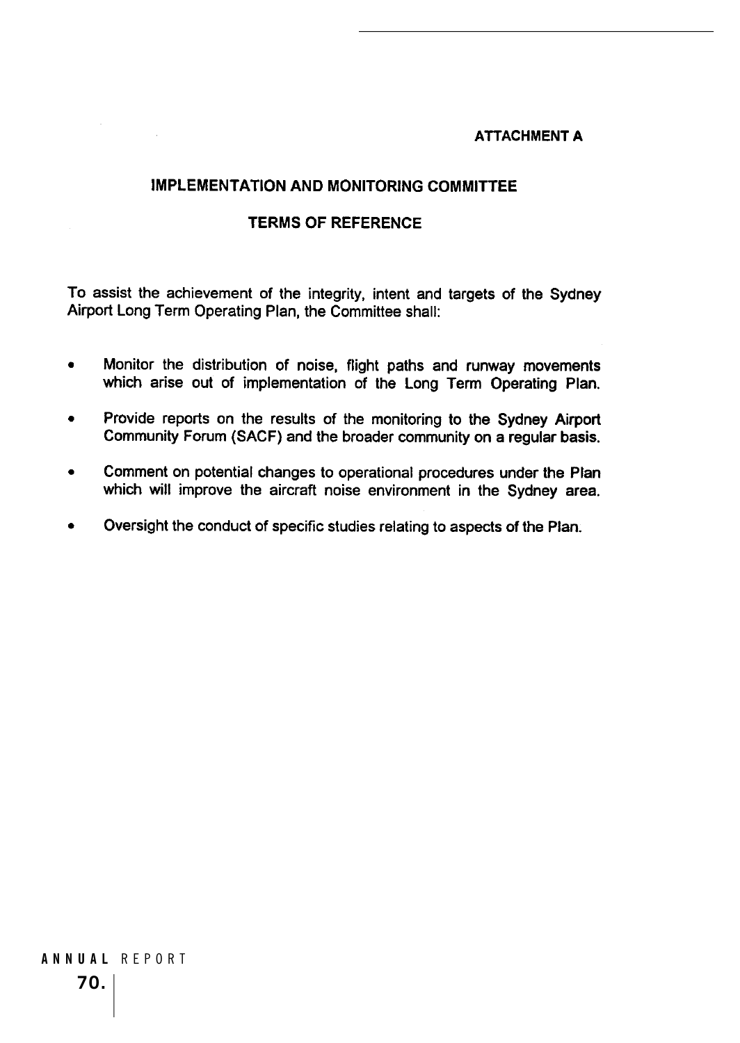**ATTACHMENT A**

# IMPLEMENTATION AND MONITORING COMMITTEE

## TERMS OF REFERENCE

To assist the achievement of the integrity, intent and targets of the Sydney Airport Long Term Operating Plan, the Committee shall:

- Monitor the distribution of noise, flight paths and runway movements which arise out of implementation of the Long Term Operating Plan.
- Provide reports on the results of the monitoring to the Sydney Airport Community Forum (SACF) and the broader community on a regular basis.
- Comment on potential changes to operational procedures under the Plan which will improve the aircraft noise environment in the Sydney area.
- Oversight the conduct of specific studies relating to aspects of the Plan.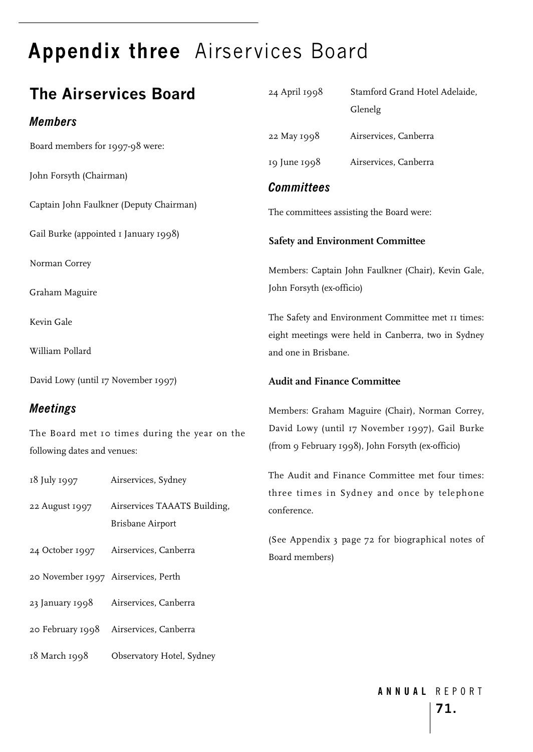# Appendix three Airservices Board

## The Airservices Board

### Members

Board members for 1997-98 were:

John Forsyth (Chairman)

Captain John Faulkner (Deputy Chairman)

Gail Burke (appointed 1 January 1998)

Norman Correy

Graham Maguire

Kevin Gale

William Pollard

David Lowy (until 17 November 1997)

### Meetings

The Board met 10 times during the year on the following dates and venues:

| | |
|---|---|
| 18 July 1997 | Airservices, Sydney |
| 22 August 1997 | Airservices TAAATS Building, Brisbane Airport |
| 24 October 1997 | Airservices, Canberra |
| 20 November 1997 | Airservices, Perth |
| 23 January 1998 | Airservices, Canberra |
| 20 February 1998 | Airservices, Canberra |
| 18 March 1998 | Observatory Hotel, Sydney |
| 24 April 1998 | Stamford Grand Hotel Adelaide, Glenelg |
| 22 May 1998 | Airservices, Canberra |
| 19 June 1998 | Airservices, Canberra |

### Committees

The committees assisting the Board were:

**Safety and Environment Committee**

Members: Captain John Faulkner (Chair), Kevin Gale, John Forsyth (ex-officio)

The Safety and Environment Committee met 11 times: eight meetings were held in Canberra, two in Sydney and one in Brisbane.

**Audit and Finance Committee**

Members: Graham Maguire (Chair), Norman Correy, David Lowy (until 17 November 1997), Gail Burke (from 9 February 1998), John Forsyth (ex-officio)

The Audit and Finance Committee met four times: three times in Sydney and once by telephone conference.

(See Appendix 3 page 72 for biographical notes of Board members)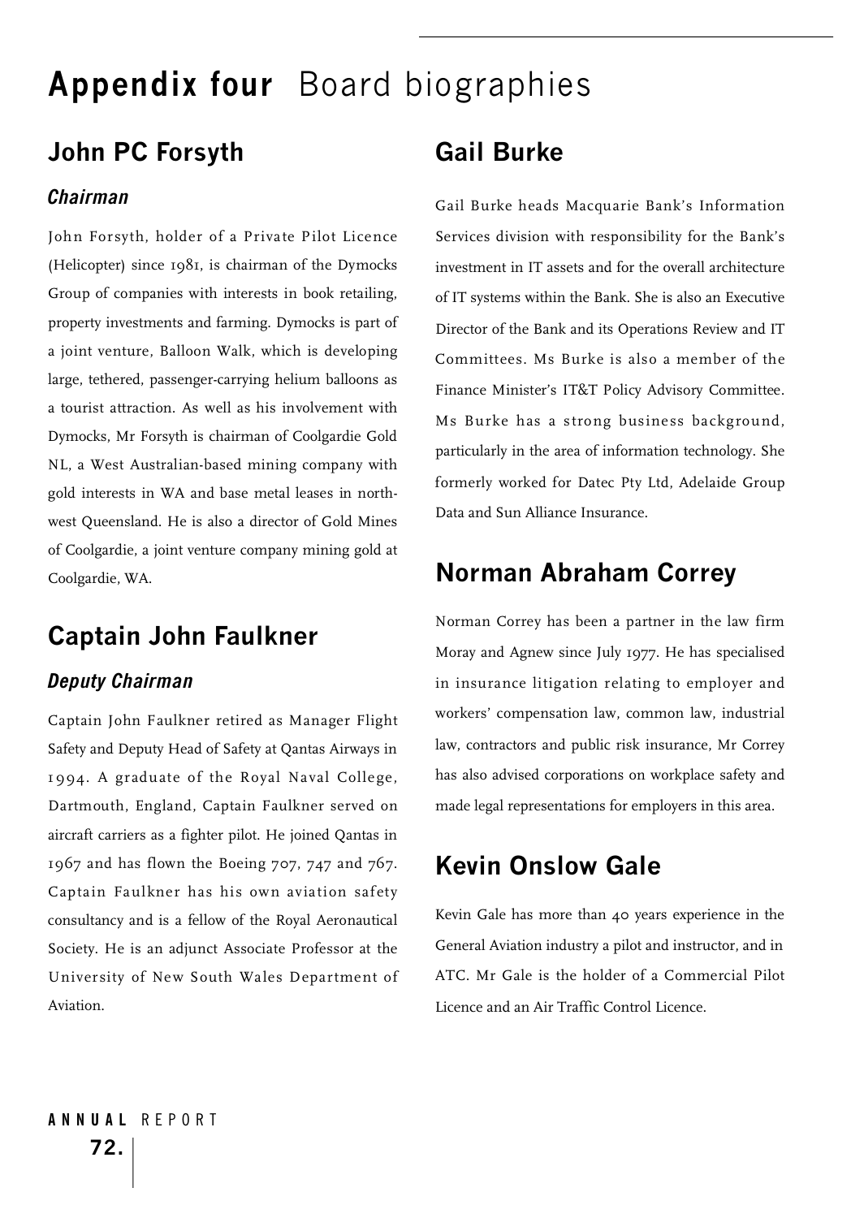# **Appendix four** Board biographies

## John PC Forsyth

### *Chairman*

John Forsyth, holder of a Private Pilot Licence (Helicopter) since 1981, is chairman of the Dymocks Group of companies with interests in book retailing, property investments and farming. Dymocks is part of a joint venture, Balloon Walk, which is developing large, tethered, passenger-carrying helium balloons as a tourist attraction. As well as his involvement with Dymocks, Mr Forsyth is chairman of Coolgardie Gold NL, a West Australian-based mining company with gold interests in WA and base metal leases in north-west Queensland. He is also a director of Gold Mines of Coolgardie, a joint venture company mining gold at Coolgardie, WA.

## Captain John Faulkner

### *Deputy Chairman*

Captain John Faulkner retired as Manager Flight Safety and Deputy Head of Safety at Qantas Airways in 1994. A graduate of the Royal Naval College, Dartmouth, England, Captain Faulkner served on aircraft carriers as a fighter pilot. He joined Qantas in 1967 and has flown the Boeing 707, 747 and 767. Captain Faulkner has his own aviation safety consultancy and is a fellow of the Royal Aeronautical Society. He is an adjunct Associate Professor at the University of New South Wales Department of Aviation.

## Gail Burke

Gail Burke heads Macquarie Bank's Information Services division with responsibility for the Bank's investment in IT assets and for the overall architecture of IT systems within the Bank. She is also an Executive Director of the Bank and its Operations Review and IT Committees. Ms Burke is also a member of the Finance Minister's IT&T Policy Advisory Committee. Ms Burke has a strong business background, particularly in the area of information technology. She formerly worked for Datec Pty Ltd, Adelaide Group Data and Sun Alliance Insurance.

## Norman Abraham Correy

Norman Correy has been a partner in the law firm Moray and Agnew since July 1977. He has specialised in insurance litigation relating to employer and workers' compensation law, common law, industrial law, contractors and public risk insurance, Mr Correy has also advised corporations on workplace safety and made legal representations for employers in this area.

## Kevin Onslow Gale

Kevin Gale has more than 40 years experience in the General Aviation industry a pilot and instructor, and in ATC. Mr Gale is the holder of a Commercial Pilot Licence and an Air Traffic Control Licence.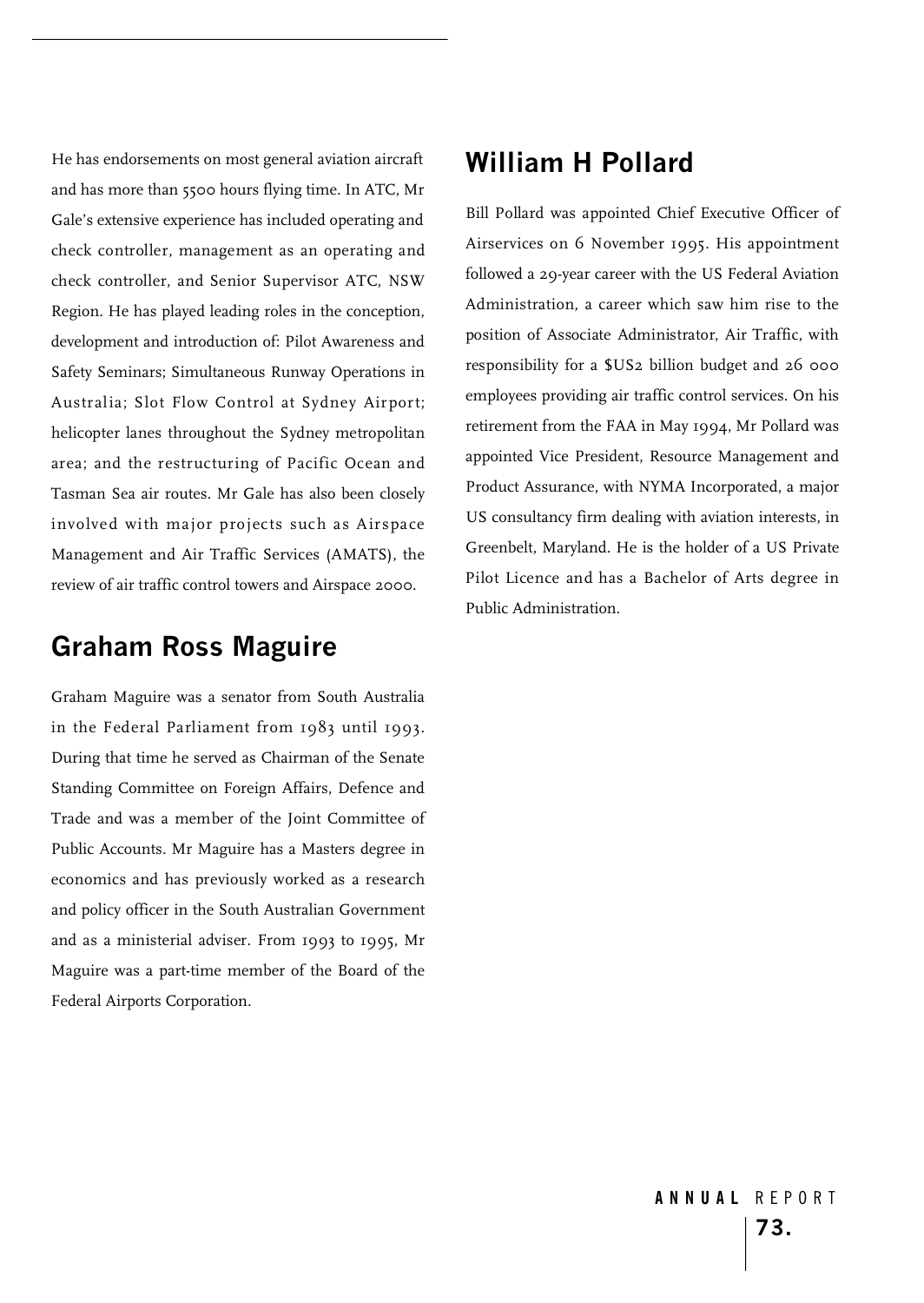He has endorsements on most general aviation aircraft and has more than 5500 hours flying time. In ATC, Mr Gale's extensive experience has included operating and check controller, management as an operating and check controller, and Senior Supervisor ATC, NSW Region. He has played leading roles in the conception, development and introduction of: Pilot Awareness and Safety Seminars; Simultaneous Runway Operations in Australia; Slot Flow Control at Sydney Airport; helicopter lanes throughout the Sydney metropolitan area; and the restructuring of Pacific Ocean and Tasman Sea air routes. Mr Gale has also been closely involved with major projects such as Airspace Management and Air Traffic Services (AMATS), the review of air traffic control towers and Airspace 2000.

## Graham Ross Maguire

Graham Maguire was a senator from South Australia in the Federal Parliament from 1983 until 1993. During that time he served as Chairman of the Senate Standing Committee on Foreign Affairs, Defence and Trade and was a member of the Joint Committee of Public Accounts. Mr Maguire has a Masters degree in economics and has previously worked as a research and policy officer in the South Australian Government and as a ministerial adviser. From 1993 to 1995, Mr Maguire was a part-time member of the Board of the Federal Airports Corporation.

## William H Pollard

Bill Pollard was appointed Chief Executive Officer of Airservices on 6 November 1995. His appointment followed a 29-year career with the US Federal Aviation Administration, a career which saw him rise to the position of Associate Administrator, Air Traffic, with responsibility for a $US2 billion budget and 26 000 employees providing air traffic control services. On his retirement from the FAA in May 1994, Mr Pollard was appointed Vice President, Resource Management and Product Assurance, with NYMA Incorporated, a major US consultancy firm dealing with aviation interests, in Greenbelt, Maryland. He is the holder of a US Private Pilot Licence and has a Bachelor of Arts degree in Public Administration.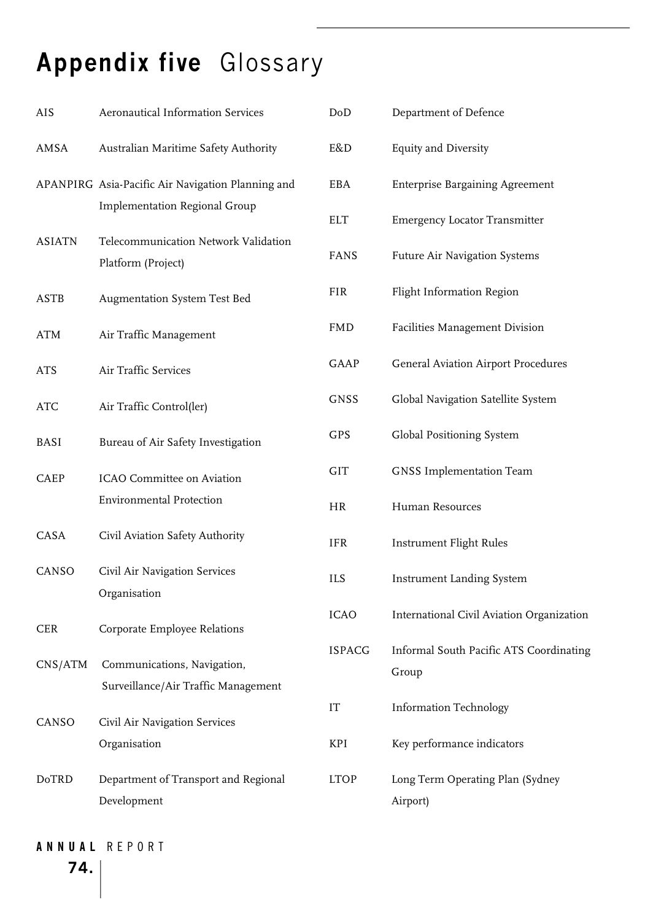# Appendix five Glossary

| | |
|---|---|
| AIS | Aeronautical Information Services |
| AMSA | Australian Maritime Safety Authority |
| APANPIRG | Asia-Pacific Air Navigation Planning and Implementation Regional Group |
| ASIATN | Telecommunication Network Validation Platform (Project) |
| ASTB | Augmentation System Test Bed |
| ATM | Air Traffic Management |
| ATS | Air Traffic Services |
| ATC | Air Traffic Control(ler) |
| BASI | Bureau of Air Safety Investigation |
| CAEP | ICAO Committee on Aviation Environmental Protection |
| CASA | Civil Aviation Safety Authority |
| CANSO | Civil Air Navigation Services Organisation |
| CER | Corporate Employee Relations |
| CNS/ATM | Communications, Navigation, Surveillance/Air Traffic Management |
| CANSO | Civil Air Navigation Services Organisation |
| DoTRD | Department of Transport and Regional Development |
| DoD | Department of Defence |
| E&D | Equity and Diversity |
| EBA | Enterprise Bargaining Agreement |
| ELT | Emergency Locator Transmitter |
| FANS | Future Air Navigation Systems |
| FIR | Flight Information Region |
| FMD | Facilities Management Division |
| GAAP | General Aviation Airport Procedures |
| GNSS | Global Navigation Satellite System |
| GPS | Global Positioning System |
| GIT | GNSS Implementation Team |
| HR | Human Resources |
| IFR | Instrument Flight Rules |
| ILS | Instrument Landing System |
| ICAO | International Civil Aviation Organization |
| ISPACG | Informal South Pacific ATS Coordinating Group |
| IT | Information Technology |
| KPI | Key performance indicators |
| LTOP | Long Term Operating Plan (Sydney Airport) |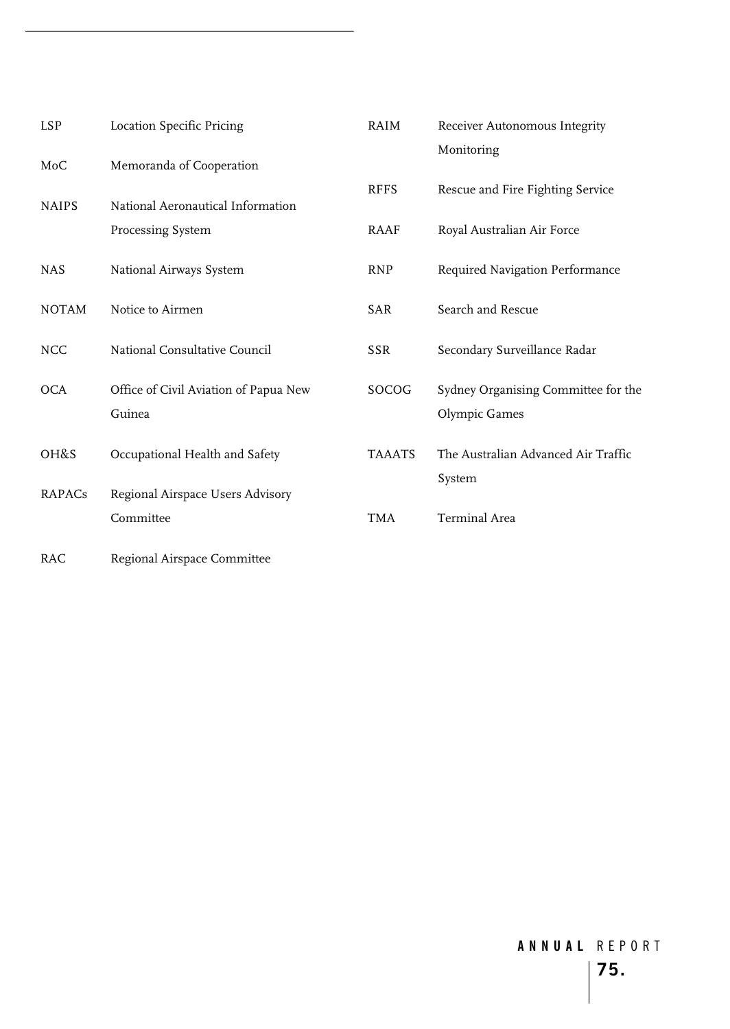| | |
|---|---|
| LSP | Location Specific Pricing |
| MoC | Memoranda of Cooperation |
| NAIPS | National Aeronautical Information Processing System |
| NAS | National Airways System |
| NOTAM | Notice to Airmen |
| NCC | National Consultative Council |
| OCA | Office of Civil Aviation of Papua New Guinea |
| OH&S | Occupational Health and Safety |
| RAPACs | Regional Airspace Users Advisory Committee |
| RAC | Regional Airspace Committee |
| RAIM | Receiver Autonomous Integrity Monitoring |
| RFFS | Rescue and Fire Fighting Service |
| RAAF | Royal Australian Air Force |
| RNP | Required Navigation Performance |
| SAR | Search and Rescue |
| SSR | Secondary Surveillance Radar |
| SOCOG | Sydney Organising Committee for the Olympic Games |
| TAAATS | The Australian Advanced Air Traffic System |
| TMA | Terminal Area |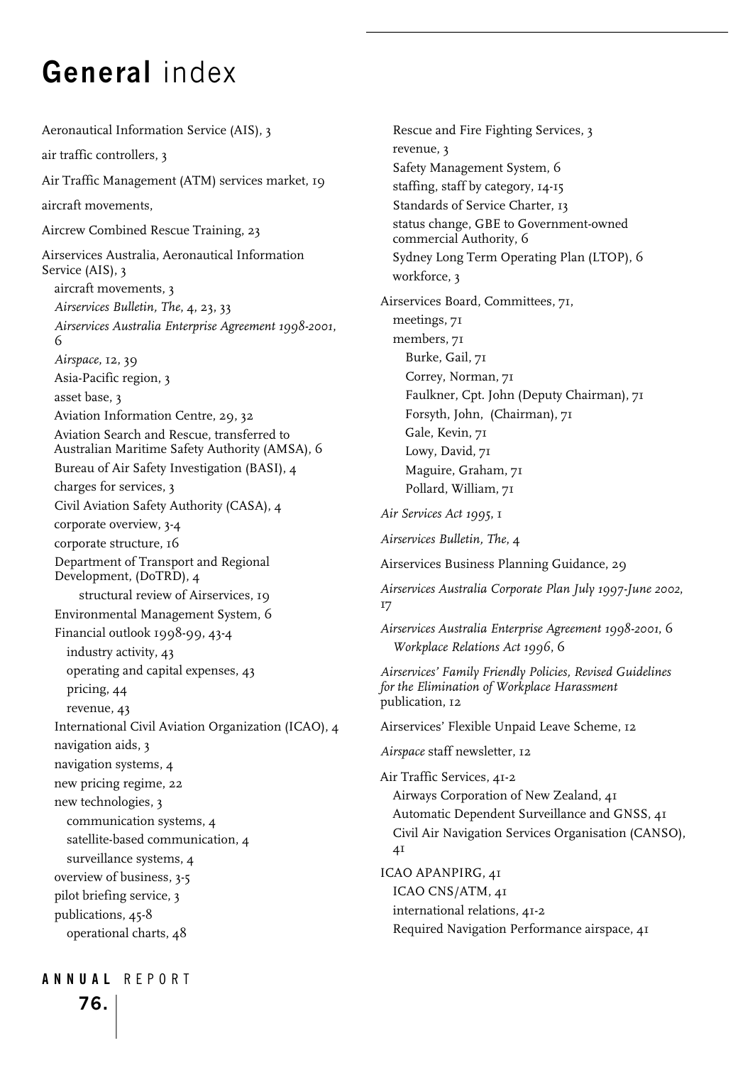# **General** index

Aeronautical Information Service (AIS), 3

air traffic controllers, 3

Air Traffic Management (ATM) services market, 19

aircraft movements,

Aircrew Combined Rescue Training, 23

Airservices Australia, Aeronautical Information Service (AIS), 3

- aircraft movements, 3
- *Airservices Bulletin, The*, 4, 23, 33
- *Airservices Australia Enterprise Agreement 1998-2001*, 6
- *Airspace*, 12, 39
- Asia-Pacific region, 3
- asset base, 3
- Aviation Information Centre, 29, 32
- Aviation Search and Rescue, transferred to Australian Maritime Safety Authority (AMSA), 6
- Bureau of Air Safety Investigation (BASI), 4
- charges for services, 3
- Civil Aviation Safety Authority (CASA), 4
- corporate overview, 3-4
- corporate structure, 16
- Department of Transport and Regional Development, (DoTRD), 4
    - structural review of Airservices, 19
- Environmental Management System, 6
- Financial outlook 1998-99, 43-4
    - industry activity, 43
    - operating and capital expenses, 43
    - pricing, 44
    - revenue, 43
- International Civil Aviation Organization (ICAO), 4
- navigation aids, 3
- navigation systems, 4
- new pricing regime, 22
- new technologies, 3
    - communication systems, 4
    - satellite-based communication, 4
    - surveillance systems, 4
- overview of business, 3-5
- pilot briefing service, 3
- publications, 45-8
    - operational charts, 48
- Rescue and Fire Fighting Services, 3
- revenue, 3
- Safety Management System, 6
- staffing, staff by category, 14-15
- Standards of Service Charter, 13
- status change, GBE to Government-owned commercial Authority, 6
- Sydney Long Term Operating Plan (LTOP), 6
- workforce, 3

Airservices Board, Committees, 71,

- meetings, 71
- members, 71
    - Burke, Gail, 71
    - Correy, Norman, 71
    - Faulkner, Cpt. John (Deputy Chairman), 71
    - Forsyth, John, (Chairman), 71
    - Gale, Kevin, 71
    - Lowy, David, 71
    - Maguire, Graham, 71
    - Pollard, William, 71

*Air Services Act 1995*, 1

*Airservices Bulletin, The*, 4

Airservices Business Planning Guidance, 29

*Airservices Australia Corporate Plan July 1997-June 2002*, 17

*Airservices Australia Enterprise Agreement 1998-2001*, 6

- *Workplace Relations Act 1996*, 6

*Airservices' Family Friendly Policies, Revised Guidelines for the Elimination of Workplace Harassment* publication, 12

Airservices' Flexible Unpaid Leave Scheme, 12

*Airspace* staff newsletter, 12

Air Traffic Services, 41-2

- Airways Corporation of New Zealand, 41
- Automatic Dependent Surveillance and GNSS, 41
- Civil Air Navigation Services Organisation (CANSO), 41

ICAO APANPIRG, 41

- ICAO CNS/ATM, 41
- international relations, 41-2
- Required Navigation Performance airspace, 41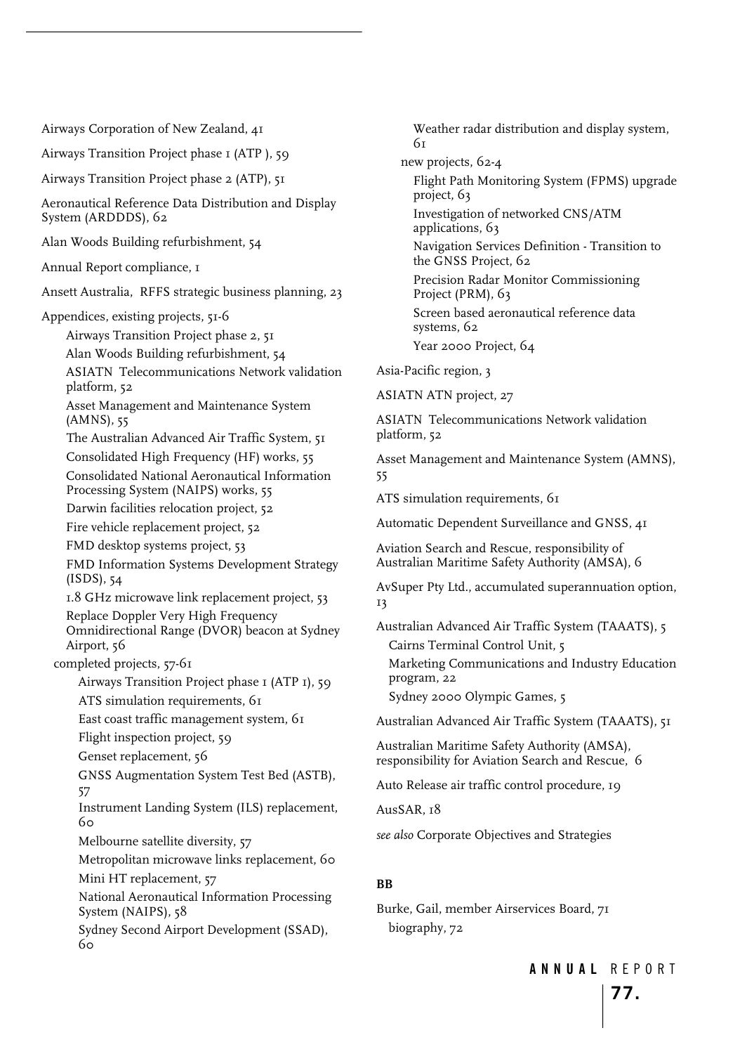Airways Corporation of New Zealand, 41

Airways Transition Project phase 1 (ATP ), 59

Airways Transition Project phase 2 (ATP), 51

Aeronautical Reference Data Distribution and Display System (ARDDDS), 62

Alan Woods Building refurbishment, 54

Annual Report compliance, 1

Ansett Australia, RFFS strategic business planning, 23

Appendices, existing projects, 51-6

- Airways Transition Project phase 2, 51
- Alan Woods Building refurbishment, 54
- ASIATN Telecommunications Network validation platform, 52
- Asset Management and Maintenance System (AMNS), 55
- The Australian Advanced Air Traffic System, 51
- Consolidated High Frequency (HF) works, 55
- Consolidated National Aeronautical Information Processing System (NAIPS) works, 55
- Darwin facilities relocation project, 52
- Fire vehicle replacement project, 52
- FMD desktop systems project, 53
- FMD Information Systems Development Strategy (ISDS), 54
- 1.8 GHz microwave link replacement project, 53
- Replace Doppler Very High Frequency Omnidirectional Range (DVOR) beacon at Sydney Airport, 56

- completed projects, 57-61
  - Airways Transition Project phase 1 (ATP 1), 59
  - ATS simulation requirements, 61
  - East coast traffic management system, 61
  - Flight inspection project, 59
  - Genset replacement, 56
  - GNSS Augmentation System Test Bed (ASTB), 57
  - Instrument Landing System (ILS) replacement, 60
  - Melbourne satellite diversity, 57
  - Metropolitan microwave links replacement, 60
  - Mini HT replacement, 57
  - National Aeronautical Information Processing System (NAIPS), 58
  - Sydney Second Airport Development (SSAD), 60
  - Weather radar distribution and display system, 61

- new projects, 62-4
  - Flight Path Monitoring System (FPMS) upgrade project, 63
  - Investigation of networked CNS/ATM applications, 63
  - Navigation Services Definition - Transition to the GNSS Project, 62
  - Precision Radar Monitor Commissioning Project (PRM), 63
  - Screen based aeronautical reference data systems, 62
  - Year 2000 Project, 64

Asia-Pacific region, 3

ASIATN ATN project, 27

ASIATN Telecommunications Network validation platform, 52

Asset Management and Maintenance System (AMNS), 55

ATS simulation requirements, 61

Automatic Dependent Surveillance and GNSS, 41

Aviation Search and Rescue, responsibility of Australian Maritime Safety Authority (AMSA), 6

AvSuper Pty Ltd., accumulated superannuation option, 13

Australian Advanced Air Traffic System (TAAATS), 5

- Cairns Terminal Control Unit, 5
- Marketing Communications and Industry Education program, 22
- Sydney 2000 Olympic Games, 5

Australian Advanced Air Traffic System (TAAATS), 51

Australian Maritime Safety Authority (AMSA), responsibility for Aviation Search and Rescue, 6

Auto Release air traffic control procedure, 19

AusSAR, 18

*see also* Corporate Objectives and Strategies

**BB**

Burke, Gail, member Airservices Board, 71

- biography, 72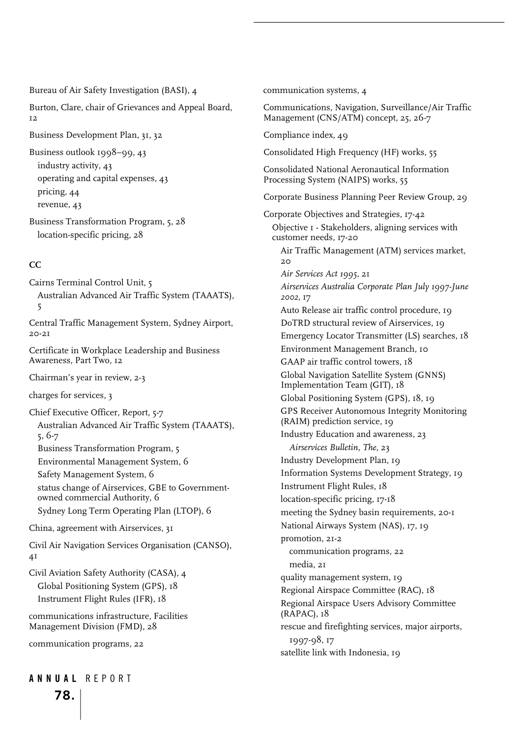Bureau of Air Safety Investigation (BASI), 4

Burton, Clare, chair of Grievances and Appeal Board, 12

Business Development Plan, 31, 32

Business outlook 1998–99, 43
- industry activity, 43
- operating and capital expenses, 43
- pricing, 44
- revenue, 43

Business Transformation Program, 5, 28
- location-specific pricing, 28

**CC**

Cairns Terminal Control Unit, 5
- Australian Advanced Air Traffic System (TAAATS), 5

Central Traffic Management System, Sydney Airport, 20-21

Certificate in Workplace Leadership and Business Awareness, Part Two, 12

Chairman's year in review, 2-3

charges for services, 3

Chief Executive Officer, Report, 5-7
- Australian Advanced Air Traffic System (TAAATS), 5, 6-7
- Business Transformation Program, 5
- Environmental Management System, 6
- Safety Management System, 6
- status change of Airservices, GBE to Government-owned commercial Authority, 6
- Sydney Long Term Operating Plan (LTOP), 6

China, agreement with Airservices, 31

Civil Air Navigation Services Organisation (CANSO), 41

Civil Aviation Safety Authority (CASA), 4
- Global Positioning System (GPS), 18
- Instrument Flight Rules (IFR), 18

communications infrastructure, Facilities Management Division (FMD), 28

communication programs, 22

communication systems, 4

Communications, Navigation, Surveillance/Air Traffic Management (CNS/ATM) concept, 25, 26-7

Compliance index, 49

Consolidated High Frequency (HF) works, 55

Consolidated National Aeronautical Information Processing System (NAIPS) works, 55

Corporate Business Planning Peer Review Group, 29

Corporate Objectives and Strategies, 17-42
- Objective 1 - Stakeholders, aligning services with customer needs, 17-20
  - Air Traffic Management (ATM) services market, 20
  - *Air Services Act 1995*, 21
  - *Airservices Australia Corporate Plan July 1997-June 2002*, 17
  - Auto Release air traffic control procedure, 19
  - DoTRD structural review of Airservices, 19
  - Emergency Locator Transmitter (LS) searches, 18
  - Environment Management Branch, 10
  - GAAP air traffic control towers, 18
  - Global Navigation Satellite System (GNNS) Implementation Team (GIT), 18
  - Global Positioning System (GPS), 18, 19
  - GPS Receiver Autonomous Integrity Monitoring (RAIM) prediction service, 19
  - Industry Education and awareness, 23
    - *Airservices Bulletin, The*, 23
  - Industry Development Plan, 19
  - Information Systems Development Strategy, 19
  - Instrument Flight Rules, 18
  - location-specific pricing, 17-18
  - meeting the Sydney basin requirements, 20-1
  - National Airways System (NAS), 17, 19
  - promotion, 21-2
    - communication programs, 22
    - media, 21
  - quality management system, 19
  - Regional Airspace Committee (RAC), 18
  - Regional Airspace Users Advisory Committee (RAPAC), 18
  - rescue and firefighting services, major airports, 1997-98, 17
  - satellite link with Indonesia, 19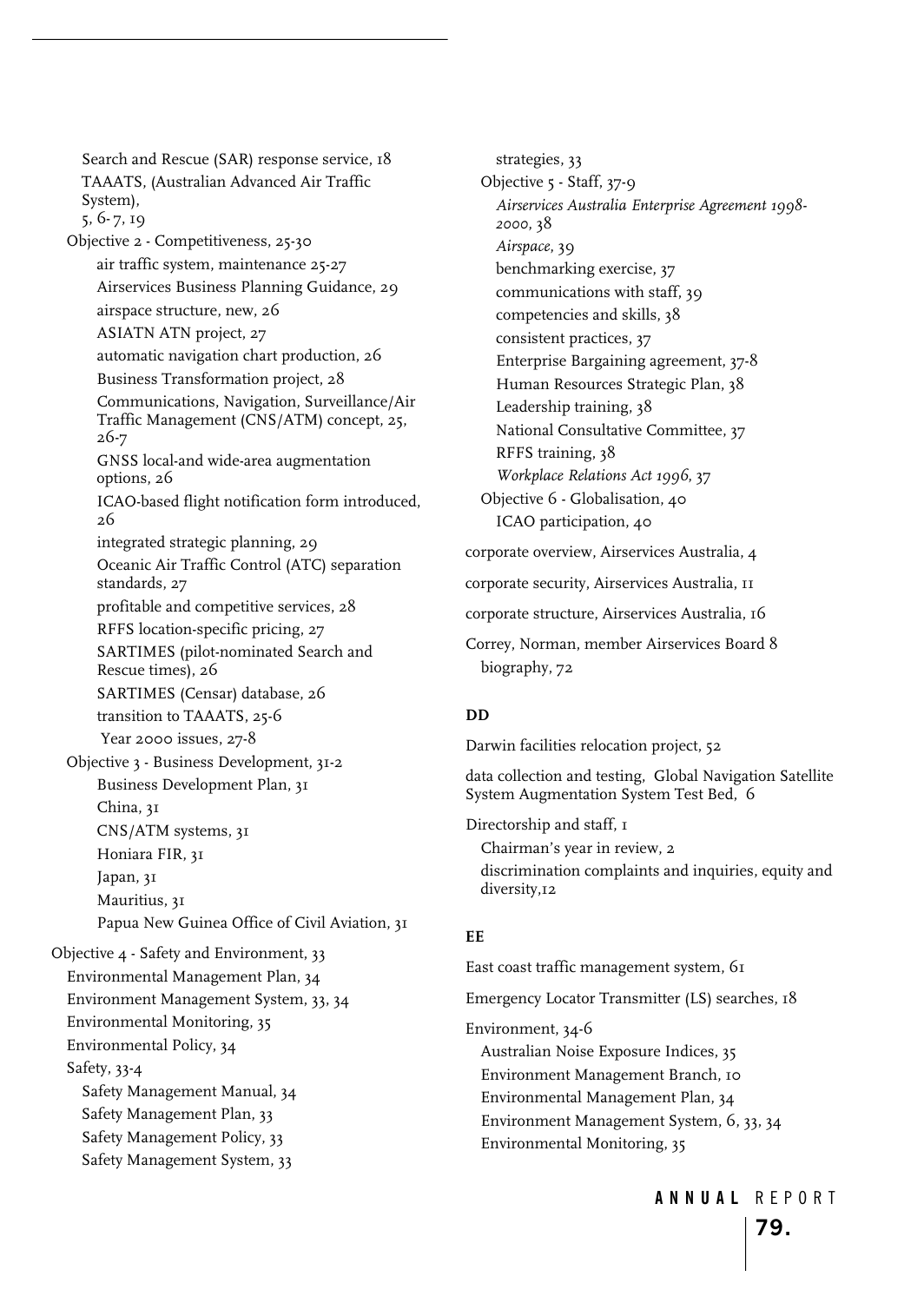Search and Rescue (SAR) response service, 18
TAAATS, (Australian Advanced Air Traffic System), 5, 6-7, 19

Objective 2 - Competitiveness, 25-30
- air traffic system, maintenance 25-27
- Airservices Business Planning Guidance, 29
- airspace structure, new, 26
- ASIATN ATN project, 27
- automatic navigation chart production, 26
- Business Transformation project, 28
- Communications, Navigation, Surveillance/Air Traffic Management (CNS/ATM) concept, 25, 26-7
- GNSS local-and wide-area augmentation options, 26
- ICAO-based flight notification form introduced, 26
- integrated strategic planning, 29
- Oceanic Air Traffic Control (ATC) separation standards, 27
- profitable and competitive services, 28
- RFFS location-specific pricing, 27
- SARTIMES (pilot-nominated Search and Rescue times), 26
- SARTIMES (Censar) database, 26
- transition to TAAATS, 25-6
- Year 2000 issues, 27-8

Objective 3 - Business Development, 31-2
- Business Development Plan, 31
- China, 31
- CNS/ATM systems, 31
- Honiara FIR, 31
- Japan, 31
- Mauritius, 31
- Papua New Guinea Office of Civil Aviation, 31

Objective 4 - Safety and Environment, 33
- Environmental Management Plan, 34
- Environment Management System, 33, 34
- Environmental Monitoring, 35
- Environmental Policy, 34
- Safety, 33-4
  - Safety Management Manual, 34
  - Safety Management Plan, 33
  - Safety Management Policy, 33
  - Safety Management System, 33
  - strategies, 33
- Objective 5 - Staff, 37-9
  - *Airservices Australia Enterprise Agreement 1998-2000*, 38
  - *Airspace*, 39
  - benchmarking exercise, 37
  - communications with staff, 39
  - competencies and skills, 38
  - consistent practices, 37
  - Enterprise Bargaining agreement, 37-8
  - Human Resources Strategic Plan, 38
  - Leadership training, 38
  - National Consultative Committee, 37
  - RFFS training, 38
  - *Workplace Relations Act 1996*, 37
- Objective 6 - Globalisation, 40
  - ICAO participation, 40

corporate overview, Airservices Australia, 4

corporate security, Airservices Australia, 11

corporate structure, Airservices Australia, 16

Correy, Norman, member Airservices Board 8
- biography, 72

**DD**

Darwin facilities relocation project, 52

data collection and testing, Global Navigation Satellite System Augmentation System Test Bed, 6

Directorship and staff, 1
- Chairman's year in review, 2
- discrimination complaints and inquiries, equity and diversity,12

**EE**

East coast traffic management system, 61

Emergency Locator Transmitter (LS) searches, 18

Environment, 34-6
- Australian Noise Exposure Indices, 35
- Environment Management Branch, 10
- Environmental Management Plan, 34
- Environment Management System, 6, 33, 34
- Environmental Monitoring, 35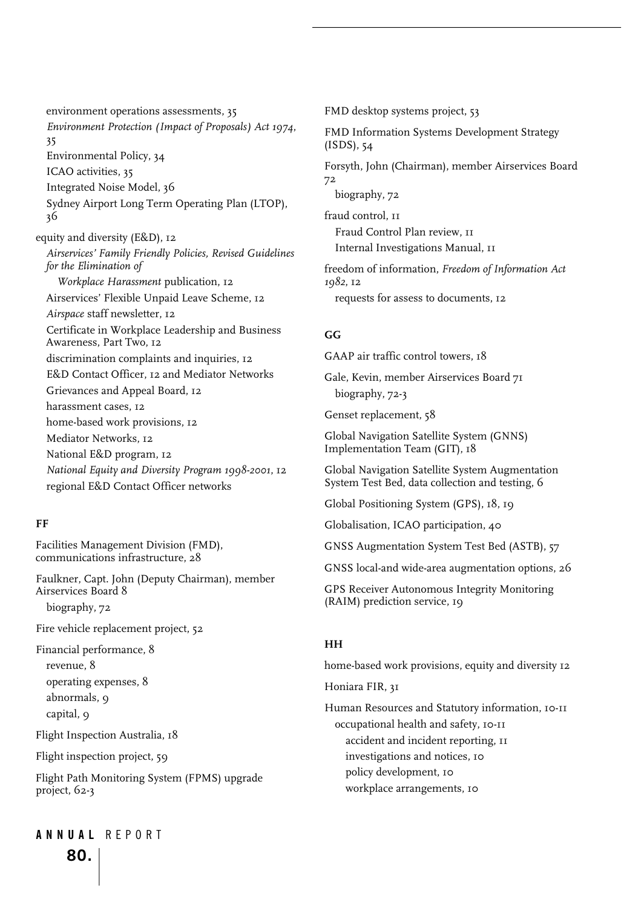environment operations assessments, 35

*Environment Protection (Impact of Proposals) Act 1974*, 35

Environmental Policy, 34

ICAO activities, 35

Integrated Noise Model, 36

Sydney Airport Long Term Operating Plan (LTOP), 36

equity and diversity (E&D), 12

*Airservices' Family Friendly Policies, Revised Guidelines for the Elimination of Workplace Harassment* publication, 12

Airservices' Flexible Unpaid Leave Scheme, 12

*Airspace* staff newsletter, 12

Certificate in Workplace Leadership and Business Awareness, Part Two, 12

discrimination complaints and inquiries, 12

E&D Contact Officer, 12 and Mediator Networks

Grievances and Appeal Board, 12

harassment cases, 12

home-based work provisions, 12

Mediator Networks, 12

National E&D program, 12

*National Equity and Diversity Program 1998-2001*, 12

regional E&D Contact Officer networks

**FF**

Facilities Management Division (FMD), communications infrastructure, 28

Faulkner, Capt. John (Deputy Chairman), member Airservices Board 8

biography, 72

Fire vehicle replacement project, 52

Financial performance, 8

revenue, 8

operating expenses, 8

abnormals, 9

capital, 9

Flight Inspection Australia, 18

Flight inspection project, 59

Flight Path Monitoring System (FPMS) upgrade project, 62-3

FMD desktop systems project, 53

FMD Information Systems Development Strategy (ISDS), 54

Forsyth, John (Chairman), member Airservices Board 72

biography, 72

fraud control, 11

Fraud Control Plan review, 11

Internal Investigations Manual, 11

freedom of information, *Freedom of Information Act 1982*, 12

requests for assess to documents, 12

**GG**

GAAP air traffic control towers, 18

Gale, Kevin, member Airservices Board 71

biography, 72-3

Genset replacement, 58

Global Navigation Satellite System (GNNS) Implementation Team (GIT), 18

Global Navigation Satellite System Augmentation System Test Bed, data collection and testing, 6

Global Positioning System (GPS), 18, 19

Globalisation, ICAO participation, 40

GNSS Augmentation System Test Bed (ASTB), 57

GNSS local-and wide-area augmentation options, 26

GPS Receiver Autonomous Integrity Monitoring (RAIM) prediction service, 19

**HH**

home-based work provisions, equity and diversity 12

Honiara FIR, 31

Human Resources and Statutory information, 10-11

occupational health and safety, 10-11

accident and incident reporting, 11

investigations and notices, 10

policy development, 10

workplace arrangements, 10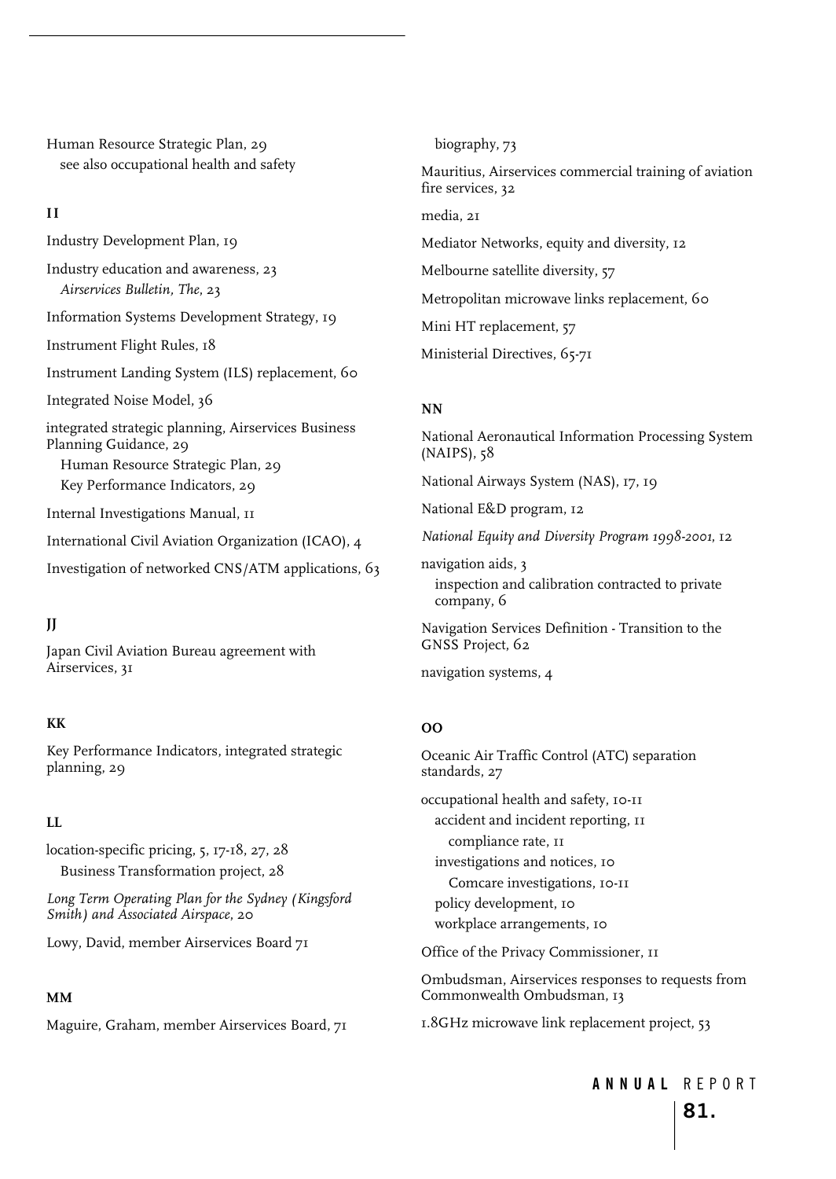Human Resource Strategic Plan, 29
  see also occupational health and safety

**II**

Industry Development Plan, 19

Industry education and awareness, 23
  *Airservices Bulletin, The*, 23

Information Systems Development Strategy, 19

Instrument Flight Rules, 18

Instrument Landing System (ILS) replacement, 60

Integrated Noise Model, 36

integrated strategic planning, Airservices Business Planning Guidance, 29
  Human Resource Strategic Plan, 29
  Key Performance Indicators, 29

Internal Investigations Manual, 11

International Civil Aviation Organization (ICAO), 4

Investigation of networked CNS/ATM applications, 63

**JJ**

Japan Civil Aviation Bureau agreement with Airservices, 31

**KK**

Key Performance Indicators, integrated strategic planning, 29

**LL**

location-specific pricing, 5, 17-18, 27, 28
  Business Transformation project, 28

*Long Term Operating Plan for the Sydney (Kingsford Smith) and Associated Airspace*, 20

Lowy, David, member Airservices Board 71

**MM**

Maguire, Graham, member Airservices Board, 71
  biography, 73

Mauritius, Airservices commercial training of aviation fire services, 32

media, 21

Mediator Networks, equity and diversity, 12

Melbourne satellite diversity, 57

Metropolitan microwave links replacement, 60

Mini HT replacement, 57

Ministerial Directives, 65-71

**NN**

National Aeronautical Information Processing System (NAIPS), 58

National Airways System (NAS), 17, 19

National E&D program, 12

*National Equity and Diversity Program 1998-2001*, 12

navigation aids, 3
  inspection and calibration contracted to private company, 6

Navigation Services Definition - Transition to the GNSS Project, 62

navigation systems, 4

**OO**

Oceanic Air Traffic Control (ATC) separation standards, 27

occupational health and safety, 10-11
  accident and incident reporting, 11
    compliance rate, 11
  investigations and notices, 10
    Comcare investigations, 10-11
  policy development, 10
  workplace arrangements, 10

Office of the Privacy Commissioner, 11

Ombudsman, Airservices responses to requests from Commonwealth Ombudsman, 13

1.8GHz microwave link replacement project, 53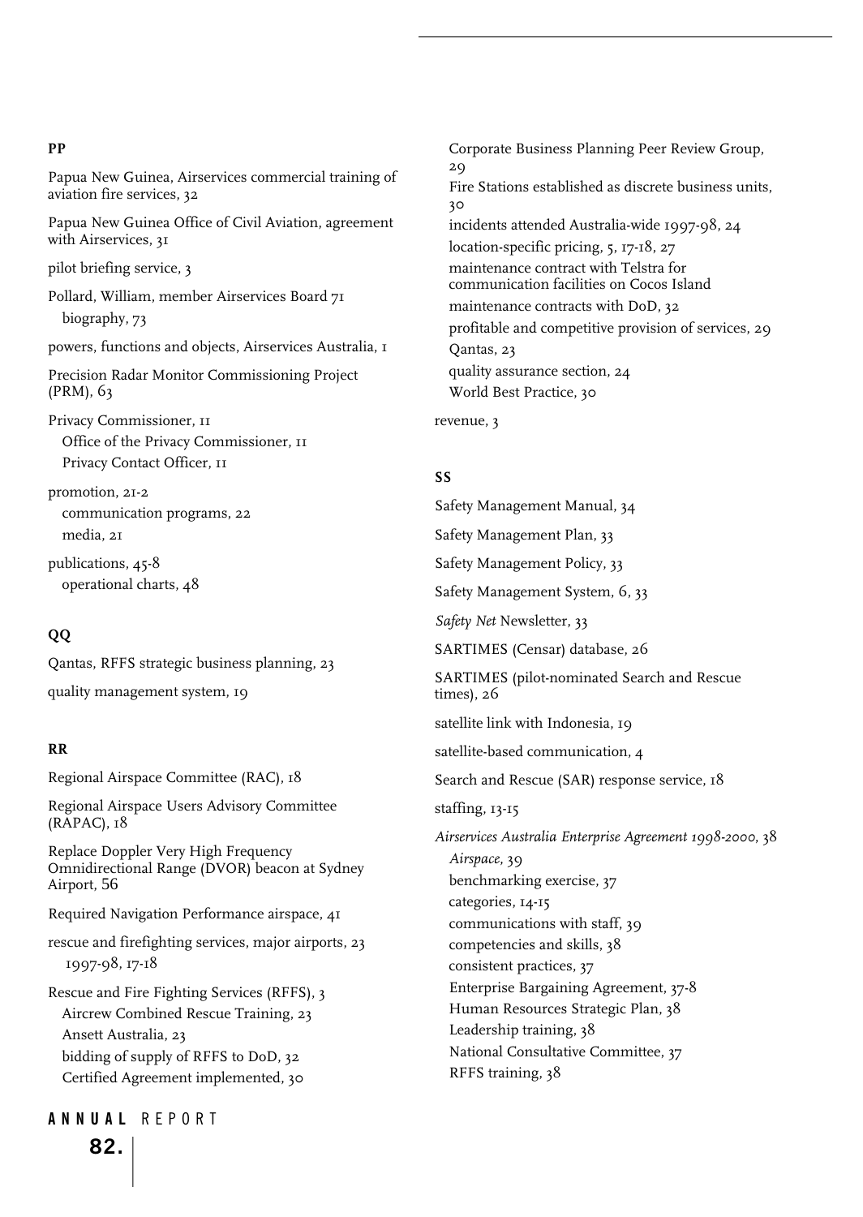**PP**

Papua New Guinea, Airservices commercial training of aviation fire services, 32

Papua New Guinea Office of Civil Aviation, agreement with Airservices, 31

pilot briefing service, 3

Pollard, William, member Airservices Board 71
  biography, 73

powers, functions and objects, Airservices Australia, 1

Precision Radar Monitor Commissioning Project (PRM), 63

Privacy Commissioner, 11
  Office of the Privacy Commissioner, 11
  Privacy Contact Officer, 11

promotion, 21-2
  communication programs, 22
  media, 21

publications, 45-8
  operational charts, 48

**QQ**

Qantas, RFFS strategic business planning, 23

quality management system, 19

**RR**

Regional Airspace Committee (RAC), 18

Regional Airspace Users Advisory Committee (RAPAC), 18

Replace Doppler Very High Frequency Omnidirectional Range (DVOR) beacon at Sydney Airport, 56

Required Navigation Performance airspace, 41

rescue and firefighting services, major airports, 23
  1997-98, 17-18

Rescue and Fire Fighting Services (RFFS), 3
  Aircrew Combined Rescue Training, 23
  Ansett Australia, 23
  bidding of supply of RFFS to DoD, 32
  Certified Agreement implemented, 30
  Corporate Business Planning Peer Review Group, 29
  Fire Stations established as discrete business units, 30
  incidents attended Australia-wide 1997-98, 24
  location-specific pricing, 5, 17-18, 27
  maintenance contract with Telstra for communication facilities on Cocos Island
  maintenance contracts with DoD, 32
  profitable and competitive provision of services, 29
  Qantas, 23
  quality assurance section, 24
  World Best Practice, 30

revenue, 3

**SS**

Safety Management Manual, 34

Safety Management Plan, 33

Safety Management Policy, 33

Safety Management System, 6, 33

*Safety Net* Newsletter, 33

SARTIMES (Censar) database, 26

SARTIMES (pilot-nominated Search and Rescue times), 26

satellite link with Indonesia, 19

satellite-based communication, 4

Search and Rescue (SAR) response service, 18

staffing, 13-15

*Airservices Australia Enterprise Agreement 1998-2000*, 38
  *Airspace*, 39
  benchmarking exercise, 37
  categories, 14-15
  communications with staff, 39
  competencies and skills, 38
  consistent practices, 37
  Enterprise Bargaining Agreement, 37-8
  Human Resources Strategic Plan, 38
  Leadership training, 38
  National Consultative Committee, 37
  RFFS training, 38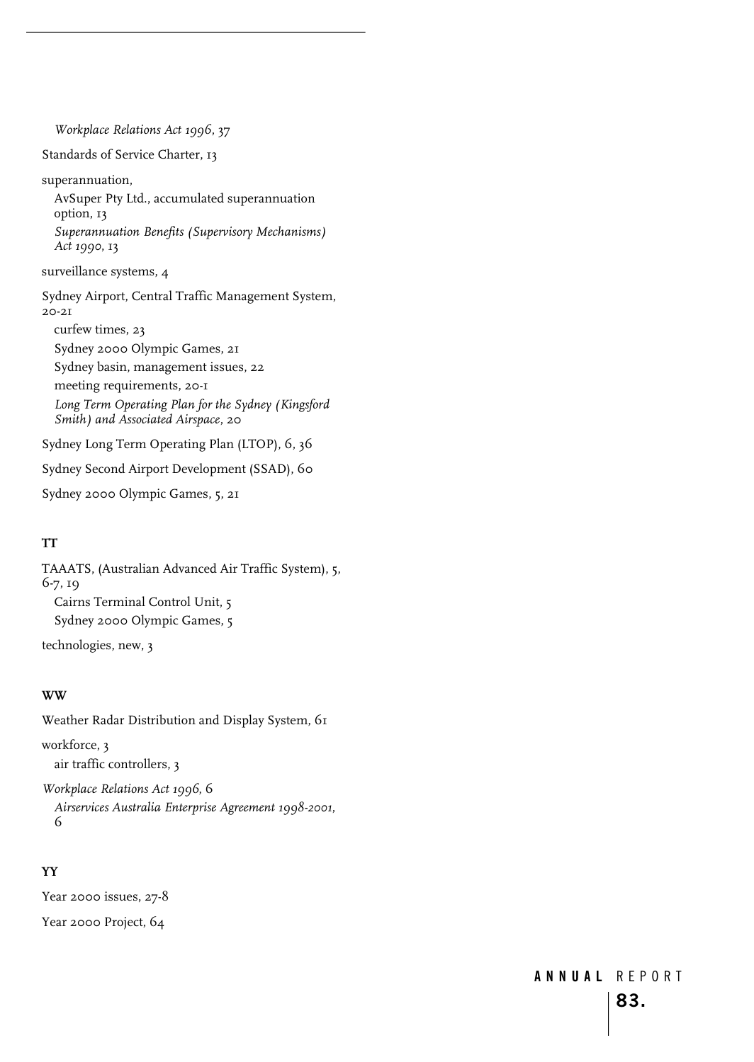*Workplace Relations Act 1996*, 37

Standards of Service Charter, 13

superannuation,

AvSuper Pty Ltd., accumulated superannuation option, 13

*Superannuation Benefits (Supervisory Mechanisms) Act 1990*, 13

surveillance systems, 4

Sydney Airport, Central Traffic Management System, 20-21

curfew times, 23

Sydney 2000 Olympic Games, 21

Sydney basin, management issues, 22

meeting requirements, 20-1

*Long Term Operating Plan for the Sydney (Kingsford Smith) and Associated Airspace*, 20

Sydney Long Term Operating Plan (LTOP), 6, 36

Sydney Second Airport Development (SSAD), 60

Sydney 2000 Olympic Games, 5, 21

**TT**

TAAATS, (Australian Advanced Air Traffic System), 5, 6-7, 19

Cairns Terminal Control Unit, 5

Sydney 2000 Olympic Games, 5

technologies, new, 3

**WW**

Weather Radar Distribution and Display System, 61

workforce, 3

air traffic controllers, 3

*Workplace Relations Act 1996*, 6

*Airservices Australia Enterprise Agreement 1998-2001*, 6

**YY**

Year 2000 issues, 27-8

Year 2000 Project, 64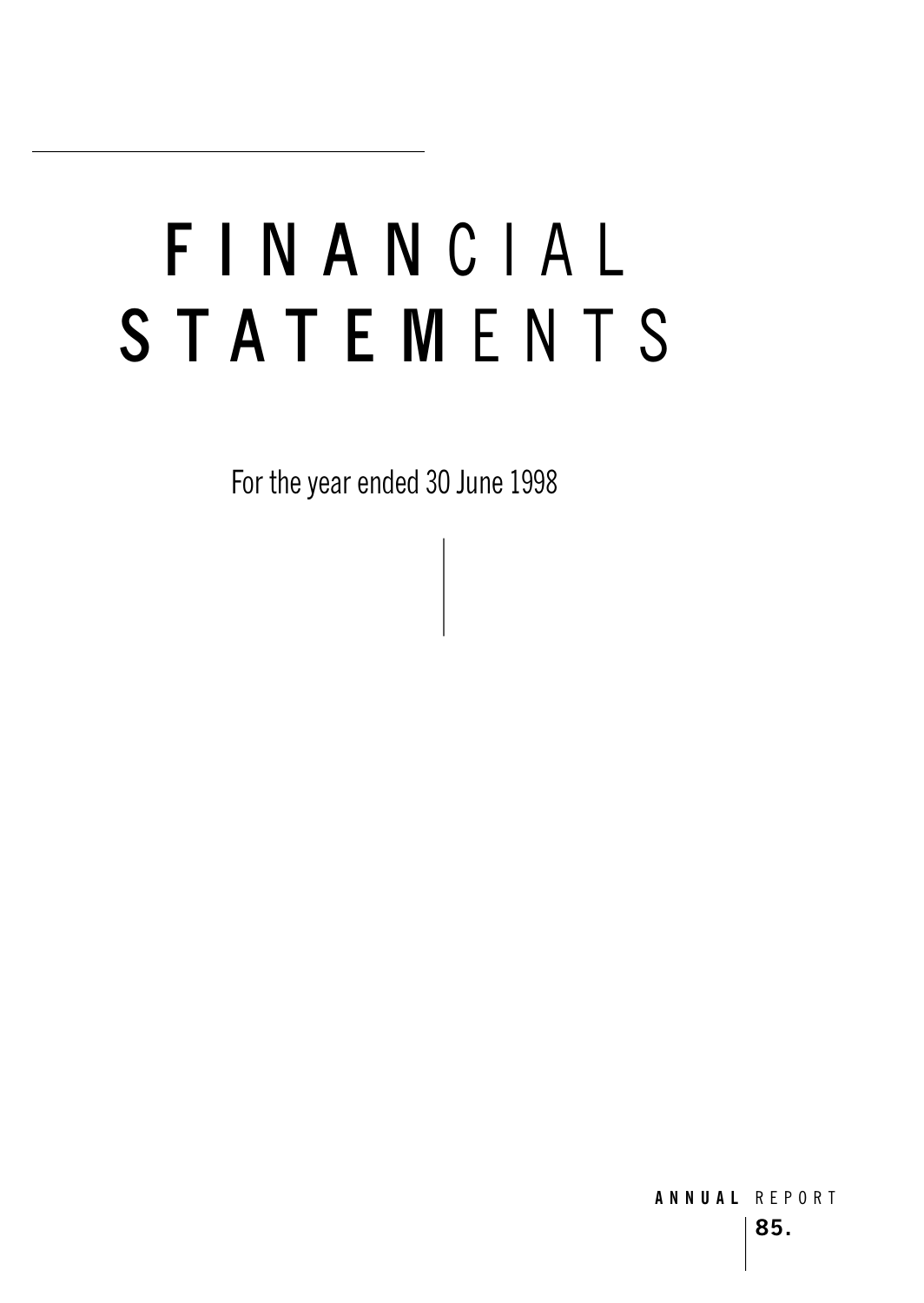# FINANCIAL STATEMENTS

For the year ended 30 June 1998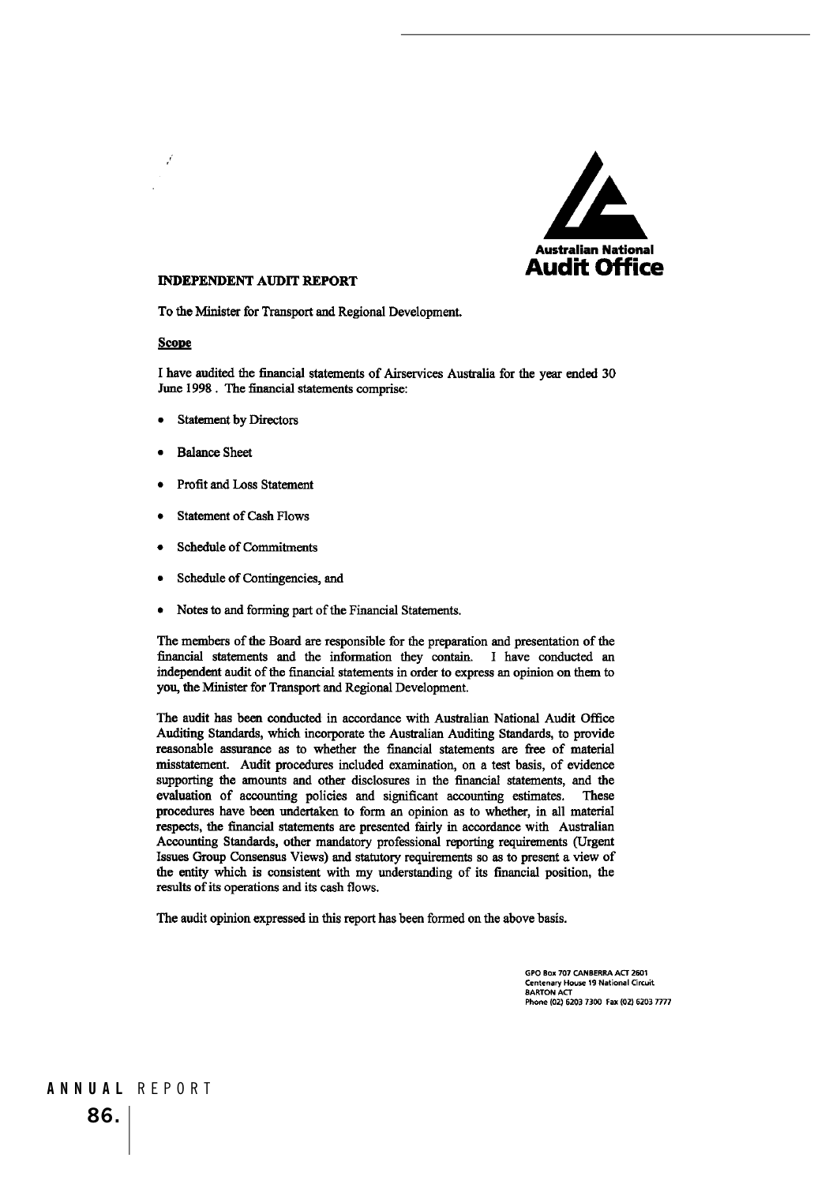Australian National
Audit Office

## INDEPENDENT AUDIT REPORT

To the Minister for Transport and Regional Development.

**Scope**

I have audited the financial statements of Airservices Australia for the year ended 30 June 1998 . The financial statements comprise:

- Statement by Directors
- Balance Sheet
- Profit and Loss Statement
- Statement of Cash Flows
- Schedule of Commitments
- Schedule of Contingencies, and
- Notes to and forming part of the Financial Statements.

The members of the Board are responsible for the preparation and presentation of the financial statements and the information they contain. I have conducted an independent audit of the financial statements in order to express an opinion on them to you, the Minister for Transport and Regional Development.

The audit has been conducted in accordance with Australian National Audit Office Auditing Standards, which incorporate the Australian Auditing Standards, to provide reasonable assurance as to whether the financial statements are free of material misstatement. Audit procedures included examination, on a test basis, of evidence supporting the amounts and other disclosures in the financial statements, and the evaluation of accounting policies and significant accounting estimates. These procedures have been undertaken to form an opinion as to whether, in all material respects, the financial statements are presented fairly in accordance with Australian Accounting Standards, other mandatory professional reporting requirements (Urgent Issues Group Consensus Views) and statutory requirements so as to present a view of the entity which is consistent with my understanding of its financial position, the results of its operations and its cash flows.

The audit opinion expressed in this report has been formed on the above basis.

GPO Box 707 CANBERRA ACT 2601
Centenary House 19 National Circuit
BARTON ACT
Phone (02) 6203 7300 Fax (02) 6203 7777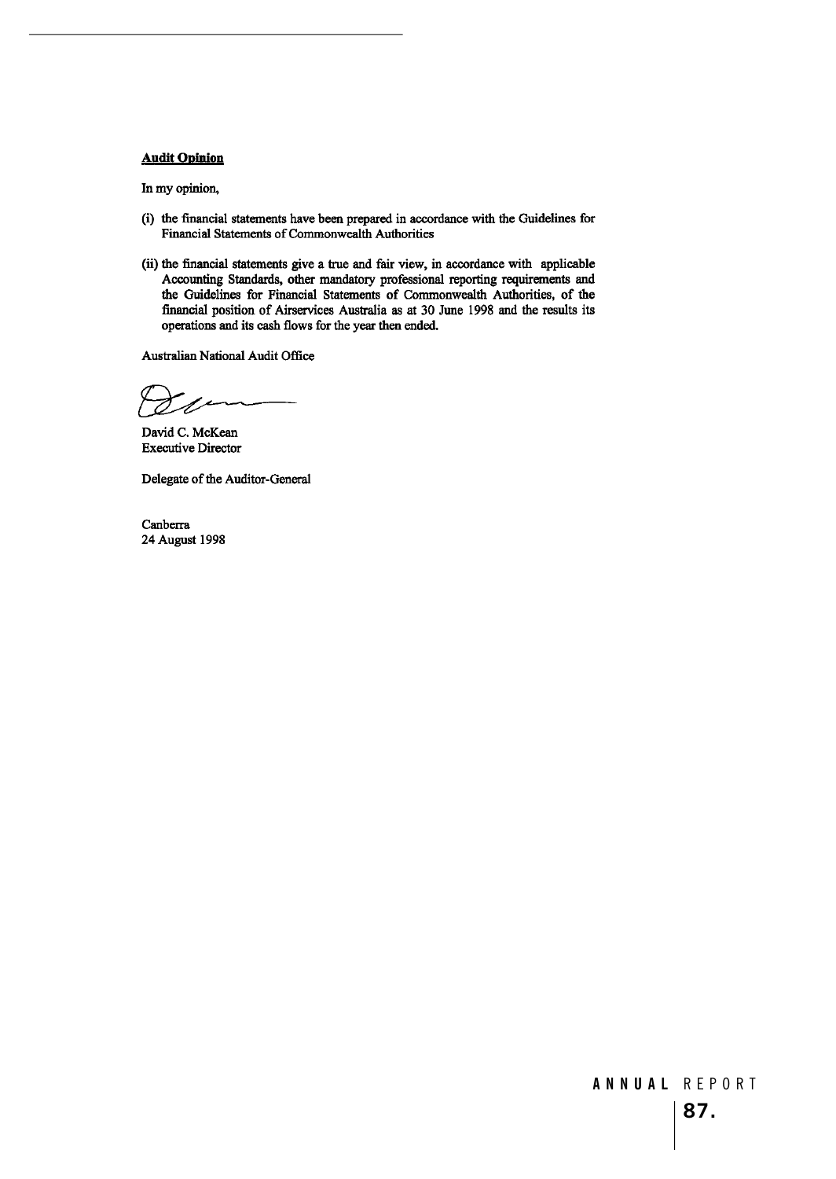**Audit Opinion**

In my opinion,

(i) the financial statements have been prepared in accordance with the Guidelines for Financial Statements of Commonwealth Authorities

(ii) the financial statements give a true and fair view, in accordance with applicable Accounting Standards, other mandatory professional reporting requirements and the Guidelines for Financial Statements of Commonwealth Authorities, of the financial position of Airservices Australia as at 30 June 1998 and the results its operations and its cash flows for the year then ended.

Australian National Audit Office

David C. McKean
Executive Director

Delegate of the Auditor-General

Canberra
24 August 1998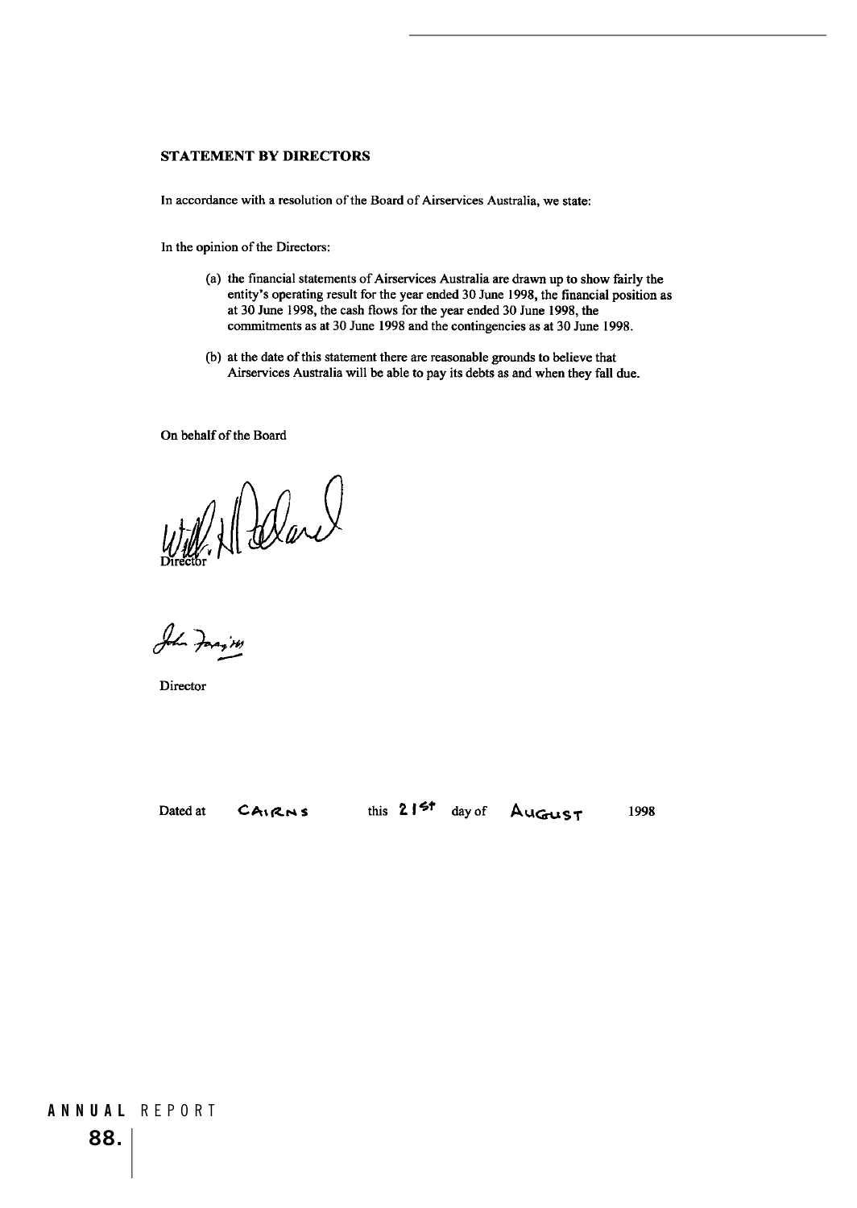## STATEMENT BY DIRECTORS

In accordance with a resolution of the Board of Airservices Australia, we state:

In the opinion of the Directors:

(a) the financial statements of Airservices Australia are drawn up to show fairly the entity's operating result for the year ended 30 June 1998, the financial position as at 30 June 1998, the cash flows for the year ended 30 June 1998, the commitments as at 30 June 1998 and the contingencies as at 30 June 1998.

(b) at the date of this statement there are reasonable grounds to believe that Airservices Australia will be able to pay its debts as and when they fall due.

On behalf of the Board

Director

Director

Dated at CAIRNS this 21st day of AUGUST 1998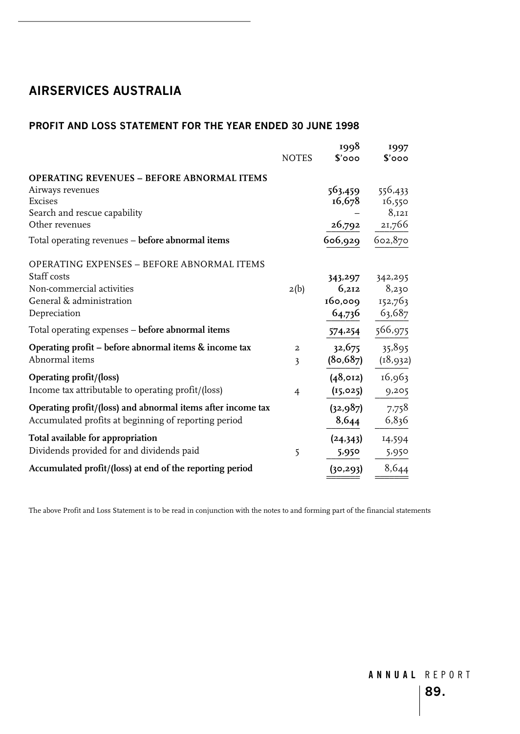## AIRSERVICES AUSTRALIA

### PROFIT AND LOSS STATEMENT FOR THE YEAR ENDED 30 JUNE 1998

| | NOTES | 1998 $'000 | 1997 $'000 |
|---|---|---|---|
| **OPERATING REVENUES – BEFORE ABNORMAL ITEMS** | | | |
| Airways revenues | | **563,459** | 556,433 |
| Excises | | **16,678** | 16,550 |
| Search and rescue capability | | – | 8,121 |
| Other revenues | | **26,792** | 21,766 |
| Total operating revenues – **before abnormal items** | | **606,929** | 602,870 |
| OPERATING EXPENSES – BEFORE ABNORMAL ITEMS | | | |
| Staff costs | | **343,297** | 342,295 |
| Non-commercial activities | 2(b) | **6,212** | 8,230 |
| General & administration | | **160,009** | 152,763 |
| Depreciation | | **64,736** | 63,687 |
| Total operating expenses – **before abnormal items** | | **574,254** | 566,975 |
| **Operating profit – before abnormal items & income tax** | 2 | **32,675** | 35,895 |
| Abnormal items | 3 | **(80,687)** | (18,932) |
| **Operating profit/(loss)** | | **(48,012)** | 16,963 |
| Income tax attributable to operating profit/(loss) | 4 | **(15,025)** | 9,205 |
| **Operating profit/(loss) and abnormal items after income tax** | | **(32,987)** | 7,758 |
| Accumulated profits at beginning of reporting period | | **8,644** | 6,836 |
| **Total available for appropriation** | | **(24,343)** | 14,594 |
| Dividends provided for and dividends paid | 5 | **5,950** | 5,950 |
| **Accumulated profit/(loss) at end of the reporting period** | | **(30,293)** | 8,644 |

The above Profit and Loss Statement is to be read in conjunction with the notes to and forming part of the financial statements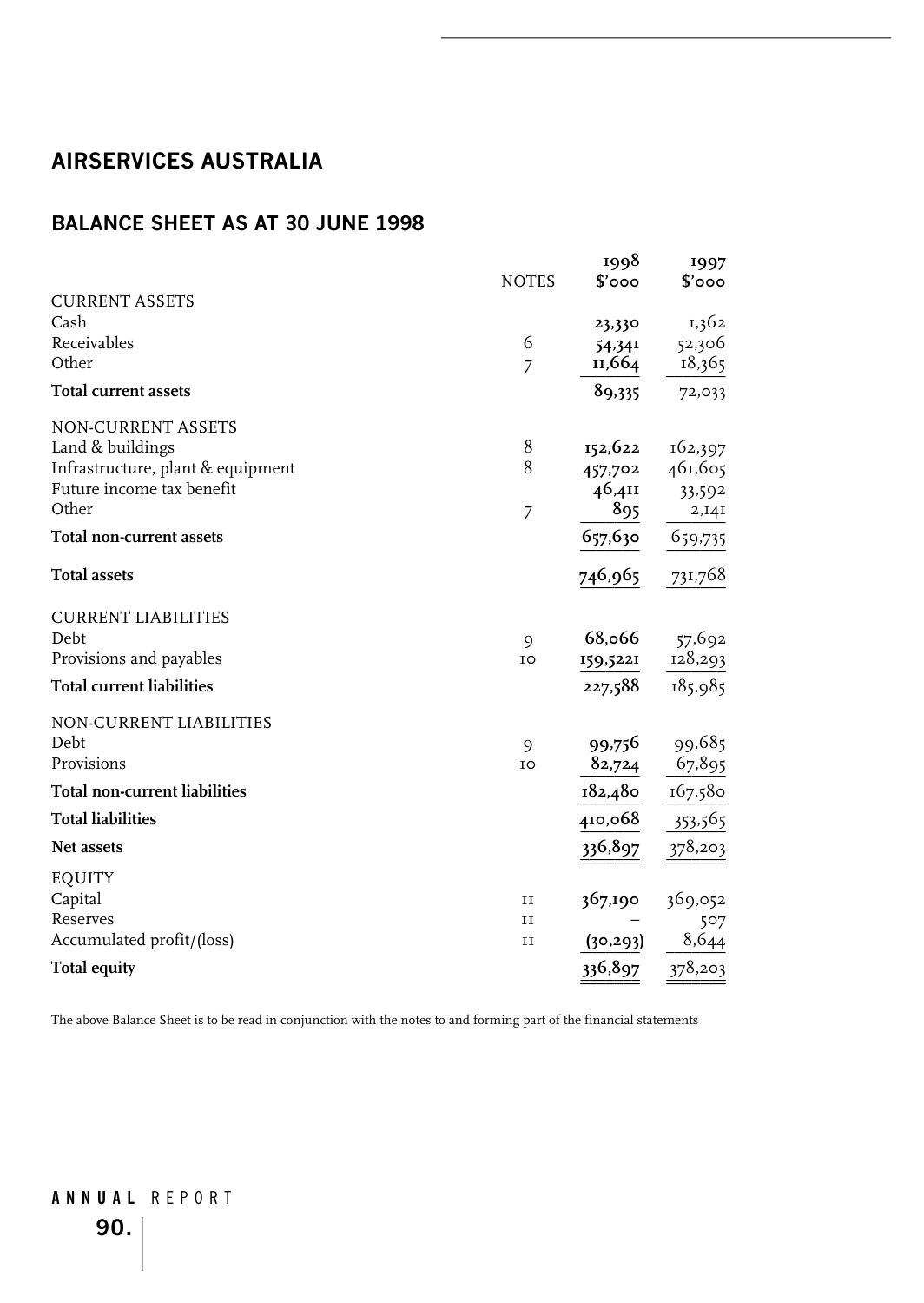## AIRSERVICES AUSTRALIA

## BALANCE SHEET AS AT 30 JUNE 1998

| | NOTES | 1998 $'000 | 1997 $'000 |
|---|---|---|---|
| CURRENT ASSETS | | | |
| Cash | | **23,330** | 1,362 |
| Receivables | 6 | **54,341** | 52,306 |
| Other | 7 | **11,664** | 18,365 |
| **Total current assets** | | **89,335** | 72,033 |
| NON-CURRENT ASSETS | | | |
| Land & buildings | 8 | **152,622** | 162,397 |
| Infrastructure, plant & equipment | 8 | **457,702** | 461,605 |
| Future income tax benefit | | **46,411** | 33,592 |
| Other | 7 | **895** | 2,141 |
| **Total non-current assets** | | **657,630** | 659,735 |
| **Total assets** | | **746,965** | 731,768 |
| CURRENT LIABILITIES | | | |
| Debt | 9 | **68,066** | 57,692 |
| Provisions and payables | 10 | **159,5221** | 128,293 |
| **Total current liabilities** | | **227,588** | 185,985 |
| NON-CURRENT LIABILITIES | | | |
| Debt | 9 | **99,756** | 99,685 |
| Provisions | 10 | **82,724** | 67,895 |
| **Total non-current liabilities** | | **182,480** | 167,580 |
| **Total liabilities** | | **410,068** | 353,565 |
| **Net assets** | | **336,897** | 378,203 |
| EQUITY | | | |
| Capital | 11 | **367,190** | 369,052 |
| Reserves | 11 | – | 507 |
| Accumulated profit/(loss) | 11 | **(30,293)** | 8,644 |
| **Total equity** | | **336,897** | 378,203 |

The above Balance Sheet is to be read in conjunction with the notes to and forming part of the financial statements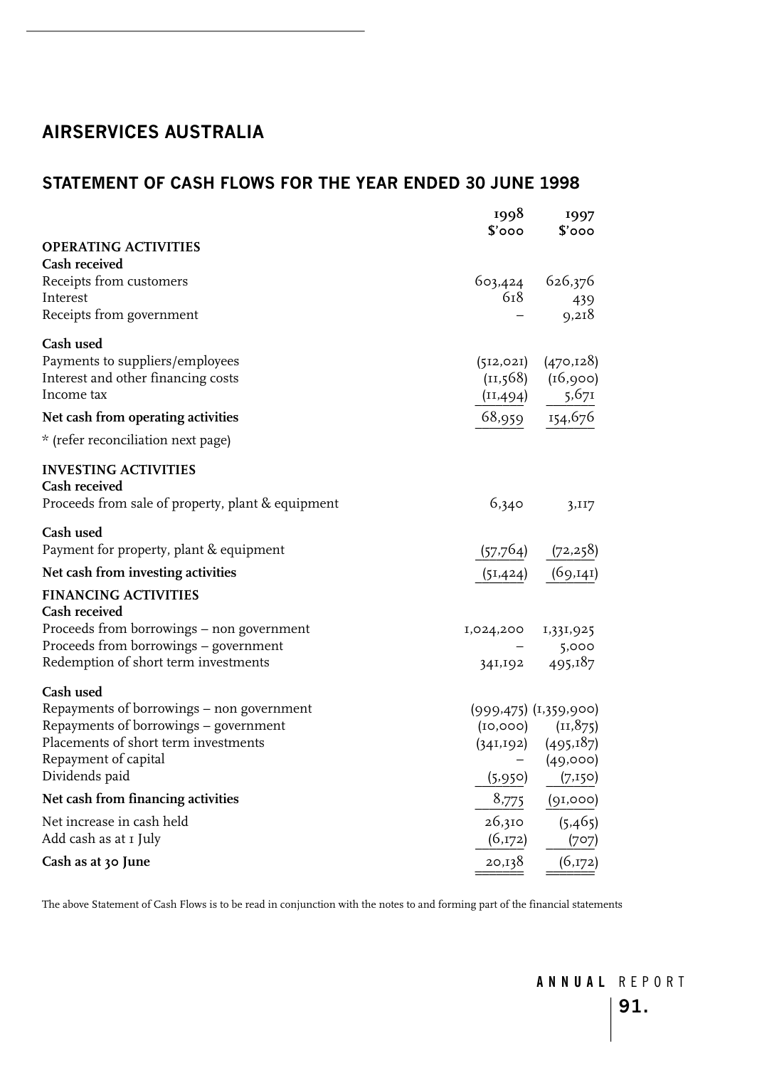## AIRSERVICES AUSTRALIA

## STATEMENT OF CASH FLOWS FOR THE YEAR ENDED 30 JUNE 1998

| | 1998 $'000 | 1997 $'000 |
|---|---|---|
| **OPERATING ACTIVITIES** | | |
| **Cash received** | | |
| Receipts from customers | 603,424 | 626,376 |
| Interest | 618 | 439 |
| Receipts from government | – | 9,218 |
| **Cash used** | | |
| Payments to suppliers/employees | (512,021) | (470,128) |
| Interest and other financing costs | (11,568) | (16,900) |
| Income tax | (11,494) | 5,671 |
| **Net cash from operating activities** | 68,959 | 154,676 |
| * (refer reconciliation next page) | | |
| **INVESTING ACTIVITIES** | | |
| **Cash received** | | |
| Proceeds from sale of property, plant & equipment | 6,340 | 3,117 |
| **Cash used** | | |
| Payment for property, plant & equipment | (57,764) | (72,258) |
| **Net cash from investing activities** | (51,424) | (69,141) |
| **FINANCING ACTIVITIES** | | |
| **Cash received** | | |
| Proceeds from borrowings – non government | 1,024,200 | 1,331,925 |
| Proceeds from borrowings – government | – | 5,000 |
| Redemption of short term investments | 341,192 | 495,187 |
| **Cash used** | | |
| Repayments of borrowings – non government | (999,475) | (1,359,900) |
| Repayments of borrowings – government | (10,000) | (11,875) |
| Placements of short term investments | (341,192) | (495,187) |
| Repayment of capital | – | (49,000) |
| Dividends paid | (5,950) | (7,150) |
| **Net cash from financing activities** | 8,775 | (91,000) |
| Net increase in cash held | 26,310 | (5,465) |
| Add cash as at 1 July | (6,172) | (707) |
| **Cash as at 30 June** | 20,138 | (6,172) |

The above Statement of Cash Flows is to be read in conjunction with the notes to and forming part of the financial statements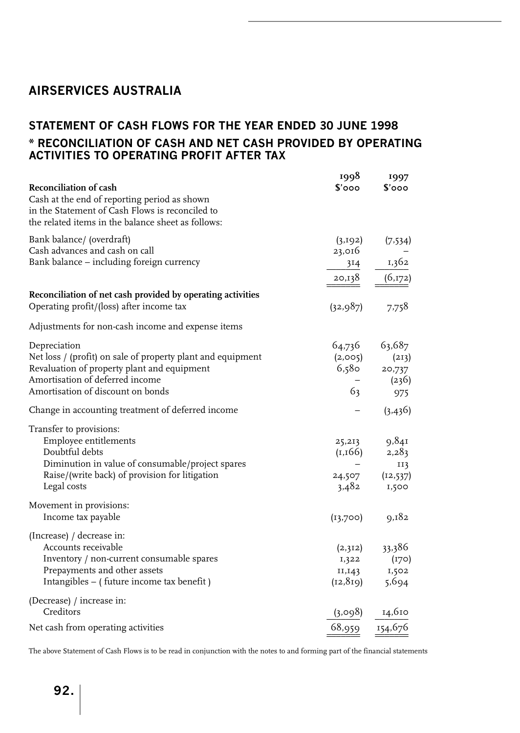## AIRSERVICES AUSTRALIA

### STATEMENT OF CASH FLOWS FOR THE YEAR ENDED 30 JUNE 1998

### * RECONCILIATION OF CASH AND NET CASH PROVIDED BY OPERATING ACTIVITIES TO OPERATING PROFIT AFTER TAX

| **Reconciliation of cash** | 1998 $'000 | 1997 $'000 |
|---|---|---|
| Cash at the end of reporting period as shown in the Statement of Cash Flows is reconciled to the related items in the balance sheet as follows: | | |
| Bank balance/ (overdraft) | (3,192) | (7,534) |
| Cash advances and cash on call | 23,016 | – |
| Bank balance – including foreign currency | 314 | 1,362 |
| | 20,138 | (6,172) |
| **Reconciliation of net cash provided by operating activities** | | |
| Operating profit/(loss) after income tax | (32,987) | 7,758 |
| Adjustments for non-cash income and expense items | | |
| Depreciation | 64,736 | 63,687 |
| Net loss / (profit) on sale of property plant and equipment | (2,005) | (213) |
| Revaluation of property plant and equipment | 6,580 | 20,737 |
| Amortisation of deferred income | – | (236) |
| Amortisation of discount on bonds | 63 | 975 |
| Change in accounting treatment of deferred income | – | (3,436) |
| Transfer to provisions: | | |
| Employee entitlements | 25,213 | 9,841 |
| Doubtful debts | (1,166) | 2,283 |
| Diminution in value of consumable/project spares | – | 113 |
| Raise/(write back) of provision for litigation | 24,507 | (12,537) |
| Legal costs | 3,482 | 1,500 |
| Movement in provisions: | | |
| Income tax payable | (13,700) | 9,182 |
| (Increase) / decrease in: | | |
| Accounts receivable | (2,312) | 33,386 |
| Inventory / non-current consumable spares | 1,322 | (170) |
| Prepayments and other assets | 11,143 | 1,502 |
| Intangibles – ( future income tax benefit ) | (12,819) | 5,694 |
| (Decrease) / increase in: | | |
| Creditors | (3,098) | 14,610 |
| Net cash from operating activities | 68,959 | 154,676 |

The above Statement of Cash Flows is to be read in conjunction with the notes to and forming part of the financial statements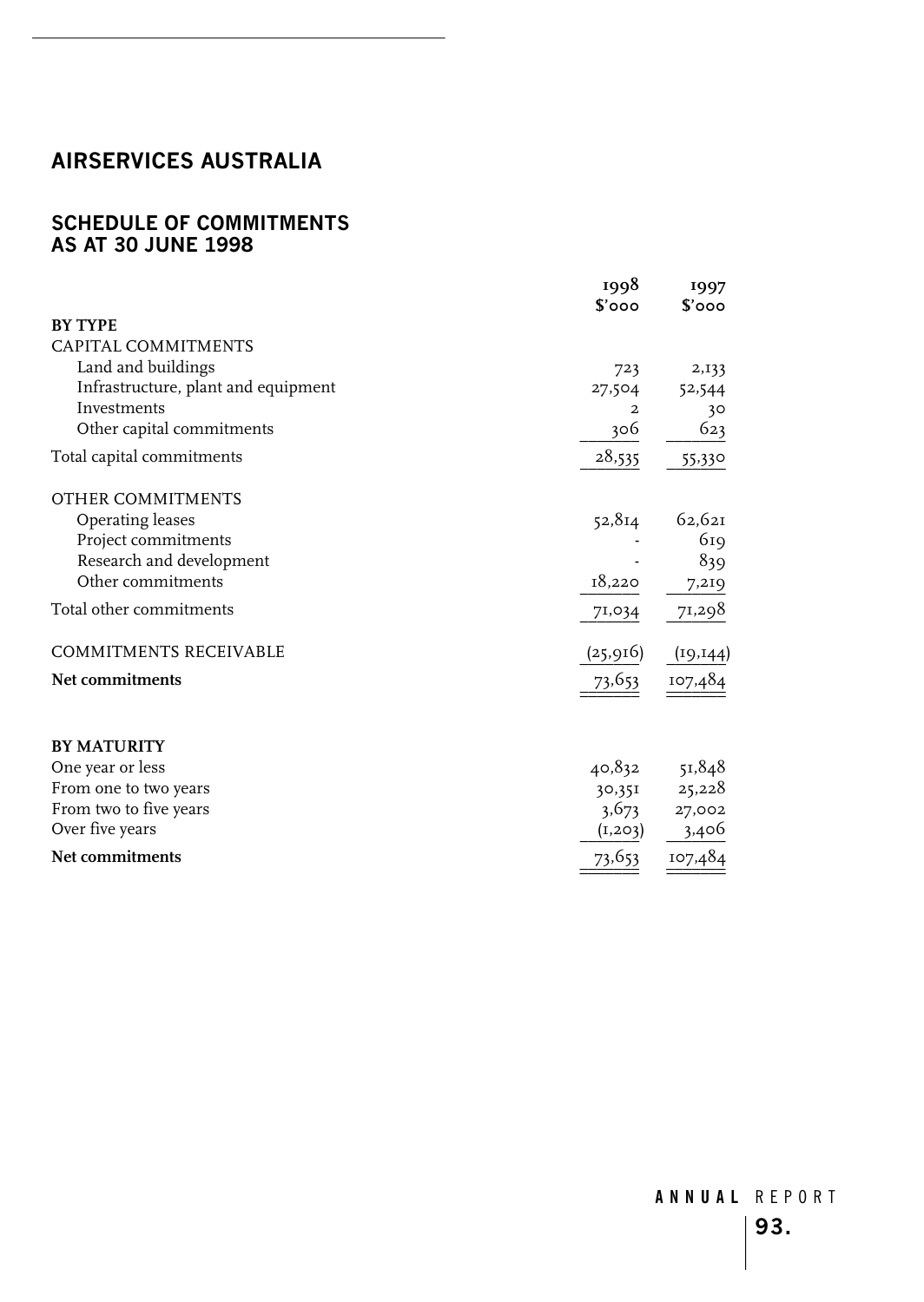# AIRSERVICES AUSTRALIA

## SCHEDULE OF COMMITMENTS AS AT 30 JUNE 1998

| | 1998 $'000 | 1997 $'000 |
|---|---|---|
| **BY TYPE** | | |
| CAPITAL COMMITMENTS | | |
| Land and buildings | 723 | 2,133 |
| Infrastructure, plant and equipment | 27,504 | 52,544 |
| Investments | 2 | 30 |
| Other capital commitments | 306 | 623 |
| Total capital commitments | 28,535 | 55,330 |
| OTHER COMMITMENTS | | |
| Operating leases | 52,814 | 62,621 |
| Project commitments | - | 619 |
| Research and development | - | 839 |
| Other commitments | 18,220 | 7,219 |
| Total other commitments | 71,034 | 71,298 |
| COMMITMENTS RECEIVABLE | (25,916) | (19,144) |
| **Net commitments** | 73,653 | 107,484 |
| **BY MATURITY** | | |
| One year or less | 40,832 | 51,848 |
| From one to two years | 30,351 | 25,228 |
| From two to five years | 3,673 | 27,002 |
| Over five years | (1,203) | 3,406 |
| **Net commitments** | 73,653 | 107,484 |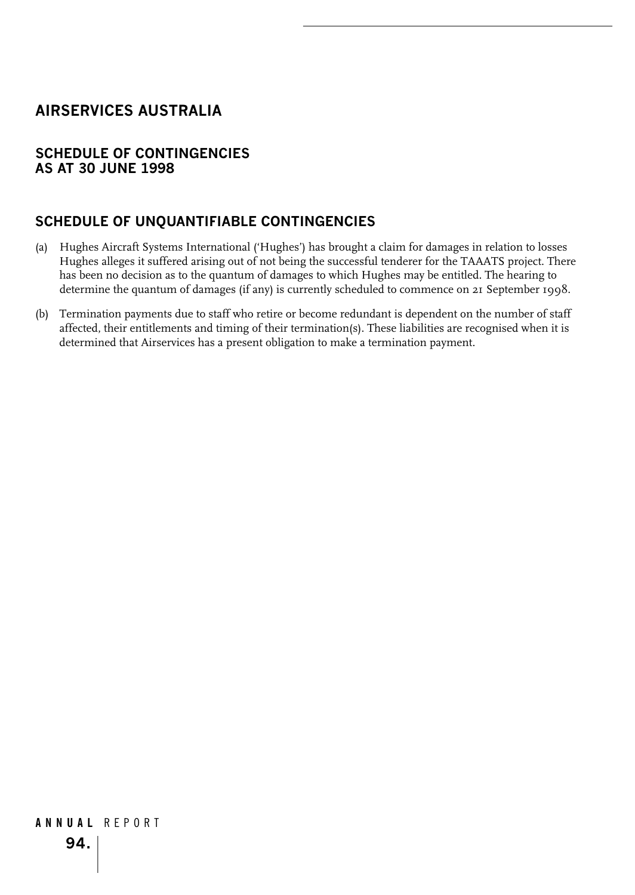# AIRSERVICES AUSTRALIA

## SCHEDULE OF CONTINGENCIES
## AS AT 30 JUNE 1998

## SCHEDULE OF UNQUANTIFIABLE CONTINGENCIES

(a) Hughes Aircraft Systems International ('Hughes') has brought a claim for damages in relation to losses Hughes alleges it suffered arising out of not being the successful tenderer for the TAAATS project. There has been no decision as to the quantum of damages to which Hughes may be entitled. The hearing to determine the quantum of damages (if any) is currently scheduled to commence on 21 September 1998.

(b) Termination payments due to staff who retire or become redundant is dependent on the number of staff affected, their entitlements and timing of their termination(s). These liabilities are recognised when it is determined that Airservices has a present obligation to make a termination payment.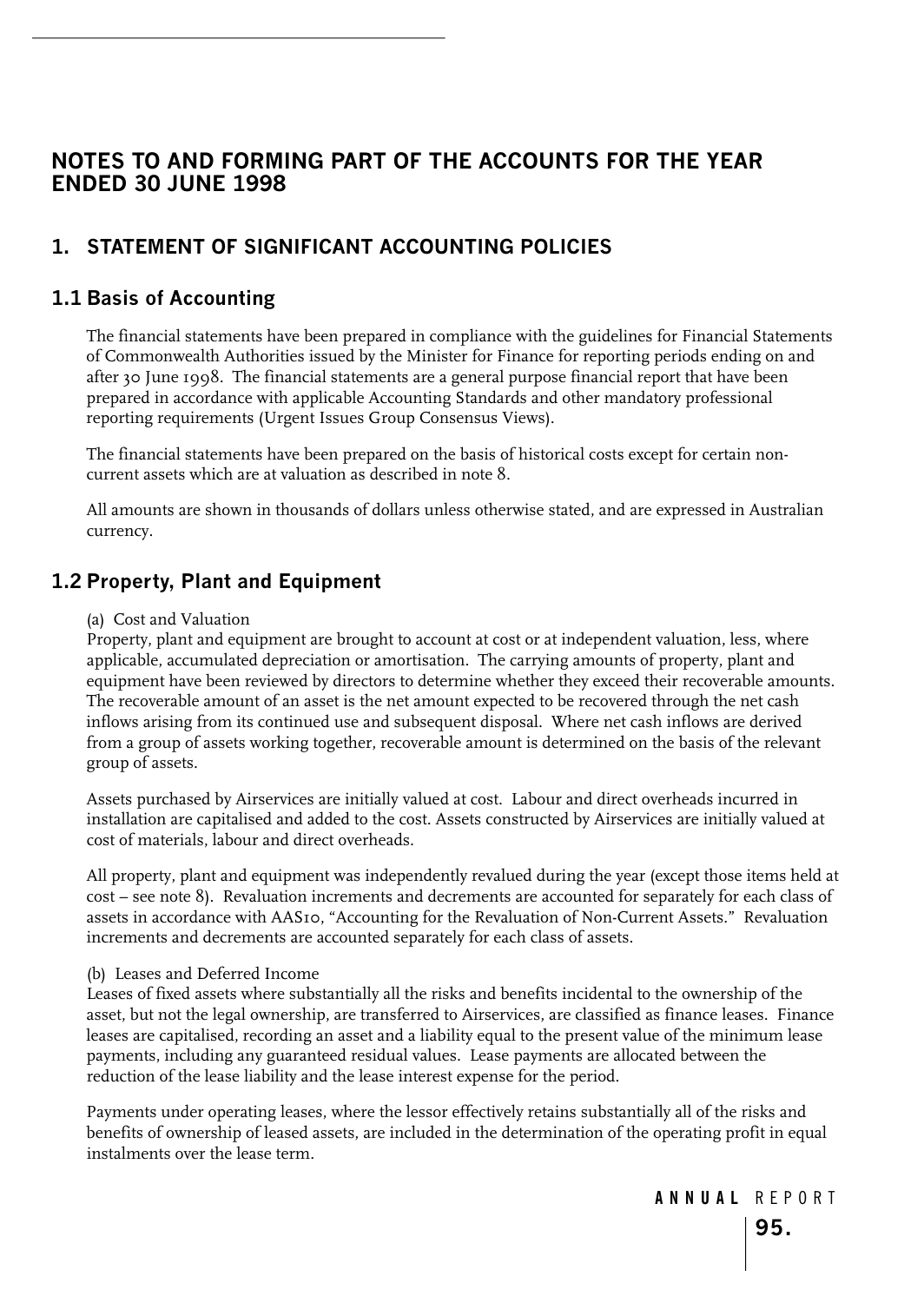# NOTES TO AND FORMING PART OF THE ACCOUNTS FOR THE YEAR ENDED 30 JUNE 1998

## 1. STATEMENT OF SIGNIFICANT ACCOUNTING POLICIES

### 1.1 Basis of Accounting

The financial statements have been prepared in compliance with the guidelines for Financial Statements of Commonwealth Authorities issued by the Minister for Finance for reporting periods ending on and after 30 June 1998. The financial statements are a general purpose financial report that have been prepared in accordance with applicable Accounting Standards and other mandatory professional reporting requirements (Urgent Issues Group Consensus Views).

The financial statements have been prepared on the basis of historical costs except for certain non-current assets which are at valuation as described in note 8.

All amounts are shown in thousands of dollars unless otherwise stated, and are expressed in Australian currency.

### 1.2 Property, Plant and Equipment

(a) Cost and Valuation
Property, plant and equipment are brought to account at cost or at independent valuation, less, where applicable, accumulated depreciation or amortisation. The carrying amounts of property, plant and equipment have been reviewed by directors to determine whether they exceed their recoverable amounts. The recoverable amount of an asset is the net amount expected to be recovered through the net cash inflows arising from its continued use and subsequent disposal. Where net cash inflows are derived from a group of assets working together, recoverable amount is determined on the basis of the relevant group of assets.

Assets purchased by Airservices are initially valued at cost. Labour and direct overheads incurred in installation are capitalised and added to the cost. Assets constructed by Airservices are initially valued at cost of materials, labour and direct overheads.

All property, plant and equipment was independently revalued during the year (except those items held at cost – see note 8). Revaluation increments and decrements are accounted for separately for each class of assets in accordance with AAS10, "Accounting for the Revaluation of Non-Current Assets." Revaluation increments and decrements are accounted separately for each class of assets.

(b) Leases and Deferred Income
Leases of fixed assets where substantially all the risks and benefits incidental to the ownership of the asset, but not the legal ownership, are transferred to Airservices, are classified as finance leases. Finance leases are capitalised, recording an asset and a liability equal to the present value of the minimum lease payments, including any guaranteed residual values. Lease payments are allocated between the reduction of the lease liability and the lease interest expense for the period.

Payments under operating leases, where the lessor effectively retains substantially all of the risks and benefits of ownership of leased assets, are included in the determination of the operating profit in equal instalments over the lease term.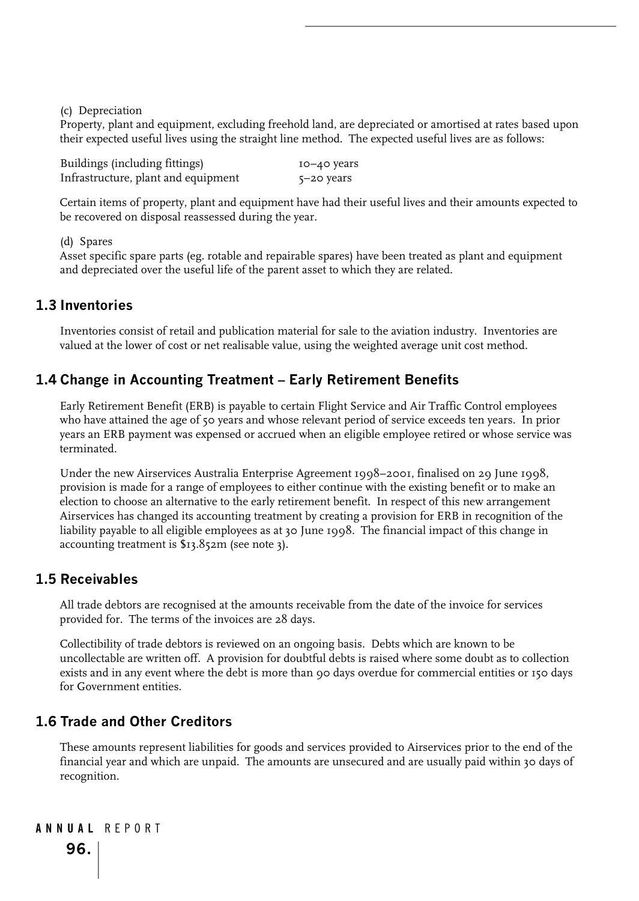(c) Depreciation

Property, plant and equipment, excluding freehold land, are depreciated or amortised at rates based upon their expected useful lives using the straight line method. The expected useful lives are as follows:

| | |
|---|---|
| Buildings (including fittings) | 10–40 years |
| Infrastructure, plant and equipment | 5–20 years |

Certain items of property, plant and equipment have had their useful lives and their amounts expected to be recovered on disposal reassessed during the year.

(d) Spares

Asset specific spare parts (eg. rotable and repairable spares) have been treated as plant and equipment and depreciated over the useful life of the parent asset to which they are related.

## 1.3 Inventories

Inventories consist of retail and publication material for sale to the aviation industry. Inventories are valued at the lower of cost or net realisable value, using the weighted average unit cost method.

## 1.4 Change in Accounting Treatment – Early Retirement Benefits

Early Retirement Benefit (ERB) is payable to certain Flight Service and Air Traffic Control employees who have attained the age of 50 years and whose relevant period of service exceeds ten years. In prior years an ERB payment was expensed or accrued when an eligible employee retired or whose service was terminated.

Under the new Airservices Australia Enterprise Agreement 1998–2001, finalised on 29 June 1998, provision is made for a range of employees to either continue with the existing benefit or to make an election to choose an alternative to the early retirement benefit. In respect of this new arrangement Airservices has changed its accounting treatment by creating a provision for ERB in recognition of the liability payable to all eligible employees as at 30 June 1998. The financial impact of this change in accounting treatment is $13.852m (see note 3).

## 1.5 Receivables

All trade debtors are recognised at the amounts receivable from the date of the invoice for services provided for. The terms of the invoices are 28 days.

Collectibility of trade debtors is reviewed on an ongoing basis. Debts which are known to be uncollectable are written off. A provision for doubtful debts is raised where some doubt as to collection exists and in any event where the debt is more than 90 days overdue for commercial entities or 150 days for Government entities.

## 1.6 Trade and Other Creditors

These amounts represent liabilities for goods and services provided to Airservices prior to the end of the financial year and which are unpaid. The amounts are unsecured and are usually paid within 30 days of recognition.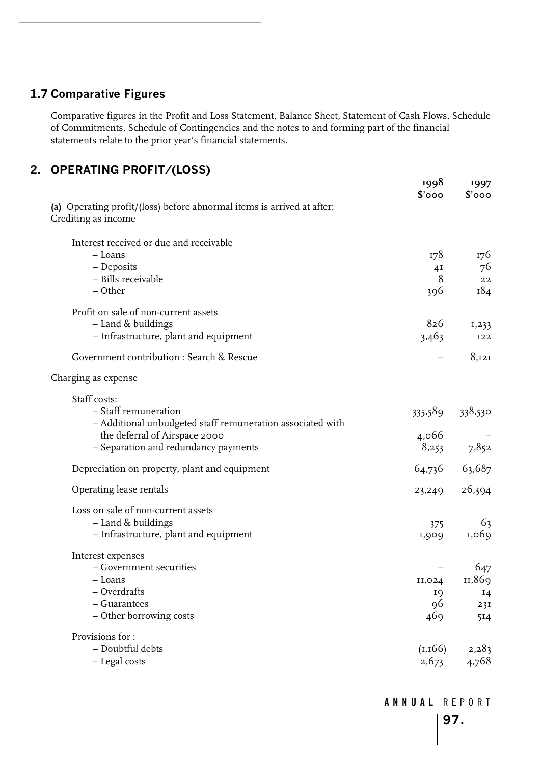## 1.7 Comparative Figures

Comparative figures in the Profit and Loss Statement, Balance Sheet, Statement of Cash Flows, Schedule of Commitments, Schedule of Contingencies and the notes to and forming part of the financial statements relate to the prior year's financial statements.

## 2. OPERATING PROFIT/(LOSS)

| | 1998 $'000 | 1997 $'000 |
|---|---|---|
| **(a)** Operating profit/(loss) before abnormal items is arrived at after: | | |
| Crediting as income | | |
| Interest received or due and receivable | | |
| – Loans | 178 | 176 |
| – Deposits | 41 | 76 |
| – Bills receivable | 8 | 22 |
| – Other | 396 | 184 |
| Profit on sale of non-current assets | | |
| – Land & buildings | 826 | 1,233 |
| – Infrastructure, plant and equipment | 3,463 | 122 |
| Government contribution : Search & Rescue | – | 8,121 |
| Charging as expense | | |
| Staff costs: | | |
| – Staff remuneration | 335,589 | 338,530 |
| – Additional unbudgeted staff remuneration associated with the deferral of Airspace 2000 | 4,066 | – |
| – Separation and redundancy payments | 8,253 | 7,852 |
| Depreciation on property, plant and equipment | 64,736 | 63,687 |
| Operating lease rentals | 23,249 | 26,394 |
| Loss on sale of non-current assets | | |
| – Land & buildings | 375 | 63 |
| – Infrastructure, plant and equipment | 1,909 | 1,069 |
| Interest expenses | | |
| – Government securities | – | 647 |
| – Loans | 11,024 | 11,869 |
| – Overdrafts | 19 | 14 |
| – Guarantees | 96 | 231 |
| – Other borrowing costs | 469 | 514 |
| Provisions for : | | |
| – Doubtful debts | (1,166) | 2,283 |
| – Legal costs | 2,673 | 4,768 |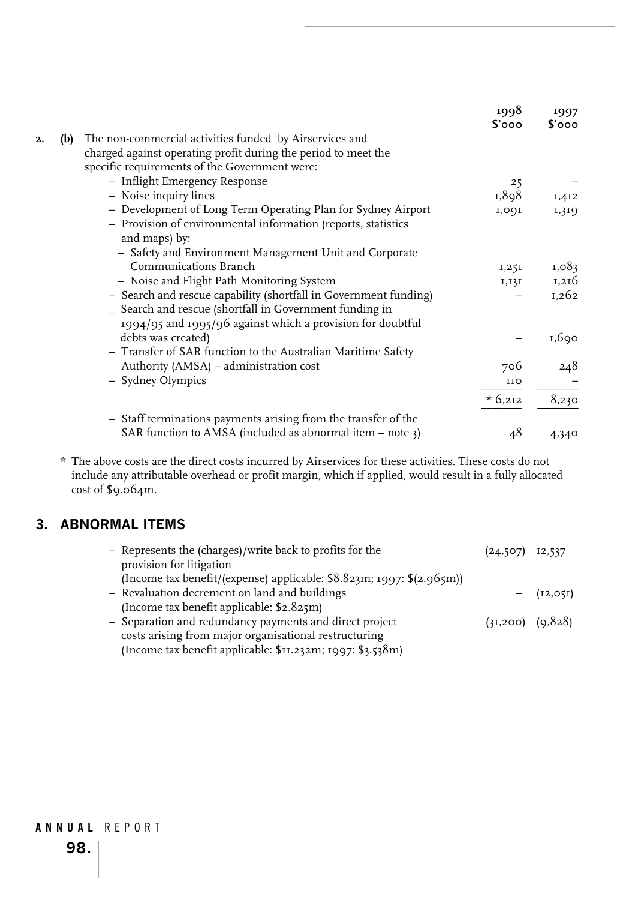| | 1998 $'000 | 1997 $'000 |
|---|---|---|
| **2. (b)** The non-commercial activities funded by Airservices and charged against operating profit during the period to meet the specific requirements of the Government were: | | |
| – Inflight Emergency Response | 25 | – |
| – Noise inquiry lines | 1,898 | 1,412 |
| – Development of Long Term Operating Plan for Sydney Airport | 1,091 | 1,319 |
| – Provision of environmental information (reports, statistics and maps) by: | | |
| – Safety and Environment Management Unit and Corporate Communications Branch | 1,251 | 1,083 |
| – Noise and Flight Path Monitoring System | 1,131 | 1,216 |
| – Search and rescue capability (shortfall in Government funding) | – | 1,262 |
| – Search and rescue (shortfall in Government funding in 1994/95 and 1995/96 against which a provision for doubtful debts was created) | – | 1,690 |
| – Transfer of SAR function to the Australian Maritime Safety Authority (AMSA) – administration cost | 706 | 248 |
| – Sydney Olympics | 110 | – |
| | * 6,212 | 8,230 |
| – Staff terminations payments arising from the transfer of the SAR function to AMSA (included as abnormal item – note 3) | 48 | 4,340 |

\* The above costs are the direct costs incurred by Airservices for these activities. These costs do not include any attributable overhead or profit margin, which if applied, would result in a fully allocated cost of $9.064m.

## 3. ABNORMAL ITEMS

| | 1998 $'000 | 1997 $'000 |
|---|---|---|
| – Represents the (charges)/write back to profits for the provision for litigation (Income tax benefit/(expense) applicable: $8.823m; 1997: $(2.965m)) | (24,507) | 12,537 |
| – Revaluation decrement on land and buildings (Income tax benefit applicable: $2.825m) | – | (12,051) |
| – Separation and redundancy payments and direct project costs arising from major organisational restructuring (Income tax benefit applicable: $11.232m; 1997: $3.538m) | (31,200) | (9,828) |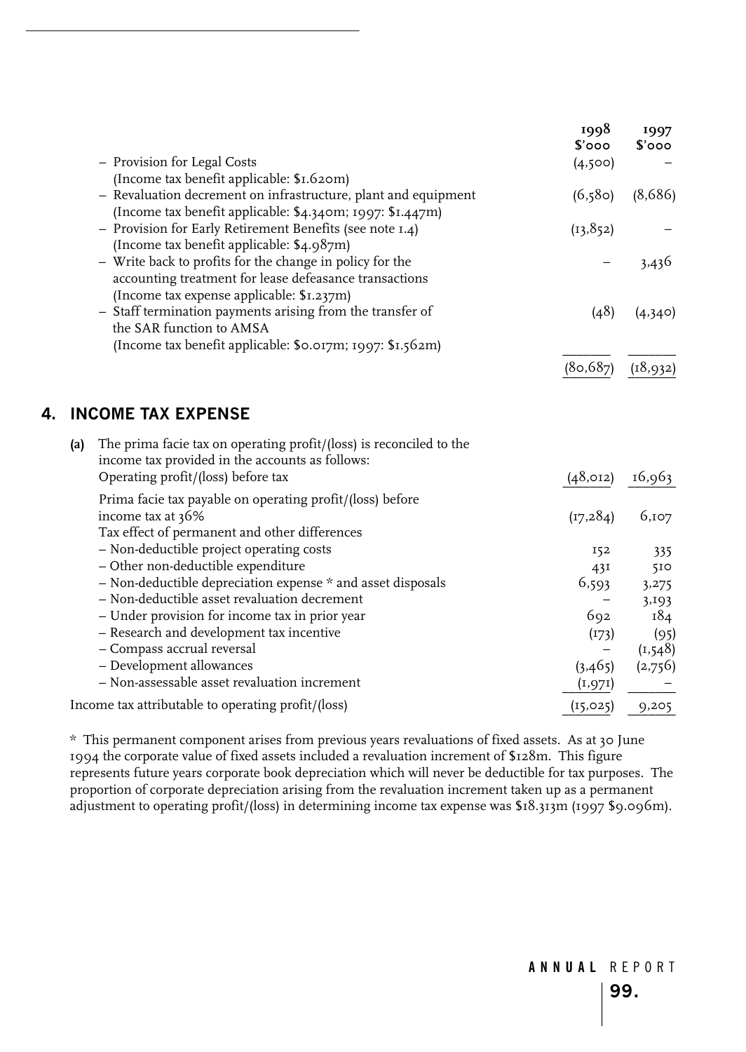| | 1998 $'000 | 1997 $'000 |
|---|---|---|
| – Provision for Legal Costs (Income tax benefit applicable: $1.620m) | (4,500) | – |
| – Revaluation decrement on infrastructure, plant and equipment (Income tax benefit applicable: $4.340m; 1997: $1.447m) | (6,580) | (8,686) |
| – Provision for Early Retirement Benefits (see note 1.4) (Income tax benefit applicable: $4.987m) | (13,852) | – |
| – Write back to profits for the change in policy for the accounting treatment for lease defeasance transactions (Income tax expense applicable: $1.237m) | – | 3,436 |
| – Staff termination payments arising from the transfer of the SAR function to AMSA (Income tax benefit applicable: $0.017m; 1997: $1.562m) | (48) | (4,340) |
| | (80,687) | (18,932) |

## 4. INCOME TAX EXPENSE

**(a)** The prima facie tax on operating profit/(loss) is reconciled to the income tax provided in the accounts as follows:

| | 1998 $'000 | 1997 $'000 |
|---|---|---|
| Operating profit/(loss) before tax | (48,012) | 16,963 |
| Prima facie tax payable on operating profit/(loss) before income tax at 36% | (17,284) | 6,107 |
| Tax effect of permanent and other differences | | |
| – Non-deductible project operating costs | 152 | 335 |
| – Other non-deductible expenditure | 431 | 510 |
| – Non-deductible depreciation expense * and asset disposals | 6,593 | 3,275 |
| – Non-deductible asset revaluation decrement | – | 3,193 |
| – Under provision for income tax in prior year | 692 | 184 |
| – Research and development tax incentive | (173) | (95) |
| – Compass accrual reversal | – | (1,548) |
| – Development allowances | (3,465) | (2,756) |
| – Non-assessable asset revaluation increment | (1,971) | – |
| Income tax attributable to operating profit/(loss) | (15,025) | 9,205 |

* This permanent component arises from previous years revaluations of fixed assets. As at 30 June 1994 the corporate value of fixed assets included a revaluation increment of $128m. This figure represents future years corporate book depreciation which will never be deductible for tax purposes. The proportion of corporate depreciation arising from the revaluation increment taken up as a permanent adjustment to operating profit/(loss) in determining income tax expense was $18.313m (1997 $9.096m).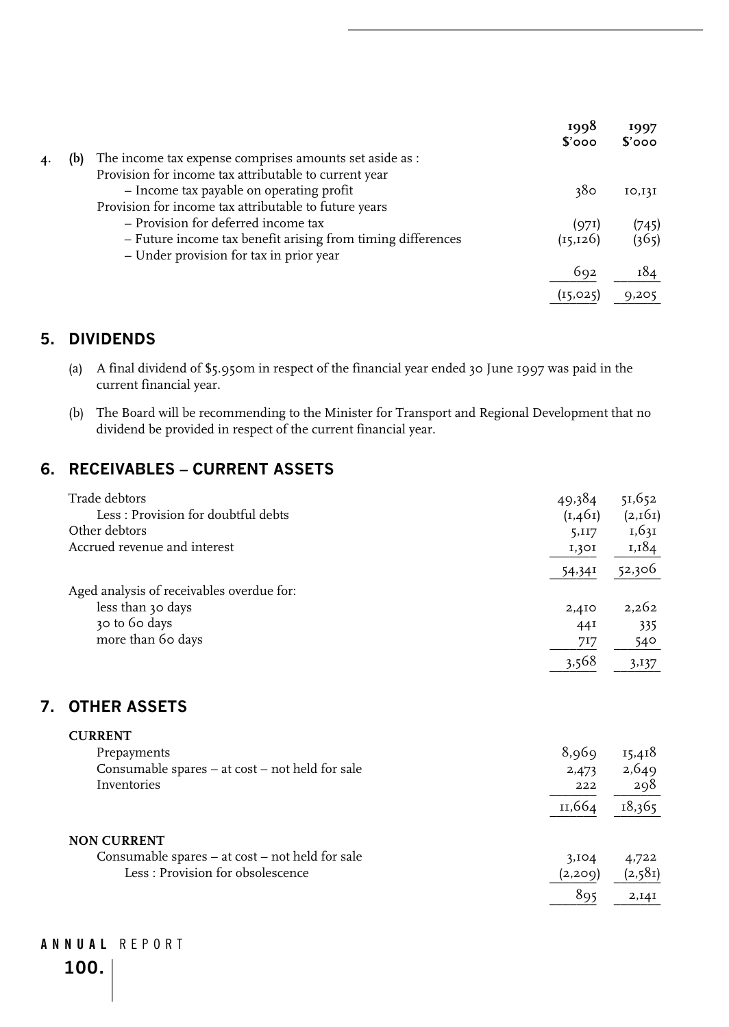| | 1998 $'000 | 1997 $'000 |
|---|---|---|
| 4. (b) The income tax expense comprises amounts set aside as : | | |
| Provision for income tax attributable to current year | | |
| – Income tax payable on operating profit | 380 | 10,131 |
| Provision for income tax attributable to future years | | |
| – Provision for deferred income tax | (971) | (745) |
| – Future income tax benefit arising from timing differences | (15,126) | (365) |
| – Under provision for tax in prior year | 692 | 184 |
| | (15,025) | 9,205 |

## 5. DIVIDENDS

(a) A final dividend of $5.950m in respect of the financial year ended 30 June 1997 was paid in the current financial year.

(b) The Board will be recommending to the Minister for Transport and Regional Development that no dividend be provided in respect of the current financial year.

## 6. RECEIVABLES – CURRENT ASSETS

| | 1998 $'000 | 1997 $'000 |
|---|---|---|
| Trade debtors | 49,384 | 51,652 |
| Less : Provision for doubtful debts | (1,461) | (2,161) |
| Other debtors | 5,117 | 1,631 |
| Accrued revenue and interest | 1,301 | 1,184 |
| | 54,341 | 52,306 |
| Aged analysis of receivables overdue for: | | |
| less than 30 days | 2,410 | 2,262 |
| 30 to 60 days | 441 | 335 |
| more than 60 days | 717 | 540 |
| | 3,568 | 3,137 |

## 7. OTHER ASSETS

| | 1998 $'000 | 1997 $'000 |
|---|---|---|
| **CURRENT** | | |
| Prepayments | 8,969 | 15,418 |
| Consumable spares – at cost – not held for sale | 2,473 | 2,649 |
| Inventories | 222 | 298 |
| | 11,664 | 18,365 |
| **NON CURRENT** | | |
| Consumable spares – at cost – not held for sale | 3,104 | 4,722 |
| Less : Provision for obsolescence | (2,209) | (2,581) |
| | 895 | 2,141 |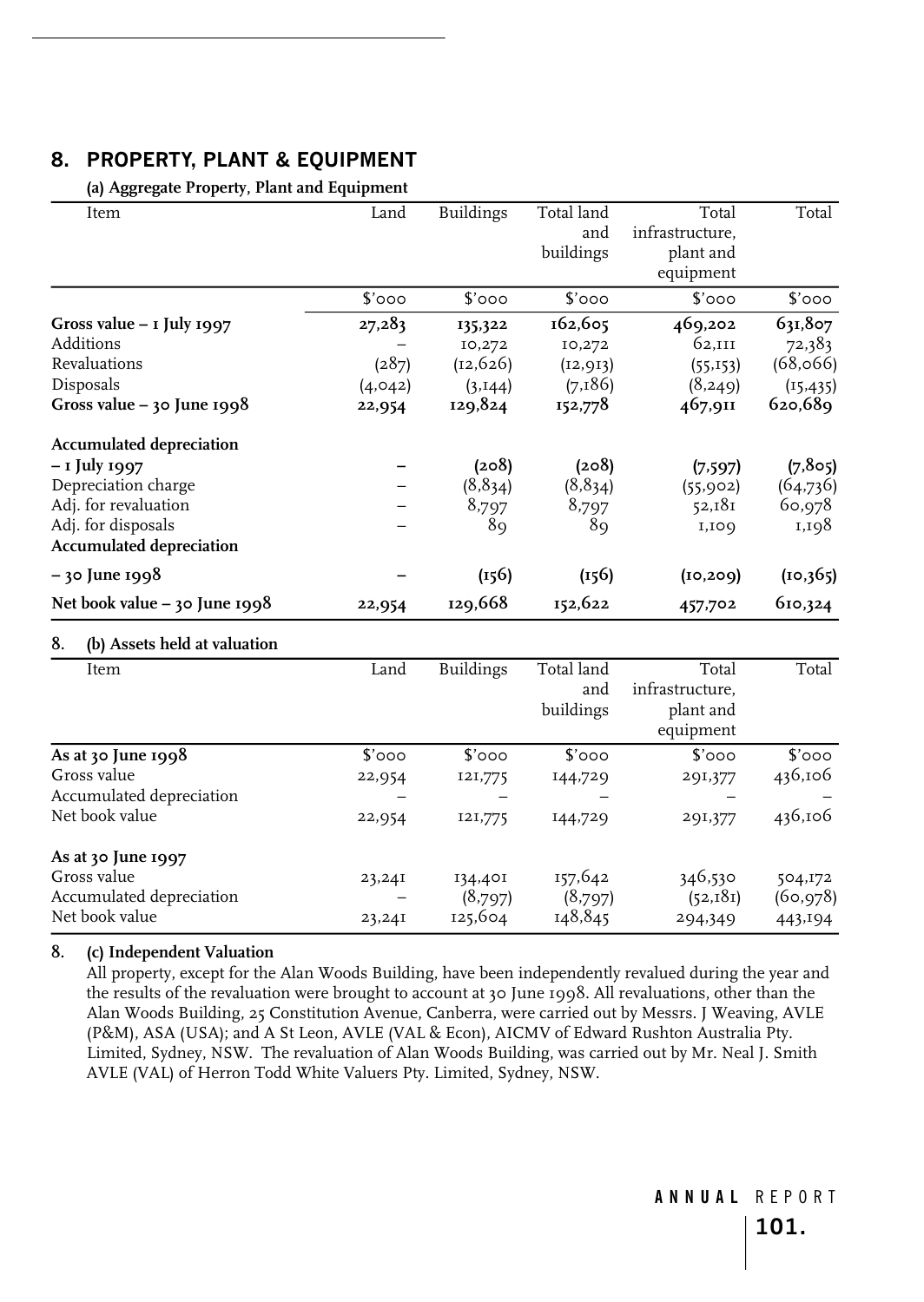## 8. PROPERTY, PLANT & EQUIPMENT

**(a) Aggregate Property, Plant and Equipment**

| Item | Land | Buildings | Total land and buildings | Total infrastructure, plant and equipment | Total |
|---|---|---|---|---|---|
| | $'000 | $'000 | $'000 | $'000 | $'000 |
| **Gross value – 1 July 1997** | **27,283** | **135,322** | **162,605** | **469,202** | **631,807** |
| Additions | – | 10,272 | 10,272 | 62,111 | 72,383 |
| Revaluations | (287) | (12,626) | (12,913) | (55,153) | (68,066) |
| Disposals | (4,042) | (3,144) | (7,186) | (8,249) | (15,435) |
| **Gross value – 30 June 1998** | **22,954** | **129,824** | **152,778** | **467,911** | **620,689** |
| **Accumulated depreciation – 1 July 1997** | **–** | **(208)** | **(208)** | **(7,597)** | **(7,805)** |
| Depreciation charge | – | (8,834) | (8,834) | (55,902) | (64,736) |
| Adj. for revaluation | – | 8,797 | 8,797 | 52,181 | 60,978 |
| Adj. for disposals | – | 89 | 89 | 1,109 | 1,198 |
| **Accumulated depreciation – 30 June 1998** | **–** | **(156)** | **(156)** | **(10,209)** | **(10,365)** |
| **Net book value – 30 June 1998** | **22,954** | **129,668** | **152,622** | **457,702** | **610,324** |

**8. (b) Assets held at valuation**

| Item | Land | Buildings | Total land and buildings | Total infrastructure, plant and equipment | Total |
|---|---|---|---|---|---|
| **As at 30 June 1998** | $'000 | $'000 | $'000 | $'000 | $'000 |
| Gross value | 22,954 | 121,775 | 144,729 | 291,377 | 436,106 |
| Accumulated depreciation | – | – | – | – | – |
| Net book value | 22,954 | 121,775 | 144,729 | 291,377 | 436,106 |
| **As at 30 June 1997** | | | | | |
| Gross value | 23,241 | 134,401 | 157,642 | 346,530 | 504,172 |
| Accumulated depreciation | – | (8,797) | (8,797) | (52,181) | (60,978) |
| Net book value | 23,241 | 125,604 | 148,845 | 294,349 | 443,194 |

**8. (c) Independent Valuation**

All property, except for the Alan Woods Building, have been independently revalued during the year and the results of the revaluation were brought to account at 30 June 1998. All revaluations, other than the Alan Woods Building, 25 Constitution Avenue, Canberra, were carried out by Messrs. J Weaving, AVLE (P&M), ASA (USA); and A St Leon, AVLE (VAL & Econ), AICMV of Edward Rushton Australia Pty. Limited, Sydney, NSW. The revaluation of Alan Woods Building, was carried out by Mr. Neal J. Smith AVLE (VAL) of Herron Todd White Valuers Pty. Limited, Sydney, NSW.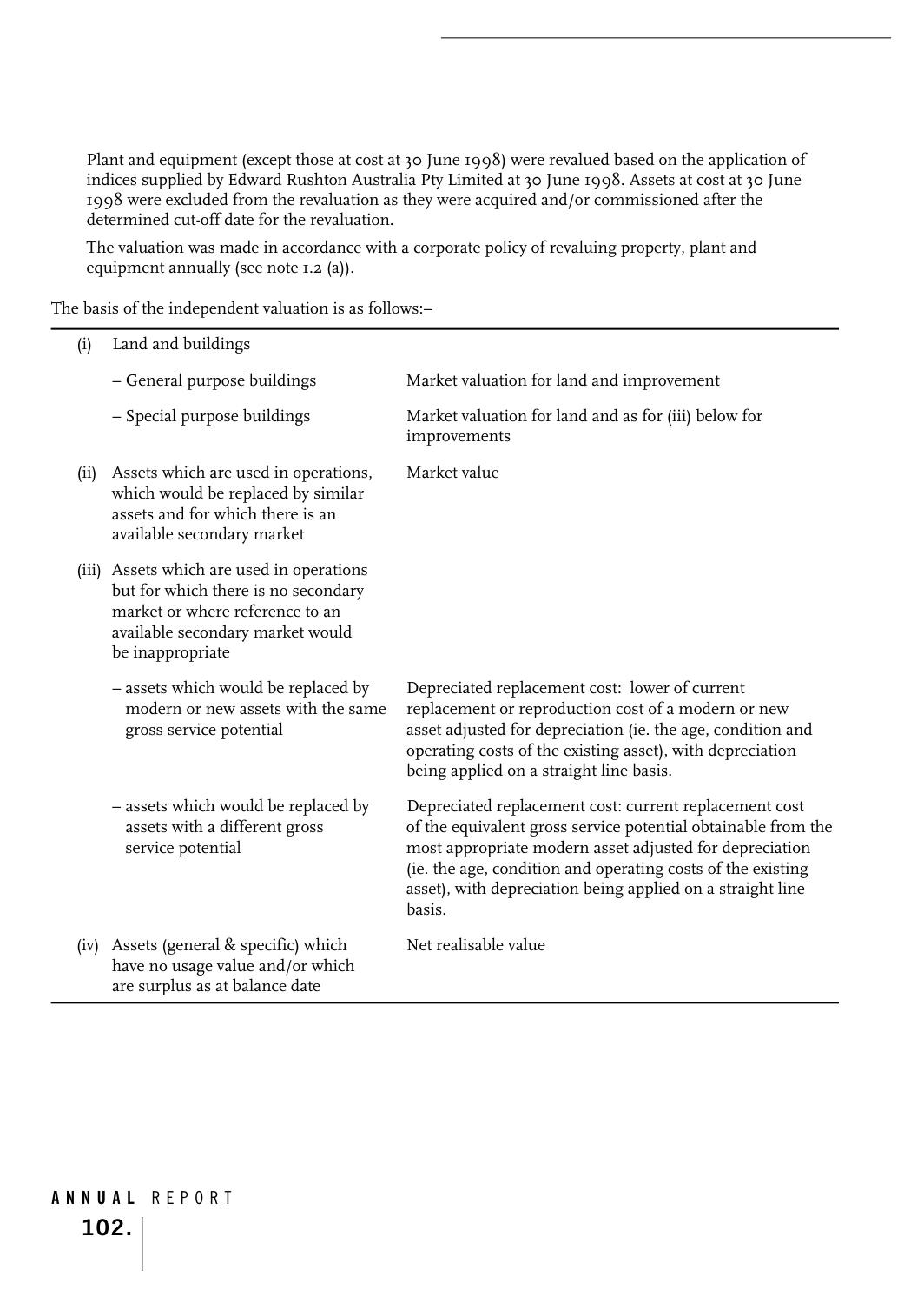Plant and equipment (except those at cost at 30 June 1998) were revalued based on the application of indices supplied by Edward Rushton Australia Pty Limited at 30 June 1998. Assets at cost at 30 June 1998 were excluded from the revaluation as they were acquired and/or commissioned after the determined cut-off date for the revaluation.

The valuation was made in accordance with a corporate policy of revaluing property, plant and equipment annually (see note 1.2 (a)).

The basis of the independent valuation is as follows:–

| | | |
|---|---|---|
| (i) | Land and buildings | |
| | – General purpose buildings | Market valuation for land and improvement |
| | – Special purpose buildings | Market valuation for land and as for (iii) below for improvements |
| (ii) | Assets which are used in operations, which would be replaced by similar assets and for which there is an available secondary market | Market value |
| (iii) | Assets which are used in operations but for which there is no secondary market or where reference to an available secondary market would be inappropriate | |
| | – assets which would be replaced by modern or new assets with the same gross service potential | Depreciated replacement cost: lower of current replacement or reproduction cost of a modern or new asset adjusted for depreciation (ie. the age, condition and operating costs of the existing asset), with depreciation being applied on a straight line basis. |
| | – assets which would be replaced by assets with a different gross service potential | Depreciated replacement cost: current replacement cost of the equivalent gross service potential obtainable from the most appropriate modern asset adjusted for depreciation (ie. the age, condition and operating costs of the existing asset), with depreciation being applied on a straight line basis. |
| (iv) | Assets (general & specific) which have no usage value and/or which are surplus as at balance date | Net realisable value |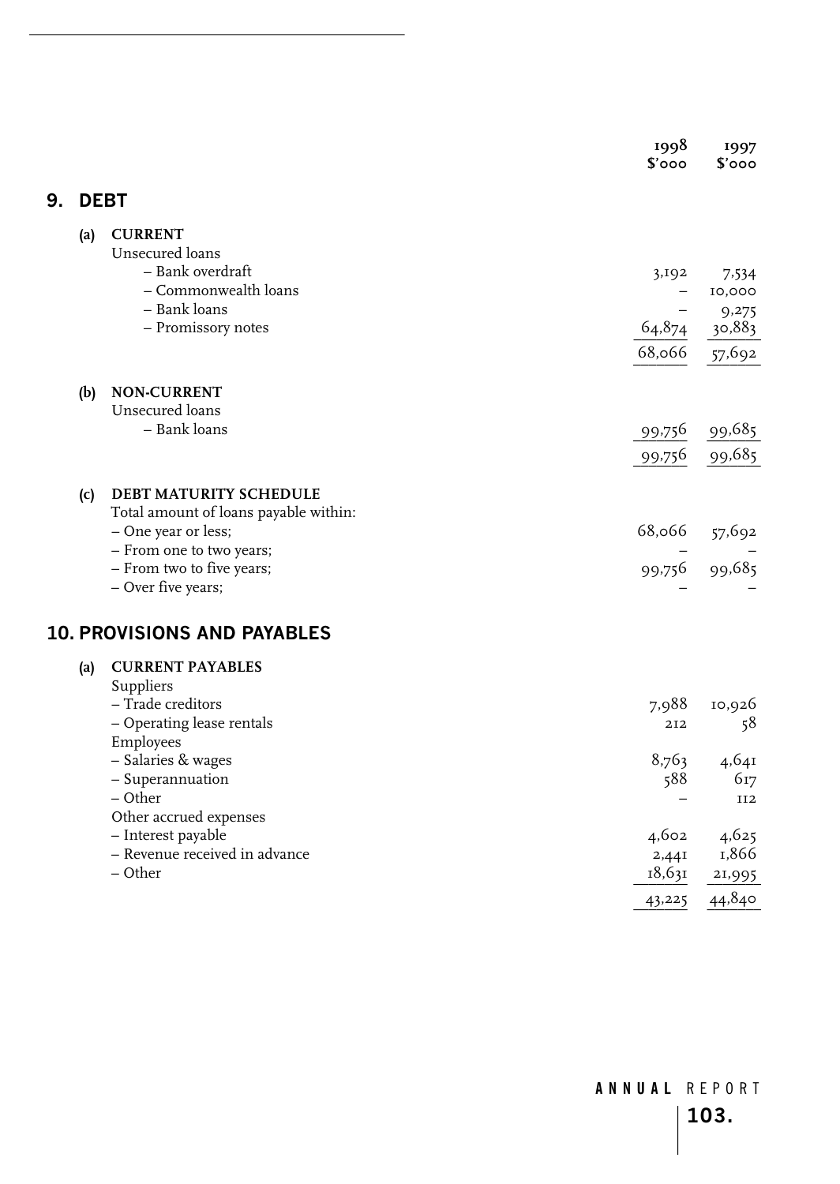## 9. DEBT

| | 1998 $'000 | 1997 $'000 |
|---|---|---|
| **(a) CURRENT** | | |
| Unsecured loans | | |
| – Bank overdraft | 3,192 | 7,534 |
| – Commonwealth loans | – | 10,000 |
| – Bank loans | – | 9,275 |
| – Promissory notes | 64,874 | 30,883 |
| | 68,066 | 57,692 |
| **(b) NON-CURRENT** | | |
| Unsecured loans | | |
| – Bank loans | 99,756 | 99,685 |
| | 99,756 | 99,685 |
| **(c) DEBT MATURITY SCHEDULE** | | |
| Total amount of loans payable within: | | |
| – One year or less; | 68,066 | 57,692 |
| – From one to two years; | – | – |
| – From two to five years; | 99,756 | 99,685 |
| – Over five years; | – | – |

## 10. PROVISIONS AND PAYABLES

| | 1998 $'000 | 1997 $'000 |
|---|---|---|
| **(a) CURRENT PAYABLES** | | |
| Suppliers | | |
| – Trade creditors | 7,988 | 10,926 |
| – Operating lease rentals | 212 | 58 |
| Employees | | |
| – Salaries & wages | 8,763 | 4,641 |
| – Superannuation | 588 | 617 |
| – Other | – | 112 |
| Other accrued expenses | | |
| – Interest payable | 4,602 | 4,625 |
| – Revenue received in advance | 2,441 | 1,866 |
| – Other | 18,631 | 21,995 |
| | 43,225 | 44,840 |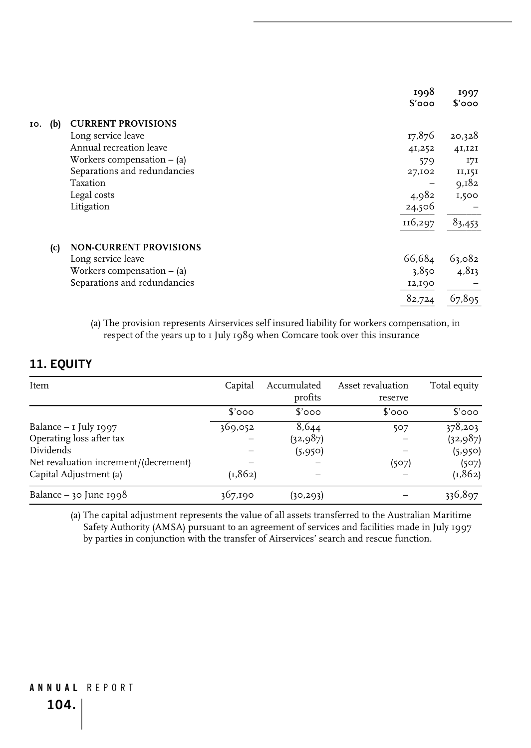| | | 1998 $'000 | 1997 $'000 |
|---|---|---|---|
| 10. (b) | **CURRENT PROVISIONS** | | |
| | Long service leave | 17,876 | 20,328 |
| | Annual recreation leave | 41,252 | 41,121 |
| | Workers compensation – (a) | 579 | 171 |
| | Separations and redundancies | 27,102 | 11,151 |
| | Taxation | – | 9,182 |
| | Legal costs | 4,982 | 1,500 |
| | Litigation | 24,506 | – |
| | | 116,297 | 83,453 |
| (c) | **NON-CURRENT PROVISIONS** | | |
| | Long service leave | 66,684 | 63,082 |
| | Workers compensation – (a) | 3,850 | 4,813 |
| | Separations and redundancies | 12,190 | – |
| | | 82,724 | 67,895 |

(a) The provision represents Airservices self insured liability for workers compensation, in respect of the years up to 1 July 1989 when Comcare took over this insurance

## 11. EQUITY

| Item | Capital | Accumulated profits | Asset revaluation reserve | Total equity |
|---|---|---|---|---|
| | $'000 | $'000 | $'000 | $'000 |
| Balance – 1 July 1997 | 369,052 | 8,644 | 507 | 378,203 |
| Operating loss after tax | – | (32,987) | – | (32,987) |
| Dividends | – | (5,950) | – | (5,950) |
| Net revaluation increment/(decrement) | – | – | (507) | (507) |
| Capital Adjustment (a) | (1,862) | – | – | (1,862) |
| Balance – 30 June 1998 | 367,190 | (30,293) | – | 336,897 |

(a) The capital adjustment represents the value of all assets transferred to the Australian Maritime Safety Authority (AMSA) pursuant to an agreement of services and facilities made in July 1997 by parties in conjunction with the transfer of Airservices' search and rescue function.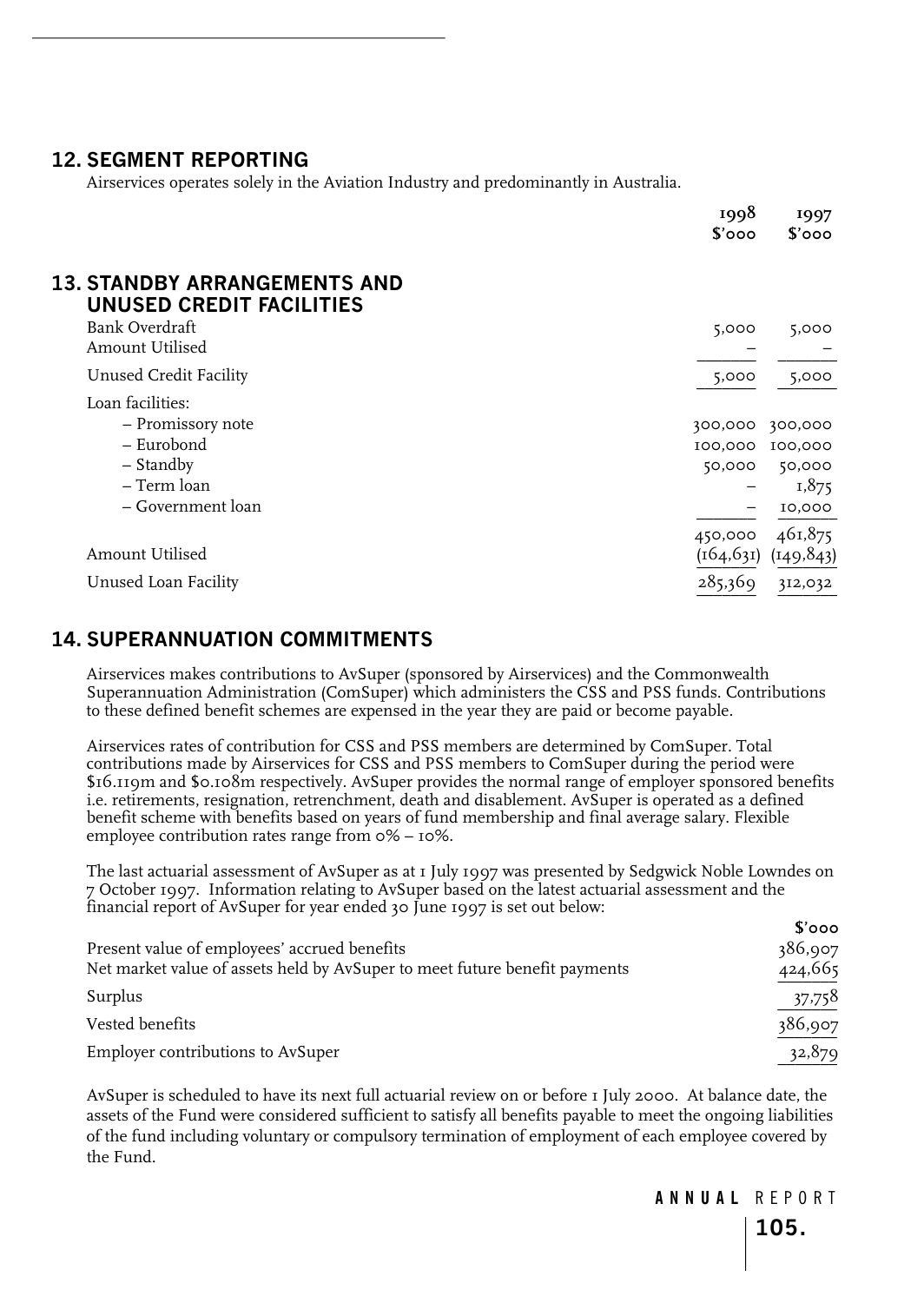## 12. SEGMENT REPORTING

Airservices operates solely in the Aviation Industry and predominantly in Australia.

## 13. STANDBY ARRANGEMENTS AND UNUSED CREDIT FACILITIES

| | 1998 $'000 | 1997 $'000 |
|---|---|---|
| Bank Overdraft | 5,000 | 5,000 |
| Amount Utilised | – | – |
| Unused Credit Facility | 5,000 | 5,000 |
| Loan facilities: | | |
| – Promissory note | 300,000 | 300,000 |
| – Eurobond | 100,000 | 100,000 |
| – Standby | 50,000 | 50,000 |
| – Term loan | – | 1,875 |
| – Government loan | – | 10,000 |
| | 450,000 | 461,875 |
| Amount Utilised | (164,631) | (149,843) |
| Unused Loan Facility | 285,369 | 312,032 |

## 14. SUPERANNUATION COMMITMENTS

Airservices makes contributions to AvSuper (sponsored by Airservices) and the Commonwealth Superannuation Administration (ComSuper) which administers the CSS and PSS funds. Contributions to these defined benefit schemes are expensed in the year they are paid or become payable.

Airservices rates of contribution for CSS and PSS members are determined by ComSuper. Total contributions made by Airservices for CSS and PSS members to ComSuper during the period were $16.119m and $0.108m respectively. AvSuper provides the normal range of employer sponsored benefits i.e. retirements, resignation, retrenchment, death and disablement. AvSuper is operated as a defined benefit scheme with benefits based on years of fund membership and final average salary. Flexible employee contribution rates range from 0% – 10%.

The last actuarial assessment of AvSuper as at 1 July 1997 was presented by Sedgwick Noble Lowndes on 7 October 1997. Information relating to AvSuper based on the latest actuarial assessment and the financial report of AvSuper for year ended 30 June 1997 is set out below:

| | $'000 |
|---|---|
| Present value of employees' accrued benefits | 386,907 |
| Net market value of assets held by AvSuper to meet future benefit payments | 424,665 |
| Surplus | 37,758 |
| Vested benefits | 386,907 |
| Employer contributions to AvSuper | 32,879 |

AvSuper is scheduled to have its next full actuarial review on or before 1 July 2000. At balance date, the assets of the Fund were considered sufficient to satisfy all benefits payable to meet the ongoing liabilities of the fund including voluntary or compulsory termination of employment of each employee covered by the Fund.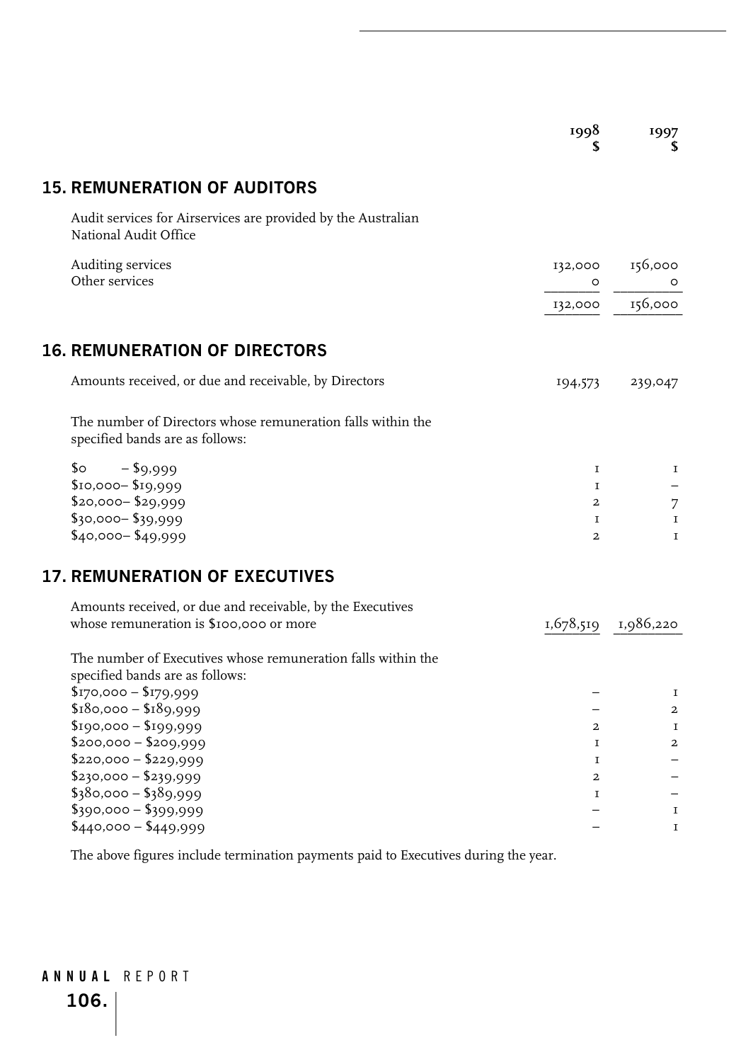| | 1998 $ | 1997 $ |
|---|---|---|

## 15. REMUNERATION OF AUDITORS

Audit services for Airservices are provided by the Australian National Audit Office

| | 1998 $ | 1997 $ |
|---|---|---|
| Auditing services | 132,000 | 156,000 |
| Other services | 0 | 0 |
| | 132,000 | 156,000 |

## 16. REMUNERATION OF DIRECTORS

| | 1998 $ | 1997 $ |
|---|---|---|
| Amounts received, or due and receivable, by Directors | 194,573 | 239,047 |

The number of Directors whose remuneration falls within the specified bands are as follows:

| | 1998 | 1997 |
|---|---|---|
| $0 – $9,999 | 1 | 1 |
| $10,000– $19,999 | 1 | – |
| $20,000– $29,999 | 2 | 7 |
| $30,000– $39,999 | 1 | 1 |
| $40,000– $49,999 | 2 | 1 |

## 17. REMUNERATION OF EXECUTIVES

| | 1998 $ | 1997 $ |
|---|---|---|
| Amounts received, or due and receivable, by the Executives whose remuneration is $100,000 or more | 1,678,519 | 1,986,220 |

The number of Executives whose remuneration falls within the specified bands are as follows:

| | 1998 | 1997 |
|---|---|---|
| $170,000 – $179,999 | – | 1 |
| $180,000 – $189,999 | – | 2 |
| $190,000 – $199,999 | 2 | 1 |
| $200,000 – $209,999 | 1 | 2 |
| $220,000 – $229,999 | 1 | – |
| $230,000 – $239,999 | 2 | – |
| $380,000 – $389,999 | 1 | – |
| $390,000 – $399,999 | – | 1 |
| $440,000 – $449,999 | – | 1 |

The above figures include termination payments paid to Executives during the year.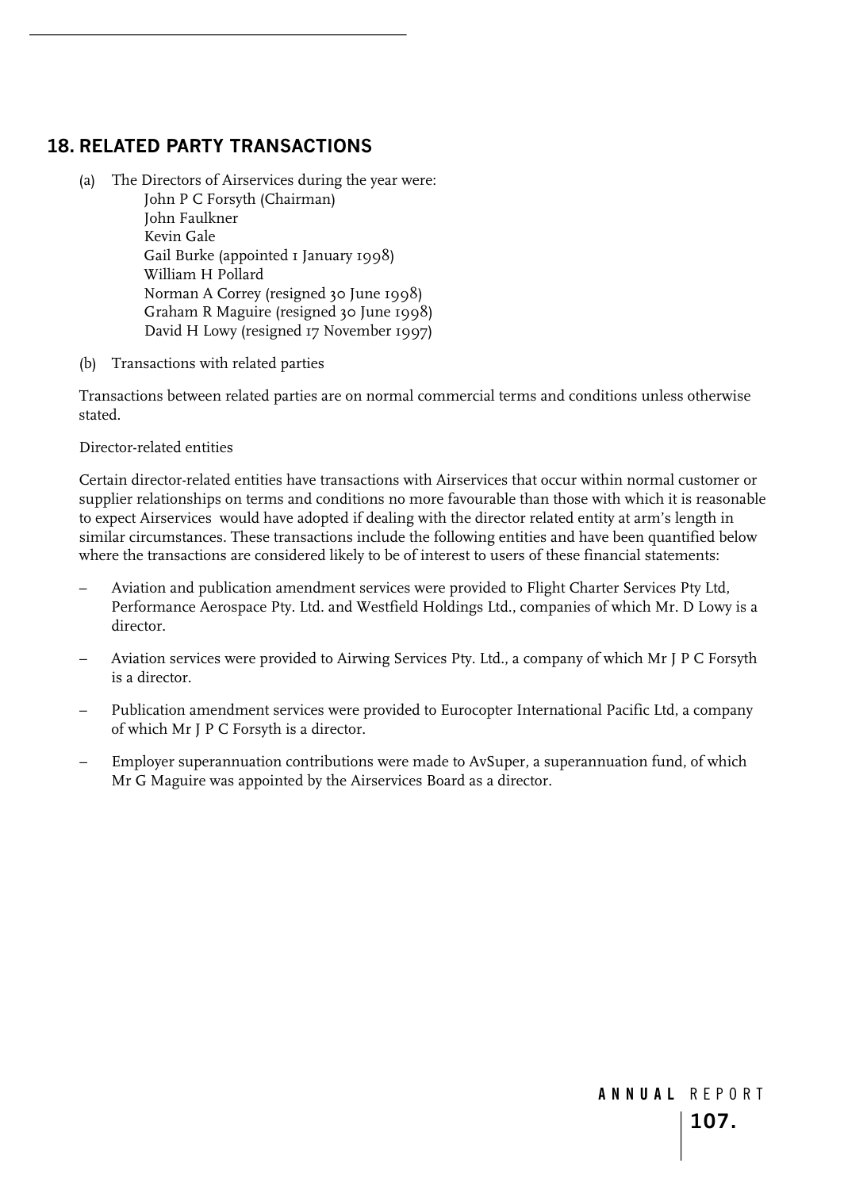## 18. RELATED PARTY TRANSACTIONS

(a) The Directors of Airservices during the year were:

John P C Forsyth (Chairman)
John Faulkner
Kevin Gale
Gail Burke (appointed 1 January 1998)
William H Pollard
Norman A Correy (resigned 30 June 1998)
Graham R Maguire (resigned 30 June 1998)
David H Lowy (resigned 17 November 1997)

(b) Transactions with related parties

Transactions between related parties are on normal commercial terms and conditions unless otherwise stated.

Director-related entities

Certain director-related entities have transactions with Airservices that occur within normal customer or supplier relationships on terms and conditions no more favourable than those with which it is reasonable to expect Airservices would have adopted if dealing with the director related entity at arm's length in similar circumstances. These transactions include the following entities and have been quantified below where the transactions are considered likely to be of interest to users of these financial statements:

- Aviation and publication amendment services were provided to Flight Charter Services Pty Ltd, Performance Aerospace Pty. Ltd. and Westfield Holdings Ltd., companies of which Mr. D Lowy is a director.
- Aviation services were provided to Airwing Services Pty. Ltd., a company of which Mr J P C Forsyth is a director.
- Publication amendment services were provided to Eurocopter International Pacific Ltd, a company of which Mr J P C Forsyth is a director.
- Employer superannuation contributions were made to AvSuper, a superannuation fund, of which Mr G Maguire was appointed by the Airservices Board as a director.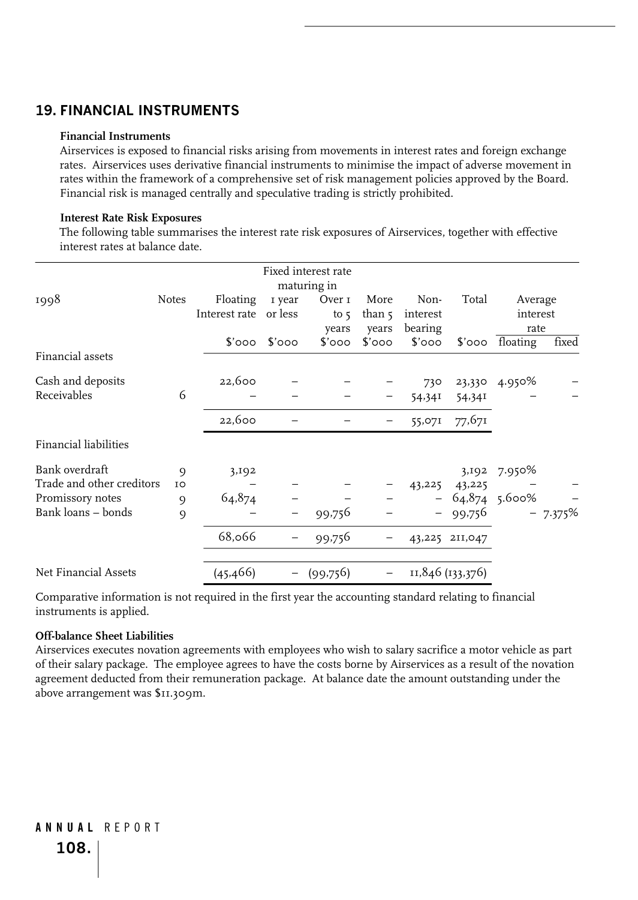## 19. FINANCIAL INSTRUMENTS

**Financial Instruments**

Airservices is exposed to financial risks arising from movements in interest rates and foreign exchange rates. Airservices uses derivative financial instruments to minimise the impact of adverse movement in rates within the framework of a comprehensive set of risk management policies approved by the Board. Financial risk is managed centrally and speculative trading is strictly prohibited.

**Interest Rate Risk Exposures**

The following table summarises the interest rate risk exposures of Airservices, together with effective interest rates at balance date.

| 1998 | Notes | Floating Interest rate | Fixed interest rate maturing in 1 year or less | Over 1 to 5 years | More than 5 years | Non-interest bearing | Total | Average interest rate | |
|---|---|---|---|---|---|---|---|---|---|
| | | $'000 | $'000 | $'000 | $'000 | $'000 | $'000 | floating | fixed |
| Financial assets | | | | | | | | | |
| Cash and deposits | | 22,600 | – | – | – | 730 | 23,330 | 4.950% | – |
| Receivables | 6 | – | – | – | – | 54,341 | 54,341 | – | – |
| | | 22,600 | – | – | – | 55,071 | 77,671 | | |
| Financial liabilities | | | | | | | | | |
| Bank overdraft | 9 | 3,192 | | | | | 3,192 | 7.950% | |
| Trade and other creditors | 10 | – | – | – | – | 43,225 | 43,225 | – | – |
| Promissory notes | 9 | 64,874 | – | – | – | – | 64,874 | 5.600% | – |
| Bank loans – bonds | 9 | – | – | 99,756 | – | – | 99,756 | – | 7.375% |
| | | 68,066 | – | 99,756 | – | 43,225 | 211,047 | | |
| Net Financial Assets | | (45,466) | – | (99,756) | – | 11,846 | (133,376) | | |

Comparative information is not required in the first year the accounting standard relating to financial instruments is applied.

**Off-balance Sheet Liabilities**

Airservices executes novation agreements with employees who wish to salary sacrifice a motor vehicle as part of their salary package. The employee agrees to have the costs borne by Airservices as a result of the novation agreement deducted from their remuneration package. At balance date the amount outstanding under the above arrangement was $11.309m.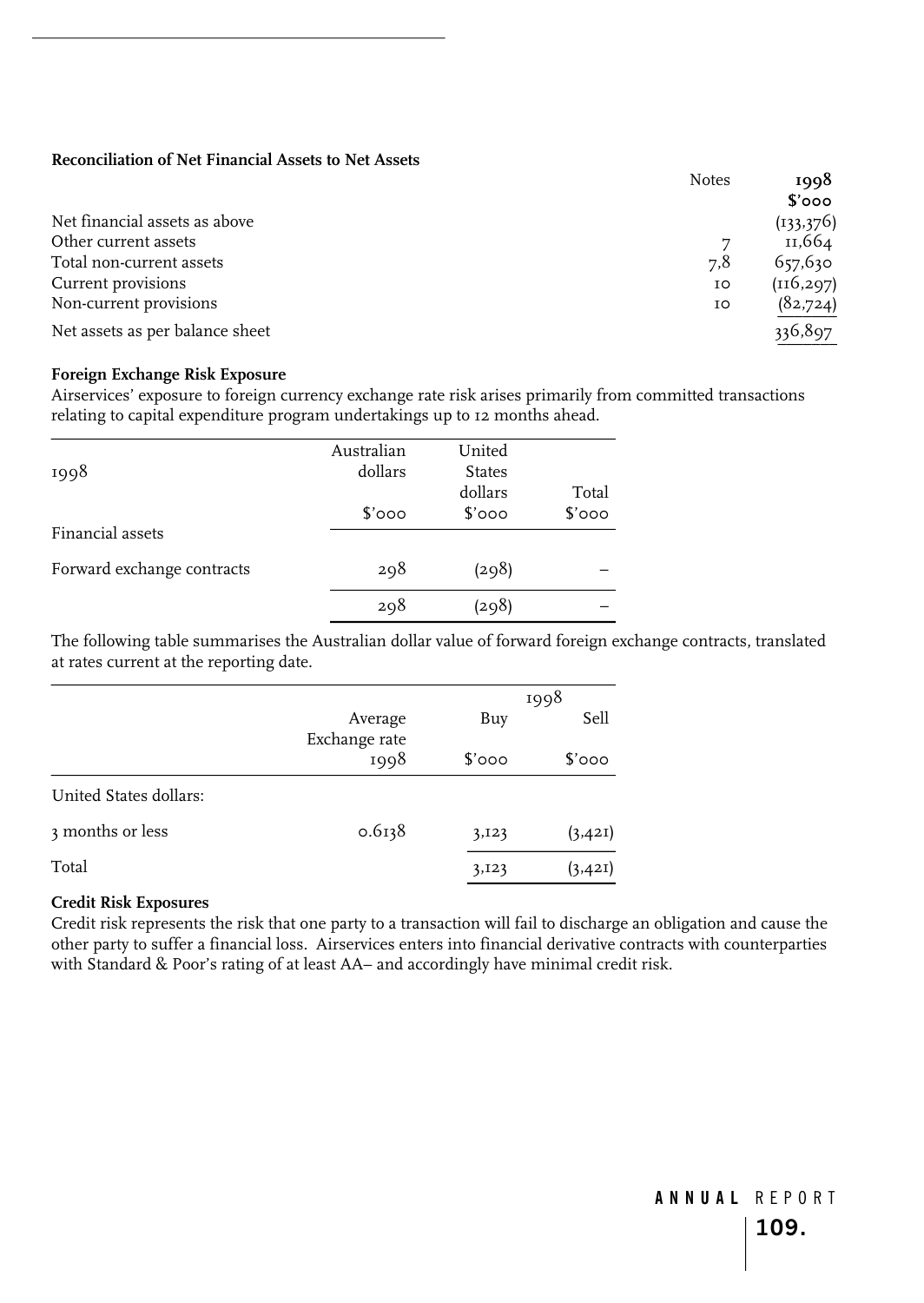**Reconciliation of Net Financial Assets to Net Assets**

| | Notes | 1998 $'000 |
|---|---|---|
| Net financial assets as above | | (133,376) |
| Other current assets | 7 | 11,664 |
| Total non-current assets | 7,8 | 657,630 |
| Current provisions | 10 | (116,297) |
| Non-current provisions | 10 | (82,724) |
| Net assets as per balance sheet | | 336,897 |

**Foreign Exchange Risk Exposure**

Airservices' exposure to foreign currency exchange rate risk arises primarily from committed transactions relating to capital expenditure program undertakings up to 12 months ahead.

| 1998 | Australian dollars $'000 | United States dollars $'000 | Total $'000 |
|---|---|---|---|
| Financial assets | | | |
| Forward exchange contracts | 298 | (298) | – |
| | 298 | (298) | – |

The following table summarises the Australian dollar value of forward foreign exchange contracts, translated at rates current at the reporting date.

| | Average Exchange rate 1998 | 1998 Buy $'000 | 1998 Sell $'000 |
|---|---|---|---|
| United States dollars: | | | |
| 3 months or less | 0.6138 | 3,123 | (3,421) |
| Total | | 3,123 | (3,421) |

**Credit Risk Exposures**

Credit risk represents the risk that one party to a transaction will fail to discharge an obligation and cause the other party to suffer a financial loss. Airservices enters into financial derivative contracts with counterparties with Standard & Poor's rating of at least AA– and accordingly have minimal credit risk.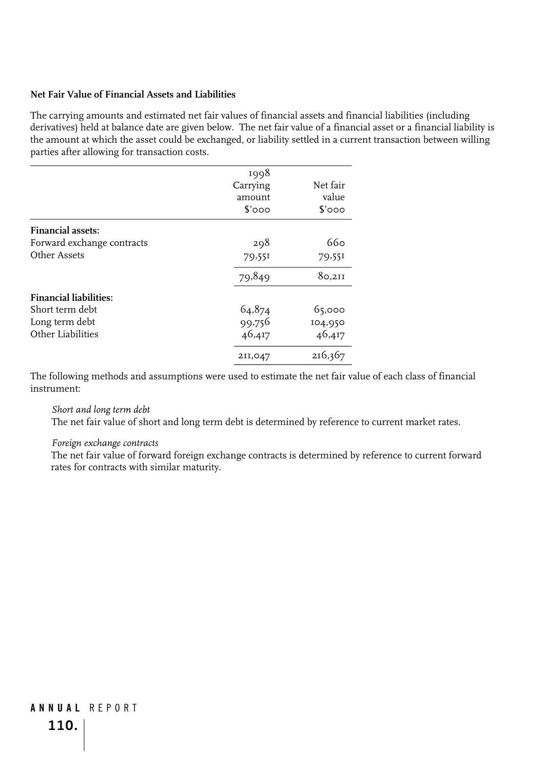**Net Fair Value of Financial Assets and Liabilities**

The carrying amounts and estimated net fair values of financial assets and financial liabilities (including derivatives) held at balance date are given below. The net fair value of a financial asset or a financial liability is the amount at which the asset could be exchanged, or liability settled in a current transaction between willing parties after allowing for transaction costs.

| | 1998 Carrying amount $'000 | Net fair value $'000 |
|---|---|---|
| **Financial assets:** | | |
| Forward exchange contracts | 298 | 660 |
| Other Assets | 79,551 | 79,551 |
| | 79,849 | 80,211 |
| **Financial liabilities:** | | |
| Short term debt | 64,874 | 65,000 |
| Long term debt | 99,756 | 104,950 |
| Other Liabilities | 46,417 | 46,417 |
| | 211,047 | 216,367 |

The following methods and assumptions were used to estimate the net fair value of each class of financial instrument:

*Short and long term debt*
The net fair value of short and long term debt is determined by reference to current market rates.

*Foreign exchange contracts*
The net fair value of forward foreign exchange contracts is determined by reference to current forward rates for contracts with similar maturity.